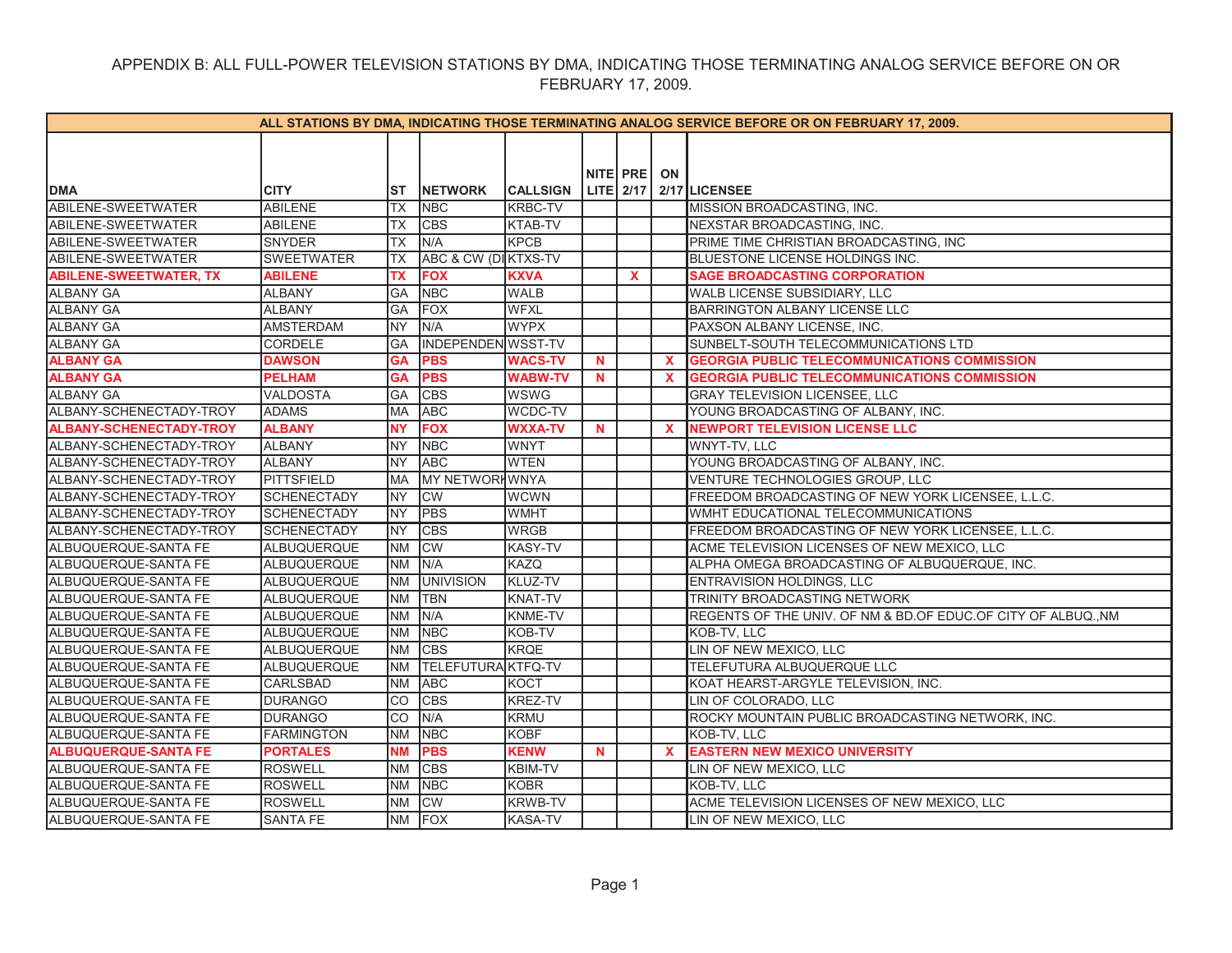# APPENDIX B: ALL FULL-POWER TELEVISION STATIONS BY DMA, INDICATING THOSE TERMINATING ANALOG SERVICE BEFORE ON OR FEBRUARY 17, 2009.

| ALL STATIONS BY DMA, INDICATING THOSE TERMINATING ANALOG SERVICE BEFORE OR ON FEBRUARY 17, 2009. | | | | | | | | |
|---|---|---|---|---|---|---|---|---|
| DMA | CITY | ST | NETWORK | CALLSIGN | NITE LITE | PRE 2/17 | ON 2/17 | LICENSEE |
| ABILENE-SWEETWATER | ABILENE | TX | NBC | KRBC-TV | | | | MISSION BROADCASTING, INC. |
| ABILENE-SWEETWATER | ABILENE | TX | CBS | KTAB-TV | | | | NEXSTAR BROADCASTING, INC. |
| ABILENE-SWEETWATER | SNYDER | TX | N/A | KPCB | | | | PRIME TIME CHRISTIAN BROADCASTING, INC |
| ABILENE-SWEETWATER | SWEETWATER | TX | ABC & CW (DI | KTXS-TV | | | | BLUESTONE LICENSE HOLDINGS INC. |
| **ABILENE-SWEETWATER, TX** | **ABILENE** | **TX** | **FOX** | **KXVA** | | **X** | | **SAGE BROADCASTING CORPORATION** |
| ALBANY GA | ALBANY | GA | NBC | WALB | | | | WALB LICENSE SUBSIDIARY, LLC |
| ALBANY GA | ALBANY | GA | FOX | WFXL | | | | BARRINGTON ALBANY LICENSE LLC |
| ALBANY GA | AMSTERDAM | NY | N/A | WYPX | | | | PAXSON ALBANY LICENSE, INC. |
| ALBANY GA | CORDELE | GA | INDEPENDEN | WSST-TV | | | | SUNBELT-SOUTH TELECOMMUNICATIONS LTD |
| **ALBANY GA** | **DAWSON** | **GA** | **PBS** | **WACS-TV** | **N** | | **X** | **GEORGIA PUBLIC TELECOMMUNICATIONS COMMISSION** |
| **ALBANY GA** | **PELHAM** | **GA** | **PBS** | **WABW-TV** | **N** | | **X** | **GEORGIA PUBLIC TELECOMMUNICATIONS COMMISSION** |
| ALBANY GA | VALDOSTA | GA | CBS | WSWG | | | | GRAY TELEVISION LICENSEE, LLC |
| ALBANY-SCHENECTADY-TROY | ADAMS | MA | ABC | WCDC-TV | | | | YOUNG BROADCASTING OF ALBANY, INC. |
| **ALBANY-SCHENECTADY-TROY** | **ALBANY** | **NY** | **FOX** | **WXXA-TV** | **N** | | **X** | **NEWPORT TELEVISION LICENSE LLC** |
| ALBANY-SCHENECTADY-TROY | ALBANY | NY | NBC | WNYT | | | | WNYT-TV, LLC |
| ALBANY-SCHENECTADY-TROY | ALBANY | NY | ABC | WTEN | | | | YOUNG BROADCASTING OF ALBANY, INC. |
| ALBANY-SCHENECTADY-TROY | PITTSFIELD | MA | MY NETWORK | WNYA | | | | VENTURE TECHNOLOGIES GROUP, LLC |
| ALBANY-SCHENECTADY-TROY | SCHENECTADY | NY | CW | WCWN | | | | FREEDOM BROADCASTING OF NEW YORK LICENSEE, L.L.C. |
| ALBANY-SCHENECTADY-TROY | SCHENECTADY | NY | PBS | WMHT | | | | WMHT EDUCATIONAL TELECOMMUNICATIONS |
| ALBANY-SCHENECTADY-TROY | SCHENECTADY | NY | CBS | WRGB | | | | FREEDOM BROADCASTING OF NEW YORK LICENSEE, L.L.C. |
| ALBUQUERQUE-SANTA FE | ALBUQUERQUE | NM | CW | KASY-TV | | | | ACME TELEVISION LICENSES OF NEW MEXICO, LLC |
| ALBUQUERQUE-SANTA FE | ALBUQUERQUE | NM | N/A | KAZQ | | | | ALPHA OMEGA BROADCASTING OF ALBUQUERQUE, INC. |
| ALBUQUERQUE-SANTA FE | ALBUQUERQUE | NM | UNIVISION | KLUZ-TV | | | | ENTRAVISION HOLDINGS, LLC |
| ALBUQUERQUE-SANTA FE | ALBUQUERQUE | NM | TBN | KNAT-TV | | | | TRINITY BROADCASTING NETWORK |
| ALBUQUERQUE-SANTA FE | ALBUQUERQUE | NM | N/A | KNME-TV | | | | REGENTS OF THE UNIV. OF NM & BD.OF EDUC.OF CITY OF ALBUQ.,NM |
| ALBUQUERQUE-SANTA FE | ALBUQUERQUE | NM | NBC | KOB-TV | | | | KOB-TV, LLC |
| ALBUQUERQUE-SANTA FE | ALBUQUERQUE | NM | CBS | KRQE | | | | LIN OF NEW MEXICO, LLC |
| ALBUQUERQUE-SANTA FE | ALBUQUERQUE | NM | TELEFUTURA | KTFQ-TV | | | | TELEFUTURA ALBUQUERQUE LLC |
| ALBUQUERQUE-SANTA FE | CARLSBAD | NM | ABC | KOCT | | | | KOAT HEARST-ARGYLE TELEVISION, INC. |
| ALBUQUERQUE-SANTA FE | DURANGO | CO | CBS | KREZ-TV | | | | LIN OF COLORADO, LLC |
| ALBUQUERQUE-SANTA FE | DURANGO | CO | N/A | KRMU | | | | ROCKY MOUNTAIN PUBLIC BROADCASTING NETWORK, INC. |
| ALBUQUERQUE-SANTA FE | FARMINGTON | NM | NBC | KOBF | | | | KOB-TV, LLC |
| **ALBUQUERQUE-SANTA FE** | **PORTALES** | **NM** | **PBS** | **KENW** | **N** | | **X** | **EASTERN NEW MEXICO UNIVERSITY** |
| ALBUQUERQUE-SANTA FE | ROSWELL | NM | CBS | KBIM-TV | | | | LIN OF NEW MEXICO, LLC |
| ALBUQUERQUE-SANTA FE | ROSWELL | NM | NBC | KOBR | | | | KOB-TV, LLC |
| ALBUQUERQUE-SANTA FE | ROSWELL | NM | CW | KRWB-TV | | | | ACME TELEVISION LICENSES OF NEW MEXICO, LLC |
| ALBUQUERQUE-SANTA FE | SANTA FE | NM | FOX | KASA-TV | | | | LIN OF NEW MEXICO, LLC |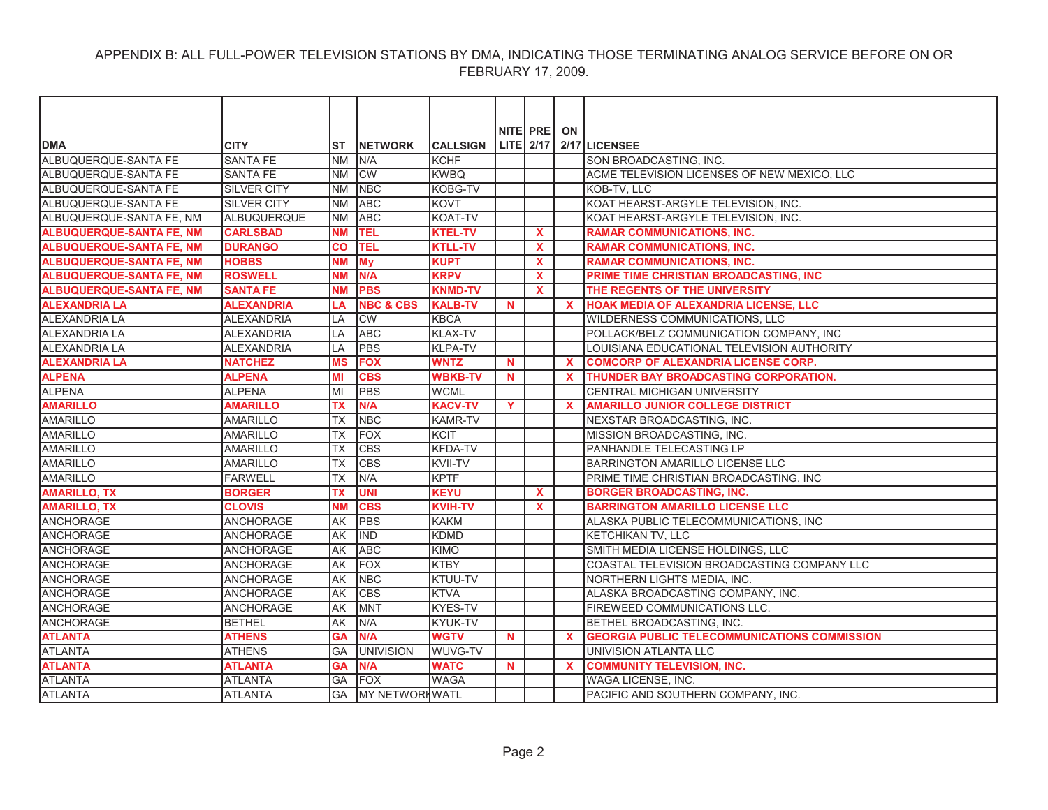APPENDIX B: ALL FULL-POWER TELEVISION STATIONS BY DMA, INDICATING THOSE TERMINATING ANALOG SERVICE BEFORE ON OR FEBRUARY 17, 2009.

| DMA | CITY | ST | NETWORK | CALLSIGN | NITE LITE | PRE 2/17 | ON 2/17 | LICENSEE |
|---|---|---|---|---|---|---|---|---|
| ALBUQUERQUE-SANTA FE | SANTA FE | NM | N/A | KCHF | | | | SON BROADCASTING, INC. |
| ALBUQUERQUE-SANTA FE | SANTA FE | NM | CW | KWBQ | | | | ACME TELEVISION LICENSES OF NEW MEXICO, LLC |
| ALBUQUERQUE-SANTA FE | SILVER CITY | NM | NBC | KOBG-TV | | | | KOB-TV, LLC |
| ALBUQUERQUE-SANTA FE | SILVER CITY | NM | ABC | KOVT | | | | KOAT HEARST-ARGYLE TELEVISION, INC. |
| ALBUQUERQUE-SANTA FE, NM | ALBUQUERQUE | NM | ABC | KOAT-TV | | | | KOAT HEARST-ARGYLE TELEVISION, INC. |
| **ALBUQUERQUE-SANTA FE, NM** | **CARLSBAD** | **NM** | **TEL** | **KTEL-TV** | | **X** | | **RAMAR COMMUNICATIONS, INC.** |
| **ALBUQUERQUE-SANTA FE, NM** | **DURANGO** | **CO** | **TEL** | **KTLL-TV** | | **X** | | **RAMAR COMMUNICATIONS, INC.** |
| **ALBUQUERQUE-SANTA FE, NM** | **HOBBS** | **NM** | **My** | **KUPT** | | **X** | | **RAMAR COMMUNICATIONS, INC.** |
| **ALBUQUERQUE-SANTA FE, NM** | **ROSWELL** | **NM** | **N/A** | **KRPV** | | **X** | | **PRIME TIME CHRISTIAN BROADCASTING, INC** |
| **ALBUQUERQUE-SANTA FE, NM** | **SANTA FE** | **NM** | **PBS** | **KNMD-TV** | | **X** | | **THE REGENTS OF THE UNIVERSITY** |
| **ALEXANDRIA LA** | **ALEXANDRIA** | **LA** | **NBC & CBS** | **KALB-TV** | **N** | | **X** | **HOAK MEDIA OF ALEXANDRIA LICENSE, LLC** |
| ALEXANDRIA LA | ALEXANDRIA | LA | CW | KBCA | | | | WILDERNESS COMMUNICATIONS, LLC |
| ALEXANDRIA LA | ALEXANDRIA | LA | ABC | KLAX-TV | | | | POLLACK/BELZ COMMUNICATION COMPANY, INC |
| ALEXANDRIA LA | ALEXANDRIA | LA | PBS | KLPA-TV | | | | LOUISIANA EDUCATIONAL TELEVISION AUTHORITY |
| **ALEXANDRIA LA** | **NATCHEZ** | **MS** | **FOX** | **WNTZ** | **N** | | **X** | **COMCORP OF ALEXANDRIA LICENSE CORP.** |
| **ALPENA** | **ALPENA** | **MI** | **CBS** | **WBKB-TV** | **N** | | **X** | **THUNDER BAY BROADCASTING CORPORATION.** |
| ALPENA | ALPENA | MI | PBS | WCML | | | | CENTRAL MICHIGAN UNIVERSITY |
| **AMARILLO** | **AMARILLO** | **TX** | **N/A** | **KACV-TV** | **Y** | | **X** | **AMARILLO JUNIOR COLLEGE DISTRICT** |
| AMARILLO | AMARILLO | TX | NBC | KAMR-TV | | | | NEXSTAR BROADCASTING, INC. |
| AMARILLO | AMARILLO | TX | FOX | KCIT | | | | MISSION BROADCASTING, INC. |
| AMARILLO | AMARILLO | TX | CBS | KFDA-TV | | | | PANHANDLE TELECASTING LP |
| AMARILLO | AMARILLO | TX | CBS | KVII-TV | | | | BARRINGTON AMARILLO LICENSE LLC |
| AMARILLO | FARWELL | TX | N/A | KPTF | | | | PRIME TIME CHRISTIAN BROADCASTING, INC |
| **AMARILLO, TX** | **BORGER** | **TX** | **UNI** | **KEYU** | | **X** | | **BORGER BROADCASTING, INC.** |
| **AMARILLO, TX** | **CLOVIS** | **NM** | **CBS** | **KVIH-TV** | | **X** | | **BARRINGTON AMARILLO LICENSE LLC** |
| ANCHORAGE | ANCHORAGE | AK | PBS | KAKM | | | | ALASKA PUBLIC TELECOMMUNICATIONS, INC |
| ANCHORAGE | ANCHORAGE | AK | IND | KDMD | | | | KETCHIKAN TV, LLC |
| ANCHORAGE | ANCHORAGE | AK | ABC | KIMO | | | | SMITH MEDIA LICENSE HOLDINGS, LLC |
| ANCHORAGE | ANCHORAGE | AK | FOX | KTBY | | | | COASTAL TELEVISION BROADCASTING COMPANY LLC |
| ANCHORAGE | ANCHORAGE | AK | NBC | KTUU-TV | | | | NORTHERN LIGHTS MEDIA, INC. |
| ANCHORAGE | ANCHORAGE | AK | CBS | KTVA | | | | ALASKA BROADCASTING COMPANY, INC. |
| ANCHORAGE | ANCHORAGE | AK | MNT | KYES-TV | | | | FIREWEED COMMUNICATIONS LLC. |
| ANCHORAGE | BETHEL | AK | N/A | KYUK-TV | | | | BETHEL BROADCASTING, INC. |
| **ATLANTA** | **ATHENS** | **GA** | **N/A** | **WGTV** | **N** | | **X** | **GEORGIA PUBLIC TELECOMMUNICATIONS COMMISSION** |
| ATLANTA | ATHENS | GA | UNIVISION | WUVG-TV | | | | UNIVISION ATLANTA LLC |
| **ATLANTA** | **ATLANTA** | **GA** | **N/A** | **WATC** | **N** | | **X** | **COMMUNITY TELEVISION, INC.** |
| ATLANTA | ATLANTA | GA | FOX | WAGA | | | | WAGA LICENSE, INC. |
| ATLANTA | ATLANTA | GA | MY NETWORK | WATL | | | | PACIFIC AND SOUTHERN COMPANY, INC. |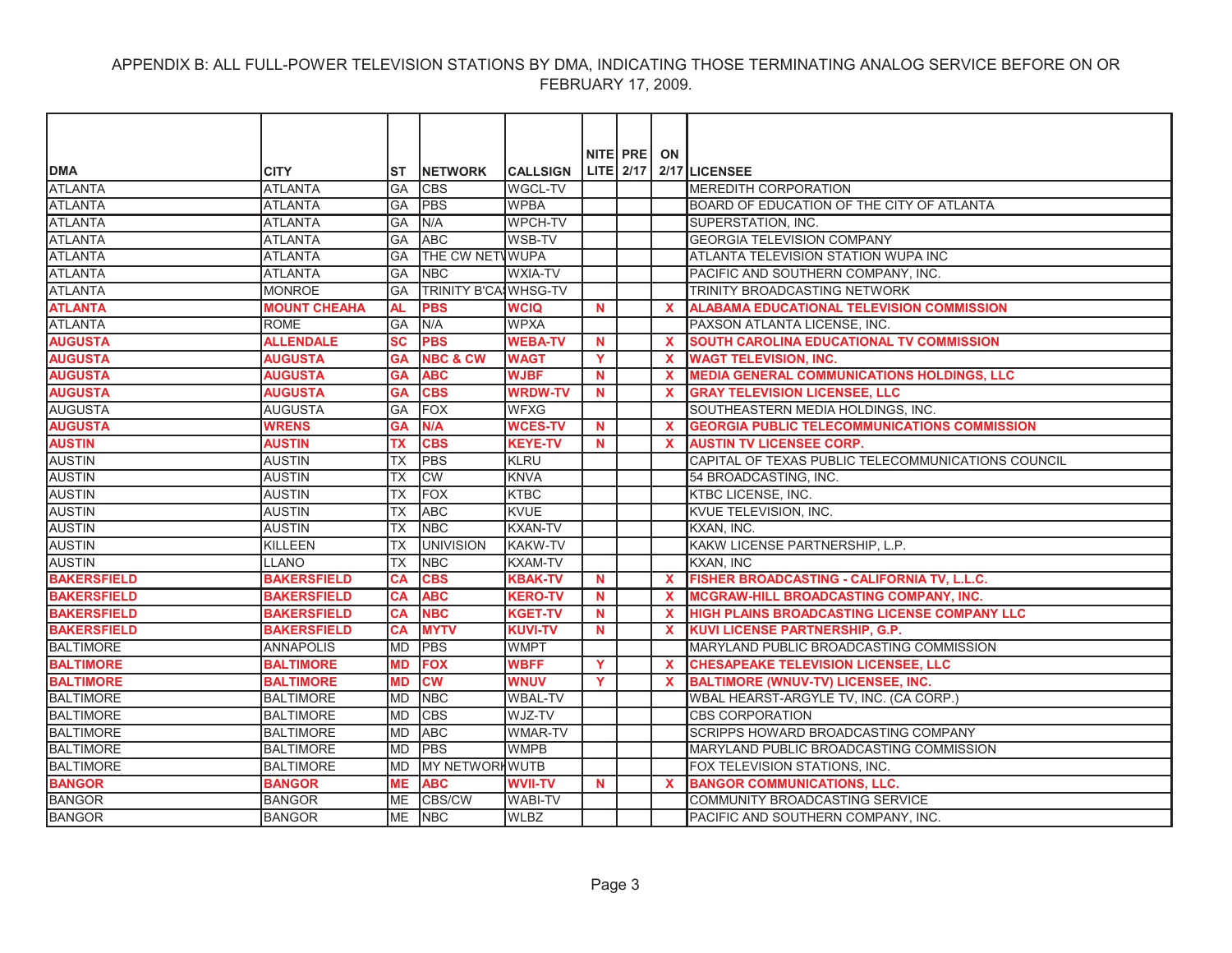APPENDIX B: ALL FULL-POWER TELEVISION STATIONS BY DMA, INDICATING THOSE TERMINATING ANALOG SERVICE BEFORE ON OR FEBRUARY 17, 2009.

| DMA | CITY | ST | NETWORK | CALLSIGN | NITE LITE | PRE 2/17 | ON 2/17 | LICENSEE |
|---|---|---|---|---|---|---|---|---|
| ATLANTA | ATLANTA | GA | CBS | WGCL-TV | | | | MEREDITH CORPORATION |
| ATLANTA | ATLANTA | GA | PBS | WPBA | | | | BOARD OF EDUCATION OF THE CITY OF ATLANTA |
| ATLANTA | ATLANTA | GA | N/A | WPCH-TV | | | | SUPERSTATION, INC. |
| ATLANTA | ATLANTA | GA | ABC | WSB-TV | | | | GEORGIA TELEVISION COMPANY |
| ATLANTA | ATLANTA | GA | THE CW NETW | WUPA | | | | ATLANTA TELEVISION STATION WUPA INC |
| ATLANTA | ATLANTA | GA | NBC | WXIA-TV | | | | PACIFIC AND SOUTHERN COMPANY, INC. |
| ATLANTA | MONROE | GA | TRINITY B'CAS | WHSG-TV | | | | TRINITY BROADCASTING NETWORK |
| **ATLANTA** | **MOUNT CHEAHA** | **AL** | **PBS** | **WCIQ** | **N** | | **X** | **ALABAMA EDUCATIONAL TELEVISION COMMISSION** |
| ATLANTA | ROME | GA | N/A | WPXA | | | | PAXSON ATLANTA LICENSE, INC. |
| **AUGUSTA** | **ALLENDALE** | **SC** | **PBS** | **WEBA-TV** | **N** | | **X** | **SOUTH CAROLINA EDUCATIONAL TV COMMISSION** |
| **AUGUSTA** | **AUGUSTA** | **GA** | **NBC & CW** | **WAGT** | **Y** | | **X** | **WAGT TELEVISION, INC.** |
| **AUGUSTA** | **AUGUSTA** | **GA** | **ABC** | **WJBF** | **N** | | **X** | **MEDIA GENERAL COMMUNICATIONS HOLDINGS, LLC** |
| **AUGUSTA** | **AUGUSTA** | **GA** | **CBS** | **WRDW-TV** | **N** | | **X** | **GRAY TELEVISION LICENSEE, LLC** |
| AUGUSTA | AUGUSTA | GA | FOX | WFXG | | | | SOUTHEASTERN MEDIA HOLDINGS, INC. |
| **AUGUSTA** | **WRENS** | **GA** | **N/A** | **WCES-TV** | **N** | | **X** | **GEORGIA PUBLIC TELECOMMUNICATIONS COMMISSION** |
| **AUSTIN** | **AUSTIN** | **TX** | **CBS** | **KEYE-TV** | **N** | | **X** | **AUSTIN TV LICENSEE CORP.** |
| AUSTIN | AUSTIN | TX | PBS | KLRU | | | | CAPITAL OF TEXAS PUBLIC TELECOMMUNICATIONS COUNCIL |
| AUSTIN | AUSTIN | TX | CW | KNVA | | | | 54 BROADCASTING, INC. |
| AUSTIN | AUSTIN | TX | FOX | KTBC | | | | KTBC LICENSE, INC. |
| AUSTIN | AUSTIN | TX | ABC | KVUE | | | | KVUE TELEVISION, INC. |
| AUSTIN | AUSTIN | TX | NBC | KXAN-TV | | | | KXAN, INC. |
| AUSTIN | KILLEEN | TX | UNIVISION | KAKW-TV | | | | KAKW LICENSE PARTNERSHIP, L.P. |
| AUSTIN | LLANO | TX | NBC | KXAM-TV | | | | KXAN, INC |
| **BAKERSFIELD** | **BAKERSFIELD** | **CA** | **CBS** | **KBAK-TV** | **N** | | **X** | **FISHER BROADCASTING - CALIFORNIA TV, L.L.C.** |
| **BAKERSFIELD** | **BAKERSFIELD** | **CA** | **ABC** | **KERO-TV** | **N** | | **X** | **MCGRAW-HILL BROADCASTING COMPANY, INC.** |
| **BAKERSFIELD** | **BAKERSFIELD** | **CA** | **NBC** | **KGET-TV** | **N** | | **X** | **HIGH PLAINS BROADCASTING LICENSE COMPANY LLC** |
| **BAKERSFIELD** | **BAKERSFIELD** | **CA** | **MYTV** | **KUVI-TV** | **N** | | **X** | **KUVI LICENSE PARTNERSHIP, G.P.** |
| BALTIMORE | ANNAPOLIS | MD | PBS | WMPT | | | | MARYLAND PUBLIC BROADCASTING COMMISSION |
| **BALTIMORE** | **BALTIMORE** | **MD** | **FOX** | **WBFF** | **Y** | | **X** | **CHESAPEAKE TELEVISION LICENSEE, LLC** |
| **BALTIMORE** | **BALTIMORE** | **MD** | **CW** | **WNUV** | **Y** | | **X** | **BALTIMORE (WNUV-TV) LICENSEE, INC.** |
| BALTIMORE | BALTIMORE | MD | NBC | WBAL-TV | | | | WBAL HEARST-ARGYLE TV, INC. (CA CORP.) |
| BALTIMORE | BALTIMORE | MD | CBS | WJZ-TV | | | | CBS CORPORATION |
| BALTIMORE | BALTIMORE | MD | ABC | WMAR-TV | | | | SCRIPPS HOWARD BROADCASTING COMPANY |
| BALTIMORE | BALTIMORE | MD | PBS | WMPB | | | | MARYLAND PUBLIC BROADCASTING COMMISSION |
| BALTIMORE | BALTIMORE | MD | MY NETWORK | WUTB | | | | FOX TELEVISION STATIONS, INC. |
| **BANGOR** | **BANGOR** | **ME** | **ABC** | **WVII-TV** | **N** | | **X** | **BANGOR COMMUNICATIONS, LLC.** |
| BANGOR | BANGOR | ME | CBS/CW | WABI-TV | | | | COMMUNITY BROADCASTING SERVICE |
| BANGOR | BANGOR | ME | NBC | WLBZ | | | | PACIFIC AND SOUTHERN COMPANY, INC. |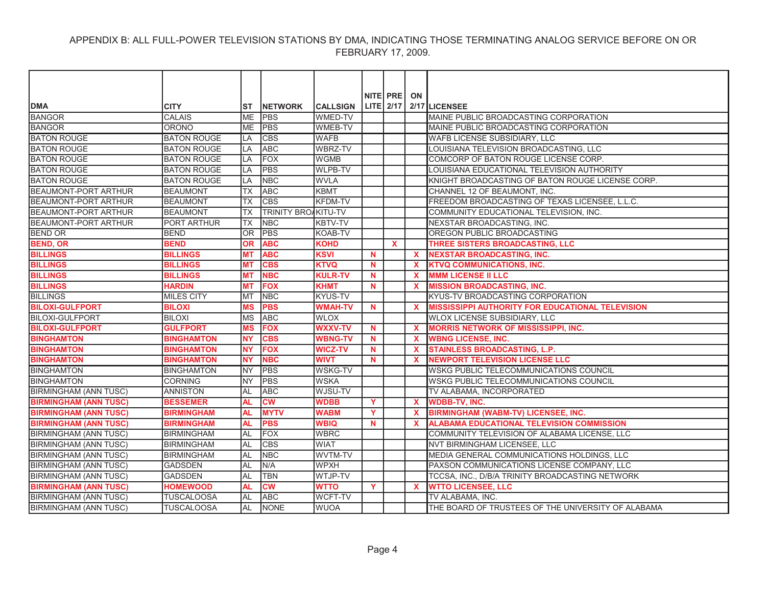APPENDIX B: ALL FULL-POWER TELEVISION STATIONS BY DMA, INDICATING THOSE TERMINATING ANALOG SERVICE BEFORE ON OR FEBRUARY 17, 2009.

| DMA | CITY | ST | NETWORK | CALLSIGN | NITE LITE | PRE 2/17 | ON 2/17 | LICENSEE |
|---|---|---|---|---|---|---|---|---|
| BANGOR | CALAIS | ME | PBS | WMED-TV | | | | MAINE PUBLIC BROADCASTING CORPORATION |
| BANGOR | ORONO | ME | PBS | WMEB-TV | | | | MAINE PUBLIC BROADCASTING CORPORATION |
| BATON ROUGE | BATON ROUGE | LA | CBS | WAFB | | | | WAFB LICENSE SUBSIDIARY, LLC |
| BATON ROUGE | BATON ROUGE | LA | ABC | WBRZ-TV | | | | LOUISIANA TELEVISION BROADCASTING, LLC |
| BATON ROUGE | BATON ROUGE | LA | FOX | WGMB | | | | COMCORP OF BATON ROUGE LICENSE CORP. |
| BATON ROUGE | BATON ROUGE | LA | PBS | WLPB-TV | | | | LOUISIANA EDUCATIONAL TELEVISION AUTHORITY |
| BATON ROUGE | BATON ROUGE | LA | NBC | WVLA | | | | KNIGHT BROADCASTING OF BATON ROUGE LICENSE CORP. |
| BEAUMONT-PORT ARTHUR | BEAUMONT | TX | ABC | KBMT | | | | CHANNEL 12 OF BEAUMONT, INC. |
| BEAUMONT-PORT ARTHUR | BEAUMONT | TX | CBS | KFDM-TV | | | | FREEDOM BROADCASTING OF TEXAS LICENSEE, L.L.C. |
| BEAUMONT-PORT ARTHUR | BEAUMONT | TX | TRINITY BRO | KITU-TV | | | | COMMUNITY EDUCATIONAL TELEVISION, INC. |
| BEAUMONT-PORT ARTHUR | PORT ARTHUR | TX | NBC | KBTV-TV | | | | NEXSTAR BROADCASTING, INC. |
| BEND OR | BEND | OR | PBS | KOAB-TV | | | | OREGON PUBLIC BROADCASTING |
| **BEND, OR** | **BEND** | **OR** | **ABC** | **KOHD** | | **X** | | **THREE SISTERS BROADCASTING, LLC** |
| **BILLINGS** | **BILLINGS** | **MT** | **ABC** | **KSVI** | **N** | | **X** | **NEXSTAR BROADCASTING, INC.** |
| **BILLINGS** | **BILLINGS** | **MT** | **CBS** | **KTVQ** | **N** | | **X** | **KTVQ COMMUNICATIONS, INC.** |
| **BILLINGS** | **BILLINGS** | **MT** | **NBC** | **KULR-TV** | **N** | | **X** | **MMM LICENSE II LLC** |
| **BILLINGS** | **HARDIN** | **MT** | **FOX** | **KHMT** | **N** | | **X** | **MISSION BROADCASTING, INC.** |
| BILLINGS | MILES CITY | MT | NBC | KYUS-TV | | | | KYUS-TV BROADCASTING CORPORATION |
| **BILOXI-GULFPORT** | **BILOXI** | **MS** | **PBS** | **WMAH-TV** | **N** | | **X** | **MISSISSIPPI AUTHORITY FOR EDUCATIONAL TELEVISION** |
| BILOXI-GULFPORT | BILOXI | MS | ABC | WLOX | | | | WLOX LICENSE SUBSIDIARY, LLC |
| **BILOXI-GULFPORT** | **GULFPORT** | **MS** | **FOX** | **WXXV-TV** | **N** | | **X** | **MORRIS NETWORK OF MISSISSIPPI, INC.** |
| **BINGHAMTON** | **BINGHAMTON** | **NY** | **CBS** | **WBNG-TV** | **N** | | **X** | **WBNG LICENSE, INC.** |
| **BINGHAMTON** | **BINGHAMTON** | **NY** | **FOX** | **WICZ-TV** | **N** | | **X** | **STAINLESS BROADCASTING, L.P.** |
| **BINGHAMTON** | **BINGHAMTON** | **NY** | **NBC** | **WIVT** | **N** | | **X** | **NEWPORT TELEVISION LICENSE LLC** |
| BINGHAMTON | BINGHAMTON | NY | PBS | WSKG-TV | | | | WSKG PUBLIC TELECOMMUNICATIONS COUNCIL |
| BINGHAMTON | CORNING | NY | PBS | WSKA | | | | WSKG PUBLIC TELECOMMUNICATIONS COUNCIL |
| BIRMINGHAM (ANN TUSC) | ANNISTON | AL | ABC | WJSU-TV | | | | TV ALABAMA, INCORPORATED |
| **BIRMINGHAM (ANN TUSC)** | **BESSEMER** | **AL** | **CW** | **WDBB** | **Y** | | **X** | **WDBB-TV, INC.** |
| **BIRMINGHAM (ANN TUSC)** | **BIRMINGHAM** | **AL** | **MYTV** | **WABM** | **Y** | | **X** | **BIRMINGHAM (WABM-TV) LICENSEE, INC.** |
| **BIRMINGHAM (ANN TUSC)** | **BIRMINGHAM** | **AL** | **PBS** | **WBIQ** | **N** | | **X** | **ALABAMA EDUCATIONAL TELEVISION COMMISSION** |
| BIRMINGHAM (ANN TUSC) | BIRMINGHAM | AL | FOX | WBRC | | | | COMMUNITY TELEVISION OF ALABAMA LICENSE, LLC |
| BIRMINGHAM (ANN TUSC) | BIRMINGHAM | AL | CBS | WIAT | | | | NVT BIRMINGHAM LICENSEE, LLC |
| BIRMINGHAM (ANN TUSC) | BIRMINGHAM | AL | NBC | WVTM-TV | | | | MEDIA GENERAL COMMUNICATIONS HOLDINGS, LLC |
| BIRMINGHAM (ANN TUSC) | GADSDEN | AL | N/A | WPXH | | | | PAXSON COMMUNICATIONS LICENSE COMPANY, LLC |
| BIRMINGHAM (ANN TUSC) | GADSDEN | AL | TBN | WTJP-TV | | | | TCCSA, INC., D/B/A TRINITY BROADCASTING NETWORK |
| **BIRMINGHAM (ANN TUSC)** | **HOMEWOOD** | **AL** | **CW** | **WTTO** | **Y** | | **X** | **WTTO LICENSEE, LLC** |
| BIRMINGHAM (ANN TUSC) | TUSCALOOSA | AL | ABC | WCFT-TV | | | | TV ALABAMA, INC. |
| BIRMINGHAM (ANN TUSC) | TUSCALOOSA | AL | NONE | WUOA | | | | THE BOARD OF TRUSTEES OF THE UNIVERSITY OF ALABAMA |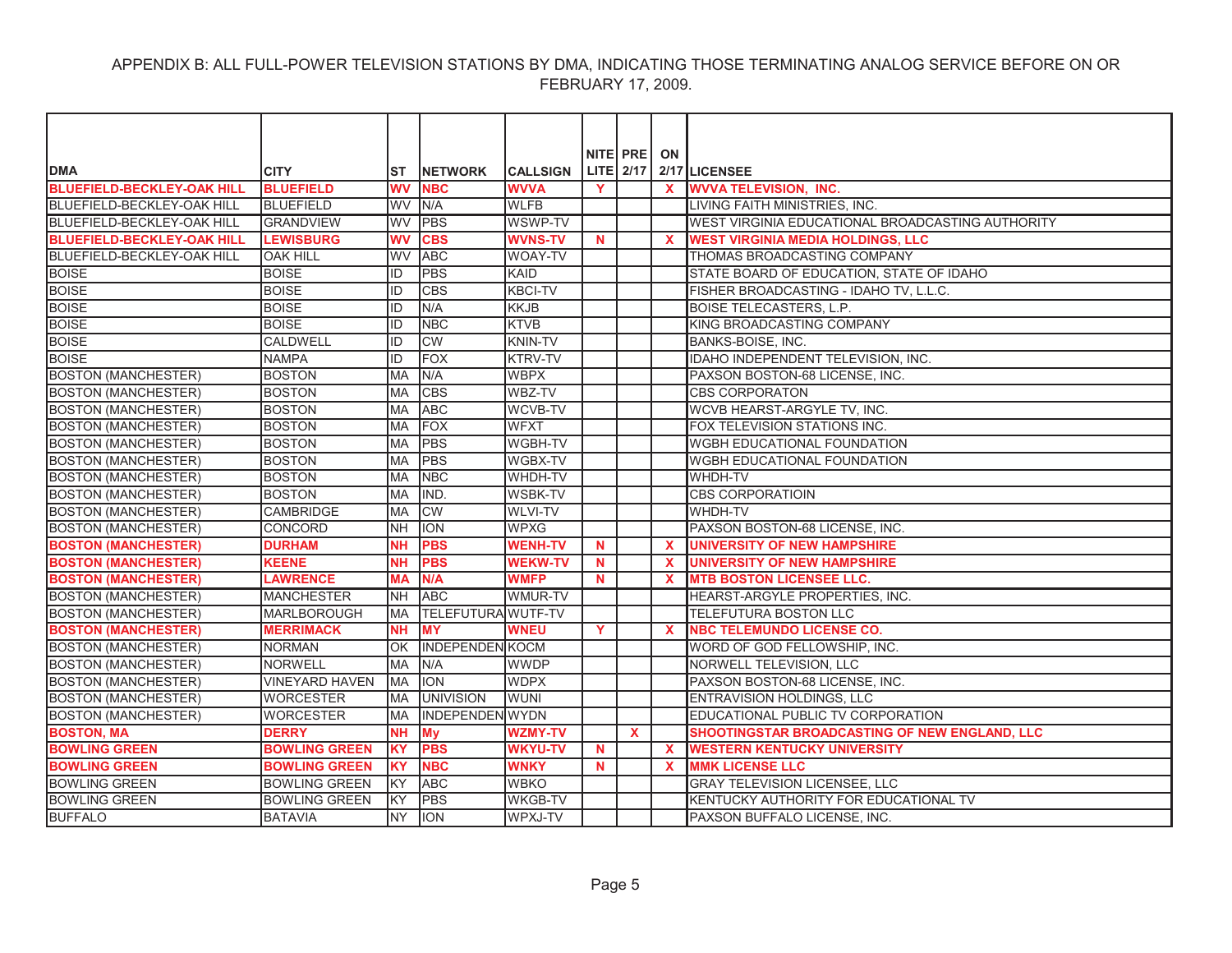APPENDIX B: ALL FULL-POWER TELEVISION STATIONS BY DMA, INDICATING THOSE TERMINATING ANALOG SERVICE BEFORE ON OR FEBRUARY 17, 2009.

| DMA | CITY | ST | NETWORK | CALLSIGN | NITE LITE | PRE 2/17 | ON 2/17 | LICENSEE |
|---|---|---|---|---|---|---|---|---|
| **BLUEFIELD-BECKLEY-OAK HILL** | **BLUEFIELD** | **WV** | **NBC** | **WVVA** | **Y** | | **X** | **WVVA TELEVISION, INC.** |
| BLUEFIELD-BECKLEY-OAK HILL | BLUEFIELD | WV | N/A | WLFB | | | | LIVING FAITH MINISTRIES, INC. |
| BLUEFIELD-BECKLEY-OAK HILL | GRANDVIEW | WV | PBS | WSWP-TV | | | | WEST VIRGINIA EDUCATIONAL BROADCASTING AUTHORITY |
| **BLUEFIELD-BECKLEY-OAK HILL** | **LEWISBURG** | **WV** | **CBS** | **WVNS-TV** | **N** | | **X** | **WEST VIRGINIA MEDIA HOLDINGS, LLC** |
| BLUEFIELD-BECKLEY-OAK HILL | OAK HILL | WV | ABC | WOAY-TV | | | | THOMAS BROADCASTING COMPANY |
| BOISE | BOISE | ID | PBS | KAID | | | | STATE BOARD OF EDUCATION, STATE OF IDAHO |
| BOISE | BOISE | ID | CBS | KBCI-TV | | | | FISHER BROADCASTING - IDAHO TV, L.L.C. |
| BOISE | BOISE | ID | N/A | KKJB | | | | BOISE TELECASTERS, L.P. |
| BOISE | BOISE | ID | NBC | KTVB | | | | KING BROADCASTING COMPANY |
| BOISE | CALDWELL | ID | CW | KNIN-TV | | | | BANKS-BOISE, INC. |
| BOISE | NAMPA | ID | FOX | KTRV-TV | | | | IDAHO INDEPENDENT TELEVISION, INC. |
| BOSTON (MANCHESTER) | BOSTON | MA | N/A | WBPX | | | | PAXSON BOSTON-68 LICENSE, INC. |
| BOSTON (MANCHESTER) | BOSTON | MA | CBS | WBZ-TV | | | | CBS CORPORATON |
| BOSTON (MANCHESTER) | BOSTON | MA | ABC | WCVB-TV | | | | WCVB HEARST-ARGYLE TV, INC. |
| BOSTON (MANCHESTER) | BOSTON | MA | FOX | WFXT | | | | FOX TELEVISION STATIONS INC. |
| BOSTON (MANCHESTER) | BOSTON | MA | PBS | WGBH-TV | | | | WGBH EDUCATIONAL FOUNDATION |
| BOSTON (MANCHESTER) | BOSTON | MA | PBS | WGBX-TV | | | | WGBH EDUCATIONAL FOUNDATION |
| BOSTON (MANCHESTER) | BOSTON | MA | NBC | WHDH-TV | | | | WHDH-TV |
| BOSTON (MANCHESTER) | BOSTON | MA | IND. | WSBK-TV | | | | CBS CORPORATIOIN |
| BOSTON (MANCHESTER) | CAMBRIDGE | MA | CW | WLVI-TV | | | | WHDH-TV |
| BOSTON (MANCHESTER) | CONCORD | NH | ION | WPXG | | | | PAXSON BOSTON-68 LICENSE, INC. |
| **BOSTON (MANCHESTER)** | **DURHAM** | **NH** | **PBS** | **WENH-TV** | **N** | | **X** | **UNIVERSITY OF NEW HAMPSHIRE** |
| **BOSTON (MANCHESTER)** | **KEENE** | **NH** | **PBS** | **WEKW-TV** | **N** | | **X** | **UNIVERSITY OF NEW HAMPSHIRE** |
| **BOSTON (MANCHESTER)** | **LAWRENCE** | **MA** | **N/A** | **WMFP** | **N** | | **X** | **MTB BOSTON LICENSEE LLC.** |
| BOSTON (MANCHESTER) | MANCHESTER | NH | ABC | WMUR-TV | | | | HEARST-ARGYLE PROPERTIES, INC. |
| BOSTON (MANCHESTER) | MARLBOROUGH | MA | TELEFUTURA | WUTF-TV | | | | TELEFUTURA BOSTON LLC |
| **BOSTON (MANCHESTER)** | **MERRIMACK** | **NH** | **MY** | **WNEU** | **Y** | | **X** | **NBC TELEMUNDO LICENSE CO.** |
| BOSTON (MANCHESTER) | NORMAN | OK | INDEPENDEN | KOCM | | | | WORD OF GOD FELLOWSHIP, INC. |
| BOSTON (MANCHESTER) | NORWELL | MA | N/A | WWDP | | | | NORWELL TELEVISION, LLC |
| BOSTON (MANCHESTER) | VINEYARD HAVEN | MA | ION | WDPX | | | | PAXSON BOSTON-68 LICENSE, INC. |
| BOSTON (MANCHESTER) | WORCESTER | MA | UNIVISION | WUNI | | | | ENTRAVISION HOLDINGS, LLC |
| BOSTON (MANCHESTER) | WORCESTER | MA | INDEPENDEN | WYDN | | | | EDUCATIONAL PUBLIC TV CORPORATION |
| **BOSTON, MA** | **DERRY** | **NH** | **My** | **WZMY-TV** | | **X** | | **SHOOTINGSTAR BROADCASTING OF NEW ENGLAND, LLC** |
| **BOWLING GREEN** | **BOWLING GREEN** | **KY** | **PBS** | **WKYU-TV** | **N** | | **X** | **WESTERN KENTUCKY UNIVERSITY** |
| **BOWLING GREEN** | **BOWLING GREEN** | **KY** | **NBC** | **WNKY** | **N** | | **X** | **MMK LICENSE LLC** |
| BOWLING GREEN | BOWLING GREEN | KY | ABC | WBKO | | | | GRAY TELEVISION LICENSEE, LLC |
| BOWLING GREEN | BOWLING GREEN | KY | PBS | WKGB-TV | | | | KENTUCKY AUTHORITY FOR EDUCATIONAL TV |
| BUFFALO | BATAVIA | NY | ION | WPXJ-TV | | | | PAXSON BUFFALO LICENSE, INC. |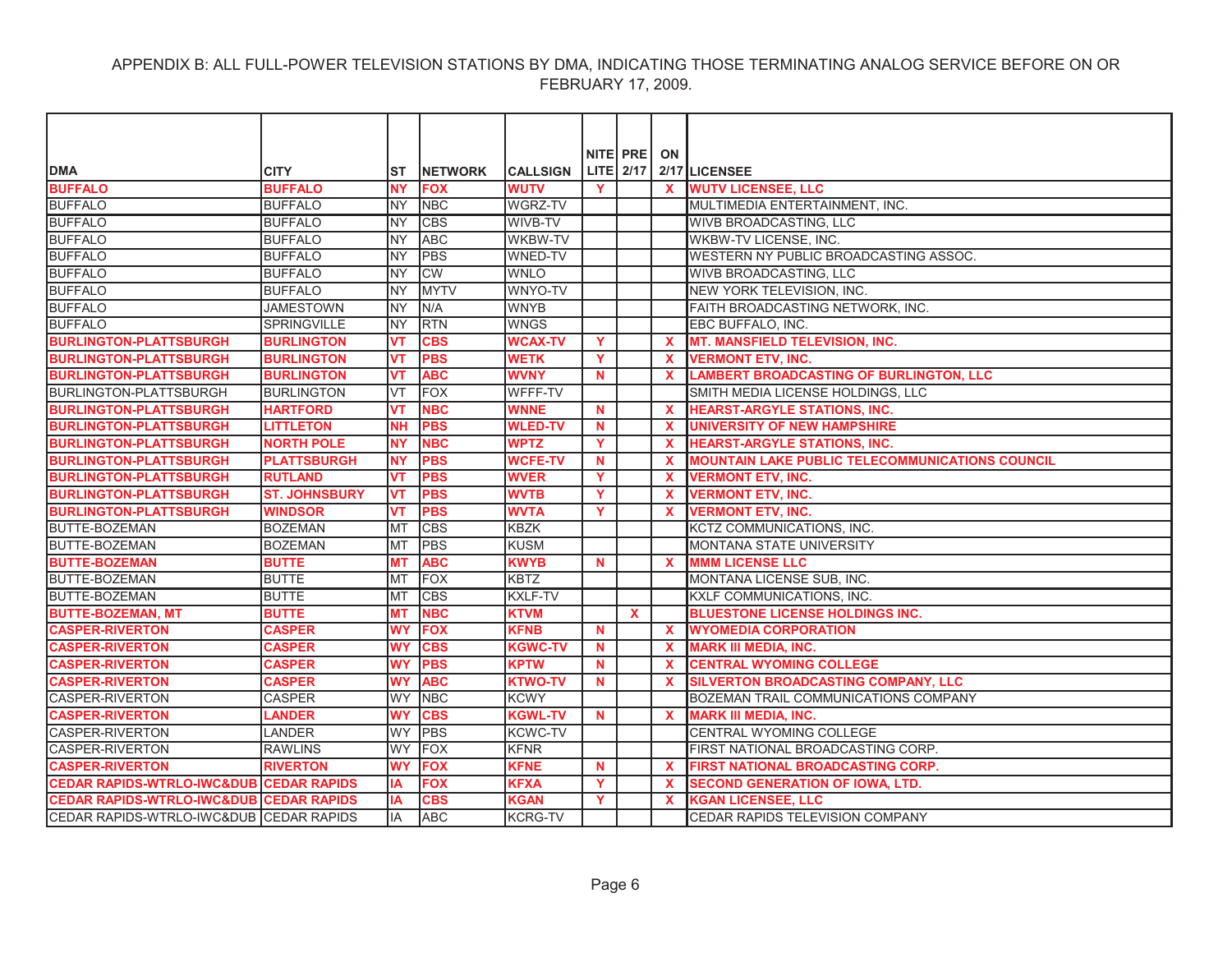APPENDIX B: ALL FULL-POWER TELEVISION STATIONS BY DMA, INDICATING THOSE TERMINATING ANALOG SERVICE BEFORE ON OR FEBRUARY 17, 2009.

| DMA | CITY | ST | NETWORK | CALLSIGN | NITE LITE | PRE 2/17 | ON 2/17 | LICENSEE |
|---|---|---|---|---|---|---|---|---|
| **BUFFALO** | **BUFFALO** | **NY** | **FOX** | **WUTV** | **Y** | | **X** | **WUTV LICENSEE, LLC** |
| BUFFALO | BUFFALO | NY | NBC | WGRZ-TV | | | | MULTIMEDIA ENTERTAINMENT, INC. |
| BUFFALO | BUFFALO | NY | CBS | WIVB-TV | | | | WIVB BROADCASTING, LLC |
| BUFFALO | BUFFALO | NY | ABC | WKBW-TV | | | | WKBW-TV LICENSE, INC. |
| BUFFALO | BUFFALO | NY | PBS | WNED-TV | | | | WESTERN NY PUBLIC BROADCASTING ASSOC. |
| BUFFALO | BUFFALO | NY | CW | WNLO | | | | WIVB BROADCASTING, LLC |
| BUFFALO | BUFFALO | NY | MYTV | WNYO-TV | | | | NEW YORK TELEVISION, INC. |
| BUFFALO | JAMESTOWN | NY | N/A | WNYB | | | | FAITH BROADCASTING NETWORK, INC. |
| BUFFALO | SPRINGVILLE | NY | RTN | WNGS | | | | EBC BUFFALO, INC. |
| **BURLINGTON-PLATTSBURGH** | **BURLINGTON** | **VT** | **CBS** | **WCAX-TV** | **Y** | | **X** | **MT. MANSFIELD TELEVISION, INC.** |
| **BURLINGTON-PLATTSBURGH** | **BURLINGTON** | **VT** | **PBS** | **WETK** | **Y** | | **X** | **VERMONT ETV, INC.** |
| **BURLINGTON-PLATTSBURGH** | **BURLINGTON** | **VT** | **ABC** | **WVNY** | **N** | | **X** | **LAMBERT BROADCASTING OF BURLINGTON, LLC** |
| BURLINGTON-PLATTSBURGH | BURLINGTON | VT | FOX | WFFF-TV | | | | SMITH MEDIA LICENSE HOLDINGS, LLC |
| **BURLINGTON-PLATTSBURGH** | **HARTFORD** | **VT** | **NBC** | **WNNE** | **N** | | **X** | **HEARST-ARGYLE STATIONS, INC.** |
| **BURLINGTON-PLATTSBURGH** | **LITTLETON** | **NH** | **PBS** | **WLED-TV** | **N** | | **X** | **UNIVERSITY OF NEW HAMPSHIRE** |
| **BURLINGTON-PLATTSBURGH** | **NORTH POLE** | **NY** | **NBC** | **WPTZ** | **Y** | | **X** | **HEARST-ARGYLE STATIONS, INC.** |
| **BURLINGTON-PLATTSBURGH** | **PLATTSBURGH** | **NY** | **PBS** | **WCFE-TV** | **N** | | **X** | **MOUNTAIN LAKE PUBLIC TELECOMMUNICATIONS COUNCIL** |
| **BURLINGTON-PLATTSBURGH** | **RUTLAND** | **VT** | **PBS** | **WVER** | **Y** | | **X** | **VERMONT ETV, INC.** |
| **BURLINGTON-PLATTSBURGH** | **ST. JOHNSBURY** | **VT** | **PBS** | **WVTB** | **Y** | | **X** | **VERMONT ETV, INC.** |
| **BURLINGTON-PLATTSBURGH** | **WINDSOR** | **VT** | **PBS** | **WVTA** | **Y** | | **X** | **VERMONT ETV, INC.** |
| BUTTE-BOZEMAN | BOZEMAN | MT | CBS | KBZK | | | | KCTZ COMMUNICATIONS, INC. |
| BUTTE-BOZEMAN | BOZEMAN | MT | PBS | KUSM | | | | MONTANA STATE UNIVERSITY |
| **BUTTE-BOZEMAN** | **BUTTE** | **MT** | **ABC** | **KWYB** | **N** | | **X** | **MMM LICENSE LLC** |
| BUTTE-BOZEMAN | BUTTE | MT | FOX | KBTZ | | | | MONTANA LICENSE SUB, INC. |
| BUTTE-BOZEMAN | BUTTE | MT | CBS | KXLF-TV | | | | KXLF COMMUNICATIONS, INC. |
| **BUTTE-BOZEMAN, MT** | **BUTTE** | **MT** | **NBC** | **KTVM** | | **X** | | **BLUESTONE LICENSE HOLDINGS INC.** |
| **CASPER-RIVERTON** | **CASPER** | **WY** | **FOX** | **KFNB** | **N** | | **X** | **WYOMEDIA CORPORATION** |
| **CASPER-RIVERTON** | **CASPER** | **WY** | **CBS** | **KGWC-TV** | **N** | | **X** | **MARK III MEDIA, INC.** |
| **CASPER-RIVERTON** | **CASPER** | **WY** | **PBS** | **KPTW** | **N** | | **X** | **CENTRAL WYOMING COLLEGE** |
| **CASPER-RIVERTON** | **CASPER** | **WY** | **ABC** | **KTWO-TV** | **N** | | **X** | **SILVERTON BROADCASTING COMPANY, LLC** |
| CASPER-RIVERTON | CASPER | WY | NBC | KCWY | | | | BOZEMAN TRAIL COMMUNICATIONS COMPANY |
| **CASPER-RIVERTON** | **LANDER** | **WY** | **CBS** | **KGWL-TV** | **N** | | **X** | **MARK III MEDIA, INC.** |
| CASPER-RIVERTON | LANDER | WY | PBS | KCWC-TV | | | | CENTRAL WYOMING COLLEGE |
| CASPER-RIVERTON | RAWLINS | WY | FOX | KFNR | | | | FIRST NATIONAL BROADCASTING CORP. |
| **CASPER-RIVERTON** | **RIVERTON** | **WY** | **FOX** | **KFNE** | **N** | | **X** | **FIRST NATIONAL BROADCASTING CORP.** |
| **CEDAR RAPIDS-WTRLO-IWC&DUB** | **CEDAR RAPIDS** | **IA** | **FOX** | **KFXA** | **Y** | | **X** | **SECOND GENERATION OF IOWA, LTD.** |
| **CEDAR RAPIDS-WTRLO-IWC&DUB** | **CEDAR RAPIDS** | **IA** | **CBS** | **KGAN** | **Y** | | **X** | **KGAN LICENSEE, LLC** |
| CEDAR RAPIDS-WTRLO-IWC&DUB | CEDAR RAPIDS | IA | ABC | KCRG-TV | | | | CEDAR RAPIDS TELEVISION COMPANY |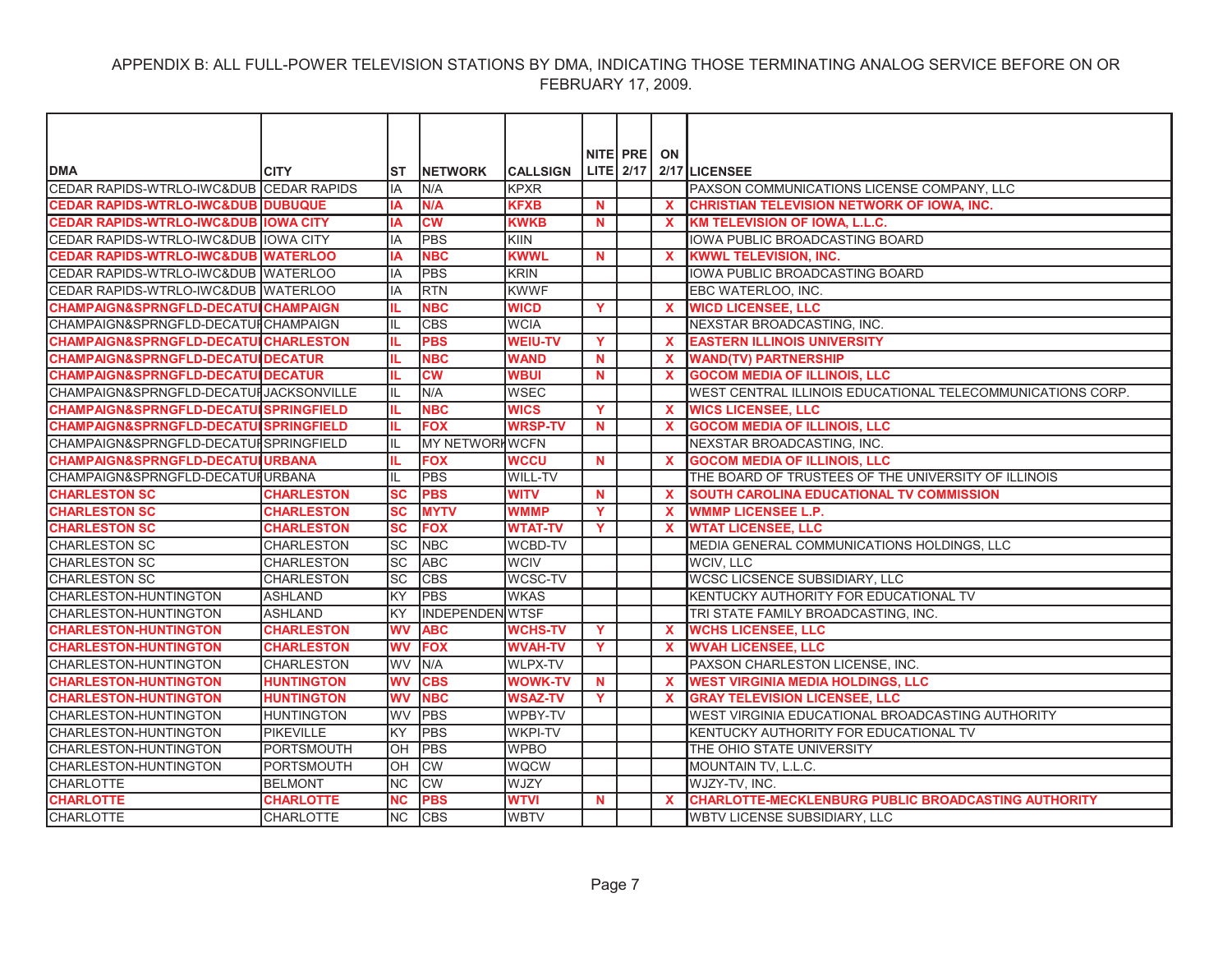APPENDIX B: ALL FULL-POWER TELEVISION STATIONS BY DMA, INDICATING THOSE TERMINATING ANALOG SERVICE BEFORE ON OR FEBRUARY 17, 2009.

| DMA | CITY | ST | NETWORK | CALLSIGN | NITE LITE | PRE 2/17 | ON 2/17 | LICENSEE |
|---|---|---|---|---|---|---|---|---|
| CEDAR RAPIDS-WTRLO-IWC&DUB | CEDAR RAPIDS | IA | N/A | KPXR | | | | PAXSON COMMUNICATIONS LICENSE COMPANY, LLC |
| **CEDAR RAPIDS-WTRLO-IWC&DUB** | **DUBUQUE** | **IA** | **N/A** | **KFXB** | **N** | | **X** | **CHRISTIAN TELEVISION NETWORK OF IOWA, INC.** |
| **CEDAR RAPIDS-WTRLO-IWC&DUB** | **IOWA CITY** | **IA** | **CW** | **KWKB** | **N** | | **X** | **KM TELEVISION OF IOWA, L.L.C.** |
| CEDAR RAPIDS-WTRLO-IWC&DUB | IOWA CITY | IA | PBS | KIIN | | | | IOWA PUBLIC BROADCASTING BOARD |
| **CEDAR RAPIDS-WTRLO-IWC&DUB** | **WATERLOO** | **IA** | **NBC** | **KWWL** | **N** | | **X** | **KWWL TELEVISION, INC.** |
| CEDAR RAPIDS-WTRLO-IWC&DUB | WATERLOO | IA | PBS | KRIN | | | | IOWA PUBLIC BROADCASTING BOARD |
| CEDAR RAPIDS-WTRLO-IWC&DUB | WATERLOO | IA | RTN | KWWF | | | | EBC WATERLOO, INC. |
| **CHAMPAIGN&SPRNGFLD-DECATUR** | **CHAMPAIGN** | **IL** | **NBC** | **WICD** | **Y** | | **X** | **WICD LICENSEE, LLC** |
| CHAMPAIGN&SPRNGFLD-DECATUR | CHAMPAIGN | IL | CBS | WCIA | | | | NEXSTAR BROADCASTING, INC. |
| **CHAMPAIGN&SPRNGFLD-DECATUR** | **CHARLESTON** | **IL** | **PBS** | **WEIU-TV** | **Y** | | **X** | **EASTERN ILLINOIS UNIVERSITY** |
| **CHAMPAIGN&SPRNGFLD-DECATUR** | **DECATUR** | **IL** | **NBC** | **WAND** | **N** | | **X** | **WAND(TV) PARTNERSHIP** |
| **CHAMPAIGN&SPRNGFLD-DECATUR** | **DECATUR** | **IL** | **CW** | **WBUI** | **N** | | **X** | **GOCOM MEDIA OF ILLINOIS, LLC** |
| CHAMPAIGN&SPRNGFLD-DECATUR | JACKSONVILLE | IL | N/A | WSEC | | | | WEST CENTRAL ILLINOIS EDUCATIONAL TELECOMMUNICATIONS CORP. |
| **CHAMPAIGN&SPRNGFLD-DECATUR** | **SPRINGFIELD** | **IL** | **NBC** | **WICS** | **Y** | | **X** | **WICS LICENSEE, LLC** |
| **CHAMPAIGN&SPRNGFLD-DECATUR** | **SPRINGFIELD** | **IL** | **FOX** | **WRSP-TV** | **N** | | **X** | **GOCOM MEDIA OF ILLINOIS, LLC** |
| CHAMPAIGN&SPRNGFLD-DECATUR | SPRINGFIELD | IL | MY NETWORK | WCFN | | | | NEXSTAR BROADCASTING, INC. |
| **CHAMPAIGN&SPRNGFLD-DECATUR** | **URBANA** | **IL** | **FOX** | **WCCU** | **N** | | **X** | **GOCOM MEDIA OF ILLINOIS, LLC** |
| CHAMPAIGN&SPRNGFLD-DECATUR | URBANA | IL | PBS | WILL-TV | | | | THE BOARD OF TRUSTEES OF THE UNIVERSITY OF ILLINOIS |
| **CHARLESTON SC** | **CHARLESTON** | **SC** | **PBS** | **WITV** | **N** | | **X** | **SOUTH CAROLINA EDUCATIONAL TV COMMISSION** |
| **CHARLESTON SC** | **CHARLESTON** | **SC** | **MYTV** | **WMMP** | **Y** | | **X** | **WMMP LICENSEE L.P.** |
| **CHARLESTON SC** | **CHARLESTON** | **SC** | **FOX** | **WTAT-TV** | **Y** | | **X** | **WTAT LICENSEE, LLC** |
| CHARLESTON SC | CHARLESTON | SC | NBC | WCBD-TV | | | | MEDIA GENERAL COMMUNICATIONS HOLDINGS, LLC |
| CHARLESTON SC | CHARLESTON | SC | ABC | WCIV | | | | WCIV, LLC |
| CHARLESTON SC | CHARLESTON | SC | CBS | WCSC-TV | | | | WCSC LICSENCE SUBSIDIARY, LLC |
| CHARLESTON-HUNTINGTON | ASHLAND | KY | PBS | WKAS | | | | KENTUCKY AUTHORITY FOR EDUCATIONAL TV |
| CHARLESTON-HUNTINGTON | ASHLAND | KY | INDEPENDENT | WTSF | | | | TRI STATE FAMILY BROADCASTING, INC. |
| **CHARLESTON-HUNTINGTON** | **CHARLESTON** | **WV** | **ABC** | **WCHS-TV** | **Y** | | **X** | **WCHS LICENSEE, LLC** |
| **CHARLESTON-HUNTINGTON** | **CHARLESTON** | **WV** | **FOX** | **WVAH-TV** | **Y** | | **X** | **WVAH LICENSEE, LLC** |
| CHARLESTON-HUNTINGTON | CHARLESTON | WV | N/A | WLPX-TV | | | | PAXSON CHARLESTON LICENSE, INC. |
| **CHARLESTON-HUNTINGTON** | **HUNTINGTON** | **WV** | **CBS** | **WOWK-TV** | **N** | | **X** | **WEST VIRGINIA MEDIA HOLDINGS, LLC** |
| **CHARLESTON-HUNTINGTON** | **HUNTINGTON** | **WV** | **NBC** | **WSAZ-TV** | **Y** | | **X** | **GRAY TELEVISION LICENSEE, LLC** |
| CHARLESTON-HUNTINGTON | HUNTINGTON | WV | PBS | WPBY-TV | | | | WEST VIRGINIA EDUCATIONAL BROADCASTING AUTHORITY |
| CHARLESTON-HUNTINGTON | PIKEVILLE | KY | PBS | WKPI-TV | | | | KENTUCKY AUTHORITY FOR EDUCATIONAL TV |
| CHARLESTON-HUNTINGTON | PORTSMOUTH | OH | PBS | WPBO | | | | THE OHIO STATE UNIVERSITY |
| CHARLESTON-HUNTINGTON | PORTSMOUTH | OH | CW | WQCW | | | | MOUNTAIN TV, L.L.C. |
| CHARLOTTE | BELMONT | NC | CW | WJZY | | | | WJZY-TV, INC. |
| **CHARLOTTE** | **CHARLOTTE** | **NC** | **PBS** | **WTVI** | **N** | | **X** | **CHARLOTTE-MECKLENBURG PUBLIC BROADCASTING AUTHORITY** |
| CHARLOTTE | CHARLOTTE | NC | CBS | WBTV | | | | WBTV LICENSE SUBSIDIARY, LLC |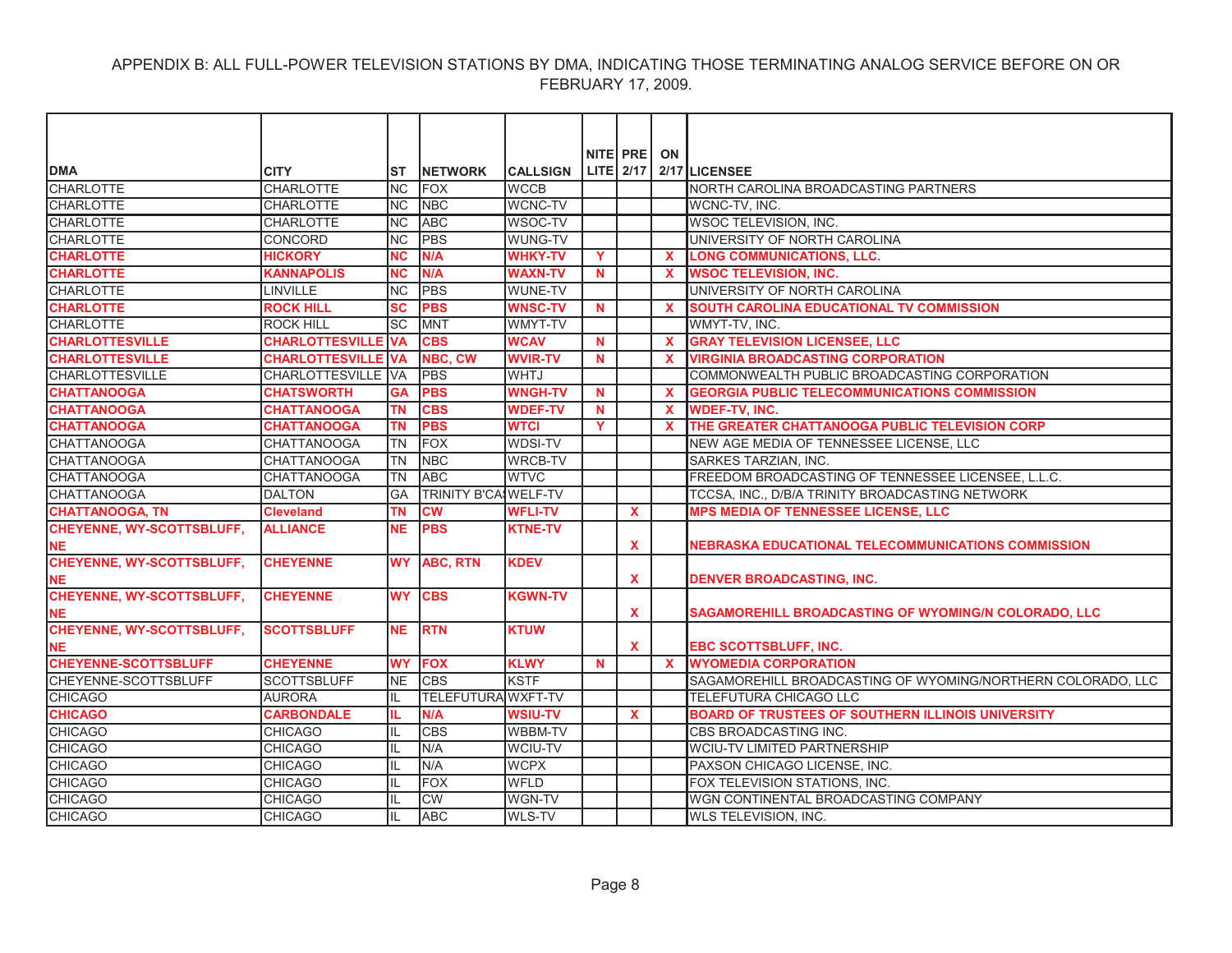APPENDIX B: ALL FULL-POWER TELEVISION STATIONS BY DMA, INDICATING THOSE TERMINATING ANALOG SERVICE BEFORE ON OR FEBRUARY 17, 2009.

| DMA | CITY | ST | NETWORK | CALLSIGN | NITE LITE | PRE 2/17 | ON 2/17 | LICENSEE |
|---|---|---|---|---|---|---|---|---|
| CHARLOTTE | CHARLOTTE | NC | FOX | WCCB | | | | NORTH CAROLINA BROADCASTING PARTNERS |
| CHARLOTTE | CHARLOTTE | NC | NBC | WCNC-TV | | | | WCNC-TV, INC. |
| CHARLOTTE | CHARLOTTE | NC | ABC | WSOC-TV | | | | WSOC TELEVISION, INC. |
| CHARLOTTE | CONCORD | NC | PBS | WUNG-TV | | | | UNIVERSITY OF NORTH CAROLINA |
| **CHARLOTTE** | **HICKORY** | **NC** | **N/A** | **WHKY-TV** | **Y** | | **X** | **LONG COMMUNICATIONS, LLC.** |
| **CHARLOTTE** | **KANNAPOLIS** | **NC** | **N/A** | **WAXN-TV** | **N** | | **X** | **WSOC TELEVISION, INC.** |
| CHARLOTTE | LINVILLE | NC | PBS | WUNE-TV | | | | UNIVERSITY OF NORTH CAROLINA |
| **CHARLOTTE** | **ROCK HILL** | **SC** | **PBS** | **WNSC-TV** | **N** | | **X** | **SOUTH CAROLINA EDUCATIONAL TV COMMISSION** |
| CHARLOTTE | ROCK HILL | SC | MNT | WMYT-TV | | | | WMYT-TV, INC. |
| **CHARLOTTESVILLE** | **CHARLOTTESVILLE** | **VA** | **CBS** | **WCAV** | **N** | | **X** | **GRAY TELEVISION LICENSEE, LLC** |
| **CHARLOTTESVILLE** | **CHARLOTTESVILLE** | **VA** | **NBC, CW** | **WVIR-TV** | **N** | | **X** | **VIRGINIA BROADCASTING CORPORATION** |
| CHARLOTTESVILLE | CHARLOTTESVILLE | VA | PBS | WHTJ | | | | COMMONWEALTH PUBLIC BROADCASTING CORPORATION |
| **CHATTANOOGA** | **CHATSWORTH** | **GA** | **PBS** | **WNGH-TV** | **N** | | **X** | **GEORGIA PUBLIC TELECOMMUNICATIONS COMMISSION** |
| **CHATTANOOGA** | **CHATTANOOGA** | **TN** | **CBS** | **WDEF-TV** | **N** | | **X** | **WDEF-TV, INC.** |
| **CHATTANOOGA** | **CHATTANOOGA** | **TN** | **PBS** | **WTCI** | **Y** | | **X** | **THE GREATER CHATTANOOGA PUBLIC TELEVISION CORP** |
| CHATTANOOGA | CHATTANOOGA | TN | FOX | WDSI-TV | | | | NEW AGE MEDIA OF TENNESSEE LICENSE, LLC |
| CHATTANOOGA | CHATTANOOGA | TN | NBC | WRCB-TV | | | | SARKES TARZIAN, INC. |
| CHATTANOOGA | CHATTANOOGA | TN | ABC | WTVC | | | | FREEDOM BROADCASTING OF TENNESSEE LICENSEE, L.L.C. |
| CHATTANOOGA | DALTON | GA | TRINITY B'CA | WELF-TV | | | | TCCSA, INC., D/B/A TRINITY BROADCASTING NETWORK |
| **CHATTANOOGA, TN** | **Cleveland** | **TN** | **CW** | **WFLI-TV** | | **X** | | **MPS MEDIA OF TENNESSEE LICENSE, LLC** |
| **CHEYENNE, WY-SCOTTSBLUFF, NE** | **ALLIANCE** | **NE** | **PBS** | **KTNE-TV** | | **X** | | **NEBRASKA EDUCATIONAL TELECOMMUNICATIONS COMMISSION** |
| **CHEYENNE, WY-SCOTTSBLUFF, NE** | **CHEYENNE** | **WY** | **ABC, RTN** | **KDEV** | | **X** | | **DENVER BROADCASTING, INC.** |
| **CHEYENNE, WY-SCOTTSBLUFF, NE** | **CHEYENNE** | **WY** | **CBS** | **KGWN-TV** | | **X** | | **SAGAMOREHILL BROADCASTING OF WYOMING/N COLORADO, LLC** |
| **CHEYENNE, WY-SCOTTSBLUFF, NE** | **SCOTTSBLUFF** | **NE** | **RTN** | **KTUW** | | **X** | | **EBC SCOTTSBLUFF, INC.** |
| **CHEYENNE-SCOTTSBLUFF** | **CHEYENNE** | **WY** | **FOX** | **KLWY** | **N** | | **X** | **WYOMEDIA CORPORATION** |
| CHEYENNE-SCOTTSBLUFF | SCOTTSBLUFF | NE | CBS | KSTF | | | | SAGAMOREHILL BROADCASTING OF WYOMING/NORTHERN COLORADO, LLC |
| CHICAGO | AURORA | IL | TELEFUTURA | WXFT-TV | | | | TELEFUTURA CHICAGO LLC |
| **CHICAGO** | **CARBONDALE** | **IL** | **N/A** | **WSIU-TV** | | **X** | | **BOARD OF TRUSTEES OF SOUTHERN ILLINOIS UNIVERSITY** |
| CHICAGO | CHICAGO | IL | CBS | WBBM-TV | | | | CBS BROADCASTING INC. |
| CHICAGO | CHICAGO | IL | N/A | WCIU-TV | | | | WCIU-TV LIMITED PARTNERSHIP |
| CHICAGO | CHICAGO | IL | N/A | WCPX | | | | PAXSON CHICAGO LICENSE, INC. |
| CHICAGO | CHICAGO | IL | FOX | WFLD | | | | FOX TELEVISION STATIONS, INC. |
| CHICAGO | CHICAGO | IL | CW | WGN-TV | | | | WGN CONTINENTAL BROADCASTING COMPANY |
| CHICAGO | CHICAGO | IL | ABC | WLS-TV | | | | WLS TELEVISION, INC. |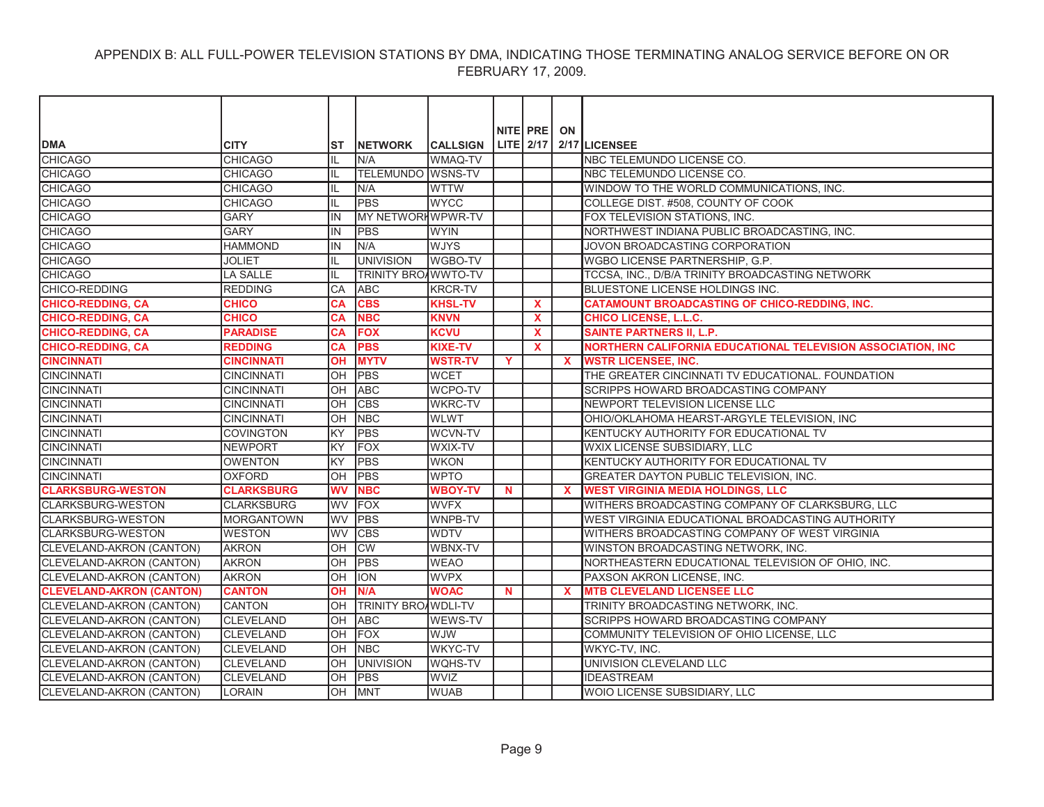APPENDIX B: ALL FULL-POWER TELEVISION STATIONS BY DMA, INDICATING THOSE TERMINATING ANALOG SERVICE BEFORE ON OR FEBRUARY 17, 2009.

| DMA | CITY | ST | NETWORK | CALLSIGN | NITE LITE | PRE 2/17 | ON 2/17 | LICENSEE |
|---|---|---|---|---|---|---|---|---|
| CHICAGO | CHICAGO | IL | N/A | WMAQ-TV | | | | NBC TELEMUNDO LICENSE CO. |
| CHICAGO | CHICAGO | IL | TELEMUNDO | WSNS-TV | | | | NBC TELEMUNDO LICENSE CO. |
| CHICAGO | CHICAGO | IL | N/A | WTTW | | | | WINDOW TO THE WORLD COMMUNICATIONS, INC. |
| CHICAGO | CHICAGO | IL | PBS | WYCC | | | | COLLEGE DIST. #508, COUNTY OF COOK |
| CHICAGO | GARY | IN | MY NETWORK | WPWR-TV | | | | FOX TELEVISION STATIONS, INC. |
| CHICAGO | GARY | IN | PBS | WYIN | | | | NORTHWEST INDIANA PUBLIC BROADCASTING, INC. |
| CHICAGO | HAMMOND | IN | N/A | WJYS | | | | JOVON BROADCASTING CORPORATION |
| CHICAGO | JOLIET | IL | UNIVISION | WGBO-TV | | | | WGBO LICENSE PARTNERSHIP, G.P. |
| CHICAGO | LA SALLE | IL | TRINITY BROA | WWTO-TV | | | | TCCSA, INC., D/B/A TRINITY BROADCASTING NETWORK |
| CHICO-REDDING | REDDING | CA | ABC | KRCR-TV | | | | BLUESTONE LICENSE HOLDINGS INC. |
| **CHICO-REDDING, CA** | **CHICO** | **CA** | **CBS** | **KHSL-TV** | | **X** | | **CATAMOUNT BROADCASTING OF CHICO-REDDING, INC.** |
| **CHICO-REDDING, CA** | **CHICO** | **CA** | **NBC** | **KNVN** | | **X** | | **CHICO LICENSE, L.L.C.** |
| **CHICO-REDDING, CA** | **PARADISE** | **CA** | **FOX** | **KCVU** | | **X** | | **SAINTE PARTNERS II, L.P.** |
| **CHICO-REDDING, CA** | **REDDING** | **CA** | **PBS** | **KIXE-TV** | | **X** | | **NORTHERN CALIFORNIA EDUCATIONAL TELEVISION ASSOCIATION, INC** |
| **CINCINNATI** | **CINCINNATI** | **OH** | **MYTV** | **WSTR-TV** | **Y** | | **X** | **WSTR LICENSEE, INC.** |
| CINCINNATI | CINCINNATI | OH | PBS | WCET | | | | THE GREATER CINCINNATI TV EDUCATIONAL. FOUNDATION |
| CINCINNATI | CINCINNATI | OH | ABC | WCPO-TV | | | | SCRIPPS HOWARD BROADCASTING COMPANY |
| CINCINNATI | CINCINNATI | OH | CBS | WKRC-TV | | | | NEWPORT TELEVISION LICENSE LLC |
| CINCINNATI | CINCINNATI | OH | NBC | WLWT | | | | OHIO/OKLAHOMA HEARST-ARGYLE TELEVISION, INC |
| CINCINNATI | COVINGTON | KY | PBS | WCVN-TV | | | | KENTUCKY AUTHORITY FOR EDUCATIONAL TV |
| CINCINNATI | NEWPORT | KY | FOX | WXIX-TV | | | | WXIX LICENSE SUBSIDIARY, LLC |
| CINCINNATI | OWENTON | KY | PBS | WKON | | | | KENTUCKY AUTHORITY FOR EDUCATIONAL TV |
| CINCINNATI | OXFORD | OH | PBS | WPTO | | | | GREATER DAYTON PUBLIC TELEVISION, INC. |
| **CLARKSBURG-WESTON** | **CLARKSBURG** | **WV** | **NBC** | **WBOY-TV** | **N** | | **X** | **WEST VIRGINIA MEDIA HOLDINGS, LLC** |
| CLARKSBURG-WESTON | CLARKSBURG | WV | FOX | WVFX | | | | WITHERS BROADCASTING COMPANY OF CLARKSBURG, LLC |
| CLARKSBURG-WESTON | MORGANTOWN | WV | PBS | WNPB-TV | | | | WEST VIRGINIA EDUCATIONAL BROADCASTING AUTHORITY |
| CLARKSBURG-WESTON | WESTON | WV | CBS | WDTV | | | | WITHERS BROADCASTING COMPANY OF WEST VIRGINIA |
| CLEVELAND-AKRON (CANTON) | AKRON | OH | CW | WBNX-TV | | | | WINSTON BROADCASTING NETWORK, INC. |
| CLEVELAND-AKRON (CANTON) | AKRON | OH | PBS | WEAO | | | | NORTHEASTERN EDUCATIONAL TELEVISION OF OHIO, INC. |
| CLEVELAND-AKRON (CANTON) | AKRON | OH | ION | WVPX | | | | PAXSON AKRON LICENSE, INC. |
| **CLEVELAND-AKRON (CANTON)** | **CANTON** | **OH** | **N/A** | **WOAC** | **N** | | **X** | **MTB CLEVELAND LICENSEE LLC** |
| CLEVELAND-AKRON (CANTON) | CANTON | OH | TRINITY BROA | WDLI-TV | | | | TRINITY BROADCASTING NETWORK, INC. |
| CLEVELAND-AKRON (CANTON) | CLEVELAND | OH | ABC | WEWS-TV | | | | SCRIPPS HOWARD BROADCASTING COMPANY |
| CLEVELAND-AKRON (CANTON) | CLEVELAND | OH | FOX | WJW | | | | COMMUNITY TELEVISION OF OHIO LICENSE, LLC |
| CLEVELAND-AKRON (CANTON) | CLEVELAND | OH | NBC | WKYC-TV | | | | WKYC-TV, INC. |
| CLEVELAND-AKRON (CANTON) | CLEVELAND | OH | UNIVISION | WQHS-TV | | | | UNIVISION CLEVELAND LLC |
| CLEVELAND-AKRON (CANTON) | CLEVELAND | OH | PBS | WVIZ | | | | IDEASTREAM |
| CLEVELAND-AKRON (CANTON) | LORAIN | OH | MNT | WUAB | | | | WOIO LICENSE SUBSIDIARY, LLC |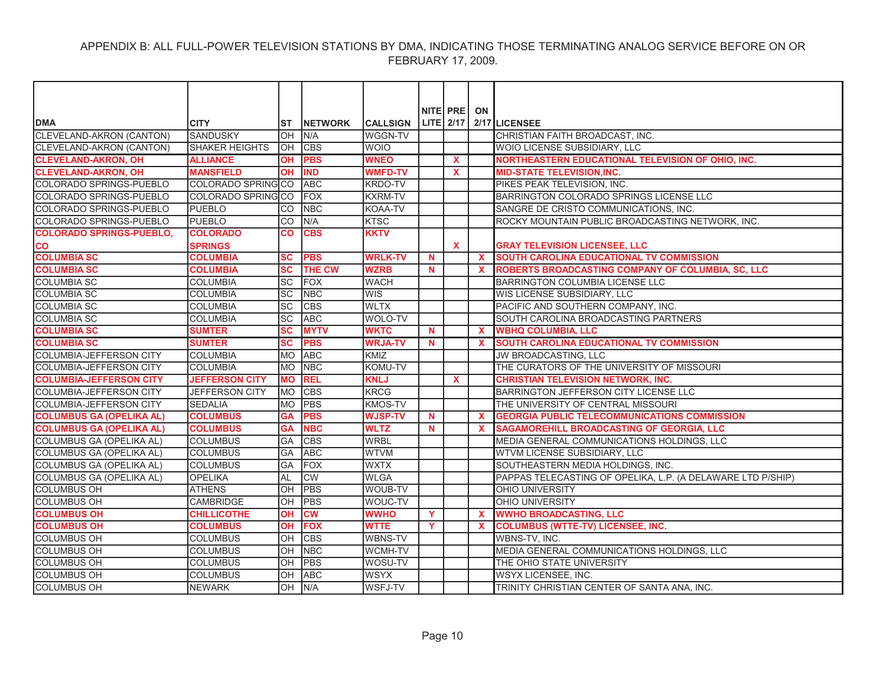APPENDIX B: ALL FULL-POWER TELEVISION STATIONS BY DMA, INDICATING THOSE TERMINATING ANALOG SERVICE BEFORE ON OR FEBRUARY 17, 2009.

| DMA | CITY | ST | NETWORK | CALLSIGN | NITE LITE | PRE 2/17 | ON 2/17 | LICENSEE |
|---|---|---|---|---|---|---|---|---|
| CLEVELAND-AKRON (CANTON) | SANDUSKY | OH | N/A | WGGN-TV | | | | CHRISTIAN FAITH BROADCAST, INC. |
| CLEVELAND-AKRON (CANTON) | SHAKER HEIGHTS | OH | CBS | WOIO | | | | WOIO LICENSE SUBSIDIARY, LLC |
| **CLEVELAND-AKRON, OH** | **ALLIANCE** | **OH** | **PBS** | **WNEO** | | **X** | | **NORTHEASTERN EDUCATIONAL TELEVISION OF OHIO, INC.** |
| **CLEVELAND-AKRON, OH** | **MANSFIELD** | **OH** | **IND** | **WMFD-TV** | | **X** | | **MID-STATE TELEVISION,INC.** |
| COLORADO SPRINGS-PUEBLO | COLORADO SPRING | CO | ABC | KRDO-TV | | | | PIKES PEAK TELEVISION, INC. |
| COLORADO SPRINGS-PUEBLO | COLORADO SPRING | CO | FOX | KXRM-TV | | | | BARRINGTON COLORADO SPRINGS LICENSE LLC |
| COLORADO SPRINGS-PUEBLO | PUEBLO | CO | NBC | KOAA-TV | | | | SANGRE DE CRISTO COMMUNICATIONS, INC. |
| COLORADO SPRINGS-PUEBLO | PUEBLO | CO | N/A | KTSC | | | | ROCKY MOUNTAIN PUBLIC BROADCASTING NETWORK, INC. |
| **COLORADO SPRINGS-PUEBLO, CO** | **COLORADO SPRINGS** | **CO** | **CBS** | **KKTV** | | **X** | | **GRAY TELEVISION LICENSEE, LLC** |
| **COLUMBIA SC** | **COLUMBIA** | **SC** | **PBS** | **WRLK-TV** | **N** | | **X** | **SOUTH CAROLINA EDUCATIONAL TV COMMISSION** |
| **COLUMBIA SC** | **COLUMBIA** | **SC** | **THE CW** | **WZRB** | **N** | | **X** | **ROBERTS BROADCASTING COMPANY OF COLUMBIA, SC, LLC** |
| COLUMBIA SC | COLUMBIA | SC | FOX | WACH | | | | BARRINGTON COLUMBIA LICENSE LLC |
| COLUMBIA SC | COLUMBIA | SC | NBC | WIS | | | | WIS LICENSE SUBSIDIARY, LLC |
| COLUMBIA SC | COLUMBIA | SC | CBS | WLTX | | | | PACIFIC AND SOUTHERN COMPANY, INC. |
| COLUMBIA SC | COLUMBIA | SC | ABC | WOLO-TV | | | | SOUTH CAROLINA BROADCASTING PARTNERS |
| **COLUMBIA SC** | **SUMTER** | **SC** | **MYTV** | **WKTC** | **N** | | **X** | **WBHQ COLUMBIA, LLC** |
| **COLUMBIA SC** | **SUMTER** | **SC** | **PBS** | **WRJA-TV** | **N** | | **X** | **SOUTH CAROLINA EDUCATIONAL TV COMMISSION** |
| COLUMBIA-JEFFERSON CITY | COLUMBIA | MO | ABC | KMIZ | | | | JW BROADCASTING, LLC |
| COLUMBIA-JEFFERSON CITY | COLUMBIA | MO | NBC | KOMU-TV | | | | THE CURATORS OF THE UNIVERSITY OF MISSOURI |
| **COLUMBIA-JEFFERSON CITY** | **JEFFERSON CITY** | **MO** | **REL** | **KNLJ** | | **X** | | **CHRISTIAN TELEVISION NETWORK, INC.** |
| COLUMBIA-JEFFERSON CITY | JEFFERSON CITY | MO | CBS | KRCG | | | | BARRINGTON JEFFERSON CITY LICENSE LLC |
| COLUMBIA-JEFFERSON CITY | SEDALIA | MO | PBS | KMOS-TV | | | | THE UNIVERSITY OF CENTRAL MISSOURI |
| **COLUMBUS GA (OPELIKA AL)** | **COLUMBUS** | **GA** | **PBS** | **WJSP-TV** | **N** | | **X** | **GEORGIA PUBLIC TELECOMMUNICATIONS COMMISSION** |
| **COLUMBUS GA (OPELIKA AL)** | **COLUMBUS** | **GA** | **NBC** | **WLTZ** | **N** | | **X** | **SAGAMOREHILL BROADCASTING OF GEORGIA, LLC** |
| COLUMBUS GA (OPELIKA AL) | COLUMBUS | GA | CBS | WRBL | | | | MEDIA GENERAL COMMUNICATIONS HOLDINGS, LLC |
| COLUMBUS GA (OPELIKA AL) | COLUMBUS | GA | ABC | WTVM | | | | WTVM LICENSE SUBSIDIARY, LLC |
| COLUMBUS GA (OPELIKA AL) | COLUMBUS | GA | FOX | WXTX | | | | SOUTHEASTERN MEDIA HOLDINGS, INC. |
| COLUMBUS GA (OPELIKA AL) | OPELIKA | AL | CW | WLGA | | | | PAPPAS TELECASTING OF OPELIKA, L.P. (A DELAWARE LTD P/SHIP) |
| COLUMBUS OH | ATHENS | OH | PBS | WOUB-TV | | | | OHIO UNIVERSITY |
| COLUMBUS OH | CAMBRIDGE | OH | PBS | WOUC-TV | | | | OHIO UNIVERSITY |
| **COLUMBUS OH** | **CHILLICOTHE** | **OH** | **CW** | **WWHO** | **Y** | | **X** | **WWHO BROADCASTING, LLC** |
| **COLUMBUS OH** | **COLUMBUS** | **OH** | **FOX** | **WTTE** | **Y** | | **X** | **COLUMBUS (WTTE-TV) LICENSEE, INC.** |
| COLUMBUS OH | COLUMBUS | OH | CBS | WBNS-TV | | | | WBNS-TV, INC. |
| COLUMBUS OH | COLUMBUS | OH | NBC | WCMH-TV | | | | MEDIA GENERAL COMMUNICATIONS HOLDINGS, LLC |
| COLUMBUS OH | COLUMBUS | OH | PBS | WOSU-TV | | | | THE OHIO STATE UNIVERSITY |
| COLUMBUS OH | COLUMBUS | OH | ABC | WSYX | | | | WSYX LICENSEE, INC. |
| COLUMBUS OH | NEWARK | OH | N/A | WSFJ-TV | | | | TRINITY CHRISTIAN CENTER OF SANTA ANA, INC. |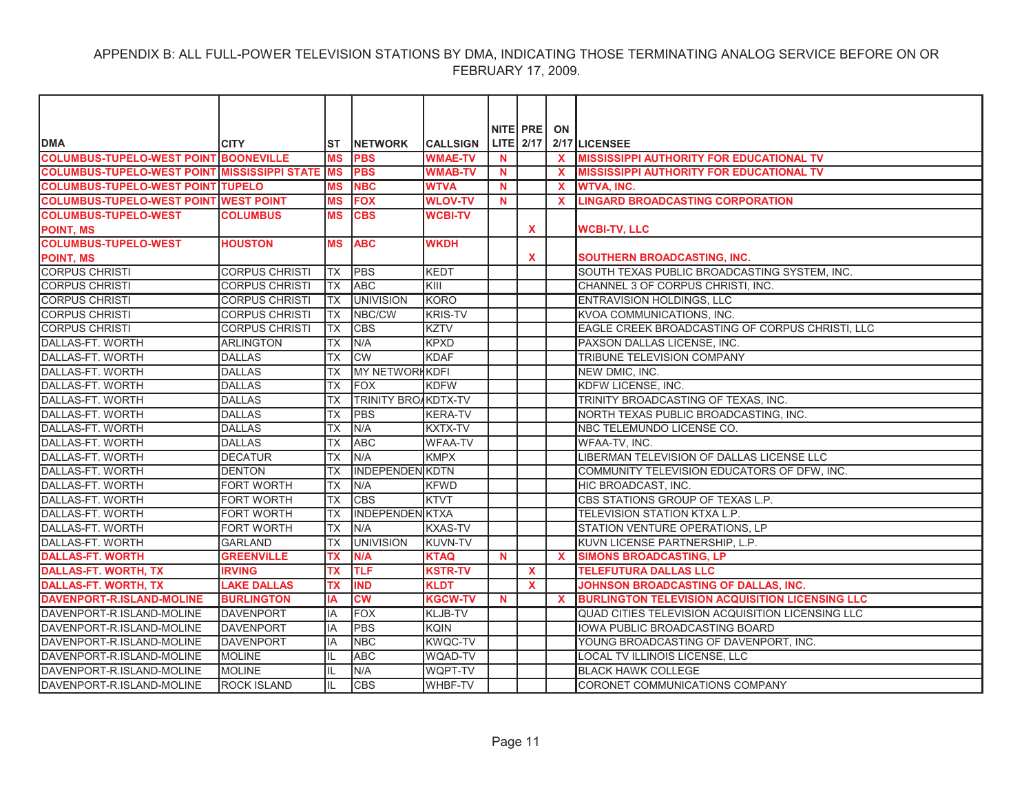APPENDIX B: ALL FULL-POWER TELEVISION STATIONS BY DMA, INDICATING THOSE TERMINATING ANALOG SERVICE BEFORE ON OR FEBRUARY 17, 2009.

| DMA | CITY | ST | NETWORK | CALLSIGN | NITE LITE | PRE 2/17 | ON 2/17 | LICENSEE |
|---|---|---|---|---|---|---|---|---|
| COLUMBUS-TUPELO-WEST POINT | BOONEVILLE | MS | PBS | WMAE-TV | N | | X | MISSISSIPPI AUTHORITY FOR EDUCATIONAL TV |
| COLUMBUS-TUPELO-WEST POINT | MISSISSIPPI STATE | MS | PBS | WMAB-TV | N | | X | MISSISSIPPI AUTHORITY FOR EDUCATIONAL TV |
| COLUMBUS-TUPELO-WEST POINT | TUPELO | MS | NBC | WTVA | N | | X | WTVA, INC. |
| COLUMBUS-TUPELO-WEST POINT | WEST POINT | MS | FOX | WLOV-TV | N | | X | LINGARD BROADCASTING CORPORATION |
| COLUMBUS-TUPELO-WEST POINT, MS | COLUMBUS | MS | CBS | WCBI-TV | | X | | WCBI-TV, LLC |
| COLUMBUS-TUPELO-WEST POINT, MS | HOUSTON | MS | ABC | WKDH | | X | | SOUTHERN BROADCASTING, INC. |
| CORPUS CHRISTI | CORPUS CHRISTI | TX | PBS | KEDT | | | | SOUTH TEXAS PUBLIC BROADCASTING SYSTEM, INC. |
| CORPUS CHRISTI | CORPUS CHRISTI | TX | ABC | KIII | | | | CHANNEL 3 OF CORPUS CHRISTI, INC. |
| CORPUS CHRISTI | CORPUS CHRISTI | TX | UNIVISION | KORO | | | | ENTRAVISION HOLDINGS, LLC |
| CORPUS CHRISTI | CORPUS CHRISTI | TX | NBC/CW | KRIS-TV | | | | KVOA COMMUNICATIONS, INC. |
| CORPUS CHRISTI | CORPUS CHRISTI | TX | CBS | KZTV | | | | EAGLE CREEK BROADCASTING OF CORPUS CHRISTI, LLC |
| DALLAS-FT. WORTH | ARLINGTON | TX | N/A | KPXD | | | | PAXSON DALLAS LICENSE, INC. |
| DALLAS-FT. WORTH | DALLAS | TX | CW | KDAF | | | | TRIBUNE TELEVISION COMPANY |
| DALLAS-FT. WORTH | DALLAS | TX | MY NETWORK | KDFI | | | | NEW DMIC, INC. |
| DALLAS-FT. WORTH | DALLAS | TX | FOX | KDFW | | | | KDFW LICENSE, INC. |
| DALLAS-FT. WORTH | DALLAS | TX | TRINITY BRO | KDTX-TV | | | | TRINITY BROADCASTING OF TEXAS, INC. |
| DALLAS-FT. WORTH | DALLAS | TX | PBS | KERA-TV | | | | NORTH TEXAS PUBLIC BROADCASTING, INC. |
| DALLAS-FT. WORTH | DALLAS | TX | N/A | KXTX-TV | | | | NBC TELEMUNDO LICENSE CO. |
| DALLAS-FT. WORTH | DALLAS | TX | ABC | WFAA-TV | | | | WFAA-TV, INC. |
| DALLAS-FT. WORTH | DECATUR | TX | N/A | KMPX | | | | LIBERMAN TELEVISION OF DALLAS LICENSE LLC |
| DALLAS-FT. WORTH | DENTON | TX | INDEPENDEN | KDTN | | | | COMMUNITY TELEVISION EDUCATORS OF DFW, INC. |
| DALLAS-FT. WORTH | FORT WORTH | TX | N/A | KFWD | | | | HIC BROADCAST, INC. |
| DALLAS-FT. WORTH | FORT WORTH | TX | CBS | KTVT | | | | CBS STATIONS GROUP OF TEXAS L.P. |
| DALLAS-FT. WORTH | FORT WORTH | TX | INDEPENDEN | KTXA | | | | TELEVISION STATION KTXA L.P. |
| DALLAS-FT. WORTH | FORT WORTH | TX | N/A | KXAS-TV | | | | STATION VENTURE OPERATIONS, LP |
| DALLAS-FT. WORTH | GARLAND | TX | UNIVISION | KUVN-TV | | | | KUVN LICENSE PARTNERSHIP, L.P. |
| DALLAS-FT. WORTH | GREENVILLE | TX | N/A | KTAQ | N | | X | SIMONS BROADCASTING, LP |
| DALLAS-FT. WORTH, TX | IRVING | TX | TLF | KSTR-TV | | X | | TELEFUTURA DALLAS LLC |
| DALLAS-FT. WORTH, TX | LAKE DALLAS | TX | IND | KLDT | | X | | JOHNSON BROADCASTING OF DALLAS, INC. |
| DAVENPORT-R.ISLAND-MOLINE | BURLINGTON | IA | CW | KGCW-TV | N | | X | BURLINGTON TELEVISION ACQUISITION LICENSING LLC |
| DAVENPORT-R.ISLAND-MOLINE | DAVENPORT | IA | FOX | KLJB-TV | | | | QUAD CITIES TELEVISION ACQUISITION LICENSING LLC |
| DAVENPORT-R.ISLAND-MOLINE | DAVENPORT | IA | PBS | KQIN | | | | IOWA PUBLIC BROADCASTING BOARD |
| DAVENPORT-R.ISLAND-MOLINE | DAVENPORT | IA | NBC | KWQC-TV | | | | YOUNG BROADCASTING OF DAVENPORT, INC. |
| DAVENPORT-R.ISLAND-MOLINE | MOLINE | IL | ABC | WQAD-TV | | | | LOCAL TV ILLINOIS LICENSE, LLC |
| DAVENPORT-R.ISLAND-MOLINE | MOLINE | IL | N/A | WQPT-TV | | | | BLACK HAWK COLLEGE |
| DAVENPORT-R.ISLAND-MOLINE | ROCK ISLAND | IL | CBS | WHBF-TV | | | | CORONET COMMUNICATIONS COMPANY |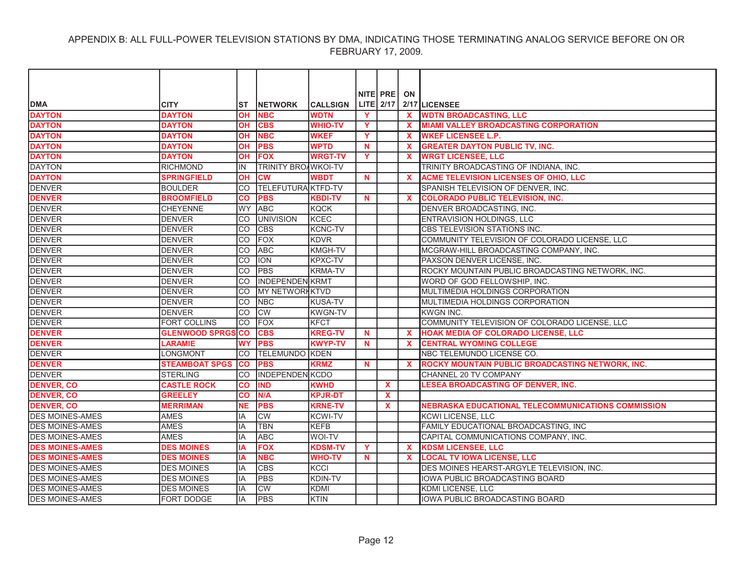APPENDIX B: ALL FULL-POWER TELEVISION STATIONS BY DMA, INDICATING THOSE TERMINATING ANALOG SERVICE BEFORE ON OR FEBRUARY 17, 2009.

| DMA | CITY | ST | NETWORK | CALLSIGN | NITE LITE | PRE 2/17 | ON 2/17 | LICENSEE |
|---|---|---|---|---|---|---|---|---|
| **DAYTON** | **DAYTON** | **OH** | **NBC** | **WDTN** | **Y** | | **X** | **WDTN BROADCASTING, LLC** |
| **DAYTON** | **DAYTON** | **OH** | **CBS** | **WHIO-TV** | **Y** | | **X** | **MIAMI VALLEY BROADCASTING CORPORATION** |
| **DAYTON** | **DAYTON** | **OH** | **NBC** | **WKEF** | **Y** | | **X** | **WKEF LICENSEE L.P.** |
| **DAYTON** | **DAYTON** | **OH** | **PBS** | **WPTD** | **N** | | **X** | **GREATER DAYTON PUBLIC TV, INC.** |
| **DAYTON** | **DAYTON** | **OH** | **FOX** | **WRGT-TV** | **Y** | | **X** | **WRGT LICENSEE, LLC** |
| DAYTON | RICHMOND | IN | TRINITY BRO/ | WKOI-TV | | | | TRINITY BROADCASTING OF INDIANA, INC. |
| **DAYTON** | **SPRINGFIELD** | **OH** | **CW** | **WBDT** | **N** | | **X** | **ACME TELEVISION LICENSES OF OHIO, LLC** |
| DENVER | BOULDER | CO | TELEFUTURA | KTFD-TV | | | | SPANISH TELEVISION OF DENVER, INC. |
| **DENVER** | **BROOMFIELD** | **CO** | **PBS** | **KBDI-TV** | **N** | | **X** | **COLORADO PUBLIC TELEVISION, INC.** |
| DENVER | CHEYENNE | WY | ABC | KQCK | | | | DENVER BROADCASTING, INC. |
| DENVER | DENVER | CO | UNIVISION | KCEC | | | | ENTRAVISION HOLDINGS, LLC |
| DENVER | DENVER | CO | CBS | KCNC-TV | | | | CBS TELEVISION STATIONS INC. |
| DENVER | DENVER | CO | FOX | KDVR | | | | COMMUNITY TELEVISION OF COLORADO LICENSE, LLC |
| DENVER | DENVER | CO | ABC | KMGH-TV | | | | MCGRAW-HILL BROADCASTING COMPANY, INC. |
| DENVER | DENVER | CO | ION | KPXC-TV | | | | PAXSON DENVER LICENSE, INC. |
| DENVER | DENVER | CO | PBS | KRMA-TV | | | | ROCKY MOUNTAIN PUBLIC BROADCASTING NETWORK, INC. |
| DENVER | DENVER | CO | INDEPENDEN | KRMT | | | | WORD OF GOD FELLOWSHIP, INC. |
| DENVER | DENVER | CO | MY NETWORK | KTVD | | | | MULTIMEDIA HOLDINGS CORPORATION |
| DENVER | DENVER | CO | NBC | KUSA-TV | | | | MULTIMEDIA HOLDINGS CORPORATION |
| DENVER | DENVER | CO | CW | KWGN-TV | | | | KWGN INC. |
| DENVER | FORT COLLINS | CO | FOX | KFCT | | | | COMMUNITY TELEVISION OF COLORADO LICENSE, LLC |
| **DENVER** | **GLENWOOD SPRGS** | **CO** | **CBS** | **KREG-TV** | **N** | | **X** | **HOAK MEDIA OF COLORADO LICENSE, LLC** |
| **DENVER** | **LARAMIE** | **WY** | **PBS** | **KWYP-TV** | **N** | | **X** | **CENTRAL WYOMING COLLEGE** |
| DENVER | LONGMONT | CO | TELEMUNDO | KDEN | | | | NBC TELEMUNDO LICENSE CO. |
| **DENVER** | **STEAMBOAT SPGS** | **CO** | **PBS** | **KRMZ** | **N** | | **X** | **ROCKY MOUNTAIN PUBLIC BROADCASTING NETWORK, INC.** |
| DENVER | STERLING | CO | INDEPENDEN | KCDO | | | | CHANNEL 20 TV COMPANY |
| **DENVER, CO** | **CASTLE ROCK** | **CO** | **IND** | **KWHD** | | **X** | | **LESEA BROADCASTING OF DENVER, INC.** |
| **DENVER, CO** | **GREELEY** | **CO** | **N/A** | **KPJR-DT** | | **X** | | |
| **DENVER, CO** | **MERRIMAN** | **NE** | **PBS** | **KRNE-TV** | | **X** | | **NEBRASKA EDUCATIONAL TELECOMMUNICATIONS COMMISSION** |
| DES MOINES-AMES | AMES | IA | CW | KCWI-TV | | | | KCWI LICENSE, LLC |
| DES MOINES-AMES | AMES | IA | TBN | KEFB | | | | FAMILY EDUCATIONAL BROADCASTING, INC |
| DES MOINES-AMES | AMES | IA | ABC | WOI-TV | | | | CAPITAL COMMUNICATIONS COMPANY, INC. |
| **DES MOINES-AMES** | **DES MOINES** | **IA** | **FOX** | **KDSM-TV** | **Y** | | **X** | **KDSM LICENSEE, LLC** |
| **DES MOINES-AMES** | **DES MOINES** | **IA** | **NBC** | **WHO-TV** | **N** | | **X** | **LOCAL TV IOWA LICENSE, LLC** |
| DES MOINES-AMES | DES MOINES | IA | CBS | KCCI | | | | DES MOINES HEARST-ARGYLE TELEVISION, INC. |
| DES MOINES-AMES | DES MOINES | IA | PBS | KDIN-TV | | | | IOWA PUBLIC BROADCASTING BOARD |
| DES MOINES-AMES | DES MOINES | IA | CW | KDMI | | | | KDMI LICENSE, LLC |
| DES MOINES-AMES | FORT DODGE | IA | PBS | KTIN | | | | IOWA PUBLIC BROADCASTING BOARD |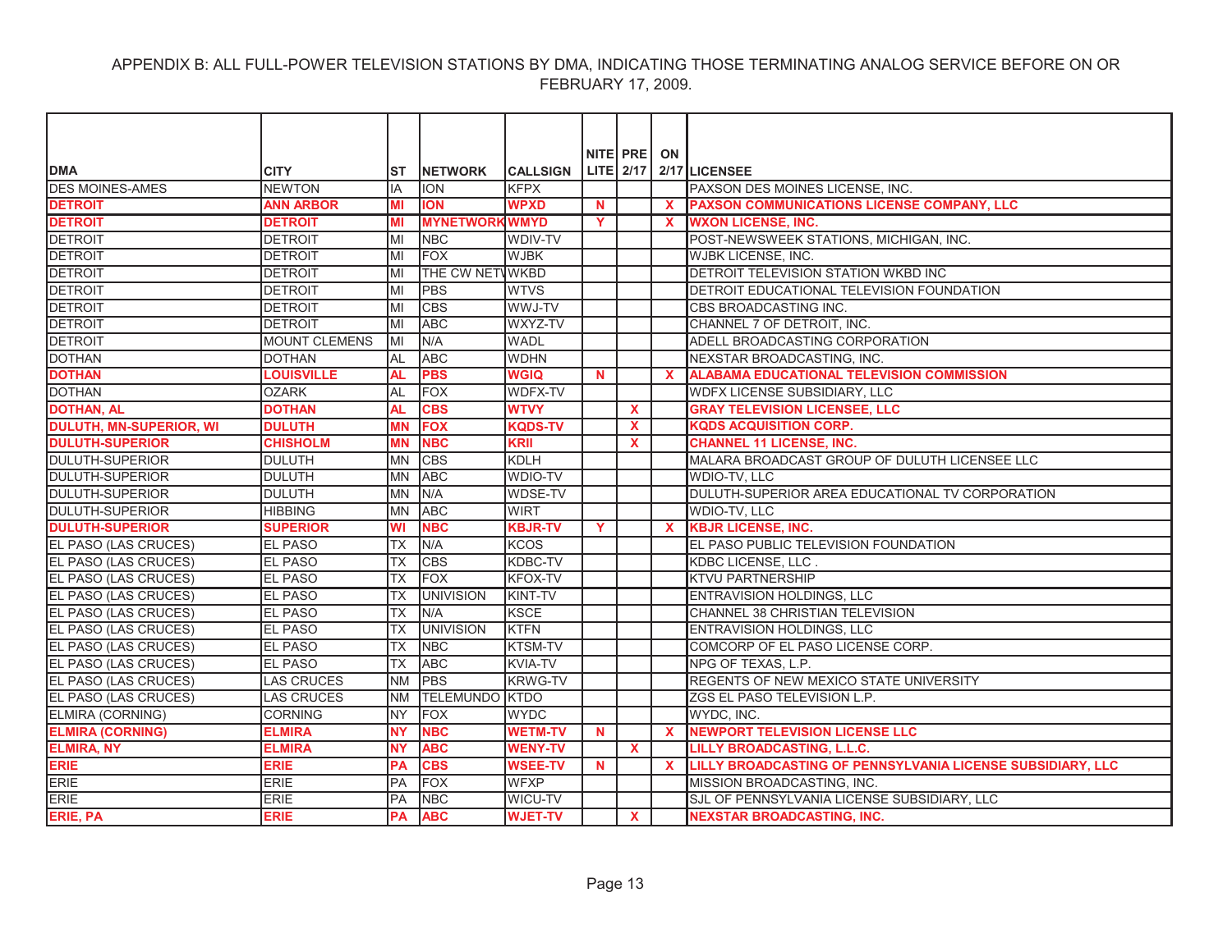APPENDIX B: ALL FULL-POWER TELEVISION STATIONS BY DMA, INDICATING THOSE TERMINATING ANALOG SERVICE BEFORE ON OR FEBRUARY 17, 2009.

| DMA | CITY | ST | NETWORK | CALLSIGN | NITE LITE | PRE 2/17 | ON 2/17 | LICENSEE |
|---|---|---|---|---|---|---|---|---|
| DES MOINES-AMES | NEWTON | IA | ION | KFPX | | | | PAXSON DES MOINES LICENSE, INC. |
| **DETROIT** | **ANN ARBOR** | **MI** | **ION** | **WPXD** | **N** | | **X** | **PAXSON COMMUNICATIONS LICENSE COMPANY, LLC** |
| **DETROIT** | **DETROIT** | **MI** | **MYNETWORK** | **WMYD** | **Y** | | **X** | **WXON LICENSE, INC.** |
| DETROIT | DETROIT | MI | NBC | WDIV-TV | | | | POST-NEWSWEEK STATIONS, MICHIGAN, INC. |
| DETROIT | DETROIT | MI | FOX | WJBK | | | | WJBK LICENSE, INC. |
| DETROIT | DETROIT | MI | THE CW NETW | WKBD | | | | DETROIT TELEVISION STATION WKBD INC |
| DETROIT | DETROIT | MI | PBS | WTVS | | | | DETROIT EDUCATIONAL TELEVISION FOUNDATION |
| DETROIT | DETROIT | MI | CBS | WWJ-TV | | | | CBS BROADCASTING INC. |
| DETROIT | DETROIT | MI | ABC | WXYZ-TV | | | | CHANNEL 7 OF DETROIT, INC. |
| DETROIT | MOUNT CLEMENS | MI | N/A | WADL | | | | ADELL BROADCASTING CORPORATION |
| DOTHAN | DOTHAN | AL | ABC | WDHN | | | | NEXSTAR BROADCASTING, INC. |
| **DOTHAN** | **LOUISVILLE** | **AL** | **PBS** | **WGIQ** | **N** | | **X** | **ALABAMA EDUCATIONAL TELEVISION COMMISSION** |
| DOTHAN | OZARK | AL | FOX | WDFX-TV | | | | WDFX LICENSE SUBSIDIARY, LLC |
| **DOTHAN, AL** | **DOTHAN** | **AL** | **CBS** | **WTVY** | | **X** | | **GRAY TELEVISION LICENSEE, LLC** |
| **DULUTH, MN-SUPERIOR, WI** | **DULUTH** | **MN** | **FOX** | **KQDS-TV** | | **X** | | **KQDS ACQUISITION CORP.** |
| **DULUTH-SUPERIOR** | **CHISHOLM** | **MN** | **NBC** | **KRII** | | **X** | | **CHANNEL 11 LICENSE, INC.** |
| DULUTH-SUPERIOR | DULUTH | MN | CBS | KDLH | | | | MALARA BROADCAST GROUP OF DULUTH LICENSEE LLC |
| DULUTH-SUPERIOR | DULUTH | MN | ABC | WDIO-TV | | | | WDIO-TV, LLC |
| DULUTH-SUPERIOR | DULUTH | MN | N/A | WDSE-TV | | | | DULUTH-SUPERIOR AREA EDUCATIONAL TV CORPORATION |
| DULUTH-SUPERIOR | HIBBING | MN | ABC | WIRT | | | | WDIO-TV, LLC |
| **DULUTH-SUPERIOR** | **SUPERIOR** | **WI** | **NBC** | **KBJR-TV** | **Y** | | **X** | **KBJR LICENSE, INC.** |
| EL PASO (LAS CRUCES) | EL PASO | TX | N/A | KCOS | | | | EL PASO PUBLIC TELEVISION FOUNDATION |
| EL PASO (LAS CRUCES) | EL PASO | TX | CBS | KDBC-TV | | | | KDBC LICENSE, LLC . |
| EL PASO (LAS CRUCES) | EL PASO | TX | FOX | KFOX-TV | | | | KTVU PARTNERSHIP |
| EL PASO (LAS CRUCES) | EL PASO | TX | UNIVISION | KINT-TV | | | | ENTRAVISION HOLDINGS, LLC |
| EL PASO (LAS CRUCES) | EL PASO | TX | N/A | KSCE | | | | CHANNEL 38 CHRISTIAN TELEVISION |
| EL PASO (LAS CRUCES) | EL PASO | TX | UNIVISION | KTFN | | | | ENTRAVISION HOLDINGS, LLC |
| EL PASO (LAS CRUCES) | EL PASO | TX | NBC | KTSM-TV | | | | COMCORP OF EL PASO LICENSE CORP. |
| EL PASO (LAS CRUCES) | EL PASO | TX | ABC | KVIA-TV | | | | NPG OF TEXAS, L.P. |
| EL PASO (LAS CRUCES) | LAS CRUCES | NM | PBS | KRWG-TV | | | | REGENTS OF NEW MEXICO STATE UNIVERSITY |
| EL PASO (LAS CRUCES) | LAS CRUCES | NM | TELEMUNDO | KTDO | | | | ZGS EL PASO TELEVISION L.P. |
| ELMIRA (CORNING) | CORNING | NY | FOX | WYDC | | | | WYDC, INC. |
| **ELMIRA (CORNING)** | **ELMIRA** | **NY** | **NBC** | **WETM-TV** | **N** | | **X** | **NEWPORT TELEVISION LICENSE LLC** |
| **ELMIRA, NY** | **ELMIRA** | **NY** | **ABC** | **WENY-TV** | | **X** | | **LILLY BROADCASTING, L.L.C.** |
| **ERIE** | **ERIE** | **PA** | **CBS** | **WSEE-TV** | **N** | | **X** | **LILLY BROADCASTING OF PENNSYLVANIA LICENSE SUBSIDIARY, LLC** |
| ERIE | ERIE | PA | FOX | WFXP | | | | MISSION BROADCASTING, INC. |
| ERIE | ERIE | PA | NBC | WICU-TV | | | | SJL OF PENNSYLVANIA LICENSE SUBSIDIARY, LLC |
| **ERIE, PA** | **ERIE** | **PA** | **ABC** | **WJET-TV** | | **X** | | **NEXSTAR BROADCASTING, INC.** |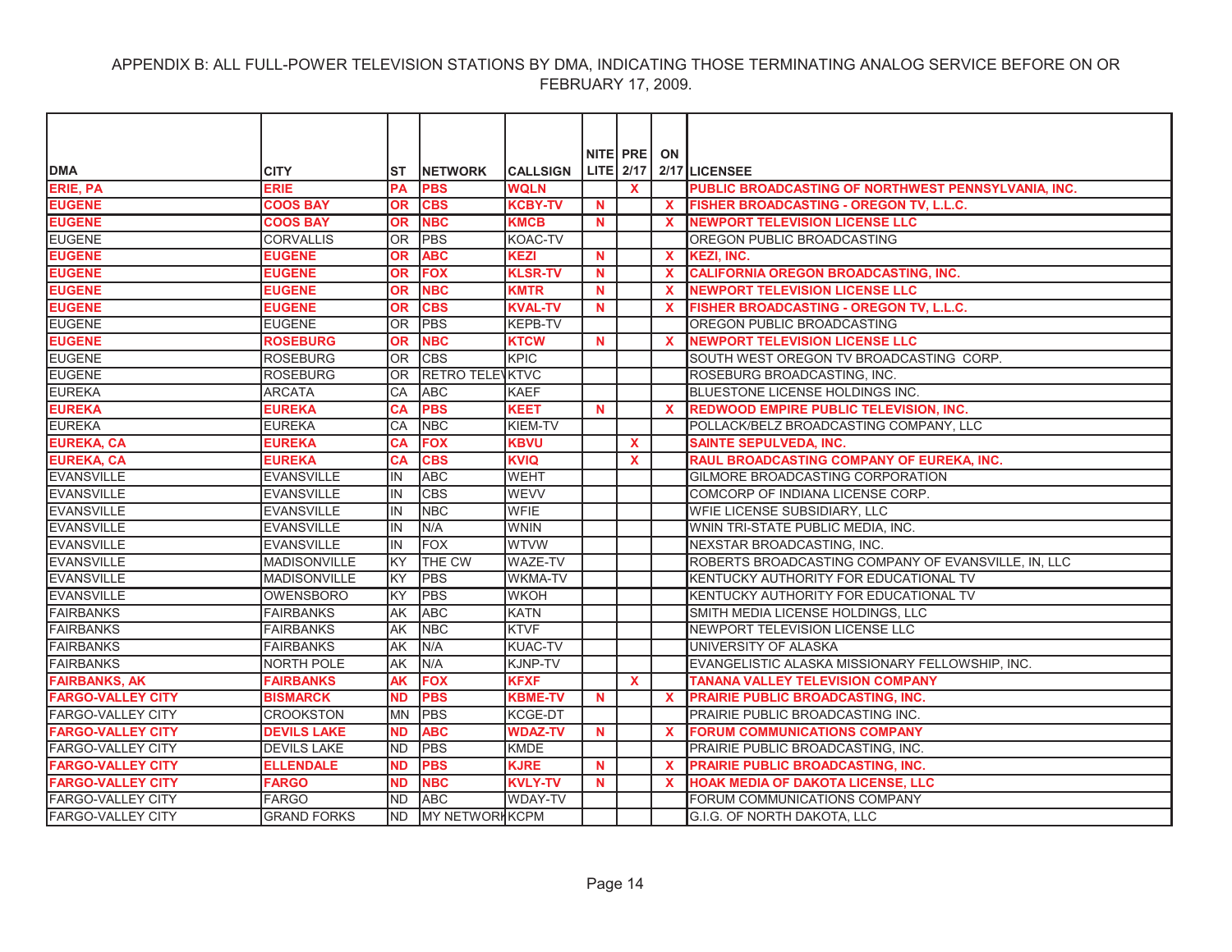APPENDIX B: ALL FULL-POWER TELEVISION STATIONS BY DMA, INDICATING THOSE TERMINATING ANALOG SERVICE BEFORE ON OR FEBRUARY 17, 2009.

| DMA | CITY | ST | NETWORK | CALLSIGN | NITE LITE | PRE 2/17 | ON 2/17 | LICENSEE |
|---|---|---|---|---|---|---|---|---|
| ERIE, PA | ERIE | PA | PBS | WQLN | | X | | PUBLIC BROADCASTING OF NORTHWEST PENNSYLVANIA, INC. |
| EUGENE | COOS BAY | OR | CBS | KCBY-TV | N | | X | FISHER BROADCASTING - OREGON TV, L.L.C. |
| EUGENE | COOS BAY | OR | NBC | KMCB | N | | X | NEWPORT TELEVISION LICENSE LLC |
| EUGENE | CORVALLIS | OR | PBS | KOAC-TV | | | | OREGON PUBLIC BROADCASTING |
| EUGENE | EUGENE | OR | ABC | KEZI | N | | X | KEZI, INC. |
| EUGENE | EUGENE | OR | FOX | KLSR-TV | N | | X | CALIFORNIA OREGON BROADCASTING, INC. |
| EUGENE | EUGENE | OR | NBC | KMTR | N | | X | NEWPORT TELEVISION LICENSE LLC |
| EUGENE | EUGENE | OR | CBS | KVAL-TV | N | | X | FISHER BROADCASTING - OREGON TV, L.L.C. |
| EUGENE | EUGENE | OR | PBS | KEPB-TV | | | | OREGON PUBLIC BROADCASTING |
| EUGENE | ROSEBURG | OR | NBC | KTCW | N | | X | NEWPORT TELEVISION LICENSE LLC |
| EUGENE | ROSEBURG | OR | CBS | KPIC | | | | SOUTH WEST OREGON TV BROADCASTING CORP. |
| EUGENE | ROSEBURG | OR | RETRO TELEV | KTVC | | | | ROSEBURG BROADCASTING, INC. |
| EUREKA | ARCATA | CA | ABC | KAEF | | | | BLUESTONE LICENSE HOLDINGS INC. |
| EUREKA | EUREKA | CA | PBS | KEET | N | | X | REDWOOD EMPIRE PUBLIC TELEVISION, INC. |
| EUREKA | EUREKA | CA | NBC | KIEM-TV | | | | POLLACK/BELZ BROADCASTING COMPANY, LLC |
| EUREKA, CA | EUREKA | CA | FOX | KBVU | | X | | SAINTE SEPULVEDA, INC. |
| EUREKA, CA | EUREKA | CA | CBS | KVIQ | | X | | RAUL BROADCASTING COMPANY OF EUREKA, INC. |
| EVANSVILLE | EVANSVILLE | IN | ABC | WEHT | | | | GILMORE BROADCASTING CORPORATION |
| EVANSVILLE | EVANSVILLE | IN | CBS | WEVV | | | | COMCORP OF INDIANA LICENSE CORP. |
| EVANSVILLE | EVANSVILLE | IN | NBC | WFIE | | | | WFIE LICENSE SUBSIDIARY, LLC |
| EVANSVILLE | EVANSVILLE | IN | N/A | WNIN | | | | WNIN TRI-STATE PUBLIC MEDIA, INC. |
| EVANSVILLE | EVANSVILLE | IN | FOX | WTVW | | | | NEXSTAR BROADCASTING, INC. |
| EVANSVILLE | MADISONVILLE | KY | THE CW | WAZE-TV | | | | ROBERTS BROADCASTING COMPANY OF EVANSVILLE, IN, LLC |
| EVANSVILLE | MADISONVILLE | KY | PBS | WKMA-TV | | | | KENTUCKY AUTHORITY FOR EDUCATIONAL TV |
| EVANSVILLE | OWENSBORO | KY | PBS | WKOH | | | | KENTUCKY AUTHORITY FOR EDUCATIONAL TV |
| FAIRBANKS | FAIRBANKS | AK | ABC | KATN | | | | SMITH MEDIA LICENSE HOLDINGS, LLC |
| FAIRBANKS | FAIRBANKS | AK | NBC | KTVF | | | | NEWPORT TELEVISION LICENSE LLC |
| FAIRBANKS | FAIRBANKS | AK | N/A | KUAC-TV | | | | UNIVERSITY OF ALASKA |
| FAIRBANKS | NORTH POLE | AK | N/A | KJNP-TV | | | | EVANGELISTIC ALASKA MISSIONARY FELLOWSHIP, INC. |
| FAIRBANKS, AK | FAIRBANKS | AK | FOX | KFXF | | X | | TANANA VALLEY TELEVISION COMPANY |
| FARGO-VALLEY CITY | BISMARCK | ND | PBS | KBME-TV | N | | X | PRAIRIE PUBLIC BROADCASTING, INC. |
| FARGO-VALLEY CITY | CROOKSTON | MN | PBS | KCGE-DT | | | | PRAIRIE PUBLIC BROADCASTING INC. |
| FARGO-VALLEY CITY | DEVILS LAKE | ND | ABC | WDAZ-TV | N | | X | FORUM COMMUNICATIONS COMPANY |
| FARGO-VALLEY CITY | DEVILS LAKE | ND | PBS | KMDE | | | | PRAIRIE PUBLIC BROADCASTING, INC. |
| FARGO-VALLEY CITY | ELLENDALE | ND | PBS | KJRE | N | | X | PRAIRIE PUBLIC BROADCASTING, INC. |
| FARGO-VALLEY CITY | FARGO | ND | NBC | KVLY-TV | N | | X | HOAK MEDIA OF DAKOTA LICENSE, LLC |
| FARGO-VALLEY CITY | FARGO | ND | ABC | WDAY-TV | | | | FORUM COMMUNICATIONS COMPANY |
| FARGO-VALLEY CITY | GRAND FORKS | ND | MY NETWORK | KCPM | | | | G.I.G. OF NORTH DAKOTA, LLC |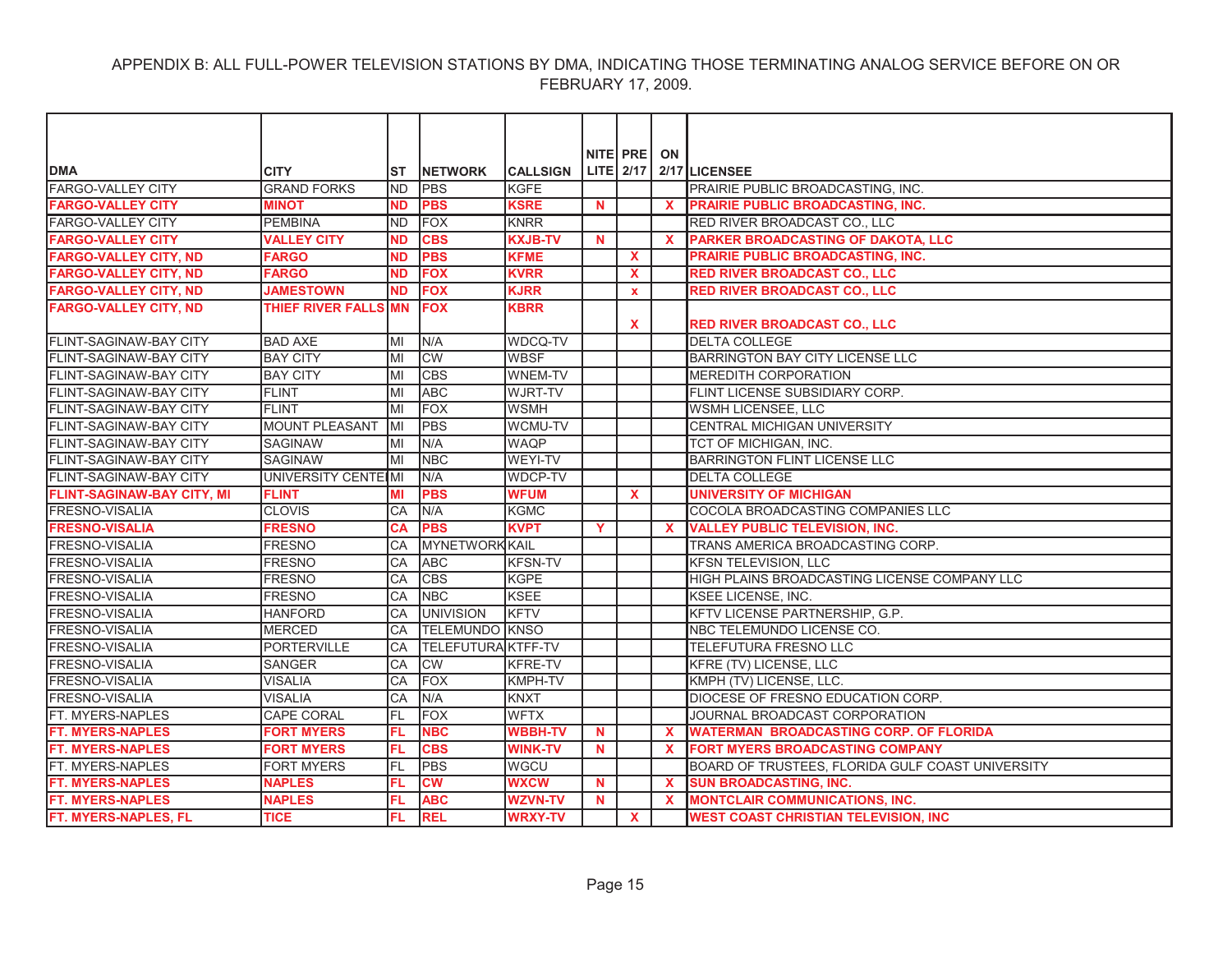APPENDIX B: ALL FULL-POWER TELEVISION STATIONS BY DMA, INDICATING THOSE TERMINATING ANALOG SERVICE BEFORE ON OR FEBRUARY 17, 2009.

| DMA | CITY | ST | NETWORK | CALLSIGN | NITE LITE | PRE 2/17 | ON 2/17 | LICENSEE |
|---|---|---|---|---|---|---|---|---|
| FARGO-VALLEY CITY | GRAND FORKS | ND | PBS | KGFE | | | | PRAIRIE PUBLIC BROADCASTING, INC. |
| **FARGO-VALLEY CITY** | **MINOT** | **ND** | **PBS** | **KSRE** | **N** | | **X** | **PRAIRIE PUBLIC BROADCASTING, INC.** |
| FARGO-VALLEY CITY | PEMBINA | ND | FOX | KNRR | | | | RED RIVER BROADCAST CO., LLC |
| **FARGO-VALLEY CITY** | **VALLEY CITY** | **ND** | **CBS** | **KXJB-TV** | **N** | | **X** | **PARKER BROADCASTING OF DAKOTA, LLC** |
| **FARGO-VALLEY CITY, ND** | **FARGO** | **ND** | **PBS** | **KFME** | | **X** | | **PRAIRIE PUBLIC BROADCASTING, INC.** |
| **FARGO-VALLEY CITY, ND** | **FARGO** | **ND** | **FOX** | **KVRR** | | **X** | | **RED RIVER BROADCAST CO., LLC** |
| **FARGO-VALLEY CITY, ND** | **JAMESTOWN** | **ND** | **FOX** | **KJRR** | | **x** | | **RED RIVER BROADCAST CO., LLC** |
| **FARGO-VALLEY CITY, ND** | **THIEF RIVER FALLS** | **MN** | **FOX** | **KBRR** | | **X** | | **RED RIVER BROADCAST CO., LLC** |
| FLINT-SAGINAW-BAY CITY | BAD AXE | MI | N/A | WDCQ-TV | | | | DELTA COLLEGE |
| FLINT-SAGINAW-BAY CITY | BAY CITY | MI | CW | WBSF | | | | BARRINGTON BAY CITY LICENSE LLC |
| FLINT-SAGINAW-BAY CITY | BAY CITY | MI | CBS | WNEM-TV | | | | MEREDITH CORPORATION |
| FLINT-SAGINAW-BAY CITY | FLINT | MI | ABC | WJRT-TV | | | | FLINT LICENSE SUBSIDIARY CORP. |
| FLINT-SAGINAW-BAY CITY | FLINT | MI | FOX | WSMH | | | | WSMH LICENSEE, LLC |
| FLINT-SAGINAW-BAY CITY | MOUNT PLEASANT | MI | PBS | WCMU-TV | | | | CENTRAL MICHIGAN UNIVERSITY |
| FLINT-SAGINAW-BAY CITY | SAGINAW | MI | N/A | WAQP | | | | TCT OF MICHIGAN, INC. |
| FLINT-SAGINAW-BAY CITY | SAGINAW | MI | NBC | WEYI-TV | | | | BARRINGTON FLINT LICENSE LLC |
| FLINT-SAGINAW-BAY CITY | UNIVERSITY CENTE | MI | N/A | WDCP-TV | | | | DELTA COLLEGE |
| **FLINT-SAGINAW-BAY CITY, MI** | **FLINT** | **MI** | **PBS** | **WFUM** | | **X** | | **UNIVERSITY OF MICHIGAN** |
| FRESNO-VISALIA | CLOVIS | CA | N/A | KGMC | | | | COCOLA BROADCASTING COMPANIES LLC |
| **FRESNO-VISALIA** | **FRESNO** | **CA** | **PBS** | **KVPT** | **Y** | | **X** | **VALLEY PUBLIC TELEVISION, INC.** |
| FRESNO-VISALIA | FRESNO | CA | MYNETWORK | KAIL | | | | TRANS AMERICA BROADCASTING CORP. |
| FRESNO-VISALIA | FRESNO | CA | ABC | KFSN-TV | | | | KFSN TELEVISION, LLC |
| FRESNO-VISALIA | FRESNO | CA | CBS | KGPE | | | | HIGH PLAINS BROADCASTING LICENSE COMPANY LLC |
| FRESNO-VISALIA | FRESNO | CA | NBC | KSEE | | | | KSEE LICENSE, INC. |
| FRESNO-VISALIA | HANFORD | CA | UNIVISION | KFTV | | | | KFTV LICENSE PARTNERSHIP, G.P. |
| FRESNO-VISALIA | MERCED | CA | TELEMUNDO | KNSO | | | | NBC TELEMUNDO LICENSE CO. |
| FRESNO-VISALIA | PORTERVILLE | CA | TELEFUTURA | KTFF-TV | | | | TELEFUTURA FRESNO LLC |
| FRESNO-VISALIA | SANGER | CA | CW | KFRE-TV | | | | KFRE (TV) LICENSE, LLC |
| FRESNO-VISALIA | VISALIA | CA | FOX | KMPH-TV | | | | KMPH (TV) LICENSE, LLC. |
| FRESNO-VISALIA | VISALIA | CA | N/A | KNXT | | | | DIOCESE OF FRESNO EDUCATION CORP. |
| FT. MYERS-NAPLES | CAPE CORAL | FL | FOX | WFTX | | | | JOURNAL BROADCAST CORPORATION |
| **FT. MYERS-NAPLES** | **FORT MYERS** | **FL** | **NBC** | **WBBH-TV** | **N** | | **X** | **WATERMAN BROADCASTING CORP. OF FLORIDA** |
| **FT. MYERS-NAPLES** | **FORT MYERS** | **FL** | **CBS** | **WINK-TV** | **N** | | **X** | **FORT MYERS BROADCASTING COMPANY** |
| FT. MYERS-NAPLES | FORT MYERS | FL | PBS | WGCU | | | | BOARD OF TRUSTEES, FLORIDA GULF COAST UNIVERSITY |
| **FT. MYERS-NAPLES** | **NAPLES** | **FL** | **CW** | **WXCW** | **N** | | **X** | **SUN BROADCASTING, INC.** |
| **FT. MYERS-NAPLES** | **NAPLES** | **FL** | **ABC** | **WZVN-TV** | **N** | | **X** | **MONTCLAIR COMMUNICATIONS, INC.** |
| **FT. MYERS-NAPLES, FL** | **TICE** | **FL** | **REL** | **WRXY-TV** | | **X** | | **WEST COAST CHRISTIAN TELEVISION, INC** |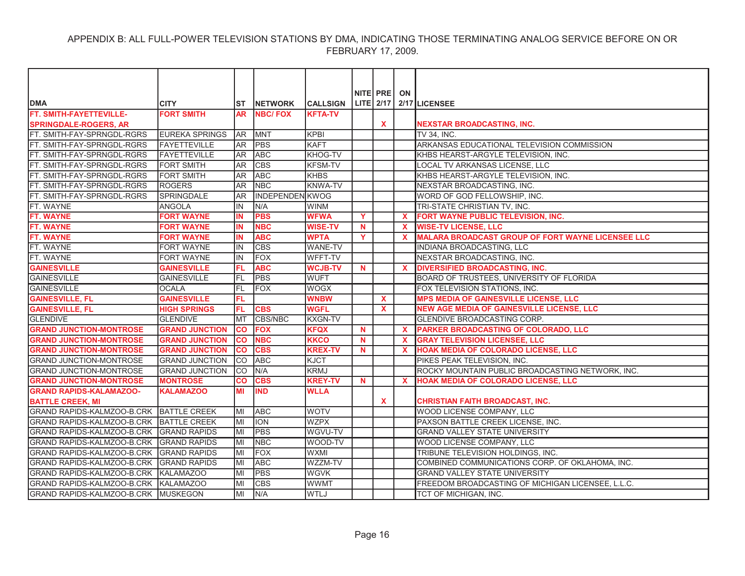APPENDIX B: ALL FULL-POWER TELEVISION STATIONS BY DMA, INDICATING THOSE TERMINATING ANALOG SERVICE BEFORE ON OR FEBRUARY 17, 2009.

| DMA | CITY | ST | NETWORK | CALLSIGN | NITE LITE | PRE 2/17 | ON 2/17 | LICENSEE |
|---|---|---|---|---|---|---|---|---|
| **FT. SMITH-FAYETTEVILLE-SPRINGDALE-ROGERS, AR** | **FORT SMITH** | **AR** | **NBC/ FOX** | **KFTA-TV** | | **X** | | **NEXSTAR BROADCASTING, INC.** |
| FT. SMITH-FAY-SPRNGDL-RGRS | EUREKA SPRINGS | AR | MNT | KPBI | | | | TV 34, INC. |
| FT. SMITH-FAY-SPRNGDL-RGRS | FAYETTEVILLE | AR | PBS | KAFT | | | | ARKANSAS EDUCATIONAL TELEVISION COMMISSION |
| FT. SMITH-FAY-SPRNGDL-RGRS | FAYETTEVILLE | AR | ABC | KHOG-TV | | | | KHBS HEARST-ARGYLE TELEVISION, INC. |
| FT. SMITH-FAY-SPRNGDL-RGRS | FORT SMITH | AR | CBS | KFSM-TV | | | | LOCAL TV ARKANSAS LICENSE, LLC |
| FT. SMITH-FAY-SPRNGDL-RGRS | FORT SMITH | AR | ABC | KHBS | | | | KHBS HEARST-ARGYLE TELEVISION, INC. |
| FT. SMITH-FAY-SPRNGDL-RGRS | ROGERS | AR | NBC | KNWA-TV | | | | NEXSTAR BROADCASTING, INC. |
| FT. SMITH-FAY-SPRNGDL-RGRS | SPRINGDALE | AR | INDEPENDEN | KWOG | | | | WORD OF GOD FELLOWSHIP, INC. |
| FT. WAYNE | ANGOLA | IN | N/A | WINM | | | | TRI-STATE CHRISTIAN TV, INC. |
| **FT. WAYNE** | **FORT WAYNE** | **IN** | **PBS** | **WFWA** | **Y** | | **X** | **FORT WAYNE PUBLIC TELEVISION, INC.** |
| **FT. WAYNE** | **FORT WAYNE** | **IN** | **NBC** | **WISE-TV** | **N** | | **X** | **WISE-TV LICENSE, LLC** |
| **FT. WAYNE** | **FORT WAYNE** | **IN** | **ABC** | **WPTA** | **Y** | | **X** | **MALARA BROADCAST GROUP OF FORT WAYNE LICENSEE LLC** |
| FT. WAYNE | FORT WAYNE | IN | CBS | WANE-TV | | | | INDIANA BROADCASTING, LLC |
| FT. WAYNE | FORT WAYNE | IN | FOX | WFFT-TV | | | | NEXSTAR BROADCASTING, INC. |
| **GAINESVILLE** | **GAINESVILLE** | **FL** | **ABC** | **WCJB-TV** | **N** | | **X** | **DIVERSIFIED BROADCASTING, INC.** |
| GAINESVILLE | GAINESVILLE | FL | PBS | WUFT | | | | BOARD OF TRUSTEES, UNIVERSITY OF FLORIDA |
| GAINESVILLE | OCALA | FL | FOX | WOGX | | | | FOX TELEVISION STATIONS, INC. |
| **GAINESVILLE, FL** | **GAINESVILLE** | **FL** | | **WNBW** | | **X** | | **MPS MEDIA OF GAINESVILLE LICENSE, LLC** |
| **GAINESVILLE, FL** | **HIGH SPRINGS** | **FL** | **CBS** | **WGFL** | | **X** | | **NEW AGE MEDIA OF GAINESVILLE LICENSE, LLC** |
| GLENDIVE | GLENDIVE | MT | CBS/NBC | KXGN-TV | | | | GLENDIVE BROADCASTING CORP. |
| **GRAND JUNCTION-MONTROSE** | **GRAND JUNCTION** | **CO** | **FOX** | **KFQX** | **N** | | **X** | **PARKER BROADCASTING OF COLORADO, LLC** |
| **GRAND JUNCTION-MONTROSE** | **GRAND JUNCTION** | **CO** | **NBC** | **KKCO** | **N** | | **X** | **GRAY TELEVISION LICENSEE, LLC** |
| **GRAND JUNCTION-MONTROSE** | **GRAND JUNCTION** | **CO** | **CBS** | **KREX-TV** | **N** | | **X** | **HOAK MEDIA OF COLORADO LICENSE, LLC** |
| GRAND JUNCTION-MONTROSE | GRAND JUNCTION | CO | ABC | KJCT | | | | PIKES PEAK TELEVISION, INC. |
| GRAND JUNCTION-MONTROSE | GRAND JUNCTION | CO | N/A | KRMJ | | | | ROCKY MOUNTAIN PUBLIC BROADCASTING NETWORK, INC. |
| **GRAND JUNCTION-MONTROSE** | **MONTROSE** | **CO** | **CBS** | **KREY-TV** | **N** | | **X** | **HOAK MEDIA OF COLORADO LICENSE, LLC** |
| **GRAND RAPIDS-KALAMAZOO-BATTLE CREEK, MI** | **KALAMAZOO** | **MI** | **IND** | **WLLA** | | **X** | | **CHRISTIAN FAITH BROADCAST, INC.** |
| GRAND RAPIDS-KALMZOO-B.CRK | BATTLE CREEK | MI | ABC | WOTV | | | | WOOD LICENSE COMPANY, LLC |
| GRAND RAPIDS-KALMZOO-B.CRK | BATTLE CREEK | MI | ION | WZPX | | | | PAXSON BATTLE CREEK LICENSE, INC. |
| GRAND RAPIDS-KALMZOO-B.CRK | GRAND RAPIDS | MI | PBS | WGVU-TV | | | | GRAND VALLEY STATE UNIVERSITY |
| GRAND RAPIDS-KALMZOO-B.CRK | GRAND RAPIDS | MI | NBC | WOOD-TV | | | | WOOD LICENSE COMPANY, LLC |
| GRAND RAPIDS-KALMZOO-B.CRK | GRAND RAPIDS | MI | FOX | WXMI | | | | TRIBUNE TELEVISION HOLDINGS, INC. |
| GRAND RAPIDS-KALMZOO-B.CRK | GRAND RAPIDS | MI | ABC | WZZM-TV | | | | COMBINED COMMUNICATIONS CORP. OF OKLAHOMA, INC. |
| GRAND RAPIDS-KALMZOO-B.CRK | KALAMAZOO | MI | PBS | WGVK | | | | GRAND VALLEY STATE UNIVERSITY |
| GRAND RAPIDS-KALMZOO-B.CRK | KALAMAZOO | MI | CBS | WWMT | | | | FREEDOM BROADCASTING OF MICHIGAN LICENSEE, L.L.C. |
| GRAND RAPIDS-KALMZOO-B.CRK | MUSKEGON | MI | N/A | WTLJ | | | | TCT OF MICHIGAN, INC. |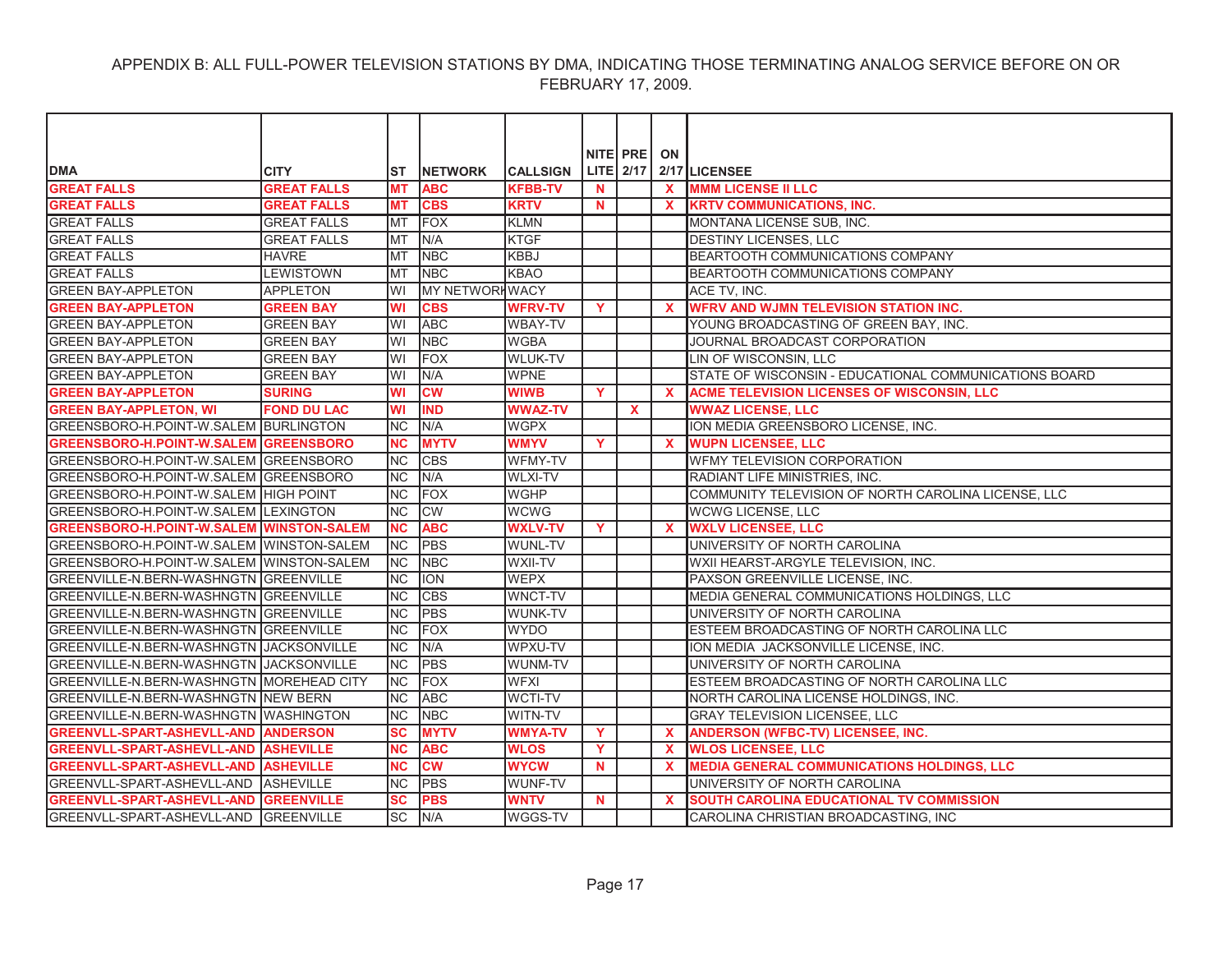# APPENDIX B: ALL FULL-POWER TELEVISION STATIONS BY DMA, INDICATING THOSE TERMINATING ANALOG SERVICE BEFORE ON OR FEBRUARY 17, 2009.

| DMA | CITY | ST | NETWORK | CALLSIGN | NITE LITE | PRE 2/17 | ON 2/17 | LICENSEE |
|---|---|---|---|---|---|---|---|---|
| **GREAT FALLS** | **GREAT FALLS** | **MT** | **ABC** | **KFBB-TV** | **N** | | **X** | **MMM LICENSE II LLC** |
| **GREAT FALLS** | **GREAT FALLS** | **MT** | **CBS** | **KRTV** | **N** | | **X** | **KRTV COMMUNICATIONS, INC.** |
| GREAT FALLS | GREAT FALLS | MT | FOX | KLMN | | | | MONTANA LICENSE SUB, INC. |
| GREAT FALLS | GREAT FALLS | MT | N/A | KTGF | | | | DESTINY LICENSES, LLC |
| GREAT FALLS | HAVRE | MT | NBC | KBBJ | | | | BEARTOOTH COMMUNICATIONS COMPANY |
| GREAT FALLS | LEWISTOWN | MT | NBC | KBAO | | | | BEARTOOTH COMMUNICATIONS COMPANY |
| GREEN BAY-APPLETON | APPLETON | WI | MY NETWORK | WACY | | | | ACE TV, INC. |
| **GREEN BAY-APPLETON** | **GREEN BAY** | **WI** | **CBS** | **WFRV-TV** | **Y** | | **X** | **WFRV AND WJMN TELEVISION STATION INC.** |
| GREEN BAY-APPLETON | GREEN BAY | WI | ABC | WBAY-TV | | | | YOUNG BROADCASTING OF GREEN BAY, INC. |
| GREEN BAY-APPLETON | GREEN BAY | WI | NBC | WGBA | | | | JOURNAL BROADCAST CORPORATION |
| GREEN BAY-APPLETON | GREEN BAY | WI | FOX | WLUK-TV | | | | LIN OF WISCONSIN, LLC |
| GREEN BAY-APPLETON | GREEN BAY | WI | N/A | WPNE | | | | STATE OF WISCONSIN - EDUCATIONAL COMMUNICATIONS BOARD |
| **GREEN BAY-APPLETON** | **SURING** | **WI** | **CW** | **WIWB** | **Y** | | **X** | **ACME TELEVISION LICENSES OF WISCONSIN, LLC** |
| **GREEN BAY-APPLETON, WI** | **FOND DU LAC** | **WI** | **IND** | **WWAZ-TV** | | **X** | | **WWAZ LICENSE, LLC** |
| GREENSBORO-H.POINT-W.SALEM | BURLINGTON | NC | N/A | WGPX | | | | ION MEDIA GREENSBORO LICENSE, INC. |
| **GREENSBORO-H.POINT-W.SALEM** | **GREENSBORO** | **NC** | **MYTV** | **WMYV** | **Y** | | **X** | **WUPN LICENSEE, LLC** |
| GREENSBORO-H.POINT-W.SALEM | GREENSBORO | NC | CBS | WFMY-TV | | | | WFMY TELEVISION CORPORATION |
| GREENSBORO-H.POINT-W.SALEM | GREENSBORO | NC | N/A | WLXI-TV | | | | RADIANT LIFE MINISTRIES, INC. |
| GREENSBORO-H.POINT-W.SALEM | HIGH POINT | NC | FOX | WGHP | | | | COMMUNITY TELEVISION OF NORTH CAROLINA LICENSE, LLC |
| GREENSBORO-H.POINT-W.SALEM | LEXINGTON | NC | CW | WCWG | | | | WCWG LICENSE, LLC |
| **GREENSBORO-H.POINT-W.SALEM** | **WINSTON-SALEM** | **NC** | **ABC** | **WXLV-TV** | **Y** | | **X** | **WXLV LICENSEE, LLC** |
| GREENSBORO-H.POINT-W.SALEM | WINSTON-SALEM | NC | PBS | WUNL-TV | | | | UNIVERSITY OF NORTH CAROLINA |
| GREENSBORO-H.POINT-W.SALEM | WINSTON-SALEM | NC | NBC | WXII-TV | | | | WXII HEARST-ARGYLE TELEVISION, INC. |
| GREENVILLE-N.BERN-WASHNGTN | GREENVILLE | NC | ION | WEPX | | | | PAXSON GREENVILLE LICENSE, INC. |
| GREENVILLE-N.BERN-WASHNGTN | GREENVILLE | NC | CBS | WNCT-TV | | | | MEDIA GENERAL COMMUNICATIONS HOLDINGS, LLC |
| GREENVILLE-N.BERN-WASHNGTN | GREENVILLE | NC | PBS | WUNK-TV | | | | UNIVERSITY OF NORTH CAROLINA |
| GREENVILLE-N.BERN-WASHNGTN | GREENVILLE | NC | FOX | WYDO | | | | ESTEEM BROADCASTING OF NORTH CAROLINA LLC |
| GREENVILLE-N.BERN-WASHNGTN | JACKSONVILLE | NC | N/A | WPXU-TV | | | | ION MEDIA JACKSONVILLE LICENSE, INC. |
| GREENVILLE-N.BERN-WASHNGTN | JACKSONVILLE | NC | PBS | WUNM-TV | | | | UNIVERSITY OF NORTH CAROLINA |
| GREENVILLE-N.BERN-WASHNGTN | MOREHEAD CITY | NC | FOX | WFXI | | | | ESTEEM BROADCASTING OF NORTH CAROLINA LLC |
| GREENVILLE-N.BERN-WASHNGTN | NEW BERN | NC | ABC | WCTI-TV | | | | NORTH CAROLINA LICENSE HOLDINGS, INC. |
| GREENVILLE-N.BERN-WASHNGTN | WASHINGTON | NC | NBC | WITN-TV | | | | GRAY TELEVISION LICENSEE, LLC |
| **GREENVLL-SPART-ASHEVLL-AND** | **ANDERSON** | **SC** | **MYTV** | **WMYA-TV** | **Y** | | **X** | **ANDERSON (WFBC-TV) LICENSEE, INC.** |
| **GREENVLL-SPART-ASHEVLL-AND** | **ASHEVILLE** | **NC** | **ABC** | **WLOS** | **Y** | | **X** | **WLOS LICENSEE, LLC** |
| **GREENVLL-SPART-ASHEVLL-AND** | **ASHEVILLE** | **NC** | **CW** | **WYCW** | **N** | | **X** | **MEDIA GENERAL COMMUNICATIONS HOLDINGS, LLC** |
| GREENVLL-SPART-ASHEVLL-AND | ASHEVILLE | NC | PBS | WUNF-TV | | | | UNIVERSITY OF NORTH CAROLINA |
| **GREENVLL-SPART-ASHEVLL-AND** | **GREENVILLE** | **SC** | **PBS** | **WNTV** | **N** | | **X** | **SOUTH CAROLINA EDUCATIONAL TV COMMISSION** |
| GREENVLL-SPART-ASHEVLL-AND | GREENVILLE | SC | N/A | WGGS-TV | | | | CAROLINA CHRISTIAN BROADCASTING, INC |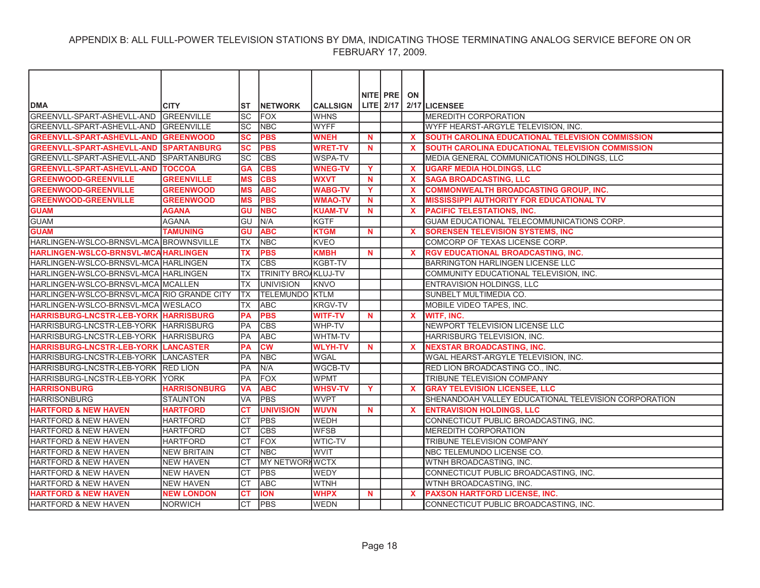APPENDIX B: ALL FULL-POWER TELEVISION STATIONS BY DMA, INDICATING THOSE TERMINATING ANALOG SERVICE BEFORE ON OR FEBRUARY 17, 2009.

| DMA | CITY | ST | NETWORK | CALLSIGN | NITE LITE | PRE 2/17 | ON 2/17 | LICENSEE |
|---|---|---|---|---|---|---|---|---|
| GREENVLL-SPART-ASHEVLL-AND | GREENVILLE | SC | FOX | WHNS | | | | MEREDITH CORPORATION |
| GREENVLL-SPART-ASHEVLL-AND | GREENVILLE | SC | NBC | WYFF | | | | WYFF HEARST-ARGYLE TELEVISION, INC. |
| **GREENVLL-SPART-ASHEVLL-AND** | **GREENWOOD** | **SC** | **PBS** | **WNEH** | **N** | | **X** | **SOUTH CAROLINA EDUCATIONAL TELEVISION COMMISSION** |
| **GREENVLL-SPART-ASHEVLL-AND** | **SPARTANBURG** | **SC** | **PBS** | **WRET-TV** | **N** | | **X** | **SOUTH CAROLINA EDUCATIONAL TELEVISION COMMISSION** |
| GREENVLL-SPART-ASHEVLL-AND | SPARTANBURG | SC | CBS | WSPA-TV | | | | MEDIA GENERAL COMMUNICATIONS HOLDINGS, LLC |
| **GREENVLL-SPART-ASHEVLL-AND** | **TOCCOA** | **GA** | **CBS** | **WNEG-TV** | **Y** | | **X** | **UGARF MEDIA HOLDINGS, LLC** |
| **GREENWOOD-GREENVILLE** | **GREENVILLE** | **MS** | **CBS** | **WXVT** | **N** | | **X** | **SAGA BROADCASTING, LLC** |
| **GREENWOOD-GREENVILLE** | **GREENWOOD** | **MS** | **ABC** | **WABG-TV** | **Y** | | **X** | **COMMONWEALTH BROADCASTING GROUP, INC.** |
| **GREENWOOD-GREENVILLE** | **GREENWOOD** | **MS** | **PBS** | **WMAO-TV** | **N** | | **X** | **MISSISSIPPI AUTHORITY FOR EDUCATIONAL TV** |
| **GUAM** | **AGANA** | **GU** | **NBC** | **KUAM-TV** | **N** | | **X** | **PACIFIC TELESTATIONS, INC.** |
| GUAM | AGANA | GU | N/A | KGTF | | | | GUAM EDUCATIONAL TELECOMMUNICATIONS CORP. |
| **GUAM** | **TAMUNING** | **GU** | **ABC** | **KTGM** | **N** | | **X** | **SORENSEN TELEVISION SYSTEMS, INC** |
| HARLINGEN-WSLCO-BRNSVL-MCA | BROWNSVILLE | TX | NBC | KVEO | | | | COMCORP OF TEXAS LICENSE CORP. |
| **HARLINGEN-WSLCO-BRNSVL-MCA** | **HARLINGEN** | **TX** | **PBS** | **KMBH** | **N** | | **X** | **RGV EDUCATIONAL BROADCASTING, INC.** |
| HARLINGEN-WSLCO-BRNSVL-MCA | HARLINGEN | TX | CBS | KGBT-TV | | | | BARRINGTON HARLINGEN LICENSE LLC |
| HARLINGEN-WSLCO-BRNSVL-MCA | HARLINGEN | TX | TRINITY BRO/ | KLUJ-TV | | | | COMMUNITY EDUCATIONAL TELEVISION, INC. |
| HARLINGEN-WSLCO-BRNSVL-MCA | MCALLEN | TX | UNIVISION | KNVO | | | | ENTRAVISION HOLDINGS, LLC |
| HARLINGEN-WSLCO-BRNSVL-MCA | RIO GRANDE CITY | TX | TELEMUNDO | KTLM | | | | SUNBELT MULTIMEDIA CO. |
| HARLINGEN-WSLCO-BRNSVL-MCA | WESLACO | TX | ABC | KRGV-TV | | | | MOBILE VIDEO TAPES, INC. |
| **HARRISBURG-LNCSTR-LEB-YORK** | **HARRISBURG** | **PA** | **PBS** | **WITF-TV** | **N** | | **X** | **WITF, INC.** |
| HARRISBURG-LNCSTR-LEB-YORK | HARRISBURG | PA | CBS | WHP-TV | | | | NEWPORT TELEVISION LICENSE LLC |
| HARRISBURG-LNCSTR-LEB-YORK | HARRISBURG | PA | ABC | WHTM-TV | | | | HARRISBURG TELEVISION, INC. |
| **HARRISBURG-LNCSTR-LEB-YORK** | **LANCASTER** | **PA** | **CW** | **WLYH-TV** | **N** | | **X** | **NEXSTAR BROADCASTING, INC.** |
| HARRISBURG-LNCSTR-LEB-YORK | LANCASTER | PA | NBC | WGAL | | | | WGAL HEARST-ARGYLE TELEVISION, INC. |
| HARRISBURG-LNCSTR-LEB-YORK | RED LION | PA | N/A | WGCB-TV | | | | RED LION BROADCASTING CO., INC. |
| HARRISBURG-LNCSTR-LEB-YORK | YORK | PA | FOX | WPMT | | | | TRIBUNE TELEVISION COMPANY |
| **HARRISONBURG** | **HARRISONBURG** | **VA** | **ABC** | **WHSV-TV** | **Y** | | **X** | **GRAY TELEVISION LICENSEE, LLC** |
| HARRISONBURG | STAUNTON | VA | PBS | WVPT | | | | SHENANDOAH VALLEY EDUCATIONAL TELEVISION CORPORATION |
| **HARTFORD & NEW HAVEN** | **HARTFORD** | **CT** | **UNIVISION** | **WUVN** | **N** | | **X** | **ENTRAVISION HOLDINGS, LLC** |
| HARTFORD & NEW HAVEN | HARTFORD | CT | PBS | WEDH | | | | CONNECTICUT PUBLIC BROADCASTING, INC. |
| HARTFORD & NEW HAVEN | HARTFORD | CT | CBS | WFSB | | | | MEREDITH CORPORATION |
| HARTFORD & NEW HAVEN | HARTFORD | CT | FOX | WTIC-TV | | | | TRIBUNE TELEVISION COMPANY |
| HARTFORD & NEW HAVEN | NEW BRITAIN | CT | NBC | WVIT | | | | NBC TELEMUNDO LICENSE CO. |
| HARTFORD & NEW HAVEN | NEW HAVEN | CT | MY NETWORK | WCTX | | | | WTNH BROADCASTING, INC. |
| HARTFORD & NEW HAVEN | NEW HAVEN | CT | PBS | WEDY | | | | CONNECTICUT PUBLIC BROADCASTING, INC. |
| HARTFORD & NEW HAVEN | NEW HAVEN | CT | ABC | WTNH | | | | WTNH BROADCASTING, INC. |
| **HARTFORD & NEW HAVEN** | **NEW LONDON** | **CT** | **ION** | **WHPX** | **N** | | **X** | **PAXSON HARTFORD LICENSE, INC.** |
| HARTFORD & NEW HAVEN | NORWICH | CT | PBS | WEDN | | | | CONNECTICUT PUBLIC BROADCASTING, INC. |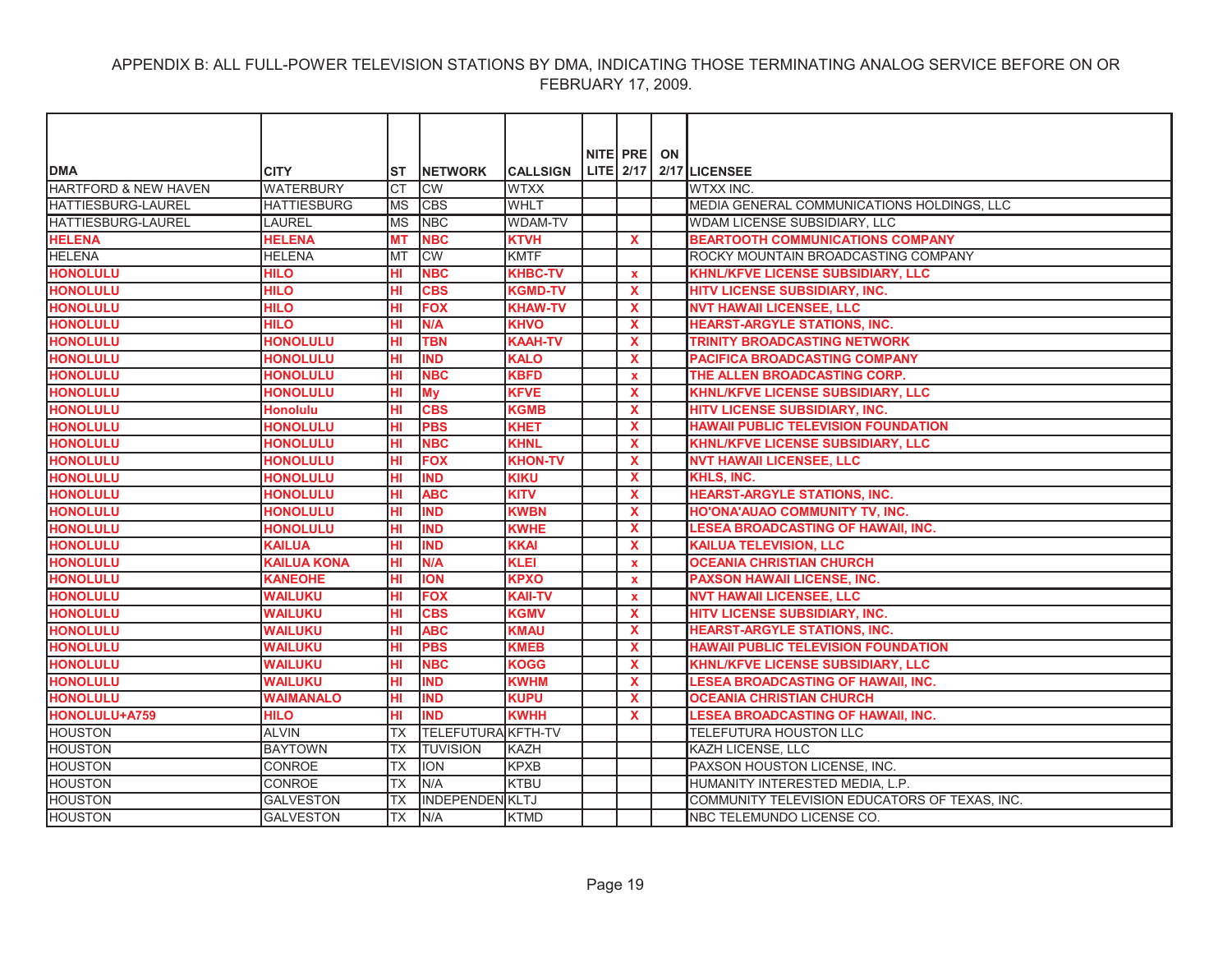# APPENDIX B: ALL FULL-POWER TELEVISION STATIONS BY DMA, INDICATING THOSE TERMINATING ANALOG SERVICE BEFORE ON OR FEBRUARY 17, 2009.

| DMA | CITY | ST | NETWORK | CALLSIGN | NITE LITE | PRE 2/17 | ON 2/17 | LICENSEE |
|---|---|---|---|---|---|---|---|---|
| HARTFORD & NEW HAVEN | WATERBURY | CT | CW | WTXX | | | | WTXX INC. |
| HATTIESBURG-LAUREL | HATTIESBURG | MS | CBS | WHLT | | | | MEDIA GENERAL COMMUNICATIONS HOLDINGS, LLC |
| HATTIESBURG-LAUREL | LAUREL | MS | NBC | WDAM-TV | | | | WDAM LICENSE SUBSIDIARY, LLC |
| **HELENA** | **HELENA** | **MT** | **NBC** | **KTVH** | | **X** | | **BEARTOOTH COMMUNICATIONS COMPANY** |
| HELENA | HELENA | MT | CW | KMTF | | | | ROCKY MOUNTAIN BROADCASTING COMPANY |
| **HONOLULU** | **HILO** | **HI** | **NBC** | **KHBC-TV** | | **x** | | **KHNL/KFVE LICENSE SUBSIDIARY, LLC** |
| **HONOLULU** | **HILO** | **HI** | **CBS** | **KGMD-TV** | | **X** | | **HITV LICENSE SUBSIDIARY, INC.** |
| **HONOLULU** | **HILO** | **HI** | **FOX** | **KHAW-TV** | | **X** | | **NVT HAWAII LICENSEE, LLC** |
| **HONOLULU** | **HILO** | **HI** | **N/A** | **KHVO** | | **X** | | **HEARST-ARGYLE STATIONS, INC.** |
| **HONOLULU** | **HONOLULU** | **HI** | **TBN** | **KAAH-TV** | | **X** | | **TRINITY BROADCASTING NETWORK** |
| **HONOLULU** | **HONOLULU** | **HI** | **IND** | **KALO** | | **X** | | **PACIFICA BROADCASTING COMPANY** |
| **HONOLULU** | **HONOLULU** | **HI** | **NBC** | **KBFD** | | **x** | | **THE ALLEN BROADCASTING CORP.** |
| **HONOLULU** | **HONOLULU** | **HI** | **My** | **KFVE** | | **X** | | **KHNL/KFVE LICENSE SUBSIDIARY, LLC** |
| **HONOLULU** | **Honolulu** | **HI** | **CBS** | **KGMB** | | **X** | | **HITV LICENSE SUBSIDIARY, INC.** |
| **HONOLULU** | **HONOLULU** | **HI** | **PBS** | **KHET** | | **X** | | **HAWAII PUBLIC TELEVISION FOUNDATION** |
| **HONOLULU** | **HONOLULU** | **HI** | **NBC** | **KHNL** | | **X** | | **KHNL/KFVE LICENSE SUBSIDIARY, LLC** |
| **HONOLULU** | **HONOLULU** | **HI** | **FOX** | **KHON-TV** | | **X** | | **NVT HAWAII LICENSEE, LLC** |
| **HONOLULU** | **HONOLULU** | **HI** | **IND** | **KIKU** | | **X** | | **KHLS, INC.** |
| **HONOLULU** | **HONOLULU** | **HI** | **ABC** | **KITV** | | **X** | | **HEARST-ARGYLE STATIONS, INC.** |
| **HONOLULU** | **HONOLULU** | **HI** | **IND** | **KWBN** | | **X** | | **HO'ONA'AUAO COMMUNITY TV, INC.** |
| **HONOLULU** | **HONOLULU** | **HI** | **IND** | **KWHE** | | **X** | | **LESEA BROADCASTING OF HAWAII, INC.** |
| **HONOLULU** | **KAILUA** | **HI** | **IND** | **KKAI** | | **X** | | **KAILUA TELEVISION, LLC** |
| **HONOLULU** | **KAILUA KONA** | **HI** | **N/A** | **KLEI** | | **x** | | **OCEANIA CHRISTIAN CHURCH** |
| **HONOLULU** | **KANEOHE** | **HI** | **ION** | **KPXO** | | **x** | | **PAXSON HAWAII LICENSE, INC.** |
| **HONOLULU** | **WAILUKU** | **HI** | **FOX** | **KAII-TV** | | **x** | | **NVT HAWAII LICENSEE, LLC** |
| **HONOLULU** | **WAILUKU** | **HI** | **CBS** | **KGMV** | | **X** | | **HITV LICENSE SUBSIDIARY, INC.** |
| **HONOLULU** | **WAILUKU** | **HI** | **ABC** | **KMAU** | | **X** | | **HEARST-ARGYLE STATIONS, INC.** |
| **HONOLULU** | **WAILUKU** | **HI** | **PBS** | **KMEB** | | **X** | | **HAWAII PUBLIC TELEVISION FOUNDATION** |
| **HONOLULU** | **WAILUKU** | **HI** | **NBC** | **KOGG** | | **X** | | **KHNL/KFVE LICENSE SUBSIDIARY, LLC** |
| **HONOLULU** | **WAILUKU** | **HI** | **IND** | **KWHM** | | **X** | | **LESEA BROADCASTING OF HAWAII, INC.** |
| **HONOLULU** | **WAIMANALO** | **HI** | **IND** | **KUPU** | | **X** | | **OCEANIA CHRISTIAN CHURCH** |
| **HONOLULU+A759** | **HILO** | **HI** | **IND** | **KWHH** | | **X** | | **LESEA BROADCASTING OF HAWAII, INC.** |
| HOUSTON | ALVIN | TX | TELEFUTURA | KFTH-TV | | | | TELEFUTURA HOUSTON LLC |
| HOUSTON | BAYTOWN | TX | TUVISION | KAZH | | | | KAZH LICENSE, LLC |
| HOUSTON | CONROE | TX | ION | KPXB | | | | PAXSON HOUSTON LICENSE, INC. |
| HOUSTON | CONROE | TX | N/A | KTBU | | | | HUMANITY INTERESTED MEDIA, L.P. |
| HOUSTON | GALVESTON | TX | INDEPENDEN | KLTJ | | | | COMMUNITY TELEVISION EDUCATORS OF TEXAS, INC. |
| HOUSTON | GALVESTON | TX | N/A | KTMD | | | | NBC TELEMUNDO LICENSE CO. |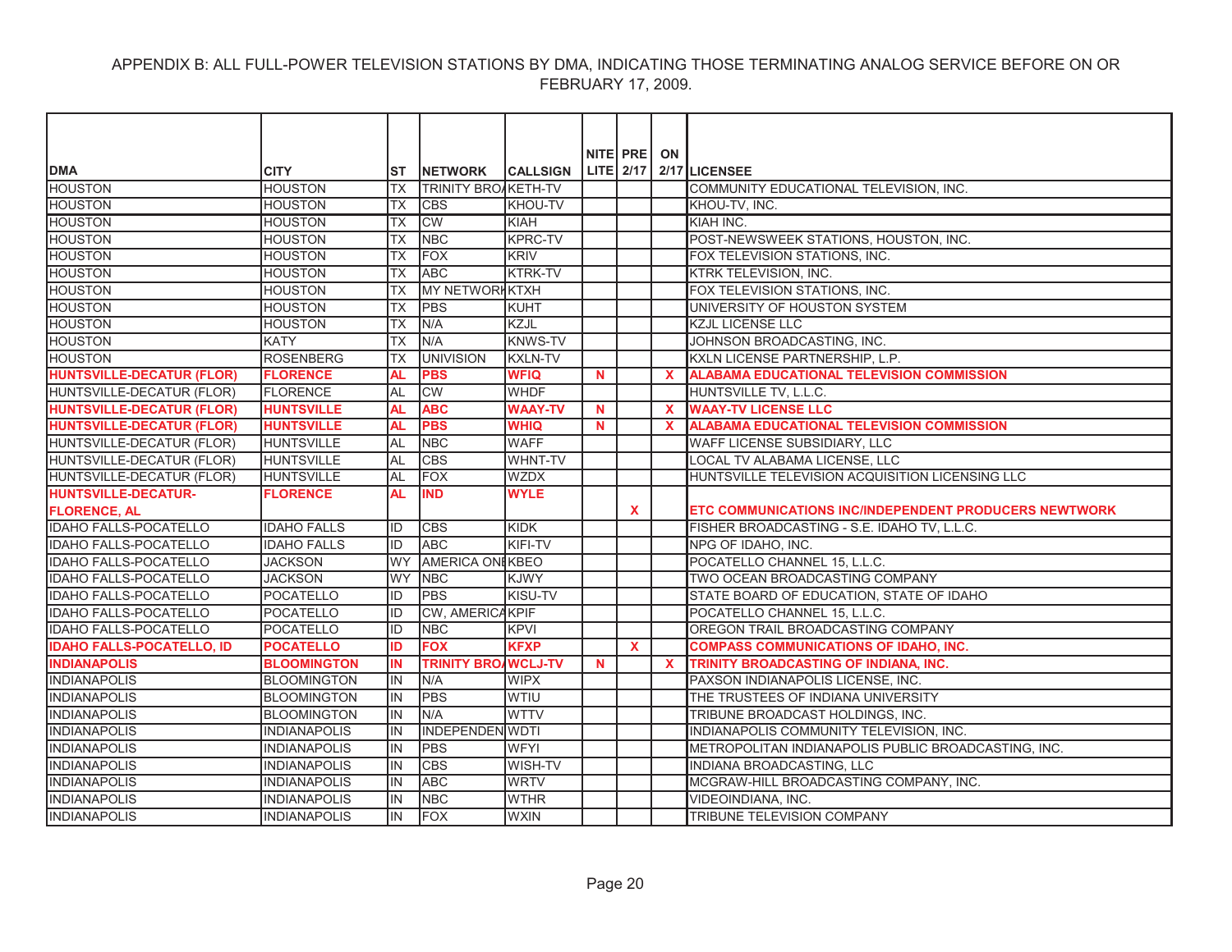APPENDIX B: ALL FULL-POWER TELEVISION STATIONS BY DMA, INDICATING THOSE TERMINATING ANALOG SERVICE BEFORE ON OR FEBRUARY 17, 2009.

| DMA | CITY | ST | NETWORK | CALLSIGN | NITE LITE | PRE 2/17 | ON 2/17 | LICENSEE |
|---|---|---|---|---|---|---|---|---|
| HOUSTON | HOUSTON | TX | TRINITY BRO/ | KETH-TV | | | | COMMUNITY EDUCATIONAL TELEVISION, INC. |
| HOUSTON | HOUSTON | TX | CBS | KHOU-TV | | | | KHOU-TV, INC. |
| HOUSTON | HOUSTON | TX | CW | KIAH | | | | KIAH INC. |
| HOUSTON | HOUSTON | TX | NBC | KPRC-TV | | | | POST-NEWSWEEK STATIONS, HOUSTON, INC. |
| HOUSTON | HOUSTON | TX | FOX | KRIV | | | | FOX TELEVISION STATIONS, INC. |
| HOUSTON | HOUSTON | TX | ABC | KTRK-TV | | | | KTRK TELEVISION, INC. |
| HOUSTON | HOUSTON | TX | MY NETWORI | KTXH | | | | FOX TELEVISION STATIONS, INC. |
| HOUSTON | HOUSTON | TX | PBS | KUHT | | | | UNIVERSITY OF HOUSTON SYSTEM |
| HOUSTON | HOUSTON | TX | N/A | KZJL | | | | KZJL LICENSE LLC |
| HOUSTON | KATY | TX | N/A | KNWS-TV | | | | JOHNSON BROADCASTING, INC. |
| HOUSTON | ROSENBERG | TX | UNIVISION | KXLN-TV | | | | KXLN LICENSE PARTNERSHIP, L.P. |
| **HUNTSVILLE-DECATUR (FLOR)** | **FLORENCE** | **AL** | **PBS** | **WFIQ** | **N** | | **X** | **ALABAMA EDUCATIONAL TELEVISION COMMISSION** |
| HUNTSVILLE-DECATUR (FLOR) | FLORENCE | AL | CW | WHDF | | | | HUNTSVILLE TV, L.L.C. |
| **HUNTSVILLE-DECATUR (FLOR)** | **HUNTSVILLE** | **AL** | **ABC** | **WAAY-TV** | **N** | | **X** | **WAAY-TV LICENSE LLC** |
| **HUNTSVILLE-DECATUR (FLOR)** | **HUNTSVILLE** | **AL** | **PBS** | **WHIQ** | **N** | | **X** | **ALABAMA EDUCATIONAL TELEVISION COMMISSION** |
| HUNTSVILLE-DECATUR (FLOR) | HUNTSVILLE | AL | NBC | WAFF | | | | WAFF LICENSE SUBSIDIARY, LLC |
| HUNTSVILLE-DECATUR (FLOR) | HUNTSVILLE | AL | CBS | WHNT-TV | | | | LOCAL TV ALABAMA LICENSE, LLC |
| HUNTSVILLE-DECATUR (FLOR) | HUNTSVILLE | AL | FOX | WZDX | | | | HUNTSVILLE TELEVISION ACQUISITION LICENSING LLC |
| **HUNTSVILLE-DECATUR-FLORENCE, AL** | **FLORENCE** | **AL** | **IND** | **WYLE** | | **X** | | **ETC COMMUNICATIONS INC/INDEPENDENT PRODUCERS NEWTWORK** |
| IDAHO FALLS-POCATELLO | IDAHO FALLS | ID | CBS | KIDK | | | | FISHER BROADCASTING - S.E. IDAHO TV, L.L.C. |
| IDAHO FALLS-POCATELLO | IDAHO FALLS | ID | ABC | KIFI-TV | | | | NPG OF IDAHO, INC. |
| IDAHO FALLS-POCATELLO | JACKSON | WY | AMERICA ONI | KBEO | | | | POCATELLO CHANNEL 15, L.L.C. |
| IDAHO FALLS-POCATELLO | JACKSON | WY | NBC | KJWY | | | | TWO OCEAN BROADCASTING COMPANY |
| IDAHO FALLS-POCATELLO | POCATELLO | ID | PBS | KISU-TV | | | | STATE BOARD OF EDUCATION, STATE OF IDAHO |
| IDAHO FALLS-POCATELLO | POCATELLO | ID | CW, AMERICA | KPIF | | | | POCATELLO CHANNEL 15, L.L.C. |
| IDAHO FALLS-POCATELLO | POCATELLO | ID | NBC | KPVI | | | | OREGON TRAIL BROADCASTING COMPANY |
| **IDAHO FALLS-POCATELLO, ID** | **POCATELLO** | **ID** | **FOX** | **KFXP** | | **X** | | **COMPASS COMMUNICATIONS OF IDAHO, INC.** |
| **INDIANAPOLIS** | **BLOOMINGTON** | **IN** | **TRINITY BRO/** | **WCLJ-TV** | **N** | | **X** | **TRINITY BROADCASTING OF INDIANA, INC.** |
| INDIANAPOLIS | BLOOMINGTON | IN | N/A | WIPX | | | | PAXSON INDIANAPOLIS LICENSE, INC. |
| INDIANAPOLIS | BLOOMINGTON | IN | PBS | WTIU | | | | THE TRUSTEES OF INDIANA UNIVERSITY |
| INDIANAPOLIS | BLOOMINGTON | IN | N/A | WTTV | | | | TRIBUNE BROADCAST HOLDINGS, INC. |
| INDIANAPOLIS | INDIANAPOLIS | IN | INDEPENDEN | WDTI | | | | INDIANAPOLIS COMMUNITY TELEVISION, INC. |
| INDIANAPOLIS | INDIANAPOLIS | IN | PBS | WFYI | | | | METROPOLITAN INDIANAPOLIS PUBLIC BROADCASTING, INC. |
| INDIANAPOLIS | INDIANAPOLIS | IN | CBS | WISH-TV | | | | INDIANA BROADCASTING, LLC |
| INDIANAPOLIS | INDIANAPOLIS | IN | ABC | WRTV | | | | MCGRAW-HILL BROADCASTING COMPANY, INC. |
| INDIANAPOLIS | INDIANAPOLIS | IN | NBC | WTHR | | | | VIDEOINDIANA, INC. |
| INDIANAPOLIS | INDIANAPOLIS | IN | FOX | WXIN | | | | TRIBUNE TELEVISION COMPANY |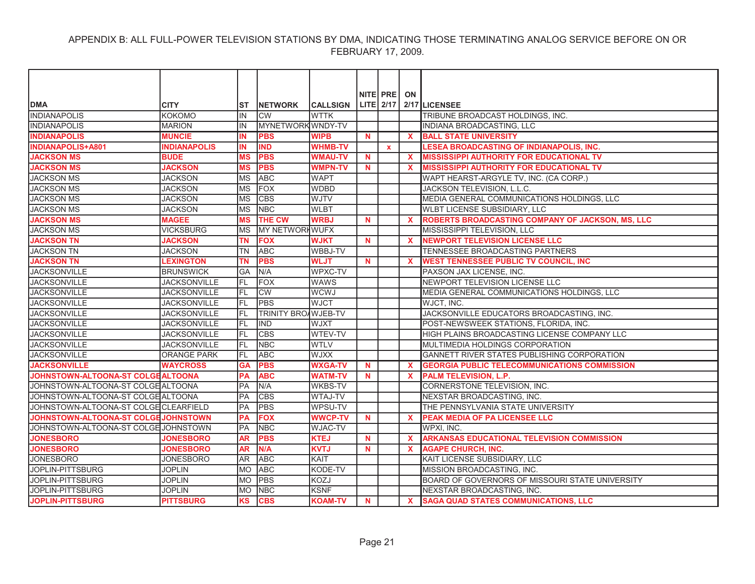APPENDIX B: ALL FULL-POWER TELEVISION STATIONS BY DMA, INDICATING THOSE TERMINATING ANALOG SERVICE BEFORE ON OR FEBRUARY 17, 2009.

| DMA | CITY | ST | NETWORK | CALLSIGN | NITE LITE | PRE 2/17 | ON 2/17 | LICENSEE |
|---|---|---|---|---|---|---|---|---|
| INDIANAPOLIS | KOKOMO | IN | CW | WTTK | | | | TRIBUNE BROADCAST HOLDINGS, INC. |
| INDIANAPOLIS | MARION | IN | MYNETWORK | WNDY-TV | | | | INDIANA BROADCASTING, LLC |
| **INDIANAPOLIS** | **MUNCIE** | **IN** | **PBS** | **WIPB** | **N** | | **X** | **BALL STATE UNIVERSITY** |
| **INDIANAPOLIS+A801** | **INDIANAPOLIS** | **IN** | **IND** | **WHMB-TV** | | **x** | | **LESEA BROADCASTING OF INDIANAPOLIS, INC.** |
| **JACKSON MS** | **BUDE** | **MS** | **PBS** | **WMAU-TV** | **N** | | **X** | **MISSISSIPPI AUTHORITY FOR EDUCATIONAL TV** |
| **JACKSON MS** | **JACKSON** | **MS** | **PBS** | **WMPN-TV** | **N** | | **X** | **MISSISSIPPI AUTHORITY FOR EDUCATIONAL TV** |
| JACKSON MS | JACKSON | MS | ABC | WAPT | | | | WAPT HEARST-ARGYLE TV, INC. (CA CORP.) |
| JACKSON MS | JACKSON | MS | FOX | WDBD | | | | JACKSON TELEVISION, L.L.C. |
| JACKSON MS | JACKSON | MS | CBS | WJTV | | | | MEDIA GENERAL COMMUNICATIONS HOLDINGS, LLC |
| JACKSON MS | JACKSON | MS | NBC | WLBT | | | | WLBT LICENSE SUBSIDIARY, LLC |
| **JACKSON MS** | **MAGEE** | **MS** | **THE CW** | **WRBJ** | **N** | | **X** | **ROBERTS BROADCASTING COMPANY OF JACKSON, MS, LLC** |
| JACKSON MS | VICKSBURG | MS | MY NETWORK | WUFX | | | | MISSISSIPPI TELEVISION, LLC |
| **JACKSON TN** | **JACKSON** | **TN** | **FOX** | **WJKT** | **N** | | **X** | **NEWPORT TELEVISION LICENSE LLC** |
| JACKSON TN | JACKSON | TN | ABC | WBBJ-TV | | | | TENNESSEE BROADCASTING PARTNERS |
| **JACKSON TN** | **LEXINGTON** | **TN** | **PBS** | **WLJT** | **N** | | **X** | **WEST TENNESSEE PUBLIC TV COUNCIL, INC** |
| JACKSONVILLE | BRUNSWICK | GA | N/A | WPXC-TV | | | | PAXSON JAX LICENSE, INC. |
| JACKSONVILLE | JACKSONVILLE | FL | FOX | WAWS | | | | NEWPORT TELEVISION LICENSE LLC |
| JACKSONVILLE | JACKSONVILLE | FL | CW | WCWJ | | | | MEDIA GENERAL COMMUNICATIONS HOLDINGS, LLC |
| JACKSONVILLE | JACKSONVILLE | FL | PBS | WJCT | | | | WJCT, INC. |
| JACKSONVILLE | JACKSONVILLE | FL | TRINITY BRO/ | WJEB-TV | | | | JACKSONVILLE EDUCATORS BROADCASTING, INC. |
| JACKSONVILLE | JACKSONVILLE | FL | IND | WJXT | | | | POST-NEWSWEEK STATIONS, FLORIDA, INC. |
| JACKSONVILLE | JACKSONVILLE | FL | CBS | WTEV-TV | | | | HIGH PLAINS BROADCASTING LICENSE COMPANY LLC |
| JACKSONVILLE | JACKSONVILLE | FL | NBC | WTLV | | | | MULTIMEDIA HOLDINGS CORPORATION |
| JACKSONVILLE | ORANGE PARK | FL | ABC | WJXX | | | | GANNETT RIVER STATES PUBLISHING CORPORATION |
| **JACKSONVILLE** | **WAYCROSS** | **GA** | **PBS** | **WXGA-TV** | **N** | | **X** | **GEORGIA PUBLIC TELECOMMUNICATIONS COMMISSION** |
| **JOHNSTOWN-ALTOONA-ST COLGE** | **ALTOONA** | **PA** | **ABC** | **WATM-TV** | **N** | | **X** | **PALM TELEVISION, L.P.** |
| JOHNSTOWN-ALTOONA-ST COLGE | ALTOONA | PA | N/A | WKBS-TV | | | | CORNERSTONE TELEVISION, INC. |
| JOHNSTOWN-ALTOONA-ST COLGE | ALTOONA | PA | CBS | WTAJ-TV | | | | NEXSTAR BROADCASTING, INC. |
| JOHNSTOWN-ALTOONA-ST COLGE | CLEARFIELD | PA | PBS | WPSU-TV | | | | THE PENNSYLVANIA STATE UNIVERSITY |
| **JOHNSTOWN-ALTOONA-ST COLGE** | **JOHNSTOWN** | **PA** | **FOX** | **WWCP-TV** | **N** | | **X** | **PEAK MEDIA OF PA LICENSEE LLC** |
| JOHNSTOWN-ALTOONA-ST COLGE | JOHNSTOWN | PA | NBC | WJAC-TV | | | | WPXI, INC. |
| **JONESBORO** | **JONESBORO** | **AR** | **PBS** | **KTEJ** | **N** | | **X** | **ARKANSAS EDUCATIONAL TELEVISION COMMISSION** |
| **JONESBORO** | **JONESBORO** | **AR** | **N/A** | **KVTJ** | **N** | | **X** | **AGAPE CHURCH, INC.** |
| JONESBORO | JONESBORO | AR | ABC | KAIT | | | | KAIT LICENSE SUBSIDIARY, LLC |
| JOPLIN-PITTSBURG | JOPLIN | MO | ABC | KODE-TV | | | | MISSION BROADCASTING, INC. |
| JOPLIN-PITTSBURG | JOPLIN | MO | PBS | KOZJ | | | | BOARD OF GOVERNORS OF MISSOURI STATE UNIVERSITY |
| JOPLIN-PITTSBURG | JOPLIN | MO | NBC | KSNF | | | | NEXSTAR BROADCASTING, INC. |
| **JOPLIN-PITTSBURG** | **PITTSBURG** | **KS** | **CBS** | **KOAM-TV** | **N** | | **X** | **SAGA QUAD STATES COMMUNICATIONS, LLC** |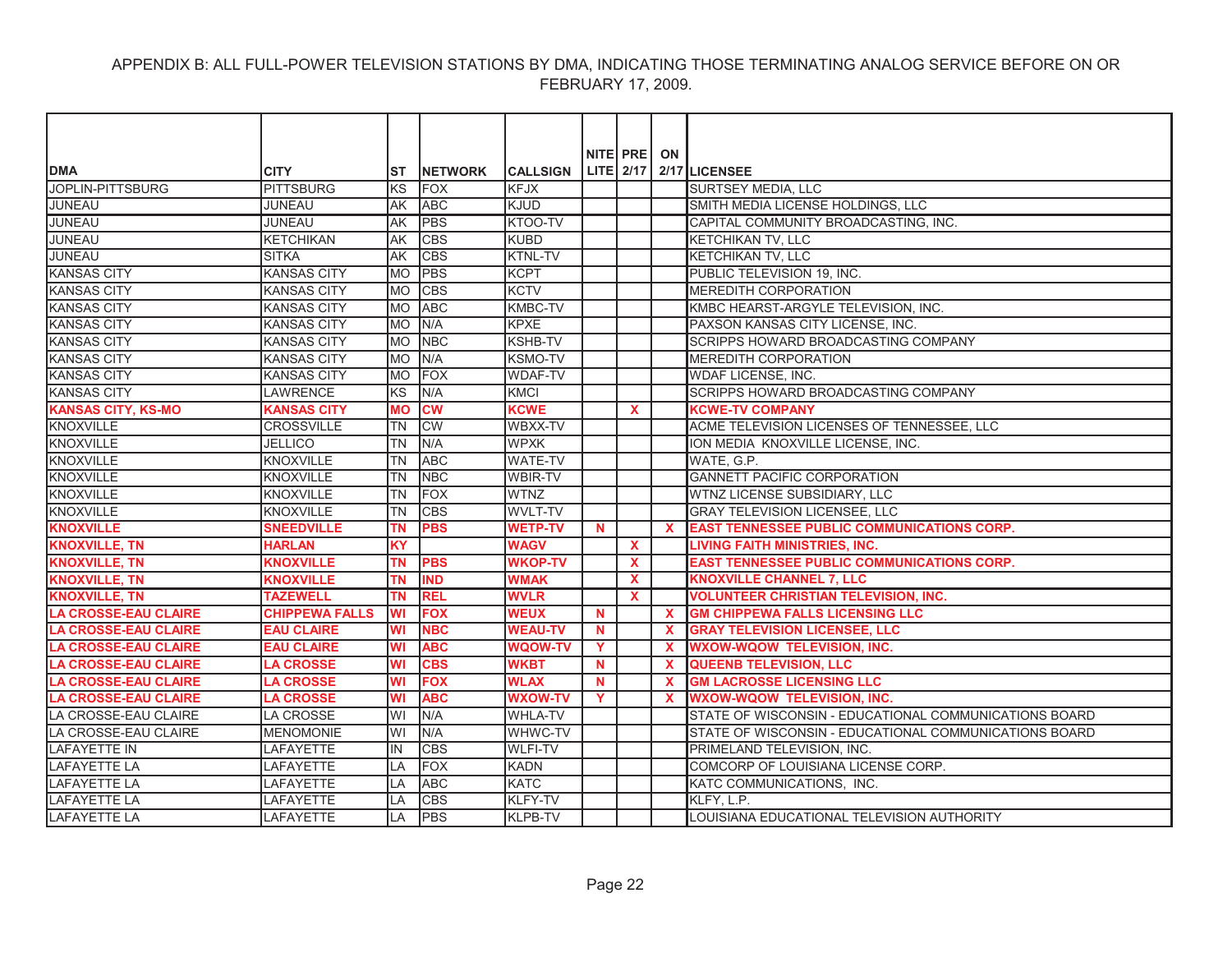APPENDIX B: ALL FULL-POWER TELEVISION STATIONS BY DMA, INDICATING THOSE TERMINATING ANALOG SERVICE BEFORE ON OR FEBRUARY 17, 2009.

| DMA | CITY | ST | NETWORK | CALLSIGN | NITE LITE | PRE 2/17 | ON 2/17 | LICENSEE |
|---|---|---|---|---|---|---|---|---|
| JOPLIN-PITTSBURG | PITTSBURG | KS | FOX | KFJX | | | | SURTSEY MEDIA, LLC |
| JUNEAU | JUNEAU | AK | ABC | KJUD | | | | SMITH MEDIA LICENSE HOLDINGS, LLC |
| JUNEAU | JUNEAU | AK | PBS | KTOO-TV | | | | CAPITAL COMMUNITY BROADCASTING, INC. |
| JUNEAU | KETCHIKAN | AK | CBS | KUBD | | | | KETCHIKAN TV, LLC |
| JUNEAU | SITKA | AK | CBS | KTNL-TV | | | | KETCHIKAN TV, LLC |
| KANSAS CITY | KANSAS CITY | MO | PBS | KCPT | | | | PUBLIC TELEVISION 19, INC. |
| KANSAS CITY | KANSAS CITY | MO | CBS | KCTV | | | | MEREDITH CORPORATION |
| KANSAS CITY | KANSAS CITY | MO | ABC | KMBC-TV | | | | KMBC HEARST-ARGYLE TELEVISION, INC. |
| KANSAS CITY | KANSAS CITY | MO | N/A | KPXE | | | | PAXSON KANSAS CITY LICENSE, INC. |
| KANSAS CITY | KANSAS CITY | MO | NBC | KSHB-TV | | | | SCRIPPS HOWARD BROADCASTING COMPANY |
| KANSAS CITY | KANSAS CITY | MO | N/A | KSMO-TV | | | | MEREDITH CORPORATION |
| KANSAS CITY | KANSAS CITY | MO | FOX | WDAF-TV | | | | WDAF LICENSE, INC. |
| KANSAS CITY | LAWRENCE | KS | N/A | KMCI | | | | SCRIPPS HOWARD BROADCASTING COMPANY |
| **KANSAS CITY, KS-MO** | **KANSAS CITY** | **MO** | **CW** | **KCWE** | | **X** | | **KCWE-TV COMPANY** |
| KNOXVILLE | CROSSVILLE | TN | CW | WBXX-TV | | | | ACME TELEVISION LICENSES OF TENNESSEE, LLC |
| KNOXVILLE | JELLICO | TN | N/A | WPXK | | | | ION MEDIA KNOXVILLE LICENSE, INC. |
| KNOXVILLE | KNOXVILLE | TN | ABC | WATE-TV | | | | WATE, G.P. |
| KNOXVILLE | KNOXVILLE | TN | NBC | WBIR-TV | | | | GANNETT PACIFIC CORPORATION |
| KNOXVILLE | KNOXVILLE | TN | FOX | WTNZ | | | | WTNZ LICENSE SUBSIDIARY, LLC |
| KNOXVILLE | KNOXVILLE | TN | CBS | WVLT-TV | | | | GRAY TELEVISION LICENSEE, LLC |
| **KNOXVILLE** | **SNEEDVILLE** | **TN** | **PBS** | **WETP-TV** | **N** | | **X** | **EAST TENNESSEE PUBLIC COMMUNICATIONS CORP.** |
| **KNOXVILLE, TN** | **HARLAN** | **KY** | | **WAGV** | | **X** | | **LIVING FAITH MINISTRIES, INC.** |
| **KNOXVILLE, TN** | **KNOXVILLE** | **TN** | **PBS** | **WKOP-TV** | | **X** | | **EAST TENNESSEE PUBLIC COMMUNICATIONS CORP.** |
| **KNOXVILLE, TN** | **KNOXVILLE** | **TN** | **IND** | **WMAK** | | **X** | | **KNOXVILLE CHANNEL 7, LLC** |
| **KNOXVILLE, TN** | **TAZEWELL** | **TN** | **REL** | **WVLR** | | **X** | | **VOLUNTEER CHRISTIAN TELEVISION, INC.** |
| **LA CROSSE-EAU CLAIRE** | **CHIPPEWA FALLS** | **WI** | **FOX** | **WEUX** | **N** | | **X** | **GM CHIPPEWA FALLS LICENSING LLC** |
| **LA CROSSE-EAU CLAIRE** | **EAU CLAIRE** | **WI** | **NBC** | **WEAU-TV** | **N** | | **X** | **GRAY TELEVISION LICENSEE, LLC** |
| **LA CROSSE-EAU CLAIRE** | **EAU CLAIRE** | **WI** | **ABC** | **WQOW-TV** | **Y** | | **X** | **WXOW-WQOW TELEVISION, INC.** |
| **LA CROSSE-EAU CLAIRE** | **LA CROSSE** | **WI** | **CBS** | **WKBT** | **N** | | **X** | **QUEENB TELEVISION, LLC** |
| **LA CROSSE-EAU CLAIRE** | **LA CROSSE** | **WI** | **FOX** | **WLAX** | **N** | | **X** | **GM LACROSSE LICENSING LLC** |
| **LA CROSSE-EAU CLAIRE** | **LA CROSSE** | **WI** | **ABC** | **WXOW-TV** | **Y** | | **X** | **WXOW-WQOW TELEVISION, INC.** |
| LA CROSSE-EAU CLAIRE | LA CROSSE | WI | N/A | WHLA-TV | | | | STATE OF WISCONSIN - EDUCATIONAL COMMUNICATIONS BOARD |
| LA CROSSE-EAU CLAIRE | MENOMONIE | WI | N/A | WHWC-TV | | | | STATE OF WISCONSIN - EDUCATIONAL COMMUNICATIONS BOARD |
| LAFAYETTE IN | LAFAYETTE | IN | CBS | WLFI-TV | | | | PRIMELAND TELEVISION, INC. |
| LAFAYETTE LA | LAFAYETTE | LA | FOX | KADN | | | | COMCORP OF LOUISIANA LICENSE CORP. |
| LAFAYETTE LA | LAFAYETTE | LA | ABC | KATC | | | | KATC COMMUNICATIONS, INC. |
| LAFAYETTE LA | LAFAYETTE | LA | CBS | KLFY-TV | | | | KLFY, L.P. |
| LAFAYETTE LA | LAFAYETTE | LA | PBS | KLPB-TV | | | | LOUISIANA EDUCATIONAL TELEVISION AUTHORITY |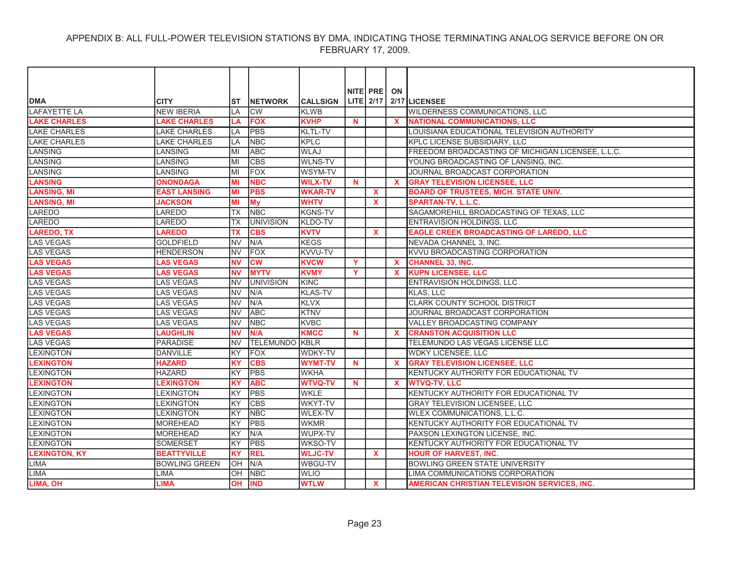APPENDIX B: ALL FULL-POWER TELEVISION STATIONS BY DMA, INDICATING THOSE TERMINATING ANALOG SERVICE BEFORE ON OR FEBRUARY 17, 2009.

| DMA | CITY | ST | NETWORK | CALLSIGN | NITE LITE | PRE 2/17 | ON 2/17 | LICENSEE |
|---|---|---|---|---|---|---|---|---|
| LAFAYETTE LA | NEW IBERIA | LA | CW | KLWB | | | | WILDERNESS COMMUNICATIONS, LLC |
| **LAKE CHARLES** | **LAKE CHARLES** | **LA** | **FOX** | **KVHP** | **N** | | **X** | **NATIONAL COMMUNICATIONS, LLC** |
| LAKE CHARLES | LAKE CHARLES | LA | PBS | KLTL-TV | | | | LOUISIANA EDUCATIONAL TELEVISION AUTHORITY |
| LAKE CHARLES | LAKE CHARLES | LA | NBC | KPLC | | | | KPLC LICENSE SUBSIDIARY, LLC |
| LANSING | LANSING | MI | ABC | WLAJ | | | | FREEDOM BROADCASTING OF MICHIGAN LICENSEE, L.L.C. |
| LANSING | LANSING | MI | CBS | WLNS-TV | | | | YOUNG BROADCASTING OF LANSING, INC. |
| LANSING | LANSING | MI | FOX | WSYM-TV | | | | JOURNAL BROADCAST CORPORATION |
| **LANSING** | **ONONDAGA** | **MI** | **NBC** | **WILX-TV** | **N** | | **X** | **GRAY TELEVISION LICENSEE, LLC** |
| **LANSING, MI** | **EAST LANSING** | **MI** | **PBS** | **WKAR-TV** | | **X** | | **BOARD OF TRUSTEES, MICH. STATE UNIV.** |
| **LANSING, MI** | **JACKSON** | **MI** | **My** | **WHTV** | | **X** | | **SPARTAN-TV, L.L.C.** |
| LAREDO | LAREDO | TX | NBC | KGNS-TV | | | | SAGAMOREHILL BROADCASTING OF TEXAS, LLC |
| LAREDO | LAREDO | TX | UNIVISION | KLDO-TV | | | | ENTRAVISION HOLDINGS, LLC |
| **LAREDO, TX** | **LAREDO** | **TX** | **CBS** | **KVTV** | | **X** | | **EAGLE CREEK BROADCASTING OF LAREDO, LLC** |
| LAS VEGAS | GOLDFIELD | NV | N/A | KEGS | | | | NEVADA CHANNEL 3, INC. |
| LAS VEGAS | HENDERSON | NV | FOX | KVVU-TV | | | | KVVU BROADCASTING CORPORATION |
| **LAS VEGAS** | **LAS VEGAS** | **NV** | **CW** | **KVCW** | **Y** | | **X** | **CHANNEL 33, INC.** |
| **LAS VEGAS** | **LAS VEGAS** | **NV** | **MYTV** | **KVMY** | **Y** | | **X** | **KUPN LICENSEE, LLC** |
| LAS VEGAS | LAS VEGAS | NV | UNIVISION | KINC | | | | ENTRAVISION HOLDINGS, LLC |
| LAS VEGAS | LAS VEGAS | NV | N/A | KLAS-TV | | | | KLAS, LLC |
| LAS VEGAS | LAS VEGAS | NV | N/A | KLVX | | | | CLARK COUNTY SCHOOL DISTRICT |
| LAS VEGAS | LAS VEGAS | NV | ABC | KTNV | | | | JOURNAL BROADCAST CORPORATION |
| LAS VEGAS | LAS VEGAS | NV | NBC | KVBC | | | | VALLEY BROADCASTING COMPANY |
| **LAS VEGAS** | **LAUGHLIN** | **NV** | **N/A** | **KMCC** | **N** | | **X** | **CRANSTON ACQUISITION LLC** |
| LAS VEGAS | PARADISE | NV | TELEMUNDO | KBLR | | | | TELEMUNDO LAS VEGAS LICENSE LLC |
| LEXINGTON | DANVILLE | KY | FOX | WDKY-TV | | | | WDKY LICENSEE, LLC |
| **LEXINGTON** | **HAZARD** | **KY** | **CBS** | **WYMT-TV** | **N** | | **X** | **GRAY TELEVISION LICENSEE, LLC** |
| LEXINGTON | HAZARD | KY | PBS | WKHA | | | | KENTUCKY AUTHORITY FOR EDUCATIONAL TV |
| **LEXINGTON** | **LEXINGTON** | **KY** | **ABC** | **WTVQ-TV** | **N** | | **X** | **WTVQ-TV, LLC** |
| LEXINGTON | LEXINGTON | KY | PBS | WKLE | | | | KENTUCKY AUTHORITY FOR EDUCATIONAL TV |
| LEXINGTON | LEXINGTON | KY | CBS | WKYT-TV | | | | GRAY TELEVISION LICENSEE, LLC |
| LEXINGTON | LEXINGTON | KY | NBC | WLEX-TV | | | | WLEX COMMUNICATIONS, L.L.C. |
| LEXINGTON | MOREHEAD | KY | PBS | WKMR | | | | KENTUCKY AUTHORITY FOR EDUCATIONAL TV |
| LEXINGTON | MOREHEAD | KY | N/A | WUPX-TV | | | | PAXSON LEXINGTON LICENSE, INC. |
| LEXINGTON | SOMERSET | KY | PBS | WKSO-TV | | | | KENTUCKY AUTHORITY FOR EDUCATIONAL TV |
| **LEXINGTON, KY** | **BEATTYVILLE** | **KY** | **REL** | **WLJC-TV** | | **X** | | **HOUR OF HARVEST, INC.** |
| LIMA | BOWLING GREEN | OH | N/A | WBGU-TV | | | | BOWLING GREEN STATE UNIVERSITY |
| LIMA | LIMA | OH | NBC | WLIO | | | | LIMA COMMUNICATIONS CORPORATION |
| **LIMA, OH** | **LIMA** | **OH** | **IND** | **WTLW** | | **X** | | **AMERICAN CHRISTIAN TELEVISION SERVICES, INC.** |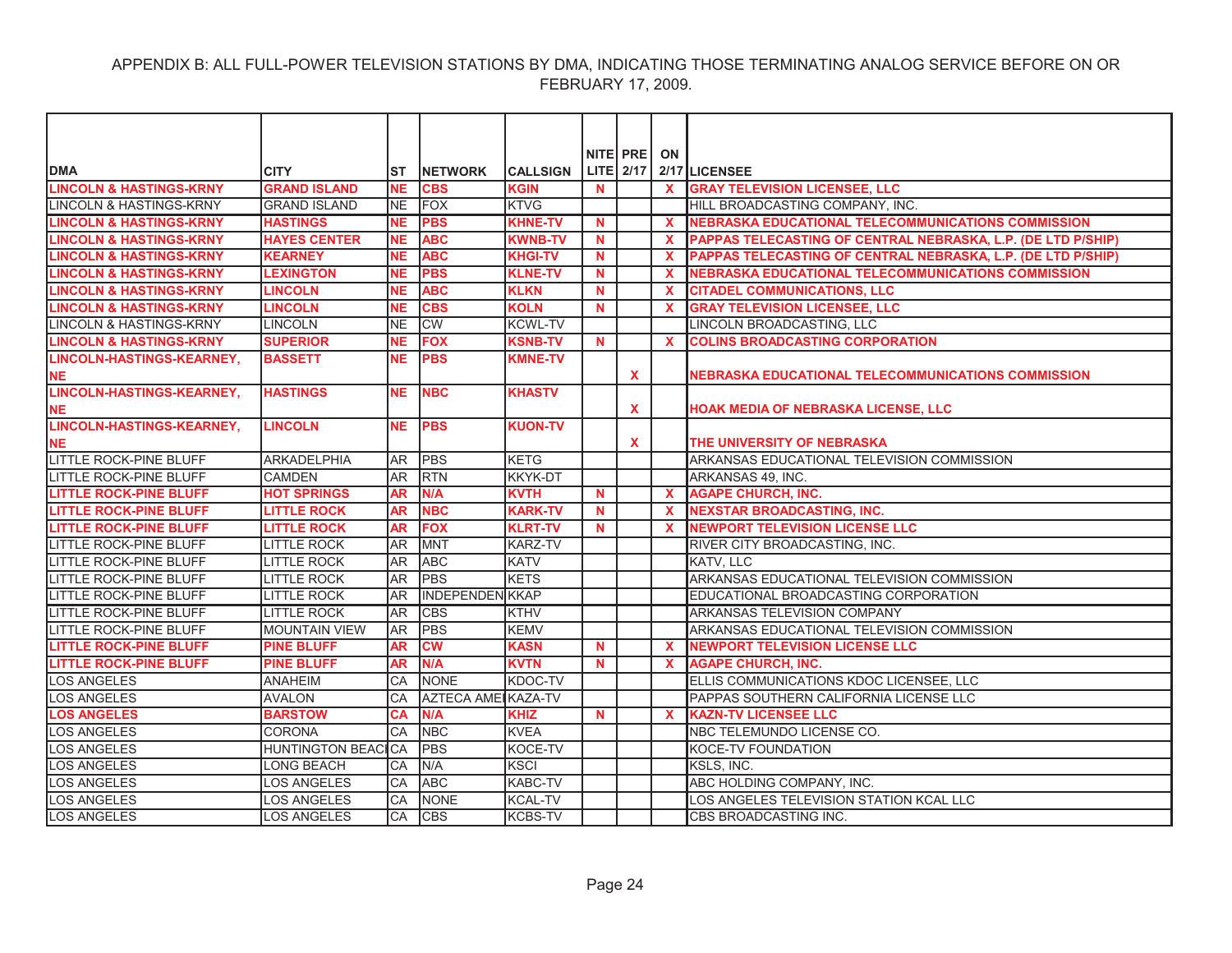APPENDIX B: ALL FULL-POWER TELEVISION STATIONS BY DMA, INDICATING THOSE TERMINATING ANALOG SERVICE BEFORE ON OR FEBRUARY 17, 2009.

| DMA | CITY | ST | NETWORK | CALLSIGN | NITE LITE | PRE 2/17 | ON 2/17 | LICENSEE |
|---|---|---|---|---|---|---|---|---|
| **LINCOLN & HASTINGS-KRNY** | **GRAND ISLAND** | **NE** | **CBS** | **KGIN** | **N** | | **X** | **GRAY TELEVISION LICENSEE, LLC** |
| LINCOLN & HASTINGS-KRNY | GRAND ISLAND | NE | FOX | KTVG | | | | HILL BROADCASTING COMPANY, INC. |
| **LINCOLN & HASTINGS-KRNY** | **HASTINGS** | **NE** | **PBS** | **KHNE-TV** | **N** | | **X** | **NEBRASKA EDUCATIONAL TELECOMMUNICATIONS COMMISSION** |
| **LINCOLN & HASTINGS-KRNY** | **HAYES CENTER** | **NE** | **ABC** | **KWNB-TV** | **N** | | **X** | **PAPPAS TELECASTING OF CENTRAL NEBRASKA, L.P. (DE LTD P/SHIP)** |
| **LINCOLN & HASTINGS-KRNY** | **KEARNEY** | **NE** | **ABC** | **KHGI-TV** | **N** | | **X** | **PAPPAS TELECASTING OF CENTRAL NEBRASKA, L.P. (DE LTD P/SHIP)** |
| **LINCOLN & HASTINGS-KRNY** | **LEXINGTON** | **NE** | **PBS** | **KLNE-TV** | **N** | | **X** | **NEBRASKA EDUCATIONAL TELECOMMUNICATIONS COMMISSION** |
| **LINCOLN & HASTINGS-KRNY** | **LINCOLN** | **NE** | **ABC** | **KLKN** | **N** | | **X** | **CITADEL COMMUNICATIONS, LLC** |
| **LINCOLN & HASTINGS-KRNY** | **LINCOLN** | **NE** | **CBS** | **KOLN** | **N** | | **X** | **GRAY TELEVISION LICENSEE, LLC** |
| LINCOLN & HASTINGS-KRNY | LINCOLN | NE | CW | KCWL-TV | | | | LINCOLN BROADCASTING, LLC |
| **LINCOLN & HASTINGS-KRNY** | **SUPERIOR** | **NE** | **FOX** | **KSNB-TV** | **N** | | **X** | **COLINS BROADCASTING CORPORATION** |
| **LINCOLN-HASTINGS-KEARNEY, NE** | **BASSETT** | **NE** | **PBS** | **KMNE-TV** | | **X** | | **NEBRASKA EDUCATIONAL TELECOMMUNICATIONS COMMISSION** |
| **LINCOLN-HASTINGS-KEARNEY, NE** | **HASTINGS** | **NE** | **NBC** | **KHASTV** | | **X** | | **HOAK MEDIA OF NEBRASKA LICENSE, LLC** |
| **LINCOLN-HASTINGS-KEARNEY, NE** | **LINCOLN** | **NE** | **PBS** | **KUON-TV** | | **X** | | **THE UNIVERSITY OF NEBRASKA** |
| LITTLE ROCK-PINE BLUFF | ARKADELPHIA | AR | PBS | KETG | | | | ARKANSAS EDUCATIONAL TELEVISION COMMISSION |
| LITTLE ROCK-PINE BLUFF | CAMDEN | AR | RTN | KKYK-DT | | | | ARKANSAS 49, INC. |
| **LITTLE ROCK-PINE BLUFF** | **HOT SPRINGS** | **AR** | **N/A** | **KVTH** | **N** | | **X** | **AGAPE CHURCH, INC.** |
| **LITTLE ROCK-PINE BLUFF** | **LITTLE ROCK** | **AR** | **NBC** | **KARK-TV** | **N** | | **X** | **NEXSTAR BROADCASTING, INC.** |
| **LITTLE ROCK-PINE BLUFF** | **LITTLE ROCK** | **AR** | **FOX** | **KLRT-TV** | **N** | | **X** | **NEWPORT TELEVISION LICENSE LLC** |
| LITTLE ROCK-PINE BLUFF | LITTLE ROCK | AR | MNT | KARZ-TV | | | | RIVER CITY BROADCASTING, INC. |
| LITTLE ROCK-PINE BLUFF | LITTLE ROCK | AR | ABC | KATV | | | | KATV, LLC |
| LITTLE ROCK-PINE BLUFF | LITTLE ROCK | AR | PBS | KETS | | | | ARKANSAS EDUCATIONAL TELEVISION COMMISSION |
| LITTLE ROCK-PINE BLUFF | LITTLE ROCK | AR | INDEPENDEN | KKAP | | | | EDUCATIONAL BROADCASTING CORPORATION |
| LITTLE ROCK-PINE BLUFF | LITTLE ROCK | AR | CBS | KTHV | | | | ARKANSAS TELEVISION COMPANY |
| LITTLE ROCK-PINE BLUFF | MOUNTAIN VIEW | AR | PBS | KEMV | | | | ARKANSAS EDUCATIONAL TELEVISION COMMISSION |
| **LITTLE ROCK-PINE BLUFF** | **PINE BLUFF** | **AR** | **CW** | **KASN** | **N** | | **X** | **NEWPORT TELEVISION LICENSE LLC** |
| **LITTLE ROCK-PINE BLUFF** | **PINE BLUFF** | **AR** | **N/A** | **KVTN** | **N** | | **X** | **AGAPE CHURCH, INC.** |
| LOS ANGELES | ANAHEIM | CA | NONE | KDOC-TV | | | | ELLIS COMMUNICATIONS KDOC LICENSEE, LLC |
| LOS ANGELES | AVALON | CA | AZTECA AME | KAZA-TV | | | | PAPPAS SOUTHERN CALIFORNIA LICENSE LLC |
| **LOS ANGELES** | **BARSTOW** | **CA** | **N/A** | **KHIZ** | **N** | | **X** | **KAZN-TV LICENSEE LLC** |
| LOS ANGELES | CORONA | CA | NBC | KVEA | | | | NBC TELEMUNDO LICENSE CO. |
| LOS ANGELES | HUNTINGTON BEAC | CA | PBS | KOCE-TV | | | | KOCE-TV FOUNDATION |
| LOS ANGELES | LONG BEACH | CA | N/A | KSCI | | | | KSLS, INC. |
| LOS ANGELES | LOS ANGELES | CA | ABC | KABC-TV | | | | ABC HOLDING COMPANY, INC. |
| LOS ANGELES | LOS ANGELES | CA | NONE | KCAL-TV | | | | LOS ANGELES TELEVISION STATION KCAL LLC |
| LOS ANGELES | LOS ANGELES | CA | CBS | KCBS-TV | | | | CBS BROADCASTING INC. |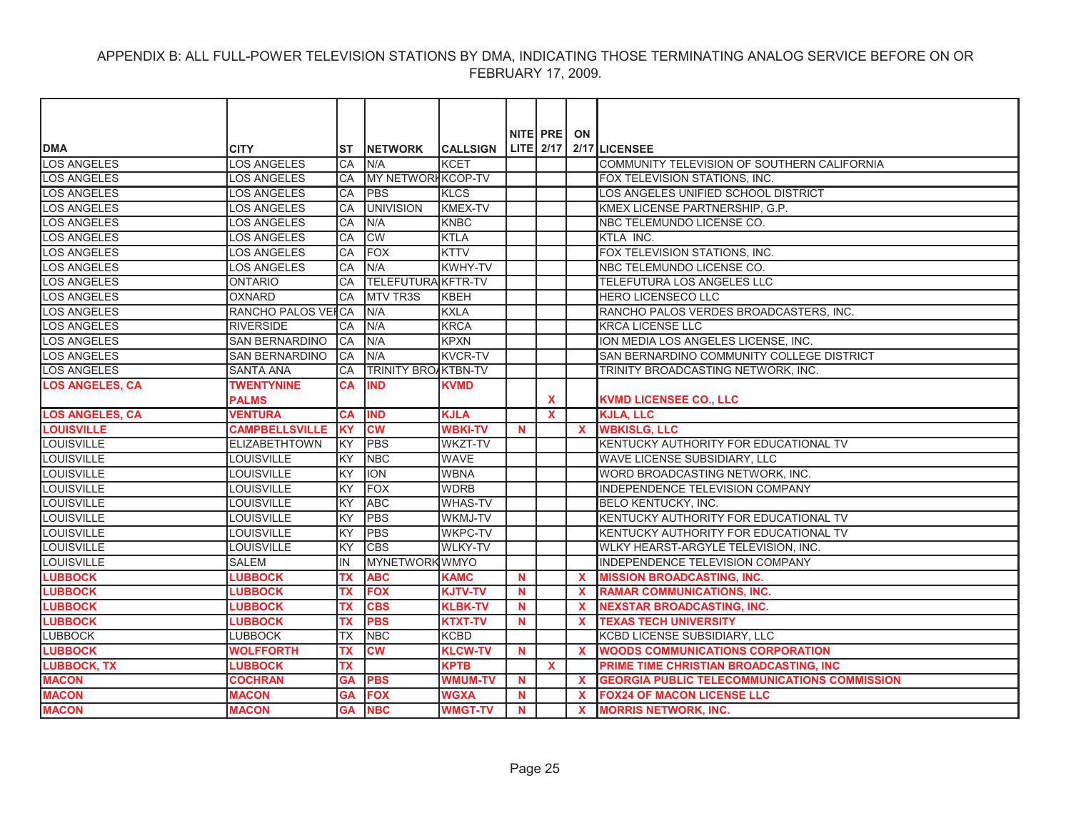APPENDIX B: ALL FULL-POWER TELEVISION STATIONS BY DMA, INDICATING THOSE TERMINATING ANALOG SERVICE BEFORE ON OR FEBRUARY 17, 2009.

| DMA | CITY | ST | NETWORK | CALLSIGN | NITE LITE | PRE 2/17 | ON 2/17 | LICENSEE |
|---|---|---|---|---|---|---|---|---|
| LOS ANGELES | LOS ANGELES | CA | N/A | KCET | | | | COMMUNITY TELEVISION OF SOUTHERN CALIFORNIA |
| LOS ANGELES | LOS ANGELES | CA | MY NETWORK | KCOP-TV | | | | FOX TELEVISION STATIONS, INC. |
| LOS ANGELES | LOS ANGELES | CA | PBS | KLCS | | | | LOS ANGELES UNIFIED SCHOOL DISTRICT |
| LOS ANGELES | LOS ANGELES | CA | UNIVISION | KMEX-TV | | | | KMEX LICENSE PARTNERSHIP, G.P. |
| LOS ANGELES | LOS ANGELES | CA | N/A | KNBC | | | | NBC TELEMUNDO LICENSE CO. |
| LOS ANGELES | LOS ANGELES | CA | CW | KTLA | | | | KTLA INC. |
| LOS ANGELES | LOS ANGELES | CA | FOX | KTTV | | | | FOX TELEVISION STATIONS, INC. |
| LOS ANGELES | LOS ANGELES | CA | N/A | KWHY-TV | | | | NBC TELEMUNDO LICENSE CO. |
| LOS ANGELES | ONTARIO | CA | TELEFUTURA | KFTR-TV | | | | TELEFUTURA LOS ANGELES LLC |
| LOS ANGELES | OXNARD | CA | MTV TR3S | KBEH | | | | HERO LICENSECO LLC |
| LOS ANGELES | RANCHO PALOS VERDES | CA | N/A | KXLA | | | | RANCHO PALOS VERDES BROADCASTERS, INC. |
| LOS ANGELES | RIVERSIDE | CA | N/A | KRCA | | | | KRCA LICENSE LLC |
| LOS ANGELES | SAN BERNARDINO | CA | N/A | KPXN | | | | ION MEDIA LOS ANGELES LICENSE, INC. |
| LOS ANGELES | SAN BERNARDINO | CA | N/A | KVCR-TV | | | | SAN BERNARDINO COMMUNITY COLLEGE DISTRICT |
| LOS ANGELES | SANTA ANA | CA | TRINITY BROADCASTING | KTBN-TV | | | | TRINITY BROADCASTING NETWORK, INC. |
| **LOS ANGELES, CA** | **TWENTYNINE PALMS** | **CA** | **IND** | **KVMD** | | **X** | | **KVMD LICENSEE CO., LLC** |
| **LOS ANGELES, CA** | **VENTURA** | **CA** | **IND** | **KJLA** | | **X** | | **KJLA, LLC** |
| **LOUISVILLE** | **CAMPBELLSVILLE** | **KY** | **CW** | **WBKI-TV** | **N** | | **X** | **WBKISLG, LLC** |
| LOUISVILLE | ELIZABETHTOWN | KY | PBS | WKZT-TV | | | | KENTUCKY AUTHORITY FOR EDUCATIONAL TV |
| LOUISVILLE | LOUISVILLE | KY | NBC | WAVE | | | | WAVE LICENSE SUBSIDIARY, LLC |
| LOUISVILLE | LOUISVILLE | KY | ION | WBNA | | | | WORD BROADCASTING NETWORK, INC. |
| LOUISVILLE | LOUISVILLE | KY | FOX | WDRB | | | | INDEPENDENCE TELEVISION COMPANY |
| LOUISVILLE | LOUISVILLE | KY | ABC | WHAS-TV | | | | BELO KENTUCKY, INC. |
| LOUISVILLE | LOUISVILLE | KY | PBS | WKMJ-TV | | | | KENTUCKY AUTHORITY FOR EDUCATIONAL TV |
| LOUISVILLE | LOUISVILLE | KY | PBS | WKPC-TV | | | | KENTUCKY AUTHORITY FOR EDUCATIONAL TV |
| LOUISVILLE | LOUISVILLE | KY | CBS | WLKY-TV | | | | WLKY HEARST-ARGYLE TELEVISION, INC. |
| LOUISVILLE | SALEM | IN | MYNETWORK | WMYO | | | | INDEPENDENCE TELEVISION COMPANY |
| **LUBBOCK** | **LUBBOCK** | **TX** | **ABC** | **KAMC** | **N** | | **X** | **MISSION BROADCASTING, INC.** |
| **LUBBOCK** | **LUBBOCK** | **TX** | **FOX** | **KJTV-TV** | **N** | | **X** | **RAMAR COMMUNICATIONS, INC.** |
| **LUBBOCK** | **LUBBOCK** | **TX** | **CBS** | **KLBK-TV** | **N** | | **X** | **NEXSTAR BROADCASTING, INC.** |
| **LUBBOCK** | **LUBBOCK** | **TX** | **PBS** | **KTXT-TV** | **N** | | **X** | **TEXAS TECH UNIVERSITY** |
| LUBBOCK | LUBBOCK | TX | NBC | KCBD | | | | KCBD LICENSE SUBSIDIARY, LLC |
| **LUBBOCK** | **WOLFFORTH** | **TX** | **CW** | **KLCW-TV** | **N** | | **X** | **WOODS COMMUNICATIONS CORPORATION** |
| **LUBBOCK, TX** | **LUBBOCK** | **TX** | | **KPTB** | | **X** | | **PRIME TIME CHRISTIAN BROADCASTING, INC** |
| **MACON** | **COCHRAN** | **GA** | **PBS** | **WMUM-TV** | **N** | | **X** | **GEORGIA PUBLIC TELECOMMUNICATIONS COMMISSION** |
| **MACON** | **MACON** | **GA** | **FOX** | **WGXA** | **N** | | **X** | **FOX24 OF MACON LICENSE LLC** |
| **MACON** | **MACON** | **GA** | **NBC** | **WMGT-TV** | **N** | | **X** | **MORRIS NETWORK, INC.** |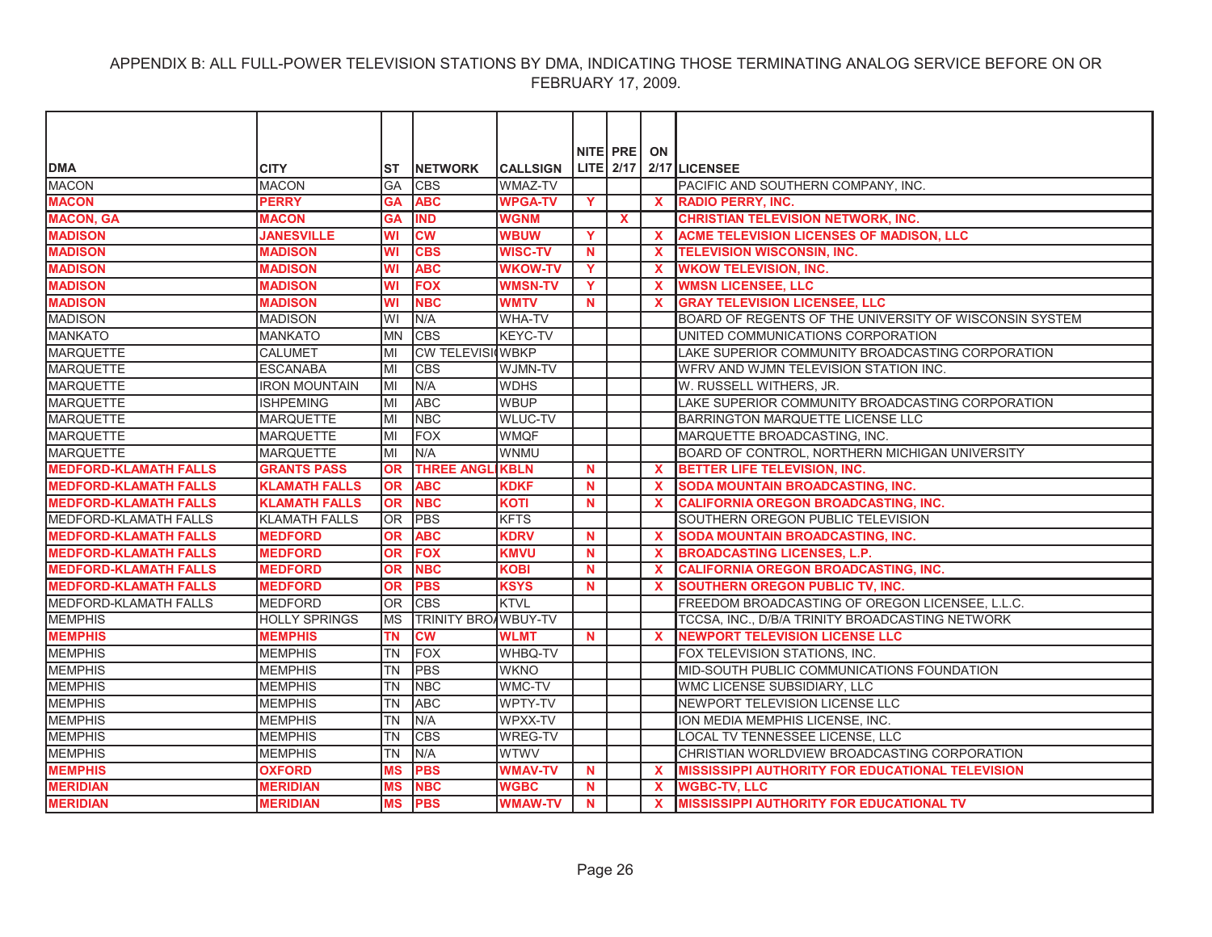APPENDIX B: ALL FULL-POWER TELEVISION STATIONS BY DMA, INDICATING THOSE TERMINATING ANALOG SERVICE BEFORE ON OR FEBRUARY 17, 2009.

| DMA | CITY | ST | NETWORK | CALLSIGN | NITE LITE | PRE 2/17 | ON 2/17 | LICENSEE |
|---|---|---|---|---|---|---|---|---|
| MACON | MACON | GA | CBS | WMAZ-TV | | | | PACIFIC AND SOUTHERN COMPANY, INC. |
| MACON | PERRY | GA | ABC | WPGA-TV | Y | | X | RADIO PERRY, INC. |
| MACON, GA | MACON | GA | IND | WGNM | | X | | CHRISTIAN TELEVISION NETWORK, INC. |
| MADISON | JANESVILLE | WI | CW | WBUW | Y | | X | ACME TELEVISION LICENSES OF MADISON, LLC |
| MADISON | MADISON | WI | CBS | WISC-TV | N | | X | TELEVISION WISCONSIN, INC. |
| MADISON | MADISON | WI | ABC | WKOW-TV | Y | | X | WKOW TELEVISION, INC. |
| MADISON | MADISON | WI | FOX | WMSN-TV | Y | | X | WMSN LICENSEE, LLC |
| MADISON | MADISON | WI | NBC | WMTV | N | | X | GRAY TELEVISION LICENSEE, LLC |
| MADISON | MADISON | WI | N/A | WHA-TV | | | | BOARD OF REGENTS OF THE UNIVERSITY OF WISCONSIN SYSTEM |
| MANKATO | MANKATO | MN | CBS | KEYC-TV | | | | UNITED COMMUNICATIONS CORPORATION |
| MARQUETTE | CALUMET | MI | CW TELEVISI | WBKP | | | | LAKE SUPERIOR COMMUNITY BROADCASTING CORPORATION |
| MARQUETTE | ESCANABA | MI | CBS | WJMN-TV | | | | WFRV AND WJMN TELEVISION STATION INC. |
| MARQUETTE | IRON MOUNTAIN | MI | N/A | WDHS | | | | W. RUSSELL WITHERS, JR. |
| MARQUETTE | ISHPEMING | MI | ABC | WBUP | | | | LAKE SUPERIOR COMMUNITY BROADCASTING CORPORATION |
| MARQUETTE | MARQUETTE | MI | NBC | WLUC-TV | | | | BARRINGTON MARQUETTE LICENSE LLC |
| MARQUETTE | MARQUETTE | MI | FOX | WMQF | | | | MARQUETTE BROADCASTING, INC. |
| MARQUETTE | MARQUETTE | MI | N/A | WNMU | | | | BOARD OF CONTROL, NORTHERN MICHIGAN UNIVERSITY |
| MEDFORD-KLAMATH FALLS | GRANTS PASS | OR | THREE ANGL | KBLN | N | | X | BETTER LIFE TELEVISION, INC. |
| MEDFORD-KLAMATH FALLS | KLAMATH FALLS | OR | ABC | KDKF | N | | X | SODA MOUNTAIN BROADCASTING, INC. |
| MEDFORD-KLAMATH FALLS | KLAMATH FALLS | OR | NBC | KOTI | N | | X | CALIFORNIA OREGON BROADCASTING, INC. |
| MEDFORD-KLAMATH FALLS | KLAMATH FALLS | OR | PBS | KFTS | | | | SOUTHERN OREGON PUBLIC TELEVISION |
| MEDFORD-KLAMATH FALLS | MEDFORD | OR | ABC | KDRV | N | | X | SODA MOUNTAIN BROADCASTING, INC. |
| MEDFORD-KLAMATH FALLS | MEDFORD | OR | FOX | KMVU | N | | X | BROADCASTING LICENSES, L.P. |
| MEDFORD-KLAMATH FALLS | MEDFORD | OR | NBC | KOBI | N | | X | CALIFORNIA OREGON BROADCASTING, INC. |
| MEDFORD-KLAMATH FALLS | MEDFORD | OR | PBS | KSYS | N | | X | SOUTHERN OREGON PUBLIC TV, INC. |
| MEDFORD-KLAMATH FALLS | MEDFORD | OR | CBS | KTVL | | | | FREEDOM BROADCASTING OF OREGON LICENSEE, L.L.C. |
| MEMPHIS | HOLLY SPRINGS | MS | TRINITY BRO | WBUY-TV | | | | TCCSA, INC., D/B/A TRINITY BROADCASTING NETWORK |
| MEMPHIS | MEMPHIS | TN | CW | WLMT | N | | X | NEWPORT TELEVISION LICENSE LLC |
| MEMPHIS | MEMPHIS | TN | FOX | WHBQ-TV | | | | FOX TELEVISION STATIONS, INC. |
| MEMPHIS | MEMPHIS | TN | PBS | WKNO | | | | MID-SOUTH PUBLIC COMMUNICATIONS FOUNDATION |
| MEMPHIS | MEMPHIS | TN | NBC | WMC-TV | | | | WMC LICENSE SUBSIDIARY, LLC |
| MEMPHIS | MEMPHIS | TN | ABC | WPTY-TV | | | | NEWPORT TELEVISION LICENSE LLC |
| MEMPHIS | MEMPHIS | TN | N/A | WPXX-TV | | | | ION MEDIA MEMPHIS LICENSE, INC. |
| MEMPHIS | MEMPHIS | TN | CBS | WREG-TV | | | | LOCAL TV TENNESSEE LICENSE, LLC |
| MEMPHIS | MEMPHIS | TN | N/A | WTWV | | | | CHRISTIAN WORLDVIEW BROADCASTING CORPORATION |
| MEMPHIS | OXFORD | MS | PBS | WMAV-TV | N | | X | MISSISSIPPI AUTHORITY FOR EDUCATIONAL TELEVISION |
| MERIDIAN | MERIDIAN | MS | NBC | WGBC | N | | X | WGBC-TV, LLC |
| MERIDIAN | MERIDIAN | MS | PBS | WMAW-TV | N | | X | MISSISSIPPI AUTHORITY FOR EDUCATIONAL TV |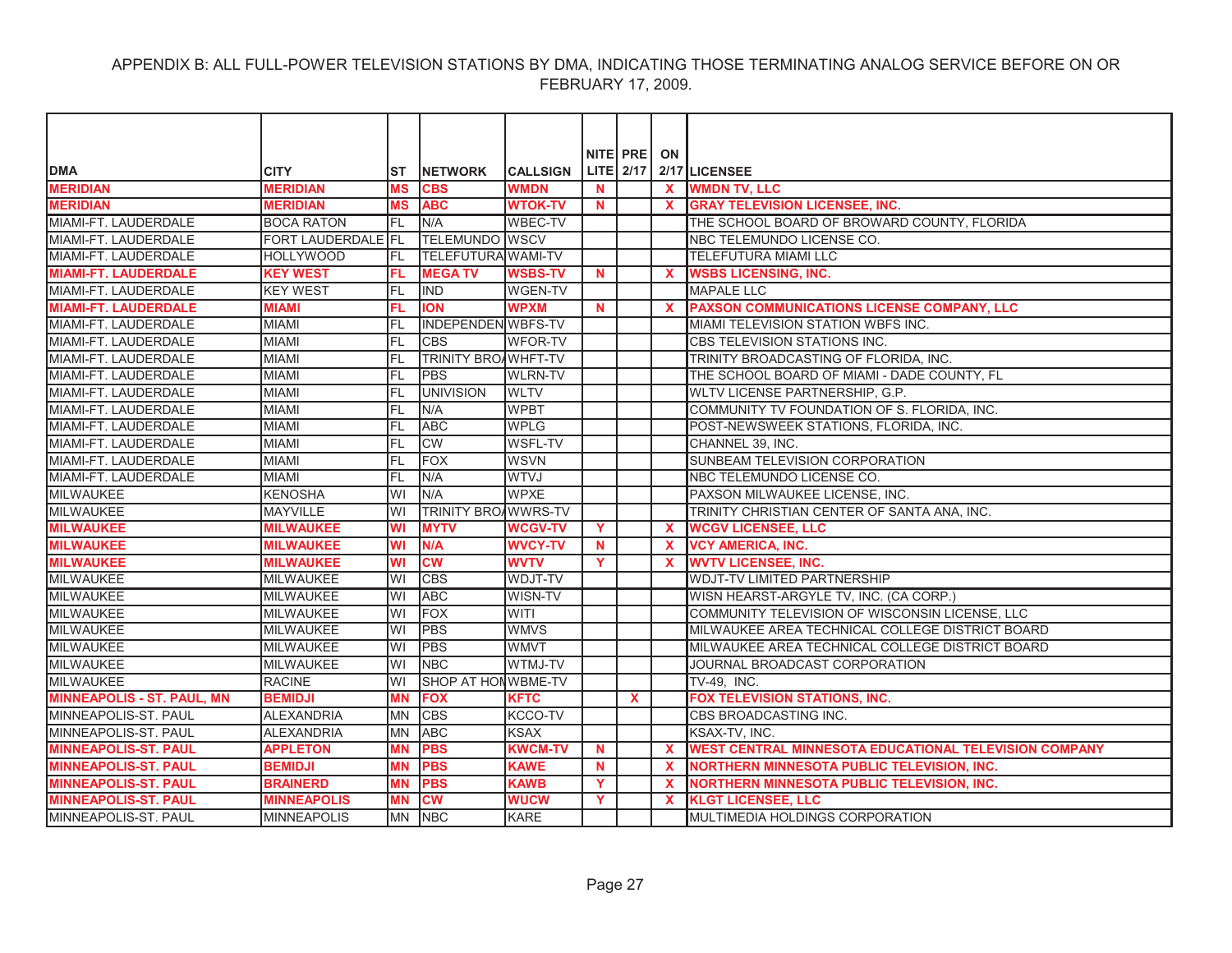APPENDIX B: ALL FULL-POWER TELEVISION STATIONS BY DMA, INDICATING THOSE TERMINATING ANALOG SERVICE BEFORE ON OR FEBRUARY 17, 2009.

| DMA | CITY | ST | NETWORK | CALLSIGN | NITE LITE | PRE 2/17 | ON 2/17 | LICENSEE |
|---|---|---|---|---|---|---|---|---|
| **MERIDIAN** | **MERIDIAN** | **MS** | **CBS** | **WMDN** | **N** | | **X** | **WMDN TV, LLC** |
| **MERIDIAN** | **MERIDIAN** | **MS** | **ABC** | **WTOK-TV** | **N** | | **X** | **GRAY TELEVISION LICENSEE, INC.** |
| MIAMI-FT. LAUDERDALE | BOCA RATON | FL | N/A | WBEC-TV | | | | THE SCHOOL BOARD OF BROWARD COUNTY, FLORIDA |
| MIAMI-FT. LAUDERDALE | FORT LAUDERDALE | FL | TELEMUNDO | WSCV | | | | NBC TELEMUNDO LICENSE CO. |
| MIAMI-FT. LAUDERDALE | HOLLYWOOD | FL | TELEFUTURA | WAMI-TV | | | | TELEFUTURA MIAMI LLC |
| **MIAMI-FT. LAUDERDALE** | **KEY WEST** | **FL** | **MEGA TV** | **WSBS-TV** | **N** | | **X** | **WSBS LICENSING, INC.** |
| MIAMI-FT. LAUDERDALE | KEY WEST | FL | IND | WGEN-TV | | | | MAPALE LLC |
| **MIAMI-FT. LAUDERDALE** | **MIAMI** | **FL** | **ION** | **WPXM** | **N** | | **X** | **PAXSON COMMUNICATIONS LICENSE COMPANY, LLC** |
| MIAMI-FT. LAUDERDALE | MIAMI | FL | INDEPENDEN | WBFS-TV | | | | MIAMI TELEVISION STATION WBFS INC. |
| MIAMI-FT. LAUDERDALE | MIAMI | FL | CBS | WFOR-TV | | | | CBS TELEVISION STATIONS INC. |
| MIAMI-FT. LAUDERDALE | MIAMI | FL | TRINITY BRO/ | WHFT-TV | | | | TRINITY BROADCASTING OF FLORIDA, INC. |
| MIAMI-FT. LAUDERDALE | MIAMI | FL | PBS | WLRN-TV | | | | THE SCHOOL BOARD OF MIAMI - DADE COUNTY, FL |
| MIAMI-FT. LAUDERDALE | MIAMI | FL | UNIVISION | WLTV | | | | WLTV LICENSE PARTNERSHIP, G.P. |
| MIAMI-FT. LAUDERDALE | MIAMI | FL | N/A | WPBT | | | | COMMUNITY TV FOUNDATION OF S. FLORIDA, INC. |
| MIAMI-FT. LAUDERDALE | MIAMI | FL | ABC | WPLG | | | | POST-NEWSWEEK STATIONS, FLORIDA, INC. |
| MIAMI-FT. LAUDERDALE | MIAMI | FL | CW | WSFL-TV | | | | CHANNEL 39, INC. |
| MIAMI-FT. LAUDERDALE | MIAMI | FL | FOX | WSVN | | | | SUNBEAM TELEVISION CORPORATION |
| MIAMI-FT. LAUDERDALE | MIAMI | FL | N/A | WTVJ | | | | NBC TELEMUNDO LICENSE CO. |
| MILWAUKEE | KENOSHA | WI | N/A | WPXE | | | | PAXSON MILWAUKEE LICENSE, INC. |
| MILWAUKEE | MAYVILLE | WI | TRINITY BRO/ | WWRS-TV | | | | TRINITY CHRISTIAN CENTER OF SANTA ANA, INC. |
| **MILWAUKEE** | **MILWAUKEE** | **WI** | **MYTV** | **WCGV-TV** | **Y** | | **X** | **WCGV LICENSEE, LLC** |
| **MILWAUKEE** | **MILWAUKEE** | **WI** | **N/A** | **WVCY-TV** | **N** | | **X** | **VCY AMERICA, INC.** |
| **MILWAUKEE** | **MILWAUKEE** | **WI** | **CW** | **WVTV** | **Y** | | **X** | **WVTV LICENSEE, INC.** |
| MILWAUKEE | MILWAUKEE | WI | CBS | WDJT-TV | | | | WDJT-TV LIMITED PARTNERSHIP |
| MILWAUKEE | MILWAUKEE | WI | ABC | WISN-TV | | | | WISN HEARST-ARGYLE TV, INC. (CA CORP.) |
| MILWAUKEE | MILWAUKEE | WI | FOX | WITI | | | | COMMUNITY TELEVISION OF WISCONSIN LICENSE, LLC |
| MILWAUKEE | MILWAUKEE | WI | PBS | WMVS | | | | MILWAUKEE AREA TECHNICAL COLLEGE DISTRICT BOARD |
| MILWAUKEE | MILWAUKEE | WI | PBS | WMVT | | | | MILWAUKEE AREA TECHNICAL COLLEGE DISTRICT BOARD |
| MILWAUKEE | MILWAUKEE | WI | NBC | WTMJ-TV | | | | JOURNAL BROADCAST CORPORATION |
| MILWAUKEE | RACINE | WI | SHOP AT HON | WBME-TV | | | | TV-49, INC. |
| **MINNEAPOLIS - ST. PAUL, MN** | **BEMIDJI** | **MN** | **FOX** | **KFTC** | | **X** | | **FOX TELEVISION STATIONS, INC.** |
| MINNEAPOLIS-ST. PAUL | ALEXANDRIA | MN | CBS | KCCO-TV | | | | CBS BROADCASTING INC. |
| MINNEAPOLIS-ST. PAUL | ALEXANDRIA | MN | ABC | KSAX | | | | KSAX-TV, INC. |
| **MINNEAPOLIS-ST. PAUL** | **APPLETON** | **MN** | **PBS** | **KWCM-TV** | **N** | | **X** | **WEST CENTRAL MINNESOTA EDUCATIONAL TELEVISION COMPANY** |
| **MINNEAPOLIS-ST. PAUL** | **BEMIDJI** | **MN** | **PBS** | **KAWE** | **N** | | **X** | **NORTHERN MINNESOTA PUBLIC TELEVISION, INC.** |
| **MINNEAPOLIS-ST. PAUL** | **BRAINERD** | **MN** | **PBS** | **KAWB** | **Y** | | **X** | **NORTHERN MINNESOTA PUBLIC TELEVISION, INC.** |
| **MINNEAPOLIS-ST. PAUL** | **MINNEAPOLIS** | **MN** | **CW** | **WUCW** | **Y** | | **X** | **KLGT LICENSEE, LLC** |
| MINNEAPOLIS-ST. PAUL | MINNEAPOLIS | MN | NBC | KARE | | | | MULTIMEDIA HOLDINGS CORPORATION |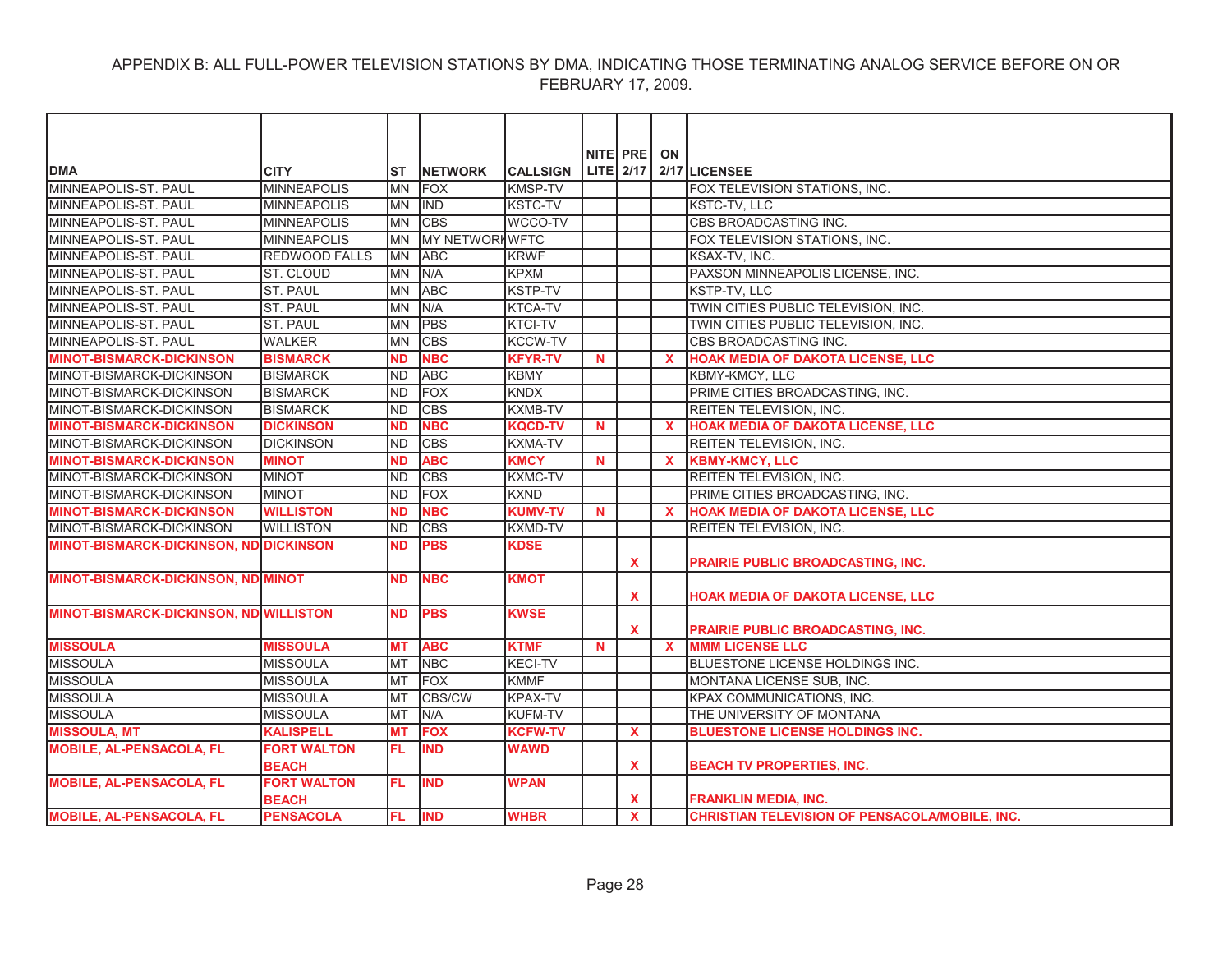APPENDIX B: ALL FULL-POWER TELEVISION STATIONS BY DMA, INDICATING THOSE TERMINATING ANALOG SERVICE BEFORE ON OR FEBRUARY 17, 2009.

| DMA | CITY | ST | NETWORK | CALLSIGN | NITE LITE | PRE 2/17 | ON 2/17 | LICENSEE |
|---|---|---|---|---|---|---|---|---|
| MINNEAPOLIS-ST. PAUL | MINNEAPOLIS | MN | FOX | KMSP-TV | | | | FOX TELEVISION STATIONS, INC. |
| MINNEAPOLIS-ST. PAUL | MINNEAPOLIS | MN | IND | KSTC-TV | | | | KSTC-TV, LLC |
| MINNEAPOLIS-ST. PAUL | MINNEAPOLIS | MN | CBS | WCCO-TV | | | | CBS BROADCASTING INC. |
| MINNEAPOLIS-ST. PAUL | MINNEAPOLIS | MN | MY NETWORK | WFTC | | | | FOX TELEVISION STATIONS, INC. |
| MINNEAPOLIS-ST. PAUL | REDWOOD FALLS | MN | ABC | KRWF | | | | KSAX-TV, INC. |
| MINNEAPOLIS-ST. PAUL | ST. CLOUD | MN | N/A | KPXM | | | | PAXSON MINNEAPOLIS LICENSE, INC. |
| MINNEAPOLIS-ST. PAUL | ST. PAUL | MN | ABC | KSTP-TV | | | | KSTP-TV, LLC |
| MINNEAPOLIS-ST. PAUL | ST. PAUL | MN | N/A | KTCA-TV | | | | TWIN CITIES PUBLIC TELEVISION, INC. |
| MINNEAPOLIS-ST. PAUL | ST. PAUL | MN | PBS | KTCI-TV | | | | TWIN CITIES PUBLIC TELEVISION, INC. |
| MINNEAPOLIS-ST. PAUL | WALKER | MN | CBS | KCCW-TV | | | | CBS BROADCASTING INC. |
| **MINOT-BISMARCK-DICKINSON** | **BISMARCK** | **ND** | **NBC** | **KFYR-TV** | **N** | | **X** | **HOAK MEDIA OF DAKOTA LICENSE, LLC** |
| MINOT-BISMARCK-DICKINSON | BISMARCK | ND | ABC | KBMY | | | | KBMY-KMCY, LLC |
| MINOT-BISMARCK-DICKINSON | BISMARCK | ND | FOX | KNDX | | | | PRIME CITIES BROADCASTING, INC. |
| MINOT-BISMARCK-DICKINSON | BISMARCK | ND | CBS | KXMB-TV | | | | REITEN TELEVISION, INC. |
| **MINOT-BISMARCK-DICKINSON** | **DICKINSON** | **ND** | **NBC** | **KQCD-TV** | **N** | | **X** | **HOAK MEDIA OF DAKOTA LICENSE, LLC** |
| MINOT-BISMARCK-DICKINSON | DICKINSON | ND | CBS | KXMA-TV | | | | REITEN TELEVISION, INC. |
| **MINOT-BISMARCK-DICKINSON** | **MINOT** | **ND** | **ABC** | **KMCY** | **N** | | **X** | **KBMY-KMCY, LLC** |
| MINOT-BISMARCK-DICKINSON | MINOT | ND | CBS | KXMC-TV | | | | REITEN TELEVISION, INC. |
| MINOT-BISMARCK-DICKINSON | MINOT | ND | FOX | KXND | | | | PRIME CITIES BROADCASTING, INC. |
| **MINOT-BISMARCK-DICKINSON** | **WILLISTON** | **ND** | **NBC** | **KUMV-TV** | **N** | | **X** | **HOAK MEDIA OF DAKOTA LICENSE, LLC** |
| MINOT-BISMARCK-DICKINSON | WILLISTON | ND | CBS | KXMD-TV | | | | REITEN TELEVISION, INC. |
| **MINOT-BISMARCK-DICKINSON, ND** | **DICKINSON** | **ND** | **PBS** | **KDSE** | | **X** | | **PRAIRIE PUBLIC BROADCASTING, INC.** |
| **MINOT-BISMARCK-DICKINSON, ND** | **MINOT** | **ND** | **NBC** | **KMOT** | | **X** | | **HOAK MEDIA OF DAKOTA LICENSE, LLC** |
| **MINOT-BISMARCK-DICKINSON, ND** | **WILLISTON** | **ND** | **PBS** | **KWSE** | | **X** | | **PRAIRIE PUBLIC BROADCASTING, INC.** |
| **MISSOULA** | **MISSOULA** | **MT** | **ABC** | **KTMF** | **N** | | **X** | **MMM LICENSE LLC** |
| MISSOULA | MISSOULA | MT | NBC | KECI-TV | | | | BLUESTONE LICENSE HOLDINGS INC. |
| MISSOULA | MISSOULA | MT | FOX | KMMF | | | | MONTANA LICENSE SUB, INC. |
| MISSOULA | MISSOULA | MT | CBS/CW | KPAX-TV | | | | KPAX COMMUNICATIONS, INC. |
| MISSOULA | MISSOULA | MT | N/A | KUFM-TV | | | | THE UNIVERSITY OF MONTANA |
| **MISSOULA, MT** | **KALISPELL** | **MT** | **FOX** | **KCFW-TV** | | **X** | | **BLUESTONE LICENSE HOLDINGS INC.** |
| **MOBILE, AL-PENSACOLA, FL** | **FORT WALTON BEACH** | **FL** | **IND** | **WAWD** | | **X** | | **BEACH TV PROPERTIES, INC.** |
| **MOBILE, AL-PENSACOLA, FL** | **FORT WALTON BEACH** | **FL** | **IND** | **WPAN** | | **X** | | **FRANKLIN MEDIA, INC.** |
| **MOBILE, AL-PENSACOLA, FL** | **PENSACOLA** | **FL** | **IND** | **WHBR** | | **X** | | **CHRISTIAN TELEVISION OF PENSACOLA/MOBILE, INC.** |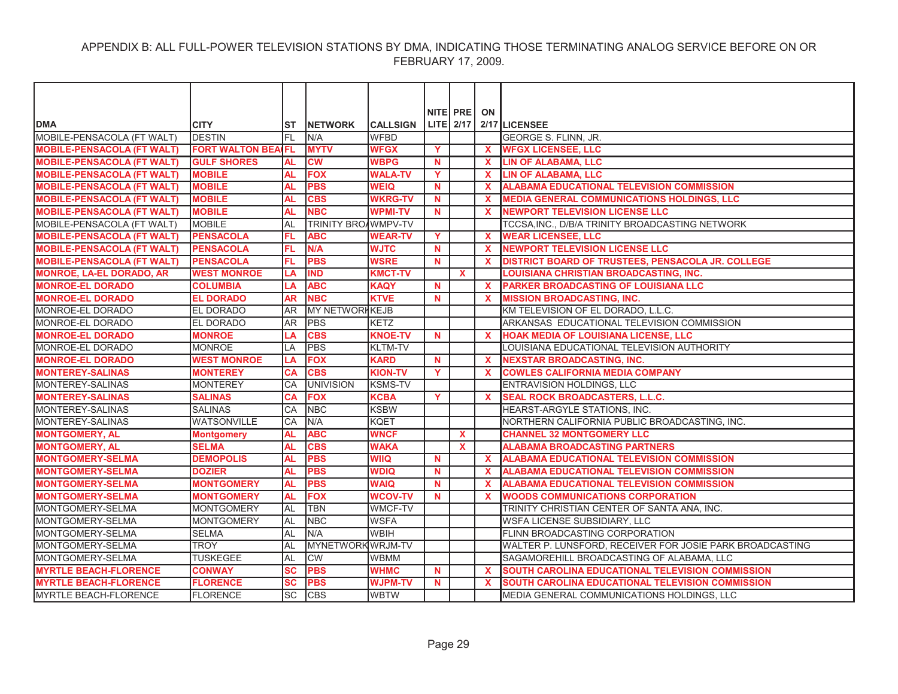APPENDIX B: ALL FULL-POWER TELEVISION STATIONS BY DMA, INDICATING THOSE TERMINATING ANALOG SERVICE BEFORE ON OR FEBRUARY 17, 2009.

| DMA | CITY | ST | NETWORK | CALLSIGN | NITE LITE | PRE 2/17 | ON 2/17 | LICENSEE |
|---|---|---|---|---|---|---|---|---|
| MOBILE-PENSACOLA (FT WALT) | DESTIN | FL | N/A | WFBD | | | | GEORGE S. FLINN, JR. |
| **MOBILE-PENSACOLA (FT WALT)** | **FORT WALTON BEA** | **FL** | **MYTV** | **WFGX** | **Y** | | **X** | **WFGX LICENSEE, LLC** |
| **MOBILE-PENSACOLA (FT WALT)** | **GULF SHORES** | **AL** | **CW** | **WBPG** | **N** | | **X** | **LIN OF ALABAMA, LLC** |
| **MOBILE-PENSACOLA (FT WALT)** | **MOBILE** | **AL** | **FOX** | **WALA-TV** | **Y** | | **X** | **LIN OF ALABAMA, LLC** |
| **MOBILE-PENSACOLA (FT WALT)** | **MOBILE** | **AL** | **PBS** | **WEIQ** | **N** | | **X** | **ALABAMA EDUCATIONAL TELEVISION COMMISSION** |
| **MOBILE-PENSACOLA (FT WALT)** | **MOBILE** | **AL** | **CBS** | **WKRG-TV** | **N** | | **X** | **MEDIA GENERAL COMMUNICATIONS HOLDINGS, LLC** |
| **MOBILE-PENSACOLA (FT WALT)** | **MOBILE** | **AL** | **NBC** | **WPMI-TV** | **N** | | **X** | **NEWPORT TELEVISION LICENSE LLC** |
| MOBILE-PENSACOLA (FT WALT) | MOBILE | AL | TRINITY BRO/ | WMPV-TV | | | | TCCSA,INC., D/B/A TRINITY BROADCASTING NETWORK |
| **MOBILE-PENSACOLA (FT WALT)** | **PENSACOLA** | **FL** | **ABC** | **WEAR-TV** | **Y** | | **X** | **WEAR LICENSEE, LLC** |
| **MOBILE-PENSACOLA (FT WALT)** | **PENSACOLA** | **FL** | **N/A** | **WJTC** | **N** | | **X** | **NEWPORT TELEVISION LICENSE LLC** |
| **MOBILE-PENSACOLA (FT WALT)** | **PENSACOLA** | **FL** | **PBS** | **WSRE** | **N** | | **X** | **DISTRICT BOARD OF TRUSTEES, PENSACOLA JR. COLLEGE** |
| **MONROE, LA-EL DORADO, AR** | **WEST MONROE** | **LA** | **IND** | **KMCT-TV** | | **X** | | **LOUISIANA CHRISTIAN BROADCASTING, INC.** |
| **MONROE-EL DORADO** | **COLUMBIA** | **LA** | **ABC** | **KAQY** | **N** | | **X** | **PARKER BROADCASTING OF LOUISIANA LLC** |
| **MONROE-EL DORADO** | **EL DORADO** | **AR** | **NBC** | **KTVE** | **N** | | **X** | **MISSION BROADCASTING, INC.** |
| MONROE-EL DORADO | EL DORADO | AR | MY NETWORK | KEJB | | | | KM TELEVISION OF EL DORADO, L.L.C. |
| MONROE-EL DORADO | EL DORADO | AR | PBS | KETZ | | | | ARKANSAS EDUCATIONAL TELEVISION COMMISSION |
| **MONROE-EL DORADO** | **MONROE** | **LA** | **CBS** | **KNOE-TV** | **N** | | **X** | **HOAK MEDIA OF LOUISIANA LICENSE, LLC** |
| MONROE-EL DORADO | MONROE | LA | PBS | KLTM-TV | | | | LOUISIANA EDUCATIONAL TELEVISION AUTHORITY |
| **MONROE-EL DORADO** | **WEST MONROE** | **LA** | **FOX** | **KARD** | **N** | | **X** | **NEXSTAR BROADCASTING, INC.** |
| **MONTEREY-SALINAS** | **MONTEREY** | **CA** | **CBS** | **KION-TV** | **Y** | | **X** | **COWLES CALIFORNIA MEDIA COMPANY** |
| MONTEREY-SALINAS | MONTEREY | CA | UNIVISION | KSMS-TV | | | | ENTRAVISION HOLDINGS, LLC |
| **MONTEREY-SALINAS** | **SALINAS** | **CA** | **FOX** | **KCBA** | **Y** | | **X** | **SEAL ROCK BROADCASTERS, L.L.C.** |
| MONTEREY-SALINAS | SALINAS | CA | NBC | KSBW | | | | HEARST-ARGYLE STATIONS, INC. |
| MONTEREY-SALINAS | WATSONVILLE | CA | N/A | KQET | | | | NORTHERN CALIFORNIA PUBLIC BROADCASTING, INC. |
| **MONTGOMERY, AL** | **Montgomery** | **AL** | **ABC** | **WNCF** | | **X** | | **CHANNEL 32 MONTGOMERY LLC** |
| **MONTGOMERY, AL** | **SELMA** | **AL** | **CBS** | **WAKA** | | **X** | | **ALABAMA BROADCASTING PARTNERS** |
| **MONTGOMERY-SELMA** | **DEMOPOLIS** | **AL** | **PBS** | **WIIQ** | **N** | | **X** | **ALABAMA EDUCATIONAL TELEVISION COMMISSION** |
| **MONTGOMERY-SELMA** | **DOZIER** | **AL** | **PBS** | **WDIQ** | **N** | | **X** | **ALABAMA EDUCATIONAL TELEVISION COMMISSION** |
| **MONTGOMERY-SELMA** | **MONTGOMERY** | **AL** | **PBS** | **WAIQ** | **N** | | **X** | **ALABAMA EDUCATIONAL TELEVISION COMMISSION** |
| **MONTGOMERY-SELMA** | **MONTGOMERY** | **AL** | **FOX** | **WCOV-TV** | **N** | | **X** | **WOODS COMMUNICATIONS CORPORATION** |
| MONTGOMERY-SELMA | MONTGOMERY | AL | TBN | WMCF-TV | | | | TRINITY CHRISTIAN CENTER OF SANTA ANA, INC. |
| MONTGOMERY-SELMA | MONTGOMERY | AL | NBC | WSFA | | | | WSFA LICENSE SUBSIDIARY, LLC |
| MONTGOMERY-SELMA | SELMA | AL | N/A | WBIH | | | | FLINN BROADCASTING CORPORATION |
| MONTGOMERY-SELMA | TROY | AL | MYNETWORK | WRJM-TV | | | | WALTER P. LUNSFORD, RECEIVER FOR JOSIE PARK BROADCASTING |
| MONTGOMERY-SELMA | TUSKEGEE | AL | CW | WBMM | | | | SAGAMOREHILL BROADCASTING OF ALABAMA, LLC |
| **MYRTLE BEACH-FLORENCE** | **CONWAY** | **SC** | **PBS** | **WHMC** | **N** | | **X** | **SOUTH CAROLINA EDUCATIONAL TELEVISION COMMISSION** |
| **MYRTLE BEACH-FLORENCE** | **FLORENCE** | **SC** | **PBS** | **WJPM-TV** | **N** | | **X** | **SOUTH CAROLINA EDUCATIONAL TELEVISION COMMISSION** |
| MYRTLE BEACH-FLORENCE | FLORENCE | SC | CBS | WBTW | | | | MEDIA GENERAL COMMUNICATIONS HOLDINGS, LLC |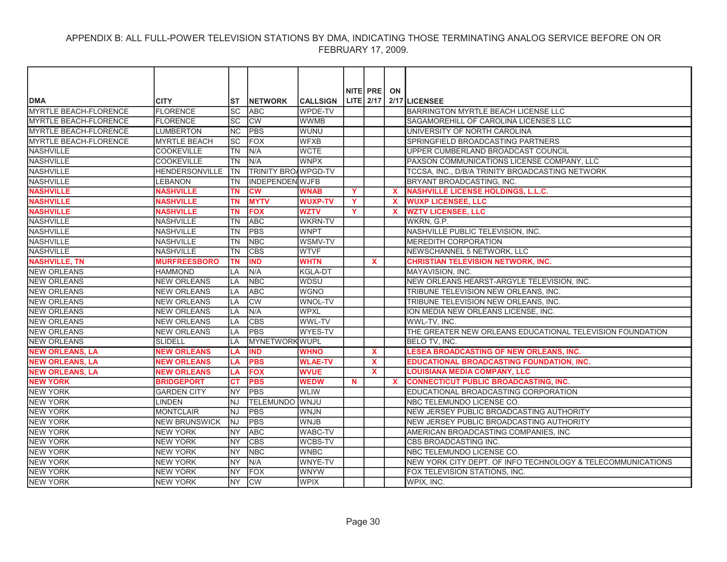APPENDIX B: ALL FULL-POWER TELEVISION STATIONS BY DMA, INDICATING THOSE TERMINATING ANALOG SERVICE BEFORE ON OR FEBRUARY 17, 2009.

| DMA | CITY | ST | NETWORK | CALLSIGN | NITE LITE | PRE 2/17 | ON 2/17 | LICENSEE |
|---|---|---|---|---|---|---|---|---|
| MYRTLE BEACH-FLORENCE | FLORENCE | SC | ABC | WPDE-TV | | | | BARRINGTON MYRTLE BEACH LICENSE LLC |
| MYRTLE BEACH-FLORENCE | FLORENCE | SC | CW | WWMB | | | | SAGAMOREHILL OF CAROLINA LICENSES LLC |
| MYRTLE BEACH-FLORENCE | LUMBERTON | NC | PBS | WUNU | | | | UNIVERSITY OF NORTH CAROLINA |
| MYRTLE BEACH-FLORENCE | MYRTLE BEACH | SC | FOX | WFXB | | | | SPRINGFIELD BROADCASTING PARTNERS |
| NASHVILLE | COOKEVILLE | TN | N/A | WCTE | | | | UPPER CUMBERLAND BROADCAST COUNCIL |
| NASHVILLE | COOKEVILLE | TN | N/A | WNPX | | | | PAXSON COMMUNICATIONS LICENSE COMPANY, LLC |
| NASHVILLE | HENDERSONVILLE | TN | TRINITY BRO/ | WPGD-TV | | | | TCCSA, INC., D/B/A TRINITY BROADCASTING NETWORK |
| NASHVILLE | LEBANON | TN | INDEPENDEN | WJFB | | | | BRYANT BROADCASTING, INC. |
| **NASHVILLE** | **NASHVILLE** | **TN** | **CW** | **WNAB** | **Y** | | **X** | **NASHVILLE LICENSE HOLDINGS, L.L.C.** |
| **NASHVILLE** | **NASHVILLE** | **TN** | **MYTV** | **WUXP-TV** | **Y** | | **X** | **WUXP LICENSEE, LLC** |
| **NASHVILLE** | **NASHVILLE** | **TN** | **FOX** | **WZTV** | **Y** | | **X** | **WZTV LICENSEE, LLC** |
| NASHVILLE | NASHVILLE | TN | ABC | WKRN-TV | | | | WKRN, G.P. |
| NASHVILLE | NASHVILLE | TN | PBS | WNPT | | | | NASHVILLE PUBLIC TELEVISION, INC. |
| NASHVILLE | NASHVILLE | TN | NBC | WSMV-TV | | | | MEREDITH CORPORATION |
| NASHVILLE | NASHVILLE | TN | CBS | WTVF | | | | NEWSCHANNEL 5 NETWORK, LLC |
| **NASHVILLE, TN** | **MURFREESBORO** | **TN** | **IND** | **WHTN** | | **X** | | **CHRISTIAN TELEVISION NETWORK, INC.** |
| NEW ORLEANS | HAMMOND | LA | N/A | KGLA-DT | | | | MAYAVISION, INC. |
| NEW ORLEANS | NEW ORLEANS | LA | NBC | WDSU | | | | NEW ORLEANS HEARST-ARGYLE TELEVISION, INC. |
| NEW ORLEANS | NEW ORLEANS | LA | ABC | WGNO | | | | TRIBUNE TELEVISION NEW ORLEANS, INC. |
| NEW ORLEANS | NEW ORLEANS | LA | CW | WNOL-TV | | | | TRIBUNE TELEVISION NEW ORLEANS, INC. |
| NEW ORLEANS | NEW ORLEANS | LA | N/A | WPXL | | | | ION MEDIA NEW ORLEANS LICENSE, INC. |
| NEW ORLEANS | NEW ORLEANS | LA | CBS | WWL-TV | | | | WWL-TV, INC. |
| NEW ORLEANS | NEW ORLEANS | LA | PBS | WYES-TV | | | | THE GREATER NEW ORLEANS EDUCATIONAL TELEVISION FOUNDATION |
| NEW ORLEANS | SLIDELL | LA | MYNETWORK | WUPL | | | | BELO TV, INC. |
| **NEW ORLEANS, LA** | **NEW ORLEANS** | **LA** | **IND** | **WHNO** | | **X** | | **LESEA BROADCASTING OF NEW ORLEANS, INC.** |
| **NEW ORLEANS, LA** | **NEW ORLEANS** | **LA** | **PBS** | **WLAE-TV** | | **X** | | **EDUCATIONAL BROADCASTING FOUNDATION, INC.** |
| **NEW ORLEANS, LA** | **NEW ORLEANS** | **LA** | **FOX** | **WVUE** | | **X** | | **LOUISIANA MEDIA COMPANY, LLC** |
| **NEW YORK** | **BRIDGEPORT** | **CT** | **PBS** | **WEDW** | **N** | | **X** | **CONNECTICUT PUBLIC BROADCASTING, INC.** |
| NEW YORK | GARDEN CITY | NY | PBS | WLIW | | | | EDUCATIONAL BROADCASTING CORPORATION |
| NEW YORK | LINDEN | NJ | TELEMUNDO | WNJU | | | | NBC TELEMUNDO LICENSE CO. |
| NEW YORK | MONTCLAIR | NJ | PBS | WNJN | | | | NEW JERSEY PUBLIC BROADCASTING AUTHORITY |
| NEW YORK | NEW BRUNSWICK | NJ | PBS | WNJB | | | | NEW JERSEY PUBLIC BROADCASTING AUTHORITY |
| NEW YORK | NEW YORK | NY | ABC | WABC-TV | | | | AMERICAN BROADCASTING COMPANIES, INC |
| NEW YORK | NEW YORK | NY | CBS | WCBS-TV | | | | CBS BROADCASTING INC. |
| NEW YORK | NEW YORK | NY | NBC | WNBC | | | | NBC TELEMUNDO LICENSE CO. |
| NEW YORK | NEW YORK | NY | N/A | WNYE-TV | | | | NEW YORK CITY DEPT. OF INFO TECHNOLOGY & TELECOMMUNICATIONS |
| NEW YORK | NEW YORK | NY | FOX | WNYW | | | | FOX TELEVISION STATIONS, INC. |
| NEW YORK | NEW YORK | NY | CW | WPIX | | | | WPIX, INC. |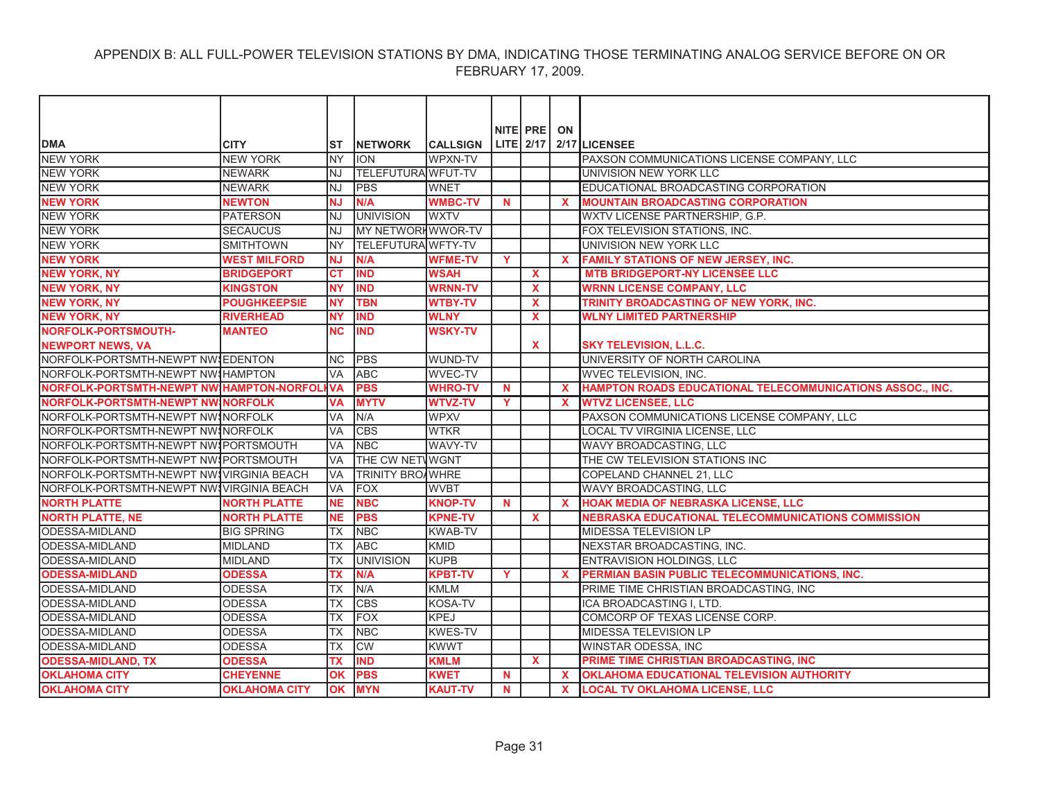APPENDIX B: ALL FULL-POWER TELEVISION STATIONS BY DMA, INDICATING THOSE TERMINATING ANALOG SERVICE BEFORE ON OR FEBRUARY 17, 2009.

| DMA | CITY | ST | NETWORK | CALLSIGN | NITE LITE | PRE 2/17 | ON 2/17 | LICENSEE |
|---|---|---|---|---|---|---|---|---|
| NEW YORK | NEW YORK | NY | ION | WPXN-TV | | | | PAXSON COMMUNICATIONS LICENSE COMPANY, LLC |
| NEW YORK | NEWARK | NJ | TELEFUTURA | WFUT-TV | | | | UNIVISION NEW YORK LLC |
| NEW YORK | NEWARK | NJ | PBS | WNET | | | | EDUCATIONAL BROADCASTING CORPORATION |
| **NEW YORK** | **NEWTON** | **NJ** | **N/A** | **WMBC-TV** | **N** | | **X** | **MOUNTAIN BROADCASTING CORPORATION** |
| NEW YORK | PATERSON | NJ | UNIVISION | WXTV | | | | WXTV LICENSE PARTNERSHIP, G.P. |
| NEW YORK | SECAUCUS | NJ | MY NETWORK | WWOR-TV | | | | FOX TELEVISION STATIONS, INC. |
| NEW YORK | SMITHTOWN | NY | TELEFUTURA | WFTY-TV | | | | UNIVISION NEW YORK LLC |
| **NEW YORK** | **WEST MILFORD** | **NJ** | **N/A** | **WFME-TV** | **Y** | | **X** | **FAMILY STATIONS OF NEW JERSEY, INC.** |
| **NEW YORK, NY** | **BRIDGEPORT** | **CT** | **IND** | **WSAH** | | **X** | | **MTB BRIDGEPORT-NY LICENSEE LLC** |
| **NEW YORK, NY** | **KINGSTON** | **NY** | **IND** | **WRNN-TV** | | **X** | | **WRNN LICENSE COMPANY, LLC** |
| **NEW YORK, NY** | **POUGHKEEPSIE** | **NY** | **TBN** | **WTBY-TV** | | **X** | | **TRINITY BROADCASTING OF NEW YORK, INC.** |
| **NEW YORK, NY** | **RIVERHEAD** | **NY** | **IND** | **WLNY** | | **X** | | **WLNY LIMITED PARTNERSHIP** |
| **NORFOLK-PORTSMOUTH-NEWPORT NEWS, VA** | **MANTEO** | **NC** | **IND** | **WSKY-TV** | | **X** | | **SKY TELEVISION, L.L.C.** |
| NORFOLK-PORTSMTH-NEWPT NWS | EDENTON | NC | PBS | WUND-TV | | | | UNIVERSITY OF NORTH CAROLINA |
| NORFOLK-PORTSMTH-NEWPT NWS | HAMPTON | VA | ABC | WVEC-TV | | | | WVEC TELEVISION, INC. |
| **NORFOLK-PORTSMTH-NEWPT NWS** | **HAMPTON-NORFOLK** | **VA** | **PBS** | **WHRO-TV** | **N** | | **X** | **HAMPTON ROADS EDUCATIONAL TELECOMMUNICATIONS ASSOC., INC.** |
| **NORFOLK-PORTSMTH-NEWPT NWS** | **NORFOLK** | **VA** | **MYTV** | **WTVZ-TV** | **Y** | | **X** | **WTVZ LICENSEE, LLC** |
| NORFOLK-PORTSMTH-NEWPT NWS | NORFOLK | VA | N/A | WPXV | | | | PAXSON COMMUNICATIONS LICENSE COMPANY, LLC |
| NORFOLK-PORTSMTH-NEWPT NWS | NORFOLK | VA | CBS | WTKR | | | | LOCAL TV VIRGINIA LICENSE, LLC |
| NORFOLK-PORTSMTH-NEWPT NWS | PORTSMOUTH | VA | NBC | WAVY-TV | | | | WAVY BROADCASTING, LLC |
| NORFOLK-PORTSMTH-NEWPT NWS | PORTSMOUTH | VA | THE CW NETW | WGNT | | | | THE CW TELEVISION STATIONS INC |
| NORFOLK-PORTSMTH-NEWPT NWS | VIRGINIA BEACH | VA | TRINITY BROA | WHRE | | | | COPELAND CHANNEL 21, LLC |
| NORFOLK-PORTSMTH-NEWPT NWS | VIRGINIA BEACH | VA | FOX | WVBT | | | | WAVY BROADCASTING, LLC |
| **NORTH PLATTE** | **NORTH PLATTE** | **NE** | **NBC** | **KNOP-TV** | **N** | | **X** | **HOAK MEDIA OF NEBRASKA LICENSE, LLC** |
| **NORTH PLATTE, NE** | **NORTH PLATTE** | **NE** | **PBS** | **KPNE-TV** | | **X** | | **NEBRASKA EDUCATIONAL TELECOMMUNICATIONS COMMISSION** |
| ODESSA-MIDLAND | BIG SPRING | TX | NBC | KWAB-TV | | | | MIDESSA TELEVISION LP |
| ODESSA-MIDLAND | MIDLAND | TX | ABC | KMID | | | | NEXSTAR BROADCASTING, INC. |
| ODESSA-MIDLAND | MIDLAND | TX | UNIVISION | KUPB | | | | ENTRAVISION HOLDINGS, LLC |
| **ODESSA-MIDLAND** | **ODESSA** | **TX** | **N/A** | **KPBT-TV** | **Y** | | **X** | **PERMIAN BASIN PUBLIC TELECOMMUNICATIONS, INC.** |
| ODESSA-MIDLAND | ODESSA | TX | N/A | KMLM | | | | PRIME TIME CHRISTIAN BROADCASTING, INC |
| ODESSA-MIDLAND | ODESSA | TX | CBS | KOSA-TV | | | | ICA BROADCASTING I, LTD. |
| ODESSA-MIDLAND | ODESSA | TX | FOX | KPEJ | | | | COMCORP OF TEXAS LICENSE CORP. |
| ODESSA-MIDLAND | ODESSA | TX | NBC | KWES-TV | | | | MIDESSA TELEVISION LP |
| ODESSA-MIDLAND | ODESSA | TX | CW | KWWT | | | | WINSTAR ODESSA, INC |
| **ODESSA-MIDLAND, TX** | **ODESSA** | **TX** | **IND** | **KMLM** | | **X** | | **PRIME TIME CHRISTIAN BROADCASTING, INC** |
| **OKLAHOMA CITY** | **CHEYENNE** | **OK** | **PBS** | **KWET** | **N** | | **X** | **OKLAHOMA EDUCATIONAL TELEVISION AUTHORITY** |
| **OKLAHOMA CITY** | **OKLAHOMA CITY** | **OK** | **MYN** | **KAUT-TV** | **N** | | **X** | **LOCAL TV OKLAHOMA LICENSE, LLC** |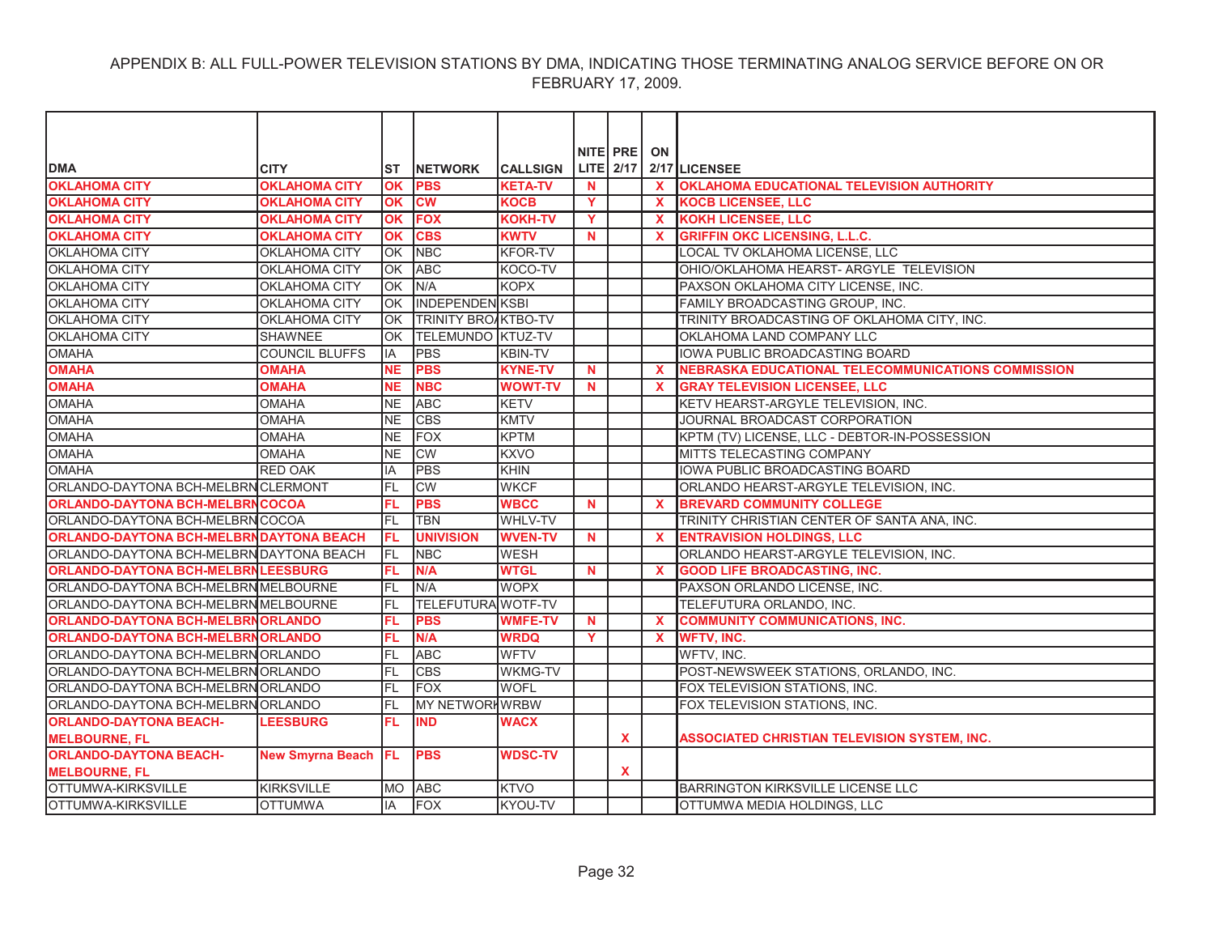APPENDIX B: ALL FULL-POWER TELEVISION STATIONS BY DMA, INDICATING THOSE TERMINATING ANALOG SERVICE BEFORE ON OR FEBRUARY 17, 2009.

| DMA | CITY | ST | NETWORK | CALLSIGN | NITE LITE | PRE 2/17 | ON 2/17 | LICENSEE |
|---|---|---|---|---|---|---|---|---|
| **OKLAHOMA CITY** | **OKLAHOMA CITY** | **OK** | **PBS** | **KETA-TV** | **N** | | **X** | **OKLAHOMA EDUCATIONAL TELEVISION AUTHORITY** |
| **OKLAHOMA CITY** | **OKLAHOMA CITY** | **OK** | **CW** | **KOCB** | **Y** | | **X** | **KOCB LICENSEE, LLC** |
| **OKLAHOMA CITY** | **OKLAHOMA CITY** | **OK** | **FOX** | **KOKH-TV** | **Y** | | **X** | **KOKH LICENSEE, LLC** |
| **OKLAHOMA CITY** | **OKLAHOMA CITY** | **OK** | **CBS** | **KWTV** | **N** | | **X** | **GRIFFIN OKC LICENSING, L.L.C.** |
| OKLAHOMA CITY | OKLAHOMA CITY | OK | NBC | KFOR-TV | | | | LOCAL TV OKLAHOMA LICENSE, LLC |
| OKLAHOMA CITY | OKLAHOMA CITY | OK | ABC | KOCO-TV | | | | OHIO/OKLAHOMA HEARST- ARGYLE TELEVISION |
| OKLAHOMA CITY | OKLAHOMA CITY | OK | N/A | KOPX | | | | PAXSON OKLAHOMA CITY LICENSE, INC. |
| OKLAHOMA CITY | OKLAHOMA CITY | OK | INDEPENDEN | KSBI | | | | FAMILY BROADCASTING GROUP, INC. |
| OKLAHOMA CITY | OKLAHOMA CITY | OK | TRINITY BRO/ | KTBO-TV | | | | TRINITY BROADCASTING OF OKLAHOMA CITY, INC. |
| OKLAHOMA CITY | SHAWNEE | OK | TELEMUNDO | KTUZ-TV | | | | OKLAHOMA LAND COMPANY LLC |
| OMAHA | COUNCIL BLUFFS | IA | PBS | KBIN-TV | | | | IOWA PUBLIC BROADCASTING BOARD |
| **OMAHA** | **OMAHA** | **NE** | **PBS** | **KYNE-TV** | **N** | | **X** | **NEBRASKA EDUCATIONAL TELECOMMUNICATIONS COMMISSION** |
| **OMAHA** | **OMAHA** | **NE** | **NBC** | **WOWT-TV** | **N** | | **X** | **GRAY TELEVISION LICENSEE, LLC** |
| OMAHA | OMAHA | NE | ABC | KETV | | | | KETV HEARST-ARGYLE TELEVISION, INC. |
| OMAHA | OMAHA | NE | CBS | KMTV | | | | JOURNAL BROADCAST CORPORATION |
| OMAHA | OMAHA | NE | FOX | KPTM | | | | KPTM (TV) LICENSE, LLC - DEBTOR-IN-POSSESSION |
| OMAHA | OMAHA | NE | CW | KXVO | | | | MITTS TELECASTING COMPANY |
| OMAHA | RED OAK | IA | PBS | KHIN | | | | IOWA PUBLIC BROADCASTING BOARD |
| ORLANDO-DAYTONA BCH-MELBRN | CLERMONT | FL | CW | WKCF | | | | ORLANDO HEARST-ARGYLE TELEVISION, INC. |
| **ORLANDO-DAYTONA BCH-MELBRN** | **COCOA** | **FL** | **PBS** | **WBCC** | **N** | | **X** | **BREVARD COMMUNITY COLLEGE** |
| ORLANDO-DAYTONA BCH-MELBRN | COCOA | FL | TBN | WHLV-TV | | | | TRINITY CHRISTIAN CENTER OF SANTA ANA, INC. |
| **ORLANDO-DAYTONA BCH-MELBRN** | **DAYTONA BEACH** | **FL** | **UNIVISION** | **WVEN-TV** | **N** | | **X** | **ENTRAVISION HOLDINGS, LLC** |
| ORLANDO-DAYTONA BCH-MELBRN | DAYTONA BEACH | FL | NBC | WESH | | | | ORLANDO HEARST-ARGYLE TELEVISION, INC. |
| **ORLANDO-DAYTONA BCH-MELBRN** | **LEESBURG** | **FL** | **N/A** | **WTGL** | **N** | | **X** | **GOOD LIFE BROADCASTING, INC.** |
| ORLANDO-DAYTONA BCH-MELBRN | MELBOURNE | FL | N/A | WOPX | | | | PAXSON ORLANDO LICENSE, INC. |
| ORLANDO-DAYTONA BCH-MELBRN | MELBOURNE | FL | TELEFUTURA | WOTF-TV | | | | TELEFUTURA ORLANDO, INC. |
| **ORLANDO-DAYTONA BCH-MELBRN** | **ORLANDO** | **FL** | **PBS** | **WMFE-TV** | **N** | | **X** | **COMMUNITY COMMUNICATIONS, INC.** |
| **ORLANDO-DAYTONA BCH-MELBRN** | **ORLANDO** | **FL** | **N/A** | **WRDQ** | **Y** | | **X** | **WFTV, INC.** |
| ORLANDO-DAYTONA BCH-MELBRN | ORLANDO | FL | ABC | WFTV | | | | WFTV, INC. |
| ORLANDO-DAYTONA BCH-MELBRN | ORLANDO | FL | CBS | WKMG-TV | | | | POST-NEWSWEEK STATIONS, ORLANDO, INC. |
| ORLANDO-DAYTONA BCH-MELBRN | ORLANDO | FL | FOX | WOFL | | | | FOX TELEVISION STATIONS, INC. |
| ORLANDO-DAYTONA BCH-MELBRN | ORLANDO | FL | MY NETWORK | WRBW | | | | FOX TELEVISION STATIONS, INC. |
| **ORLANDO-DAYTONA BEACH-MELBOURNE, FL** | **LEESBURG** | **FL** | **IND** | **WACX** | | **X** | | **ASSOCIATED CHRISTIAN TELEVISION SYSTEM, INC.** |
| **ORLANDO-DAYTONA BEACH-MELBOURNE, FL** | **New Smyrna Beach** | **FL** | **PBS** | **WDSC-TV** | | **X** | | |
| OTTUMWA-KIRKSVILLE | KIRKSVILLE | MO | ABC | KTVO | | | | BARRINGTON KIRKSVILLE LICENSE LLC |
| OTTUMWA-KIRKSVILLE | OTTUMWA | IA | FOX | KYOU-TV | | | | OTTUMWA MEDIA HOLDINGS, LLC |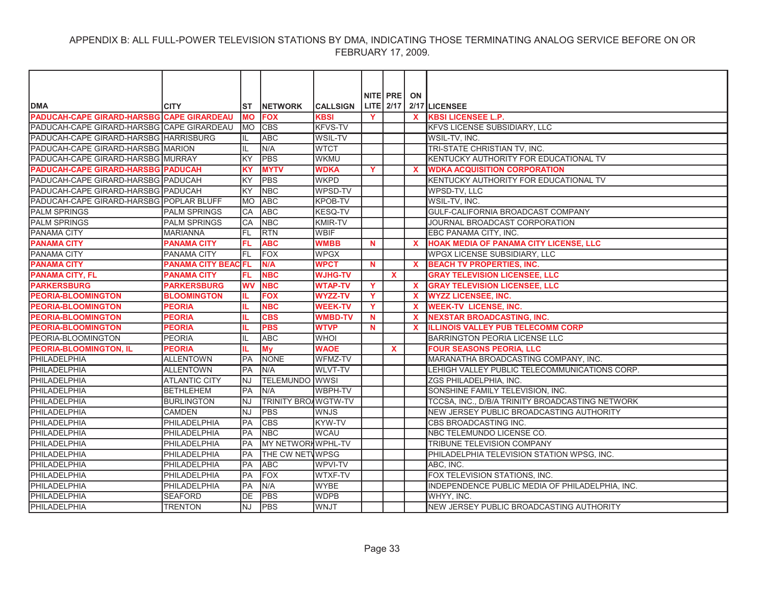APPENDIX B: ALL FULL-POWER TELEVISION STATIONS BY DMA, INDICATING THOSE TERMINATING ANALOG SERVICE BEFORE ON OR FEBRUARY 17, 2009.

| DMA | CITY | ST | NETWORK | CALLSIGN | NITE LITE | PRE 2/17 | ON 2/17 | LICENSEE |
|---|---|---|---|---|---|---|---|---|
| **PADUCAH-CAPE GIRARD-HARSBG** | **CAPE GIRARDEAU** | **MO** | **FOX** | **KBSI** | **Y** | | **X** | **KBSI LICENSEE L.P.** |
| PADUCAH-CAPE GIRARD-HARSBG | CAPE GIRARDEAU | MO | CBS | KFVS-TV | | | | KFVS LICENSE SUBSIDIARY, LLC |
| PADUCAH-CAPE GIRARD-HARSBG | HARRISBURG | IL | ABC | WSIL-TV | | | | WSIL-TV, INC. |
| PADUCAH-CAPE GIRARD-HARSBG | MARION | IL | N/A | WTCT | | | | TRI-STATE CHRISTIAN TV, INC. |
| PADUCAH-CAPE GIRARD-HARSBG | MURRAY | KY | PBS | WKMU | | | | KENTUCKY AUTHORITY FOR EDUCATIONAL TV |
| **PADUCAH-CAPE GIRARD-HARSBG** | **PADUCAH** | **KY** | **MYTV** | **WDKA** | **Y** | | **X** | **WDKA ACQUISITION CORPORATION** |
| PADUCAH-CAPE GIRARD-HARSBG | PADUCAH | KY | PBS | WKPD | | | | KENTUCKY AUTHORITY FOR EDUCATIONAL TV |
| PADUCAH-CAPE GIRARD-HARSBG | PADUCAH | KY | NBC | WPSD-TV | | | | WPSD-TV, LLC |
| PADUCAH-CAPE GIRARD-HARSBG | POPLAR BLUFF | MO | ABC | KPOB-TV | | | | WSIL-TV, INC. |
| PALM SPRINGS | PALM SPRINGS | CA | ABC | KESQ-TV | | | | GULF-CALIFORNIA BROADCAST COMPANY |
| PALM SPRINGS | PALM SPRINGS | CA | NBC | KMIR-TV | | | | JOURNAL BROADCAST CORPORATION |
| PANAMA CITY | MARIANNA | FL | RTN | WBIF | | | | EBC PANAMA CITY, INC. |
| **PANAMA CITY** | **PANAMA CITY** | **FL** | **ABC** | **WMBB** | **N** | | **X** | **HOAK MEDIA OF PANAMA CITY LICENSE, LLC** |
| PANAMA CITY | PANAMA CITY | FL | FOX | WPGX | | | | WPGX LICENSE SUBSIDIARY, LLC |
| **PANAMA CITY** | **PANAMA CITY BEAC** | **FL** | **N/A** | **WPCT** | **N** | | **X** | **BEACH TV PROPERTIES, INC.** |
| **PANAMA CITY, FL** | **PANAMA CITY** | **FL** | **NBC** | **WJHG-TV** | | **X** | | **GRAY TELEVISION LICENSEE, LLC** |
| **PARKERSBURG** | **PARKERSBURG** | **WV** | **NBC** | **WTAP-TV** | **Y** | | **X** | **GRAY TELEVISION LICENSEE, LLC** |
| **PEORIA-BLOOMINGTON** | **BLOOMINGTON** | **IL** | **FOX** | **WYZZ-TV** | **Y** | | **X** | **WYZZ LICENSEE, INC.** |
| **PEORIA-BLOOMINGTON** | **PEORIA** | **IL** | **NBC** | **WEEK-TV** | **Y** | | **X** | **WEEK-TV LICENSE, INC.** |
| **PEORIA-BLOOMINGTON** | **PEORIA** | **IL** | **CBS** | **WMBD-TV** | **N** | | **X** | **NEXSTAR BROADCASTING, INC.** |
| **PEORIA-BLOOMINGTON** | **PEORIA** | **IL** | **PBS** | **WTVP** | **N** | | **X** | **ILLINOIS VALLEY PUB TELECOMM CORP** |
| PEORIA-BLOOMINGTON | PEORIA | IL | ABC | WHOI | | | | BARRINGTON PEORIA LICENSE LLC |
| **PEORIA-BLOOMINGTON, IL** | **PEORIA** | **IL** | **My** | **WAOE** | | **X** | | **FOUR SEASONS PEORIA, LLC** |
| PHILADELPHIA | ALLENTOWN | PA | NONE | WFMZ-TV | | | | MARANATHA BROADCASTING COMPANY, INC. |
| PHILADELPHIA | ALLENTOWN | PA | N/A | WLVT-TV | | | | LEHIGH VALLEY PUBLIC TELECOMMUNICATIONS CORP. |
| PHILADELPHIA | ATLANTIC CITY | NJ | TELEMUNDO | WWSI | | | | ZGS PHILADELPHIA, INC. |
| PHILADELPHIA | BETHLEHEM | PA | N/A | WBPH-TV | | | | SONSHINE FAMILY TELEVISION, INC. |
| PHILADELPHIA | BURLINGTON | NJ | TRINITY BRO/ | WGTW-TV | | | | TCCSA, INC., D/B/A TRINITY BROADCASTING NETWORK |
| PHILADELPHIA | CAMDEN | NJ | PBS | WNJS | | | | NEW JERSEY PUBLIC BROADCASTING AUTHORITY |
| PHILADELPHIA | PHILADELPHIA | PA | CBS | KYW-TV | | | | CBS BROADCASTING INC. |
| PHILADELPHIA | PHILADELPHIA | PA | NBC | WCAU | | | | NBC TELEMUNDO LICENSE CO. |
| PHILADELPHIA | PHILADELPHIA | PA | MY NETWORK | WPHL-TV | | | | TRIBUNE TELEVISION COMPANY |
| PHILADELPHIA | PHILADELPHIA | PA | THE CW NET | WPSG | | | | PHILADELPHIA TELEVISION STATION WPSG, INC. |
| PHILADELPHIA | PHILADELPHIA | PA | ABC | WPVI-TV | | | | ABC, INC. |
| PHILADELPHIA | PHILADELPHIA | PA | FOX | WTXF-TV | | | | FOX TELEVISION STATIONS, INC. |
| PHILADELPHIA | PHILADELPHIA | PA | N/A | WYBE | | | | INDEPENDENCE PUBLIC MEDIA OF PHILADELPHIA, INC. |
| PHILADELPHIA | SEAFORD | DE | PBS | WDPB | | | | WHYY, INC. |
| PHILADELPHIA | TRENTON | NJ | PBS | WNJT | | | | NEW JERSEY PUBLIC BROADCASTING AUTHORITY |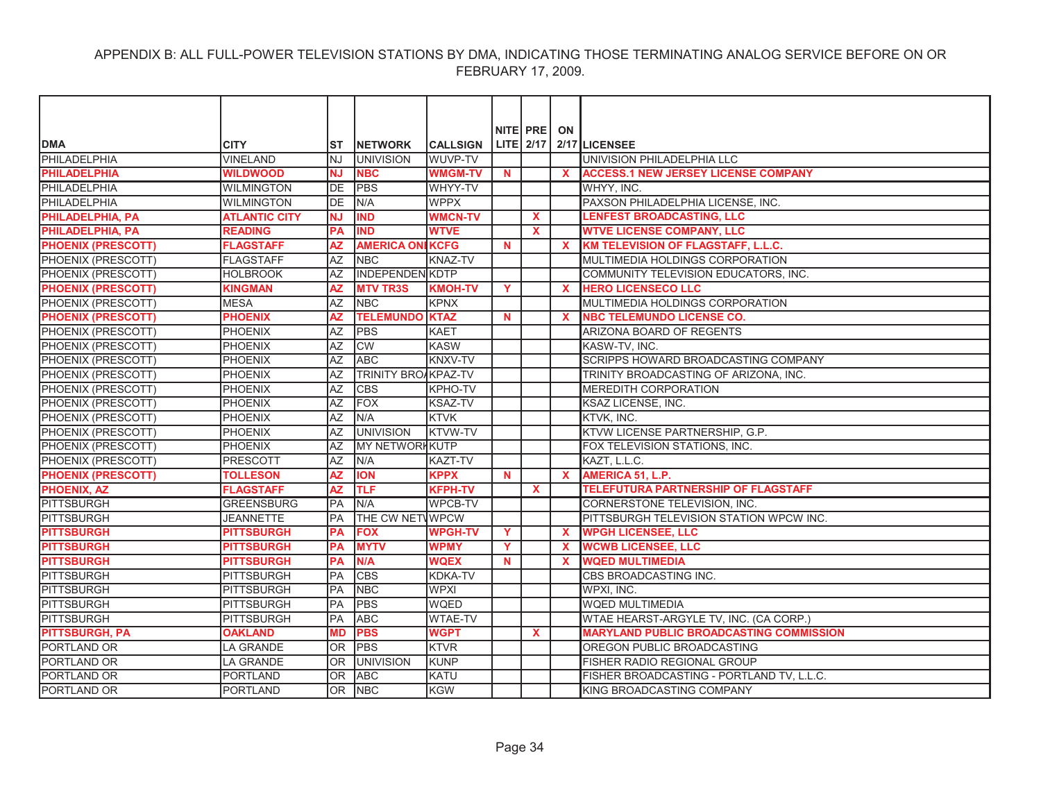APPENDIX B: ALL FULL-POWER TELEVISION STATIONS BY DMA, INDICATING THOSE TERMINATING ANALOG SERVICE BEFORE ON OR FEBRUARY 17, 2009.

| DMA | CITY | ST | NETWORK | CALLSIGN | NITE LITE | PRE 2/17 | ON 2/17 | LICENSEE |
|---|---|---|---|---|---|---|---|---|
| PHILADELPHIA | VINELAND | NJ | UNIVISION | WUVP-TV | | | | UNIVISION PHILADELPHIA LLC |
| **PHILADELPHIA** | **WILDWOOD** | **NJ** | **NBC** | **WMGM-TV** | **N** | | **X** | **ACCESS.1 NEW JERSEY LICENSE COMPANY** |
| PHILADELPHIA | WILMINGTON | DE | PBS | WHYY-TV | | | | WHYY, INC. |
| PHILADELPHIA | WILMINGTON | DE | N/A | WPPX | | | | PAXSON PHILADELPHIA LICENSE, INC. |
| **PHILADELPHIA, PA** | **ATLANTIC CITY** | **NJ** | **IND** | **WMCN-TV** | | **X** | | **LENFEST BROADCASTING, LLC** |
| **PHILADELPHIA, PA** | **READING** | **PA** | **IND** | **WTVE** | | **X** | | **WTVE LICENSE COMPANY, LLC** |
| **PHOENIX (PRESCOTT)** | **FLAGSTAFF** | **AZ** | **AMERICA ONE** | **KCFG** | **N** | | **X** | **KM TELEVISION OF FLAGSTAFF, L.L.C.** |
| PHOENIX (PRESCOTT) | FLAGSTAFF | AZ | NBC | KNAZ-TV | | | | MULTIMEDIA HOLDINGS CORPORATION |
| PHOENIX (PRESCOTT) | HOLBROOK | AZ | INDEPENDENT | KDTP | | | | COMMUNITY TELEVISION EDUCATORS, INC. |
| **PHOENIX (PRESCOTT)** | **KINGMAN** | **AZ** | **MTV TR3S** | **KMOH-TV** | **Y** | | **X** | **HERO LICENSECO LLC** |
| PHOENIX (PRESCOTT) | MESA | AZ | NBC | KPNX | | | | MULTIMEDIA HOLDINGS CORPORATION |
| **PHOENIX (PRESCOTT)** | **PHOENIX** | **AZ** | **TELEMUNDO** | **KTAZ** | **N** | | **X** | **NBC TELEMUNDO LICENSE CO.** |
| PHOENIX (PRESCOTT) | PHOENIX | AZ | PBS | KAET | | | | ARIZONA BOARD OF REGENTS |
| PHOENIX (PRESCOTT) | PHOENIX | AZ | CW | KASW | | | | KASW-TV, INC. |
| PHOENIX (PRESCOTT) | PHOENIX | AZ | ABC | KNXV-TV | | | | SCRIPPS HOWARD BROADCASTING COMPANY |
| PHOENIX (PRESCOTT) | PHOENIX | AZ | TRINITY BROA | KPAZ-TV | | | | TRINITY BROADCASTING OF ARIZONA, INC. |
| PHOENIX (PRESCOTT) | PHOENIX | AZ | CBS | KPHO-TV | | | | MEREDITH CORPORATION |
| PHOENIX (PRESCOTT) | PHOENIX | AZ | FOX | KSAZ-TV | | | | KSAZ LICENSE, INC. |
| PHOENIX (PRESCOTT) | PHOENIX | AZ | N/A | KTVK | | | | KTVK, INC. |
| PHOENIX (PRESCOTT) | PHOENIX | AZ | UNIVISION | KTVW-TV | | | | KTVW LICENSE PARTNERSHIP, G.P. |
| PHOENIX (PRESCOTT) | PHOENIX | AZ | MY NETWORK | KUTP | | | | FOX TELEVISION STATIONS, INC. |
| PHOENIX (PRESCOTT) | PRESCOTT | AZ | N/A | KAZT-TV | | | | KAZT, L.L.C. |
| **PHOENIX (PRESCOTT)** | **TOLLESON** | **AZ** | **ION** | **KPPX** | **N** | | **X** | **AMERICA 51, L.P.** |
| **PHOENIX, AZ** | **FLAGSTAFF** | **AZ** | **TLF** | **KFPH-TV** | | **X** | | **TELEFUTURA PARTNERSHIP OF FLAGSTAFF** |
| PITTSBURGH | GREENSBURG | PA | N/A | WPCB-TV | | | | CORNERSTONE TELEVISION, INC. |
| PITTSBURGH | JEANNETTE | PA | THE CW NETW | WPCW | | | | PITTSBURGH TELEVISION STATION WPCW INC. |
| **PITTSBURGH** | **PITTSBURGH** | **PA** | **FOX** | **WPGH-TV** | **Y** | | **X** | **WPGH LICENSEE, LLC** |
| **PITTSBURGH** | **PITTSBURGH** | **PA** | **MYTV** | **WPMY** | **Y** | | **X** | **WCWB LICENSEE, LLC** |
| **PITTSBURGH** | **PITTSBURGH** | **PA** | **N/A** | **WQEX** | **N** | | **X** | **WQED MULTIMEDIA** |
| PITTSBURGH | PITTSBURGH | PA | CBS | KDKA-TV | | | | CBS BROADCASTING INC. |
| PITTSBURGH | PITTSBURGH | PA | NBC | WPXI | | | | WPXI, INC. |
| PITTSBURGH | PITTSBURGH | PA | PBS | WQED | | | | WQED MULTIMEDIA |
| PITTSBURGH | PITTSBURGH | PA | ABC | WTAE-TV | | | | WTAE HEARST-ARGYLE TV, INC. (CA CORP.) |
| **PITTSBURGH, PA** | **OAKLAND** | **MD** | **PBS** | **WGPT** | | **X** | | **MARYLAND PUBLIC BROADCASTING COMMISSION** |
| PORTLAND OR | LA GRANDE | OR | PBS | KTVR | | | | OREGON PUBLIC BROADCASTING |
| PORTLAND OR | LA GRANDE | OR | UNIVISION | KUNP | | | | FISHER RADIO REGIONAL GROUP |
| PORTLAND OR | PORTLAND | OR | ABC | KATU | | | | FISHER BROADCASTING - PORTLAND TV, L.L.C. |
| PORTLAND OR | PORTLAND | OR | NBC | KGW | | | | KING BROADCASTING COMPANY |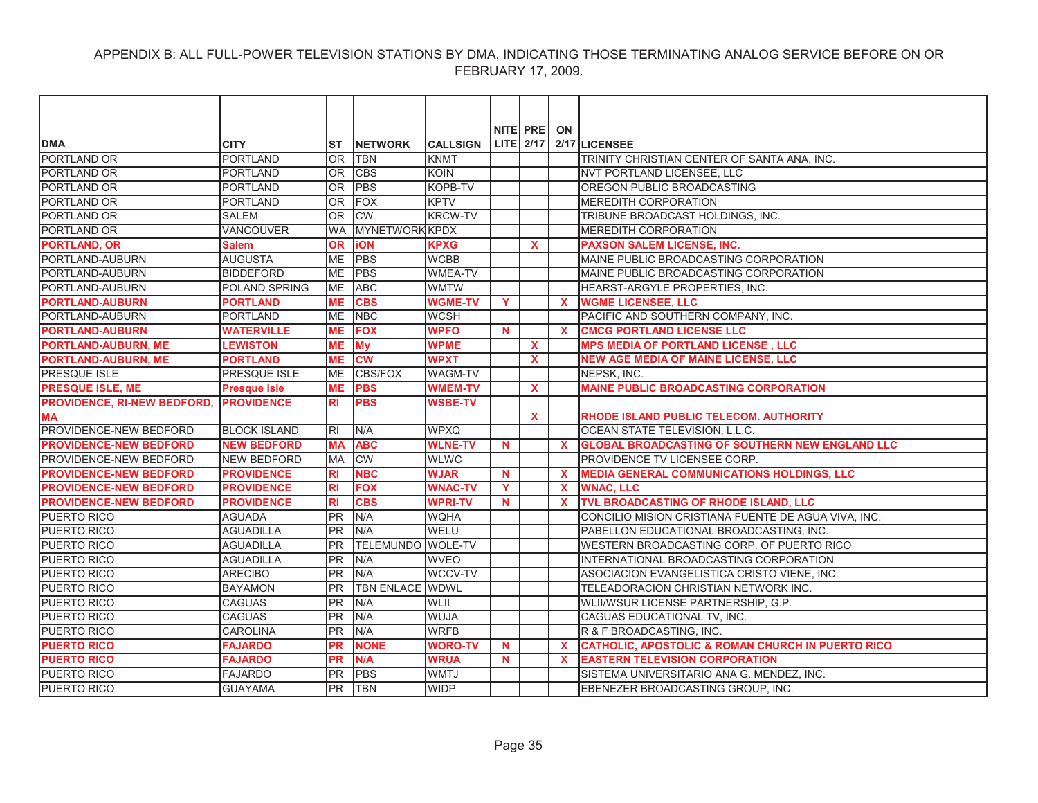APPENDIX B: ALL FULL-POWER TELEVISION STATIONS BY DMA, INDICATING THOSE TERMINATING ANALOG SERVICE BEFORE ON OR FEBRUARY 17, 2009.

| DMA | CITY | ST | NETWORK | CALLSIGN | NITE LITE | PRE 2/17 | ON 2/17 | LICENSEE |
|---|---|---|---|---|---|---|---|---|
| PORTLAND OR | PORTLAND | OR | TBN | KNMT | | | | TRINITY CHRISTIAN CENTER OF SANTA ANA, INC. |
| PORTLAND OR | PORTLAND | OR | CBS | KOIN | | | | NVT PORTLAND LICENSEE, LLC |
| PORTLAND OR | PORTLAND | OR | PBS | KOPB-TV | | | | OREGON PUBLIC BROADCASTING |
| PORTLAND OR | PORTLAND | OR | FOX | KPTV | | | | MEREDITH CORPORATION |
| PORTLAND OR | SALEM | OR | CW | KRCW-TV | | | | TRIBUNE BROADCAST HOLDINGS, INC. |
| PORTLAND OR | VANCOUVER | WA | MYNETWORK | KPDX | | | | MEREDITH CORPORATION |
| **PORTLAND, OR** | **Salem** | **OR** | **iON** | **KPXG** | | **X** | | **PAXSON SALEM LICENSE, INC.** |
| PORTLAND-AUBURN | AUGUSTA | ME | PBS | WCBB | | | | MAINE PUBLIC BROADCASTING CORPORATION |
| PORTLAND-AUBURN | BIDDEFORD | ME | PBS | WMEA-TV | | | | MAINE PUBLIC BROADCASTING CORPORATION |
| PORTLAND-AUBURN | POLAND SPRING | ME | ABC | WMTW | | | | HEARST-ARGYLE PROPERTIES, INC. |
| **PORTLAND-AUBURN** | **PORTLAND** | **ME** | **CBS** | **WGME-TV** | **Y** | | **X** | **WGME LICENSEE, LLC** |
| PORTLAND-AUBURN | PORTLAND | ME | NBC | WCSH | | | | PACIFIC AND SOUTHERN COMPANY, INC. |
| **PORTLAND-AUBURN** | **WATERVILLE** | **ME** | **FOX** | **WPFO** | **N** | | **X** | **CMCG PORTLAND LICENSE LLC** |
| **PORTLAND-AUBURN, ME** | **LEWISTON** | **ME** | **My** | **WPME** | | **X** | | **MPS MEDIA OF PORTLAND LICENSE , LLC** |
| **PORTLAND-AUBURN, ME** | **PORTLAND** | **ME** | **CW** | **WPXT** | | **X** | | **NEW AGE MEDIA OF MAINE LICENSE, LLC** |
| PRESQUE ISLE | PRESQUE ISLE | ME | CBS/FOX | WAGM-TV | | | | NEPSK, INC. |
| **PRESQUE ISLE, ME** | **Presque Isle** | **ME** | **PBS** | **WMEM-TV** | | **X** | | **MAINE PUBLIC BROADCASTING CORPORATION** |
| **PROVIDENCE, RI-NEW BEDFORD, MA** | **PROVIDENCE** | **RI** | **PBS** | **WSBE-TV** | | **X** | | **RHODE ISLAND PUBLIC TELECOM. AUTHORITY** |
| PROVIDENCE-NEW BEDFORD | BLOCK ISLAND | RI | N/A | WPXQ | | | | OCEAN STATE TELEVISION, L.L.C. |
| **PROVIDENCE-NEW BEDFORD** | **NEW BEDFORD** | **MA** | **ABC** | **WLNE-TV** | **N** | | **X** | **GLOBAL BROADCASTING OF SOUTHERN NEW ENGLAND LLC** |
| PROVIDENCE-NEW BEDFORD | NEW BEDFORD | MA | CW | WLWC | | | | PROVIDENCE TV LICENSEE CORP. |
| **PROVIDENCE-NEW BEDFORD** | **PROVIDENCE** | **RI** | **NBC** | **WJAR** | **N** | | **X** | **MEDIA GENERAL COMMUNICATIONS HOLDINGS, LLC** |
| **PROVIDENCE-NEW BEDFORD** | **PROVIDENCE** | **RI** | **FOX** | **WNAC-TV** | **Y** | | **X** | **WNAC, LLC** |
| **PROVIDENCE-NEW BEDFORD** | **PROVIDENCE** | **RI** | **CBS** | **WPRI-TV** | **N** | | **X** | **TVL BROADCASTING OF RHODE ISLAND, LLC** |
| PUERTO RICO | AGUADA | PR | N/A | WQHA | | | | CONCILIO MISION CRISTIANA FUENTE DE AGUA VIVA, INC. |
| PUERTO RICO | AGUADILLA | PR | N/A | WELU | | | | PABELLON EDUCATIONAL BROADCASTING, INC. |
| PUERTO RICO | AGUADILLA | PR | TELEMUNDO | WOLE-TV | | | | WESTERN BROADCASTING CORP. OF PUERTO RICO |
| PUERTO RICO | AGUADILLA | PR | N/A | WVEO | | | | INTERNATIONAL BROADCASTING CORPORATION |
| PUERTO RICO | ARECIBO | PR | N/A | WCCV-TV | | | | ASOCIACION EVANGELISTICA CRISTO VIENE, INC. |
| PUERTO RICO | BAYAMON | PR | TBN ENLACE | WDWL | | | | TELEADORACION CHRISTIAN NETWORK INC. |
| PUERTO RICO | CAGUAS | PR | N/A | WLII | | | | WLII/WSUR LICENSE PARTNERSHIP, G.P. |
| PUERTO RICO | CAGUAS | PR | N/A | WUJA | | | | CAGUAS EDUCATIONAL TV, INC. |
| PUERTO RICO | CAROLINA | PR | N/A | WRFB | | | | R & F BROADCASTING, INC. |
| **PUERTO RICO** | **FAJARDO** | **PR** | **NONE** | **WORO-TV** | **N** | | **X** | **CATHOLIC, APOSTOLIC & ROMAN CHURCH IN PUERTO RICO** |
| **PUERTO RICO** | **FAJARDO** | **PR** | **N/A** | **WRUA** | **N** | | **X** | **EASTERN TELEVISION CORPORATION** |
| PUERTO RICO | FAJARDO | PR | PBS | WMTJ | | | | SISTEMA UNIVERSITARIO ANA G. MENDEZ, INC. |
| PUERTO RICO | GUAYAMA | PR | TBN | WIDP | | | | EBENEZER BROADCASTING GROUP, INC. |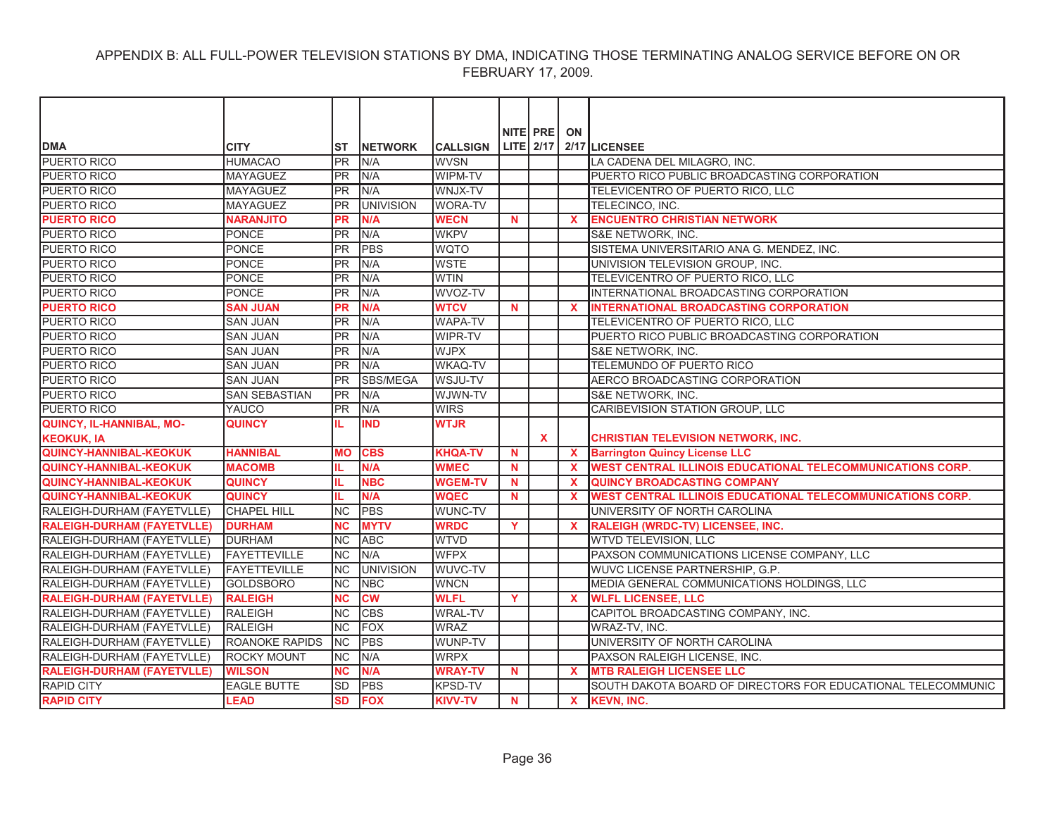APPENDIX B: ALL FULL-POWER TELEVISION STATIONS BY DMA, INDICATING THOSE TERMINATING ANALOG SERVICE BEFORE ON OR FEBRUARY 17, 2009.

| DMA | CITY | ST | NETWORK | CALLSIGN | NITE LITE | PRE 2/17 | ON 2/17 | LICENSEE |
|---|---|---|---|---|---|---|---|---|
| PUERTO RICO | HUMACAO | PR | N/A | WVSN | | | | LA CADENA DEL MILAGRO, INC. |
| PUERTO RICO | MAYAGUEZ | PR | N/A | WIPM-TV | | | | PUERTO RICO PUBLIC BROADCASTING CORPORATION |
| PUERTO RICO | MAYAGUEZ | PR | N/A | WNJX-TV | | | | TELEVICENTRO OF PUERTO RICO, LLC |
| PUERTO RICO | MAYAGUEZ | PR | UNIVISION | WORA-TV | | | | TELECINCO, INC. |
| **PUERTO RICO** | **NARANJITO** | **PR** | **N/A** | **WECN** | **N** | | **X** | **ENCUENTRO CHRISTIAN NETWORK** |
| PUERTO RICO | PONCE | PR | N/A | WKPV | | | | S&E NETWORK, INC. |
| PUERTO RICO | PONCE | PR | PBS | WQTO | | | | SISTEMA UNIVERSITARIO ANA G. MENDEZ, INC. |
| PUERTO RICO | PONCE | PR | N/A | WSTE | | | | UNIVISION TELEVISION GROUP, INC. |
| PUERTO RICO | PONCE | PR | N/A | WTIN | | | | TELEVICENTRO OF PUERTO RICO, LLC |
| PUERTO RICO | PONCE | PR | N/A | WVOZ-TV | | | | INTERNATIONAL BROADCASTING CORPORATION |
| **PUERTO RICO** | **SAN JUAN** | **PR** | **N/A** | **WTCV** | **N** | | **X** | **INTERNATIONAL BROADCASTING CORPORATION** |
| PUERTO RICO | SAN JUAN | PR | N/A | WAPA-TV | | | | TELEVICENTRO OF PUERTO RICO, LLC |
| PUERTO RICO | SAN JUAN | PR | N/A | WIPR-TV | | | | PUERTO RICO PUBLIC BROADCASTING CORPORATION |
| PUERTO RICO | SAN JUAN | PR | N/A | WJPX | | | | S&E NETWORK, INC. |
| PUERTO RICO | SAN JUAN | PR | N/A | WKAQ-TV | | | | TELEMUNDO OF PUERTO RICO |
| PUERTO RICO | SAN JUAN | PR | SBS/MEGA | WSJU-TV | | | | AERCO BROADCASTING CORPORATION |
| PUERTO RICO | SAN SEBASTIAN | PR | N/A | WJWN-TV | | | | S&E NETWORK, INC. |
| PUERTO RICO | YAUCO | PR | N/A | WIRS | | | | CARIBEVISION STATION GROUP, LLC |
| **QUINCY, IL-HANNIBAL, MO-KEOKUK, IA** | **QUINCY** | **IL** | **IND** | **WTJR** | | **X** | | **CHRISTIAN TELEVISION NETWORK, INC.** |
| **QUINCY-HANNIBAL-KEOKUK** | **HANNIBAL** | **MO** | **CBS** | **KHQA-TV** | **N** | | **X** | **Barrington Quincy License LLC** |
| **QUINCY-HANNIBAL-KEOKUK** | **MACOMB** | **IL** | **N/A** | **WMEC** | **N** | | **X** | **WEST CENTRAL ILLINOIS EDUCATIONAL TELECOMMUNICATIONS CORP.** |
| **QUINCY-HANNIBAL-KEOKUK** | **QUINCY** | **IL** | **NBC** | **WGEM-TV** | **N** | | **X** | **QUINCY BROADCASTING COMPANY** |
| **QUINCY-HANNIBAL-KEOKUK** | **QUINCY** | **IL** | **N/A** | **WQEC** | **N** | | **X** | **WEST CENTRAL ILLINOIS EDUCATIONAL TELECOMMUNICATIONS CORP.** |
| RALEIGH-DURHAM (FAYETVLLE) | CHAPEL HILL | NC | PBS | WUNC-TV | | | | UNIVERSITY OF NORTH CAROLINA |
| **RALEIGH-DURHAM (FAYETVLLE)** | **DURHAM** | **NC** | **MYTV** | **WRDC** | **Y** | | **X** | **RALEIGH (WRDC-TV) LICENSEE, INC.** |
| RALEIGH-DURHAM (FAYETVLLE) | DURHAM | NC | ABC | WTVD | | | | WTVD TELEVISION, LLC |
| RALEIGH-DURHAM (FAYETVLLE) | FAYETTEVILLE | NC | N/A | WFPX | | | | PAXSON COMMUNICATIONS LICENSE COMPANY, LLC |
| RALEIGH-DURHAM (FAYETVLLE) | FAYETTEVILLE | NC | UNIVISION | WUVC-TV | | | | WUVC LICENSE PARTNERSHIP, G.P. |
| RALEIGH-DURHAM (FAYETVLLE) | GOLDSBORO | NC | NBC | WNCN | | | | MEDIA GENERAL COMMUNICATIONS HOLDINGS, LLC |
| **RALEIGH-DURHAM (FAYETVLLE)** | **RALEIGH** | **NC** | **CW** | **WLFL** | **Y** | | **X** | **WLFL LICENSEE, LLC** |
| RALEIGH-DURHAM (FAYETVLLE) | RALEIGH | NC | CBS | WRAL-TV | | | | CAPITOL BROADCASTING COMPANY, INC. |
| RALEIGH-DURHAM (FAYETVLLE) | RALEIGH | NC | FOX | WRAZ | | | | WRAZ-TV, INC. |
| RALEIGH-DURHAM (FAYETVLLE) | ROANOKE RAPIDS | NC | PBS | WUNP-TV | | | | UNIVERSITY OF NORTH CAROLINA |
| RALEIGH-DURHAM (FAYETVLLE) | ROCKY MOUNT | NC | N/A | WRPX | | | | PAXSON RALEIGH LICENSE, INC. |
| **RALEIGH-DURHAM (FAYETVLLE)** | **WILSON** | **NC** | **N/A** | **WRAY-TV** | **N** | | **X** | **MTB RALEIGH LICENSEE LLC** |
| RAPID CITY | EAGLE BUTTE | SD | PBS | KPSD-TV | | | | SOUTH DAKOTA BOARD OF DIRECTORS FOR EDUCATIONAL TELECOMMUNIC |
| **RAPID CITY** | **LEAD** | **SD** | **FOX** | **KIVV-TV** | **N** | | **X** | **KEVN, INC.** |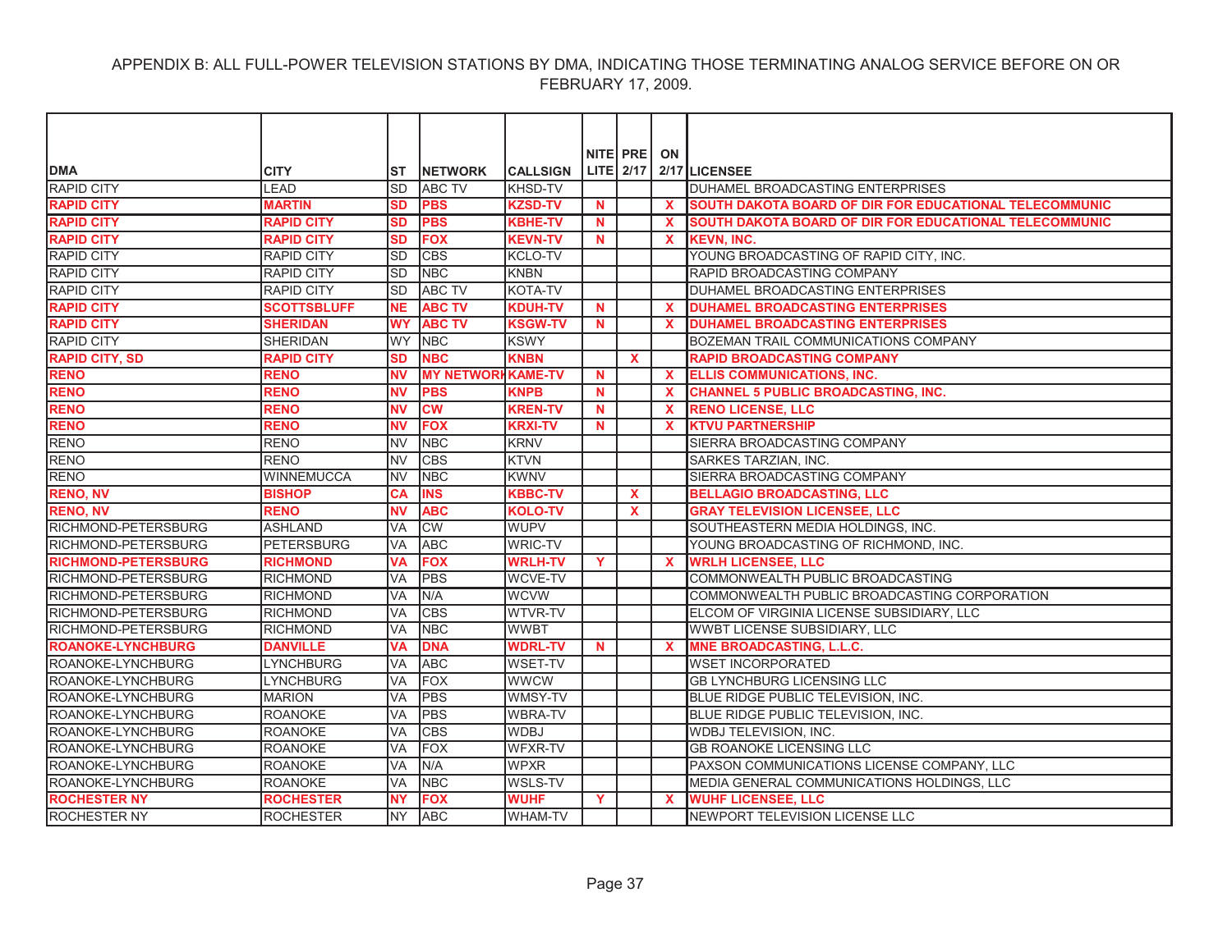APPENDIX B: ALL FULL-POWER TELEVISION STATIONS BY DMA, INDICATING THOSE TERMINATING ANALOG SERVICE BEFORE ON OR FEBRUARY 17, 2009.

| DMA | CITY | ST | NETWORK | CALLSIGN | NITE LITE | PRE 2/17 | ON 2/17 | LICENSEE |
|---|---|---|---|---|---|---|---|---|
| RAPID CITY | LEAD | SD | ABC TV | KHSD-TV | | | | DUHAMEL BROADCASTING ENTERPRISES |
| **RAPID CITY** | **MARTIN** | **SD** | **PBS** | **KZSD-TV** | **N** | | **X** | **SOUTH DAKOTA BOARD OF DIR FOR EDUCATIONAL TELECOMMUNIC** |
| **RAPID CITY** | **RAPID CITY** | **SD** | **PBS** | **KBHE-TV** | **N** | | **X** | **SOUTH DAKOTA BOARD OF DIR FOR EDUCATIONAL TELECOMMUNIC** |
| **RAPID CITY** | **RAPID CITY** | **SD** | **FOX** | **KEVN-TV** | **N** | | **X** | **KEVN, INC.** |
| RAPID CITY | RAPID CITY | SD | CBS | KCLO-TV | | | | YOUNG BROADCASTING OF RAPID CITY, INC. |
| RAPID CITY | RAPID CITY | SD | NBC | KNBN | | | | RAPID BROADCASTING COMPANY |
| RAPID CITY | RAPID CITY | SD | ABC TV | KOTA-TV | | | | DUHAMEL BROADCASTING ENTERPRISES |
| **RAPID CITY** | **SCOTTSBLUFF** | **NE** | **ABC TV** | **KDUH-TV** | **N** | | **X** | **DUHAMEL BROADCASTING ENTERPRISES** |
| **RAPID CITY** | **SHERIDAN** | **WY** | **ABC TV** | **KSGW-TV** | **N** | | **X** | **DUHAMEL BROADCASTING ENTERPRISES** |
| RAPID CITY | SHERIDAN | WY | NBC | KSWY | | | | BOZEMAN TRAIL COMMUNICATIONS COMPANY |
| **RAPID CITY, SD** | **RAPID CITY** | **SD** | **NBC** | **KNBN** | | **X** | | **RAPID BROADCASTING COMPANY** |
| **RENO** | **RENO** | **NV** | **MY NETWORK** | **KAME-TV** | **N** | | **X** | **ELLIS COMMUNICATIONS, INC.** |
| **RENO** | **RENO** | **NV** | **PBS** | **KNPB** | **N** | | **X** | **CHANNEL 5 PUBLIC BROADCASTING, INC.** |
| **RENO** | **RENO** | **NV** | **CW** | **KREN-TV** | **N** | | **X** | **RENO LICENSE, LLC** |
| **RENO** | **RENO** | **NV** | **FOX** | **KRXI-TV** | **N** | | **X** | **KTVU PARTNERSHIP** |
| RENO | RENO | NV | NBC | KRNV | | | | SIERRA BROADCASTING COMPANY |
| RENO | RENO | NV | CBS | KTVN | | | | SARKES TARZIAN, INC. |
| RENO | WINNEMUCCA | NV | NBC | KWNV | | | | SIERRA BROADCASTING COMPANY |
| **RENO, NV** | **BISHOP** | **CA** | **INS** | **KBBC-TV** | | **X** | | **BELLAGIO BROADCASTING, LLC** |
| **RENO, NV** | **RENO** | **NV** | **ABC** | **KOLO-TV** | | **X** | | **GRAY TELEVISION LICENSEE, LLC** |
| RICHMOND-PETERSBURG | ASHLAND | VA | CW | WUPV | | | | SOUTHEASTERN MEDIA HOLDINGS, INC. |
| RICHMOND-PETERSBURG | PETERSBURG | VA | ABC | WRIC-TV | | | | YOUNG BROADCASTING OF RICHMOND, INC. |
| **RICHMOND-PETERSBURG** | **RICHMOND** | **VA** | **FOX** | **WRLH-TV** | **Y** | | **X** | **WRLH LICENSEE, LLC** |
| RICHMOND-PETERSBURG | RICHMOND | VA | PBS | WCVE-TV | | | | COMMONWEALTH PUBLIC BROADCASTING |
| RICHMOND-PETERSBURG | RICHMOND | VA | N/A | WCVW | | | | COMMONWEALTH PUBLIC BROADCASTING CORPORATION |
| RICHMOND-PETERSBURG | RICHMOND | VA | CBS | WTVR-TV | | | | ELCOM OF VIRGINIA LICENSE SUBSIDIARY, LLC |
| RICHMOND-PETERSBURG | RICHMOND | VA | NBC | WWBT | | | | WWBT LICENSE SUBSIDIARY, LLC |
| **ROANOKE-LYNCHBURG** | **DANVILLE** | **VA** | **DNA** | **WDRL-TV** | **N** | | **X** | **MNE BROADCASTING, L.L.C.** |
| ROANOKE-LYNCHBURG | LYNCHBURG | VA | ABC | WSET-TV | | | | WSET INCORPORATED |
| ROANOKE-LYNCHBURG | LYNCHBURG | VA | FOX | WWCW | | | | GB LYNCHBURG LICENSING LLC |
| ROANOKE-LYNCHBURG | MARION | VA | PBS | WMSY-TV | | | | BLUE RIDGE PUBLIC TELEVISION, INC. |
| ROANOKE-LYNCHBURG | ROANOKE | VA | PBS | WBRA-TV | | | | BLUE RIDGE PUBLIC TELEVISION, INC. |
| ROANOKE-LYNCHBURG | ROANOKE | VA | CBS | WDBJ | | | | WDBJ TELEVISION, INC. |
| ROANOKE-LYNCHBURG | ROANOKE | VA | FOX | WFXR-TV | | | | GB ROANOKE LICENSING LLC |
| ROANOKE-LYNCHBURG | ROANOKE | VA | N/A | WPXR | | | | PAXSON COMMUNICATIONS LICENSE COMPANY, LLC |
| ROANOKE-LYNCHBURG | ROANOKE | VA | NBC | WSLS-TV | | | | MEDIA GENERAL COMMUNICATIONS HOLDINGS, LLC |
| **ROCHESTER NY** | **ROCHESTER** | **NY** | **FOX** | **WUHF** | **Y** | | **X** | **WUHF LICENSEE, LLC** |
| ROCHESTER NY | ROCHESTER | NY | ABC | WHAM-TV | | | | NEWPORT TELEVISION LICENSE LLC |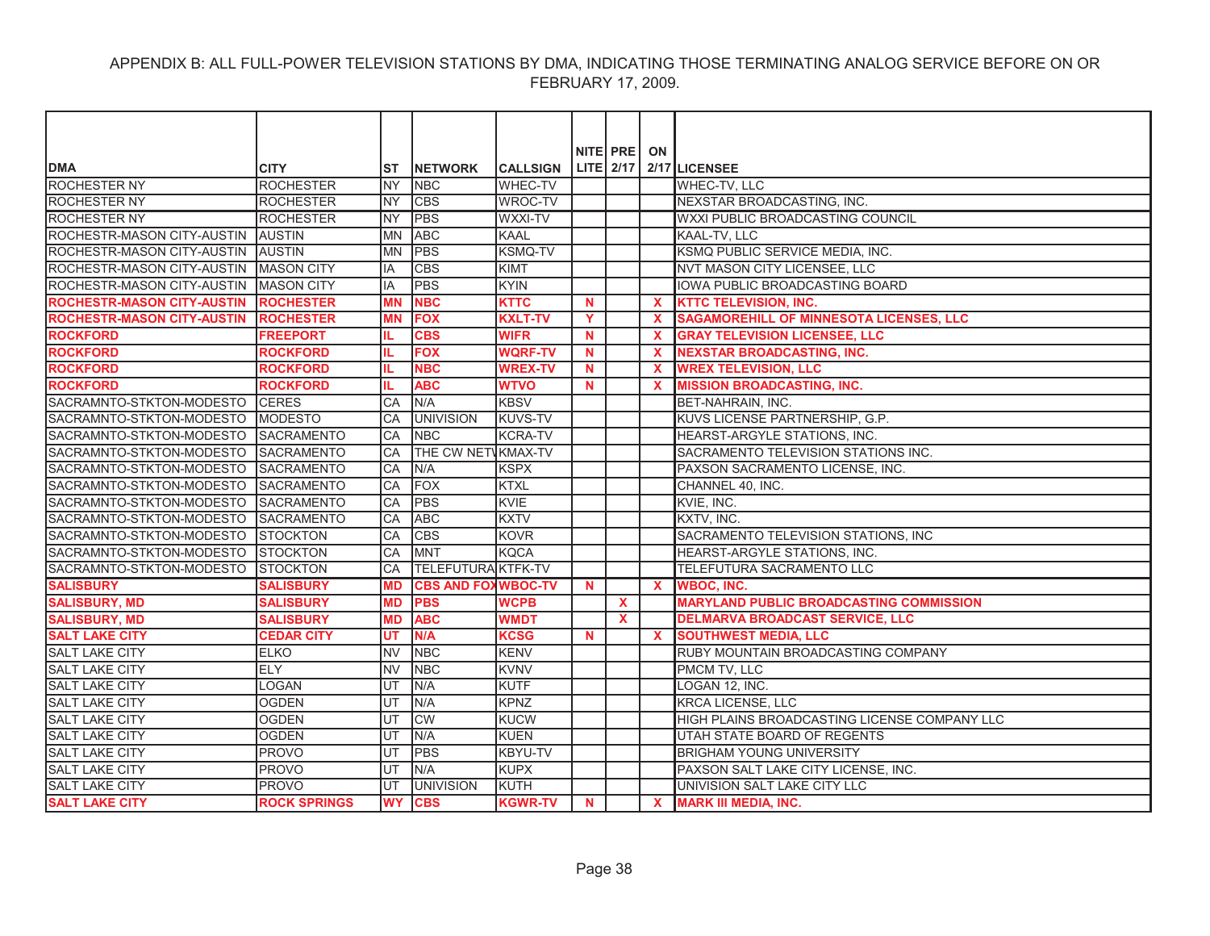APPENDIX B: ALL FULL-POWER TELEVISION STATIONS BY DMA, INDICATING THOSE TERMINATING ANALOG SERVICE BEFORE ON OR FEBRUARY 17, 2009.

| DMA | CITY | ST | NETWORK | CALLSIGN | NITE LITE | PRE 2/17 | ON 2/17 | LICENSEE |
|---|---|---|---|---|---|---|---|---|
| ROCHESTER NY | ROCHESTER | NY | NBC | WHEC-TV | | | | WHEC-TV, LLC |
| ROCHESTER NY | ROCHESTER | NY | CBS | WROC-TV | | | | NEXSTAR BROADCASTING, INC. |
| ROCHESTER NY | ROCHESTER | NY | PBS | WXXI-TV | | | | WXXI PUBLIC BROADCASTING COUNCIL |
| ROCHESTR-MASON CITY-AUSTIN | AUSTIN | MN | ABC | KAAL | | | | KAAL-TV, LLC |
| ROCHESTR-MASON CITY-AUSTIN | AUSTIN | MN | PBS | KSMQ-TV | | | | KSMQ PUBLIC SERVICE MEDIA, INC. |
| ROCHESTR-MASON CITY-AUSTIN | MASON CITY | IA | CBS | KIMT | | | | NVT MASON CITY LICENSEE, LLC |
| ROCHESTR-MASON CITY-AUSTIN | MASON CITY | IA | PBS | KYIN | | | | IOWA PUBLIC BROADCASTING BOARD |
| **ROCHESTR-MASON CITY-AUSTIN** | **ROCHESTER** | **MN** | **NBC** | **KTTC** | **N** | | **X** | **KTTC TELEVISION, INC.** |
| **ROCHESTR-MASON CITY-AUSTIN** | **ROCHESTER** | **MN** | **FOX** | **KXLT-TV** | **Y** | | **X** | **SAGAMOREHILL OF MINNESOTA LICENSES, LLC** |
| **ROCKFORD** | **FREEPORT** | **IL** | **CBS** | **WIFR** | **N** | | **X** | **GRAY TELEVISION LICENSEE, LLC** |
| **ROCKFORD** | **ROCKFORD** | **IL** | **FOX** | **WQRF-TV** | **N** | | **X** | **NEXSTAR BROADCASTING, INC.** |
| **ROCKFORD** | **ROCKFORD** | **IL** | **NBC** | **WREX-TV** | **N** | | **X** | **WREX TELEVISION, LLC** |
| **ROCKFORD** | **ROCKFORD** | **IL** | **ABC** | **WTVO** | **N** | | **X** | **MISSION BROADCASTING, INC.** |
| SACRAMNTO-STKTON-MODESTO | CERES | CA | N/A | KBSV | | | | BET-NAHRAIN, INC. |
| SACRAMNTO-STKTON-MODESTO | MODESTO | CA | UNIVISION | KUVS-TV | | | | KUVS LICENSE PARTNERSHIP, G.P. |
| SACRAMNTO-STKTON-MODESTO | SACRAMENTO | CA | NBC | KCRA-TV | | | | HEARST-ARGYLE STATIONS, INC. |
| SACRAMNTO-STKTON-MODESTO | SACRAMENTO | CA | THE CW NETV | KMAX-TV | | | | SACRAMENTO TELEVISION STATIONS INC. |
| SACRAMNTO-STKTON-MODESTO | SACRAMENTO | CA | N/A | KSPX | | | | PAXSON SACRAMENTO LICENSE, INC. |
| SACRAMNTO-STKTON-MODESTO | SACRAMENTO | CA | FOX | KTXL | | | | CHANNEL 40, INC. |
| SACRAMNTO-STKTON-MODESTO | SACRAMENTO | CA | PBS | KVIE | | | | KVIE, INC. |
| SACRAMNTO-STKTON-MODESTO | SACRAMENTO | CA | ABC | KXTV | | | | KXTV, INC. |
| SACRAMNTO-STKTON-MODESTO | STOCKTON | CA | CBS | KOVR | | | | SACRAMENTO TELEVISION STATIONS, INC |
| SACRAMNTO-STKTON-MODESTO | STOCKTON | CA | MNT | KQCA | | | | HEARST-ARGYLE STATIONS, INC. |
| SACRAMNTO-STKTON-MODESTO | STOCKTON | CA | TELEFUTURA | KTFK-TV | | | | TELEFUTURA SACRAMENTO LLC |
| **SALISBURY** | **SALISBURY** | **MD** | **CBS AND FOX** | **WBOC-TV** | **N** | | **X** | **WBOC, INC.** |
| **SALISBURY, MD** | **SALISBURY** | **MD** | **PBS** | **WCPB** | | **X** | | **MARYLAND PUBLIC BROADCASTING COMMISSION** |
| **SALISBURY, MD** | **SALISBURY** | **MD** | **ABC** | **WMDT** | | **X** | | **DELMARVA BROADCAST SERVICE, LLC** |
| **SALT LAKE CITY** | **CEDAR CITY** | **UT** | **N/A** | **KCSG** | **N** | | **X** | **SOUTHWEST MEDIA, LLC** |
| SALT LAKE CITY | ELKO | NV | NBC | KENV | | | | RUBY MOUNTAIN BROADCASTING COMPANY |
| SALT LAKE CITY | ELY | NV | NBC | KVNV | | | | PMCM TV, LLC |
| SALT LAKE CITY | LOGAN | UT | N/A | KUTF | | | | LOGAN 12, INC. |
| SALT LAKE CITY | OGDEN | UT | N/A | KPNZ | | | | KRCA LICENSE, LLC |
| SALT LAKE CITY | OGDEN | UT | CW | KUCW | | | | HIGH PLAINS BROADCASTING LICENSE COMPANY LLC |
| SALT LAKE CITY | OGDEN | UT | N/A | KUEN | | | | UTAH STATE BOARD OF REGENTS |
| SALT LAKE CITY | PROVO | UT | PBS | KBYU-TV | | | | BRIGHAM YOUNG UNIVERSITY |
| SALT LAKE CITY | PROVO | UT | N/A | KUPX | | | | PAXSON SALT LAKE CITY LICENSE, INC. |
| SALT LAKE CITY | PROVO | UT | UNIVISION | KUTH | | | | UNIVISION SALT LAKE CITY LLC |
| **SALT LAKE CITY** | **ROCK SPRINGS** | **WY** | **CBS** | **KGWR-TV** | **N** | | **X** | **MARK III MEDIA, INC.** |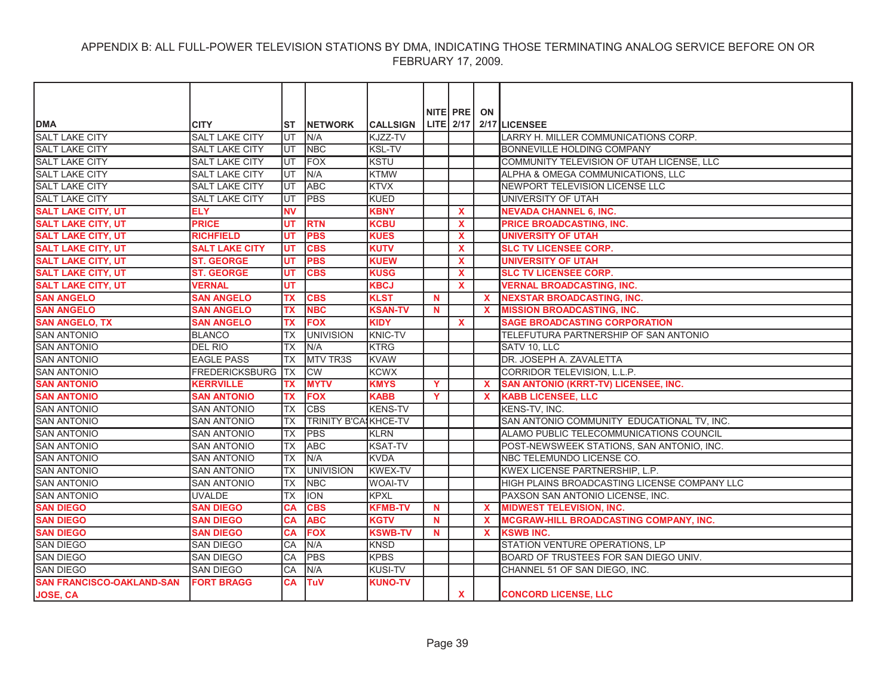# APPENDIX B: ALL FULL-POWER TELEVISION STATIONS BY DMA, INDICATING THOSE TERMINATING ANALOG SERVICE BEFORE ON OR FEBRUARY 17, 2009.

| DMA | CITY | ST | NETWORK | CALLSIGN | NITE LITE | PRE 2/17 | ON 2/17 | LICENSEE |
|---|---|---|---|---|---|---|---|---|
| SALT LAKE CITY | SALT LAKE CITY | UT | N/A | KJZZ-TV | | | | LARRY H. MILLER COMMUNICATIONS CORP. |
| SALT LAKE CITY | SALT LAKE CITY | UT | NBC | KSL-TV | | | | BONNEVILLE HOLDING COMPANY |
| SALT LAKE CITY | SALT LAKE CITY | UT | FOX | KSTU | | | | COMMUNITY TELEVISION OF UTAH LICENSE, LLC |
| SALT LAKE CITY | SALT LAKE CITY | UT | N/A | KTMW | | | | ALPHA & OMEGA COMMUNICATIONS, LLC |
| SALT LAKE CITY | SALT LAKE CITY | UT | ABC | KTVX | | | | NEWPORT TELEVISION LICENSE LLC |
| SALT LAKE CITY | SALT LAKE CITY | UT | PBS | KUED | | | | UNIVERSITY OF UTAH |
| **SALT LAKE CITY, UT** | **ELY** | **NV** | | **KBNY** | | **X** | | **NEVADA CHANNEL 6, INC.** |
| **SALT LAKE CITY, UT** | **PRICE** | **UT** | **RTN** | **KCBU** | | **X** | | **PRICE BROADCASTING, INC.** |
| **SALT LAKE CITY, UT** | **RICHFIELD** | **UT** | **PBS** | **KUES** | | **X** | | **UNIVERSITY OF UTAH** |
| **SALT LAKE CITY, UT** | **SALT LAKE CITY** | **UT** | **CBS** | **KUTV** | | **X** | | **SLC TV LICENSEE CORP.** |
| **SALT LAKE CITY, UT** | **ST. GEORGE** | **UT** | **PBS** | **KUEW** | | **X** | | **UNIVERSITY OF UTAH** |
| **SALT LAKE CITY, UT** | **ST. GEORGE** | **UT** | **CBS** | **KUSG** | | **X** | | **SLC TV LICENSEE CORP.** |
| **SALT LAKE CITY, UT** | **VERNAL** | **UT** | | **KBCJ** | | **X** | | **VERNAL BROADCASTING, INC.** |
| **SAN ANGELO** | **SAN ANGELO** | **TX** | **CBS** | **KLST** | **N** | | **X** | **NEXSTAR BROADCASTING, INC.** |
| **SAN ANGELO** | **SAN ANGELO** | **TX** | **NBC** | **KSAN-TV** | **N** | | **X** | **MISSION BROADCASTING, INC.** |
| **SAN ANGELO, TX** | **SAN ANGELO** | **TX** | **FOX** | **KIDY** | | **X** | | **SAGE BROADCASTING CORPORATION** |
| SAN ANTONIO | BLANCO | TX | UNIVISION | KNIC-TV | | | | TELEFUTURA PARTNERSHIP OF SAN ANTONIO |
| SAN ANTONIO | DEL RIO | TX | N/A | KTRG | | | | SATV 10, LLC |
| SAN ANTONIO | EAGLE PASS | TX | MTV TR3S | KVAW | | | | DR. JOSEPH A. ZAVALETTA |
| SAN ANTONIO | FREDERICKSBURG | TX | CW | KCWX | | | | CORRIDOR TELEVISION, L.L.P. |
| **SAN ANTONIO** | **KERRVILLE** | **TX** | **MYTV** | **KMYS** | **Y** | | **X** | **SAN ANTONIO (KRRT-TV) LICENSEE, INC.** |
| **SAN ANTONIO** | **SAN ANTONIO** | **TX** | **FOX** | **KABB** | **Y** | | **X** | **KABB LICENSEE, LLC** |
| SAN ANTONIO | SAN ANTONIO | TX | CBS | KENS-TV | | | | KENS-TV, INC. |
| SAN ANTONIO | SAN ANTONIO | TX | TRINITY B'CA | KHCE-TV | | | | SAN ANTONIO COMMUNITY EDUCATIONAL TV, INC. |
| SAN ANTONIO | SAN ANTONIO | TX | PBS | KLRN | | | | ALAMO PUBLIC TELECOMMUNICATIONS COUNCIL |
| SAN ANTONIO | SAN ANTONIO | TX | ABC | KSAT-TV | | | | POST-NEWSWEEK STATIONS, SAN ANTONIO, INC. |
| SAN ANTONIO | SAN ANTONIO | TX | N/A | KVDA | | | | NBC TELEMUNDO LICENSE CO. |
| SAN ANTONIO | SAN ANTONIO | TX | UNIVISION | KWEX-TV | | | | KWEX LICENSE PARTNERSHIP, L.P. |
| SAN ANTONIO | SAN ANTONIO | TX | NBC | WOAI-TV | | | | HIGH PLAINS BROADCASTING LICENSE COMPANY LLC |
| SAN ANTONIO | UVALDE | TX | ION | KPXL | | | | PAXSON SAN ANTONIO LICENSE, INC. |
| **SAN DIEGO** | **SAN DIEGO** | **CA** | **CBS** | **KFMB-TV** | **N** | | **X** | **MIDWEST TELEVISION, INC.** |
| **SAN DIEGO** | **SAN DIEGO** | **CA** | **ABC** | **KGTV** | **N** | | **X** | **MCGRAW-HILL BROADCASTING COMPANY, INC.** |
| **SAN DIEGO** | **SAN DIEGO** | **CA** | **FOX** | **KSWB-TV** | **N** | | **X** | **KSWB INC.** |
| SAN DIEGO | SAN DIEGO | CA | N/A | KNSD | | | | STATION VENTURE OPERATIONS, LP |
| SAN DIEGO | SAN DIEGO | CA | PBS | KPBS | | | | BOARD OF TRUSTEES FOR SAN DIEGO UNIV. |
| SAN DIEGO | SAN DIEGO | CA | N/A | KUSI-TV | | | | CHANNEL 51 OF SAN DIEGO, INC. |
| **SAN FRANCISCO-OAKLAND-SAN JOSE, CA** | **FORT BRAGG** | **CA** | **TuV** | **KUNO-TV** | | **X** | | **CONCORD LICENSE, LLC** |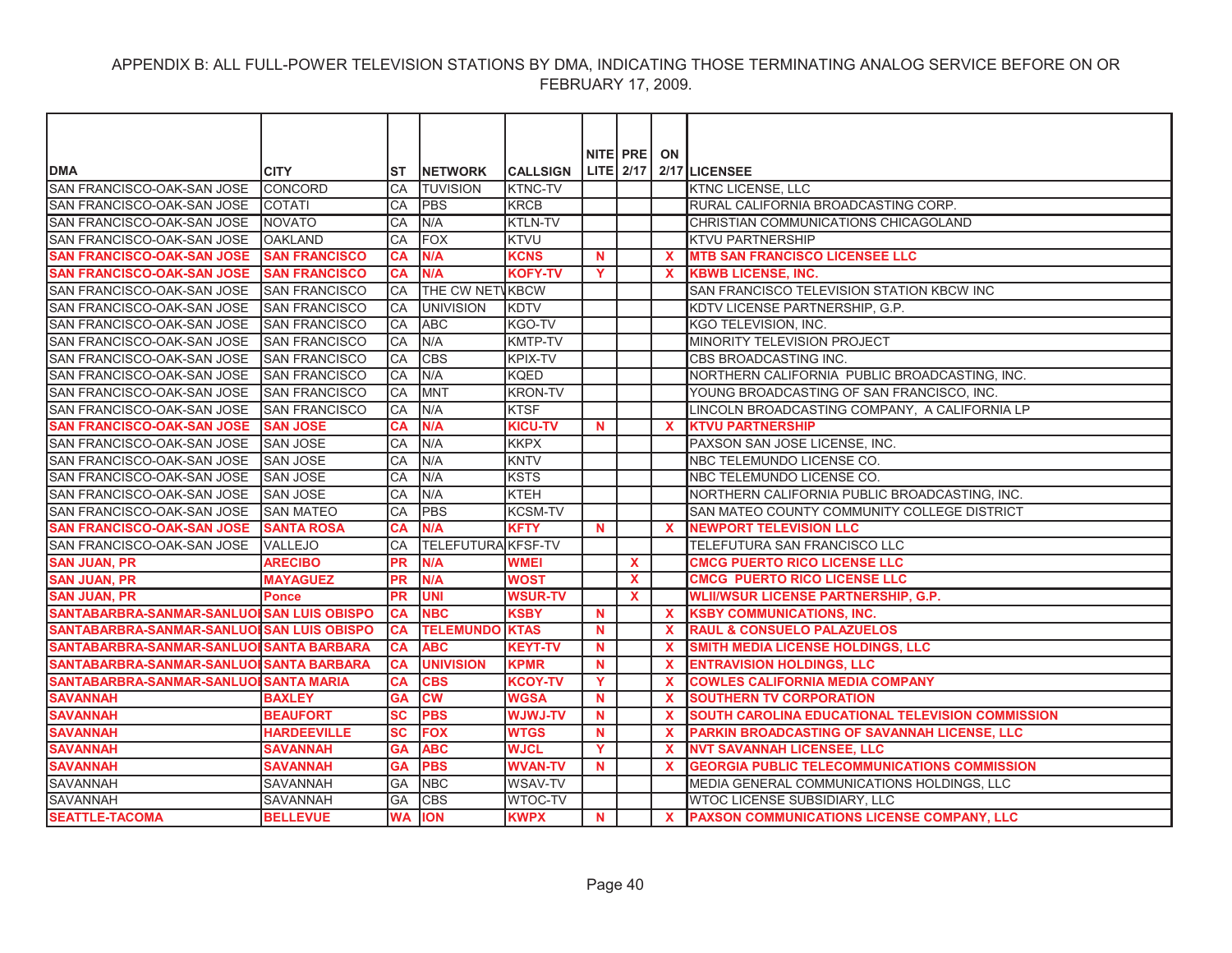APPENDIX B: ALL FULL-POWER TELEVISION STATIONS BY DMA, INDICATING THOSE TERMINATING ANALOG SERVICE BEFORE ON OR FEBRUARY 17, 2009.

| DMA | CITY | ST | NETWORK | CALLSIGN | NITE LITE | PRE 2/17 | ON 2/17 | LICENSEE |
|---|---|---|---|---|---|---|---|---|
| SAN FRANCISCO-OAK-SAN JOSE | CONCORD | CA | TUVISION | KTNC-TV | | | | KTNC LICENSE, LLC |
| SAN FRANCISCO-OAK-SAN JOSE | COTATI | CA | PBS | KRCB | | | | RURAL CALIFORNIA BROADCASTING CORP. |
| SAN FRANCISCO-OAK-SAN JOSE | NOVATO | CA | N/A | KTLN-TV | | | | CHRISTIAN COMMUNICATIONS CHICAGOLAND |
| SAN FRANCISCO-OAK-SAN JOSE | OAKLAND | CA | FOX | KTVU | | | | KTVU PARTNERSHIP |
| **SAN FRANCISCO-OAK-SAN JOSE** | **SAN FRANCISCO** | **CA** | **N/A** | **KCNS** | **N** | | **X** | **MTB SAN FRANCISCO LICENSEE LLC** |
| **SAN FRANCISCO-OAK-SAN JOSE** | **SAN FRANCISCO** | **CA** | **N/A** | **KOFY-TV** | **Y** | | **X** | **KBWB LICENSE, INC.** |
| SAN FRANCISCO-OAK-SAN JOSE | SAN FRANCISCO | CA | THE CW NETW | KBCW | | | | SAN FRANCISCO TELEVISION STATION KBCW INC |
| SAN FRANCISCO-OAK-SAN JOSE | SAN FRANCISCO | CA | UNIVISION | KDTV | | | | KDTV LICENSE PARTNERSHIP, G.P. |
| SAN FRANCISCO-OAK-SAN JOSE | SAN FRANCISCO | CA | ABC | KGO-TV | | | | KGO TELEVISION, INC. |
| SAN FRANCISCO-OAK-SAN JOSE | SAN FRANCISCO | CA | N/A | KMTP-TV | | | | MINORITY TELEVISION PROJECT |
| SAN FRANCISCO-OAK-SAN JOSE | SAN FRANCISCO | CA | CBS | KPIX-TV | | | | CBS BROADCASTING INC. |
| SAN FRANCISCO-OAK-SAN JOSE | SAN FRANCISCO | CA | N/A | KQED | | | | NORTHERN CALIFORNIA PUBLIC BROADCASTING, INC. |
| SAN FRANCISCO-OAK-SAN JOSE | SAN FRANCISCO | CA | MNT | KRON-TV | | | | YOUNG BROADCASTING OF SAN FRANCISCO, INC. |
| SAN FRANCISCO-OAK-SAN JOSE | SAN FRANCISCO | CA | N/A | KTSF | | | | LINCOLN BROADCASTING COMPANY, A CALIFORNIA LP |
| **SAN FRANCISCO-OAK-SAN JOSE** | **SAN JOSE** | **CA** | **N/A** | **KICU-TV** | **N** | | **X** | **KTVU PARTNERSHIP** |
| SAN FRANCISCO-OAK-SAN JOSE | SAN JOSE | CA | N/A | KKPX | | | | PAXSON SAN JOSE LICENSE, INC. |
| SAN FRANCISCO-OAK-SAN JOSE | SAN JOSE | CA | N/A | KNTV | | | | NBC TELEMUNDO LICENSE CO. |
| SAN FRANCISCO-OAK-SAN JOSE | SAN JOSE | CA | N/A | KSTS | | | | NBC TELEMUNDO LICENSE CO. |
| SAN FRANCISCO-OAK-SAN JOSE | SAN JOSE | CA | N/A | KTEH | | | | NORTHERN CALIFORNIA PUBLIC BROADCASTING, INC. |
| SAN FRANCISCO-OAK-SAN JOSE | SAN MATEO | CA | PBS | KCSM-TV | | | | SAN MATEO COUNTY COMMUNITY COLLEGE DISTRICT |
| **SAN FRANCISCO-OAK-SAN JOSE** | **SANTA ROSA** | **CA** | **N/A** | **KFTY** | **N** | | **X** | **NEWPORT TELEVISION LLC** |
| SAN FRANCISCO-OAK-SAN JOSE | VALLEJO | CA | TELEFUTURA | KFSF-TV | | | | TELEFUTURA SAN FRANCISCO LLC |
| **SAN JUAN, PR** | **ARECIBO** | **PR** | **N/A** | **WMEI** | | **X** | | **CMCG PUERTO RICO LICENSE LLC** |
| **SAN JUAN, PR** | **MAYAGUEZ** | **PR** | **N/A** | **WOST** | | **X** | | **CMCG PUERTO RICO LICENSE LLC** |
| **SAN JUAN, PR** | **Ponce** | **PR** | **UNI** | **WSUR-TV** | | **X** | | **WLII/WSUR LICENSE PARTNERSHIP, G.P.** |
| **SANTABARBRA-SANMAR-SANLUOB** | **SAN LUIS OBISPO** | **CA** | **NBC** | **KSBY** | **N** | | **X** | **KSBY COMMUNICATIONS, INC.** |
| **SANTABARBRA-SANMAR-SANLUOB** | **SAN LUIS OBISPO** | **CA** | **TELEMUNDO** | **KTAS** | **N** | | **X** | **RAUL & CONSUELO PALAZUELOS** |
| **SANTABARBRA-SANMAR-SANLUOB** | **SANTA BARBARA** | **CA** | **ABC** | **KEYT-TV** | **N** | | **X** | **SMITH MEDIA LICENSE HOLDINGS, LLC** |
| **SANTABARBRA-SANMAR-SANLUOB** | **SANTA BARBARA** | **CA** | **UNIVISION** | **KPMR** | **N** | | **X** | **ENTRAVISION HOLDINGS, LLC** |
| **SANTABARBRA-SANMAR-SANLUOB** | **SANTA MARIA** | **CA** | **CBS** | **KCOY-TV** | **Y** | | **X** | **COWLES CALIFORNIA MEDIA COMPANY** |
| **SAVANNAH** | **BAXLEY** | **GA** | **CW** | **WGSA** | **N** | | **X** | **SOUTHERN TV CORPORATION** |
| **SAVANNAH** | **BEAUFORT** | **SC** | **PBS** | **WJWJ-TV** | **N** | | **X** | **SOUTH CAROLINA EDUCATIONAL TELEVISION COMMISSION** |
| **SAVANNAH** | **HARDEEVILLE** | **SC** | **FOX** | **WTGS** | **N** | | **X** | **PARKIN BROADCASTING OF SAVANNAH LICENSE, LLC** |
| **SAVANNAH** | **SAVANNAH** | **GA** | **ABC** | **WJCL** | **Y** | | **X** | **NVT SAVANNAH LICENSEE, LLC** |
| **SAVANNAH** | **SAVANNAH** | **GA** | **PBS** | **WVAN-TV** | **N** | | **X** | **GEORGIA PUBLIC TELECOMMUNICATIONS COMMISSION** |
| SAVANNAH | SAVANNAH | GA | NBC | WSAV-TV | | | | MEDIA GENERAL COMMUNICATIONS HOLDINGS, LLC |
| SAVANNAH | SAVANNAH | GA | CBS | WTOC-TV | | | | WTOC LICENSE SUBSIDIARY, LLC |
| **SEATTLE-TACOMA** | **BELLEVUE** | **WA** | **ION** | **KWPX** | **N** | | **X** | **PAXSON COMMUNICATIONS LICENSE COMPANY, LLC** |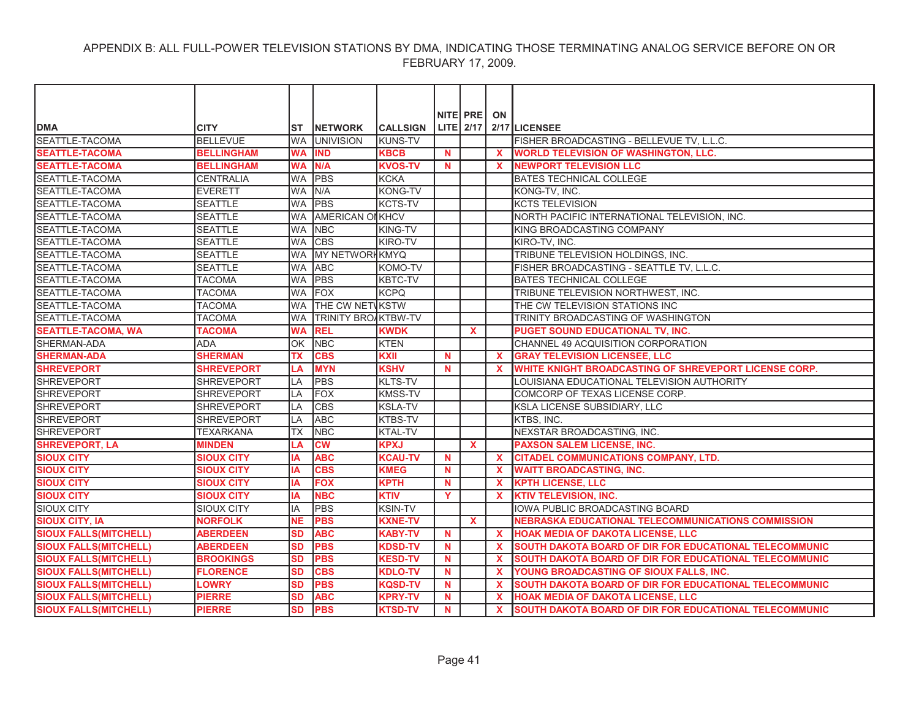APPENDIX B: ALL FULL-POWER TELEVISION STATIONS BY DMA, INDICATING THOSE TERMINATING ANALOG SERVICE BEFORE ON OR FEBRUARY 17, 2009.

| DMA | CITY | ST | NETWORK | CALLSIGN | NITE LITE | PRE 2/17 | ON 2/17 | LICENSEE |
|---|---|---|---|---|---|---|---|---|
| SEATTLE-TACOMA | BELLEVUE | WA | UNIVISION | KUNS-TV | | | | FISHER BROADCASTING - BELLEVUE TV, L.L.C. |
| **SEATTLE-TACOMA** | **BELLINGHAM** | **WA** | **IND** | **KBCB** | **N** | | **X** | **WORLD TELEVISION OF WASHINGTON, LLC.** |
| **SEATTLE-TACOMA** | **BELLINGHAM** | **WA** | **N/A** | **KVOS-TV** | **N** | | **X** | **NEWPORT TELEVISION LLC** |
| SEATTLE-TACOMA | CENTRALIA | WA | PBS | KCKA | | | | BATES TECHNICAL COLLEGE |
| SEATTLE-TACOMA | EVERETT | WA | N/A | KONG-TV | | | | KONG-TV, INC. |
| SEATTLE-TACOMA | SEATTLE | WA | PBS | KCTS-TV | | | | KCTS TELEVISION |
| SEATTLE-TACOMA | SEATTLE | WA | AMERICAN ON | KHCV | | | | NORTH PACIFIC INTERNATIONAL TELEVISION, INC. |
| SEATTLE-TACOMA | SEATTLE | WA | NBC | KING-TV | | | | KING BROADCASTING COMPANY |
| SEATTLE-TACOMA | SEATTLE | WA | CBS | KIRO-TV | | | | KIRO-TV, INC. |
| SEATTLE-TACOMA | SEATTLE | WA | MY NETWORK | KMYQ | | | | TRIBUNE TELEVISION HOLDINGS, INC. |
| SEATTLE-TACOMA | SEATTLE | WA | ABC | KOMO-TV | | | | FISHER BROADCASTING - SEATTLE TV, L.L.C. |
| SEATTLE-TACOMA | TACOMA | WA | PBS | KBTC-TV | | | | BATES TECHNICAL COLLEGE |
| SEATTLE-TACOMA | TACOMA | WA | FOX | KCPQ | | | | TRIBUNE TELEVISION NORTHWEST, INC. |
| SEATTLE-TACOMA | TACOMA | WA | THE CW NETW | KSTW | | | | THE CW TELEVISION STATIONS INC |
| SEATTLE-TACOMA | TACOMA | WA | TRINITY BROA | KTBW-TV | | | | TRINITY BROADCASTING OF WASHINGTON |
| **SEATTLE-TACOMA, WA** | **TACOMA** | **WA** | **REL** | **KWDK** | | **X** | | **PUGET SOUND EDUCATIONAL TV, INC.** |
| SHERMAN-ADA | ADA | OK | NBC | KTEN | | | | CHANNEL 49 ACQUISITION CORPORATION |
| **SHERMAN-ADA** | **SHERMAN** | **TX** | **CBS** | **KXII** | **N** | | **X** | **GRAY TELEVISION LICENSEE, LLC** |
| **SHREVEPORT** | **SHREVEPORT** | **LA** | **MYN** | **KSHV** | **N** | | **X** | **WHITE KNIGHT BROADCASTING OF SHREVEPORT LICENSE CORP.** |
| SHREVEPORT | SHREVEPORT | LA | PBS | KLTS-TV | | | | LOUISIANA EDUCATIONAL TELEVISION AUTHORITY |
| SHREVEPORT | SHREVEPORT | LA | FOX | KMSS-TV | | | | COMCORP OF TEXAS LICENSE CORP. |
| SHREVEPORT | SHREVEPORT | LA | CBS | KSLA-TV | | | | KSLA LICENSE SUBSIDIARY, LLC |
| SHREVEPORT | SHREVEPORT | LA | ABC | KTBS-TV | | | | KTBS, INC. |
| SHREVEPORT | TEXARKANA | TX | NBC | KTAL-TV | | | | NEXSTAR BROADCASTING, INC. |
| **SHREVEPORT, LA** | **MINDEN** | **LA** | **CW** | **KPXJ** | | **X** | | **PAXSON SALEM LICENSE, INC.** |
| **SIOUX CITY** | **SIOUX CITY** | **IA** | **ABC** | **KCAU-TV** | **N** | | **X** | **CITADEL COMMUNICATIONS COMPANY, LTD.** |
| **SIOUX CITY** | **SIOUX CITY** | **IA** | **CBS** | **KMEG** | **N** | | **X** | **WAITT BROADCASTING, INC.** |
| **SIOUX CITY** | **SIOUX CITY** | **IA** | **FOX** | **KPTH** | **N** | | **X** | **KPTH LICENSE, LLC** |
| **SIOUX CITY** | **SIOUX CITY** | **IA** | **NBC** | **KTIV** | **Y** | | **X** | **KTIV TELEVISION, INC.** |
| SIOUX CITY | SIOUX CITY | IA | PBS | KSIN-TV | | | | IOWA PUBLIC BROADCASTING BOARD |
| **SIOUX CITY, IA** | **NORFOLK** | **NE** | **PBS** | **KXNE-TV** | | **X** | | **NEBRASKA EDUCATIONAL TELECOMMUNICATIONS COMMISSION** |
| **SIOUX FALLS(MITCHELL)** | **ABERDEEN** | **SD** | **ABC** | **KABY-TV** | **N** | | **X** | **HOAK MEDIA OF DAKOTA LICENSE, LLC** |
| **SIOUX FALLS(MITCHELL)** | **ABERDEEN** | **SD** | **PBS** | **KDSD-TV** | **N** | | **X** | **SOUTH DAKOTA BOARD OF DIR FOR EDUCATIONAL TELECOMMUNIC** |
| **SIOUX FALLS(MITCHELL)** | **BROOKINGS** | **SD** | **PBS** | **KESD-TV** | **N** | | **X** | **SOUTH DAKOTA BOARD OF DIR FOR EDUCATIONAL TELECOMMUNIC** |
| **SIOUX FALLS(MITCHELL)** | **FLORENCE** | **SD** | **CBS** | **KDLO-TV** | **N** | | **X** | **YOUNG BROADCASTING OF SIOUX FALLS, INC.** |
| **SIOUX FALLS(MITCHELL)** | **LOWRY** | **SD** | **PBS** | **KQSD-TV** | **N** | | **X** | **SOUTH DAKOTA BOARD OF DIR FOR EDUCATIONAL TELECOMMUNIC** |
| **SIOUX FALLS(MITCHELL)** | **PIERRE** | **SD** | **ABC** | **KPRY-TV** | **N** | | **X** | **HOAK MEDIA OF DAKOTA LICENSE, LLC** |
| **SIOUX FALLS(MITCHELL)** | **PIERRE** | **SD** | **PBS** | **KTSD-TV** | **N** | | **X** | **SOUTH DAKOTA BOARD OF DIR FOR EDUCATIONAL TELECOMMUNIC** |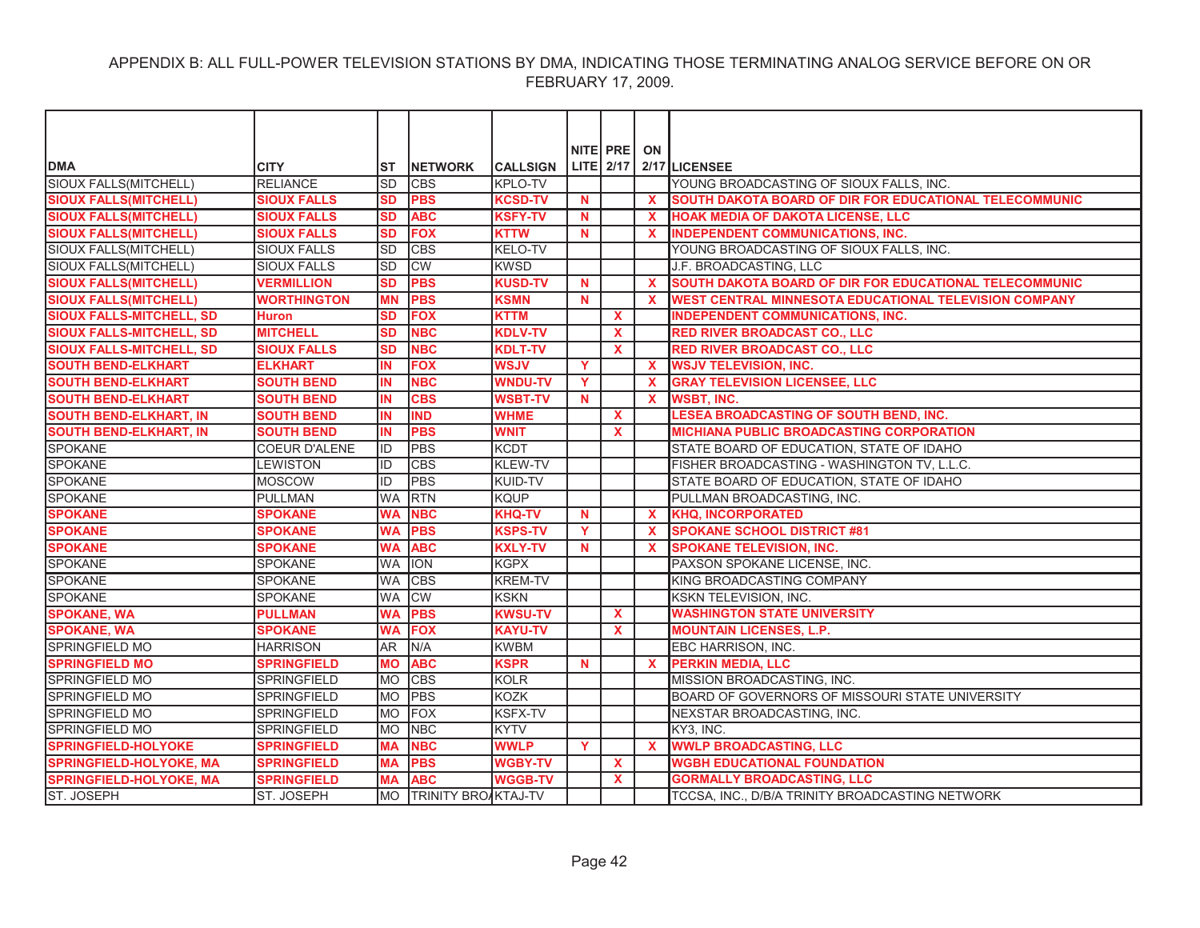# APPENDIX B: ALL FULL-POWER TELEVISION STATIONS BY DMA, INDICATING THOSE TERMINATING ANALOG SERVICE BEFORE ON OR FEBRUARY 17, 2009.

| DMA | CITY | ST | NETWORK | CALLSIGN | NITE LITE | PRE 2/17 | ON 2/17 | LICENSEE |
|---|---|---|---|---|---|---|---|---|
| SIOUX FALLS(MITCHELL) | RELIANCE | SD | CBS | KPLO-TV | | | | YOUNG BROADCASTING OF SIOUX FALLS, INC. |
| **SIOUX FALLS(MITCHELL)** | **SIOUX FALLS** | **SD** | **PBS** | **KCSD-TV** | **N** | | **X** | **SOUTH DAKOTA BOARD OF DIR FOR EDUCATIONAL TELECOMMUNIC** |
| **SIOUX FALLS(MITCHELL)** | **SIOUX FALLS** | **SD** | **ABC** | **KSFY-TV** | **N** | | **X** | **HOAK MEDIA OF DAKOTA LICENSE, LLC** |
| **SIOUX FALLS(MITCHELL)** | **SIOUX FALLS** | **SD** | **FOX** | **KTTW** | **N** | | **X** | **INDEPENDENT COMMUNICATIONS, INC.** |
| SIOUX FALLS(MITCHELL) | SIOUX FALLS | SD | CBS | KELO-TV | | | | YOUNG BROADCASTING OF SIOUX FALLS, INC. |
| SIOUX FALLS(MITCHELL) | SIOUX FALLS | SD | CW | KWSD | | | | J.F. BROADCASTING, LLC |
| **SIOUX FALLS(MITCHELL)** | **VERMILLION** | **SD** | **PBS** | **KUSD-TV** | **N** | | **X** | **SOUTH DAKOTA BOARD OF DIR FOR EDUCATIONAL TELECOMMUNIC** |
| **SIOUX FALLS(MITCHELL)** | **WORTHINGTON** | **MN** | **PBS** | **KSMN** | **N** | | **X** | **WEST CENTRAL MINNESOTA EDUCATIONAL TELEVISION COMPANY** |
| **SIOUX FALLS-MITCHELL, SD** | **Huron** | **SD** | **FOX** | **KTTM** | | **X** | | **INDEPENDENT COMMUNICATIONS, INC.** |
| **SIOUX FALLS-MITCHELL, SD** | **MITCHELL** | **SD** | **NBC** | **KDLV-TV** | | **X** | | **RED RIVER BROADCAST CO., LLC** |
| **SIOUX FALLS-MITCHELL, SD** | **SIOUX FALLS** | **SD** | **NBC** | **KDLT-TV** | | **X** | | **RED RIVER BROADCAST CO., LLC** |
| **SOUTH BEND-ELKHART** | **ELKHART** | **IN** | **FOX** | **WSJV** | **Y** | | **X** | **WSJV TELEVISION, INC.** |
| **SOUTH BEND-ELKHART** | **SOUTH BEND** | **IN** | **NBC** | **WNDU-TV** | **Y** | | **X** | **GRAY TELEVISION LICENSEE, LLC** |
| **SOUTH BEND-ELKHART** | **SOUTH BEND** | **IN** | **CBS** | **WSBT-TV** | **N** | | **X** | **WSBT, INC.** |
| **SOUTH BEND-ELKHART, IN** | **SOUTH BEND** | **IN** | **IND** | **WHME** | | **X** | | **LESEA BROADCASTING OF SOUTH BEND, INC.** |
| **SOUTH BEND-ELKHART, IN** | **SOUTH BEND** | **IN** | **PBS** | **WNIT** | | **X** | | **MICHIANA PUBLIC BROADCASTING CORPORATION** |
| SPOKANE | COEUR D'ALENE | ID | PBS | KCDT | | | | STATE BOARD OF EDUCATION, STATE OF IDAHO |
| SPOKANE | LEWISTON | ID | CBS | KLEW-TV | | | | FISHER BROADCASTING - WASHINGTON TV, L.L.C. |
| SPOKANE | MOSCOW | ID | PBS | KUID-TV | | | | STATE BOARD OF EDUCATION, STATE OF IDAHO |
| SPOKANE | PULLMAN | WA | RTN | KQUP | | | | PULLMAN BROADCASTING, INC. |
| **SPOKANE** | **SPOKANE** | **WA** | **NBC** | **KHQ-TV** | **N** | | **X** | **KHQ, INCORPORATED** |
| **SPOKANE** | **SPOKANE** | **WA** | **PBS** | **KSPS-TV** | **Y** | | **X** | **SPOKANE SCHOOL DISTRICT #81** |
| **SPOKANE** | **SPOKANE** | **WA** | **ABC** | **KXLY-TV** | **N** | | **X** | **SPOKANE TELEVISION, INC.** |
| SPOKANE | SPOKANE | WA | ION | KGPX | | | | PAXSON SPOKANE LICENSE, INC. |
| SPOKANE | SPOKANE | WA | CBS | KREM-TV | | | | KING BROADCASTING COMPANY |
| SPOKANE | SPOKANE | WA | CW | KSKN | | | | KSKN TELEVISION, INC. |
| **SPOKANE, WA** | **PULLMAN** | **WA** | **PBS** | **KWSU-TV** | | **X** | | **WASHINGTON STATE UNIVERSITY** |
| **SPOKANE, WA** | **SPOKANE** | **WA** | **FOX** | **KAYU-TV** | | **X** | | **MOUNTAIN LICENSES, L.P.** |
| SPRINGFIELD MO | HARRISON | AR | N/A | KWBM | | | | EBC HARRISON, INC. |
| **SPRINGFIELD MO** | **SPRINGFIELD** | **MO** | **ABC** | **KSPR** | **N** | | **X** | **PERKIN MEDIA, LLC** |
| SPRINGFIELD MO | SPRINGFIELD | MO | CBS | KOLR | | | | MISSION BROADCASTING, INC. |
| SPRINGFIELD MO | SPRINGFIELD | MO | PBS | KOZK | | | | BOARD OF GOVERNORS OF MISSOURI STATE UNIVERSITY |
| SPRINGFIELD MO | SPRINGFIELD | MO | FOX | KSFX-TV | | | | NEXSTAR BROADCASTING, INC. |
| SPRINGFIELD MO | SPRINGFIELD | MO | NBC | KYTV | | | | KY3, INC. |
| **SPRINGFIELD-HOLYOKE** | **SPRINGFIELD** | **MA** | **NBC** | **WWLP** | **Y** | | **X** | **WWLP BROADCASTING, LLC** |
| **SPRINGFIELD-HOLYOKE, MA** | **SPRINGFIELD** | **MA** | **PBS** | **WGBY-TV** | | **X** | | **WGBH EDUCATIONAL FOUNDATION** |
| **SPRINGFIELD-HOLYOKE, MA** | **SPRINGFIELD** | **MA** | **ABC** | **WGGB-TV** | | **X** | | **GORMALLY BROADCASTING, LLC** |
| ST. JOSEPH | ST. JOSEPH | MO | TRINITY BRO | KTAJ-TV | | | | TCCSA, INC., D/B/A TRINITY BROADCASTING NETWORK |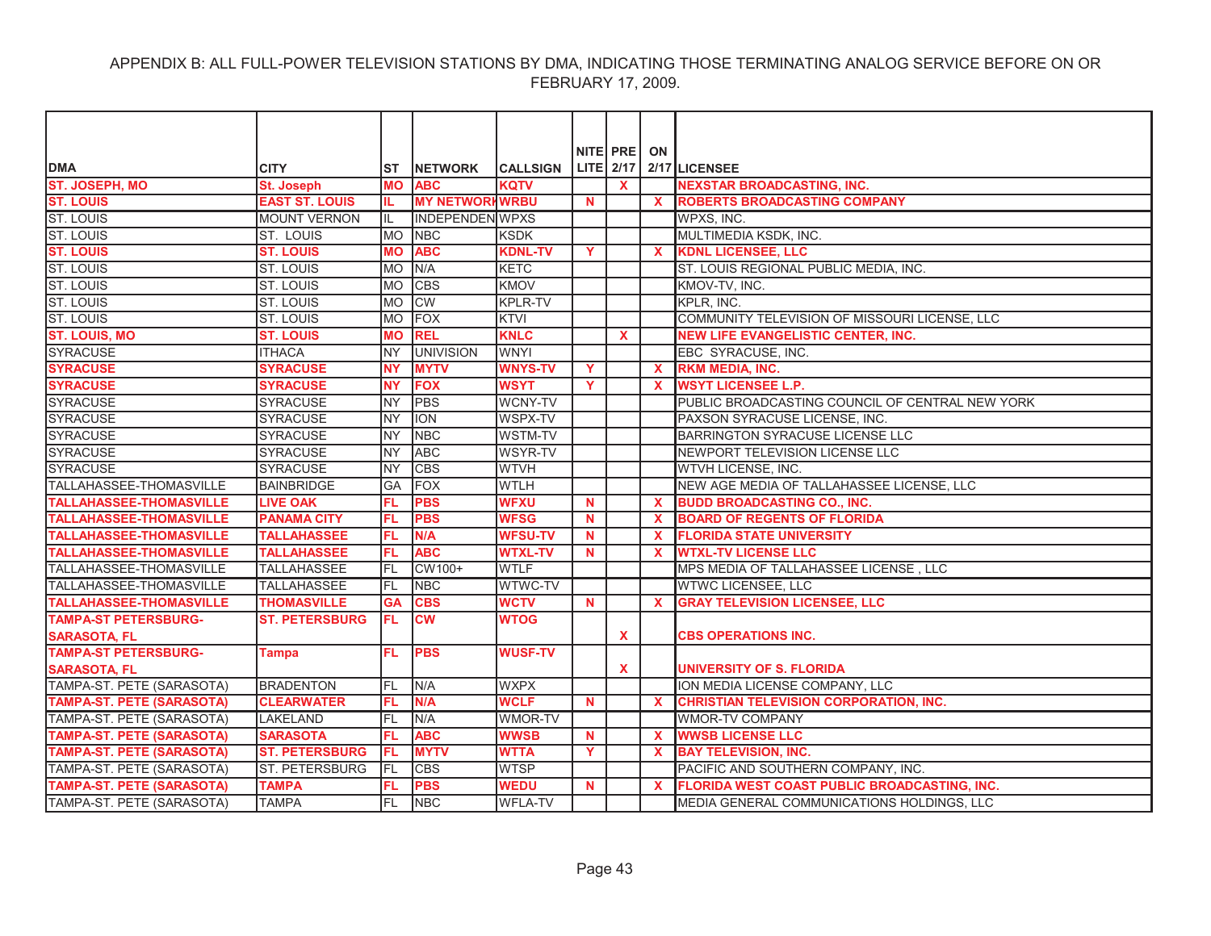# APPENDIX B: ALL FULL-POWER TELEVISION STATIONS BY DMA, INDICATING THOSE TERMINATING ANALOG SERVICE BEFORE ON OR FEBRUARY 17, 2009.

| DMA | CITY | ST | NETWORK | CALLSIGN | NITE LITE | PRE 2/17 | ON 2/17 | LICENSEE |
|---|---|---|---|---|---|---|---|---|
| **ST. JOSEPH, MO** | **St. Joseph** | **MO** | **ABC** | **KQTV** | | **X** | | **NEXSTAR BROADCASTING, INC.** |
| **ST. LOUIS** | **EAST ST. LOUIS** | **IL** | **MY NETWORK** | **WRBU** | **N** | | **X** | **ROBERTS BROADCASTING COMPANY** |
| ST. LOUIS | MOUNT VERNON | IL | INDEPENDENT | WPXS | | | | WPXS, INC. |
| ST. LOUIS | ST. LOUIS | MO | NBC | KSDK | | | | MULTIMEDIA KSDK, INC. |
| **ST. LOUIS** | **ST. LOUIS** | **MO** | **ABC** | **KDNL-TV** | **Y** | | **X** | **KDNL LICENSEE, LLC** |
| ST. LOUIS | ST. LOUIS | MO | N/A | KETC | | | | ST. LOUIS REGIONAL PUBLIC MEDIA, INC. |
| ST. LOUIS | ST. LOUIS | MO | CBS | KMOV | | | | KMOV-TV, INC. |
| ST. LOUIS | ST. LOUIS | MO | CW | KPLR-TV | | | | KPLR, INC. |
| ST. LOUIS | ST. LOUIS | MO | FOX | KTVI | | | | COMMUNITY TELEVISION OF MISSOURI LICENSE, LLC |
| **ST. LOUIS, MO** | **ST. LOUIS** | **MO** | **REL** | **KNLC** | | **X** | | **NEW LIFE EVANGELISTIC CENTER, INC.** |
| SYRACUSE | ITHACA | NY | UNIVISION | WNYI | | | | EBC SYRACUSE, INC. |
| **SYRACUSE** | **SYRACUSE** | **NY** | **MYTV** | **WNYS-TV** | **Y** | | **X** | **RKM MEDIA, INC.** |
| **SYRACUSE** | **SYRACUSE** | **NY** | **FOX** | **WSYT** | **Y** | | **X** | **WSYT LICENSEE L.P.** |
| SYRACUSE | SYRACUSE | NY | PBS | WCNY-TV | | | | PUBLIC BROADCASTING COUNCIL OF CENTRAL NEW YORK |
| SYRACUSE | SYRACUSE | NY | ION | WSPX-TV | | | | PAXSON SYRACUSE LICENSE, INC. |
| SYRACUSE | SYRACUSE | NY | NBC | WSTM-TV | | | | BARRINGTON SYRACUSE LICENSE LLC |
| SYRACUSE | SYRACUSE | NY | ABC | WSYR-TV | | | | NEWPORT TELEVISION LICENSE LLC |
| SYRACUSE | SYRACUSE | NY | CBS | WTVH | | | | WTVH LICENSE, INC. |
| TALLAHASSEE-THOMASVILLE | BAINBRIDGE | GA | FOX | WTLH | | | | NEW AGE MEDIA OF TALLAHASSEE LICENSE, LLC |
| **TALLAHASSEE-THOMASVILLE** | **LIVE OAK** | **FL** | **PBS** | **WFXU** | **N** | | **X** | **BUDD BROADCASTING CO., INC.** |
| **TALLAHASSEE-THOMASVILLE** | **PANAMA CITY** | **FL** | **PBS** | **WFSG** | **N** | | **X** | **BOARD OF REGENTS OF FLORIDA** |
| **TALLAHASSEE-THOMASVILLE** | **TALLAHASSEE** | **FL** | **N/A** | **WFSU-TV** | **N** | | **X** | **FLORIDA STATE UNIVERSITY** |
| **TALLAHASSEE-THOMASVILLE** | **TALLAHASSEE** | **FL** | **ABC** | **WTXL-TV** | **N** | | **X** | **WTXL-TV LICENSE LLC** |
| TALLAHASSEE-THOMASVILLE | TALLAHASSEE | FL | CW100+ | WTLF | | | | MPS MEDIA OF TALLAHASSEE LICENSE , LLC |
| TALLAHASSEE-THOMASVILLE | TALLAHASSEE | FL | NBC | WTWC-TV | | | | WTWC LICENSEE, LLC |
| **TALLAHASSEE-THOMASVILLE** | **THOMASVILLE** | **GA** | **CBS** | **WCTV** | **N** | | **X** | **GRAY TELEVISION LICENSEE, LLC** |
| **TAMPA-ST PETERSBURG-SARASOTA, FL** | **ST. PETERSBURG** | **FL** | **CW** | **WTOG** | | **X** | | **CBS OPERATIONS INC.** |
| **TAMPA-ST PETERSBURG-SARASOTA, FL** | **Tampa** | **FL** | **PBS** | **WUSF-TV** | | **X** | | **UNIVERSITY OF S. FLORIDA** |
| TAMPA-ST. PETE (SARASOTA) | BRADENTON | FL | N/A | WXPX | | | | ION MEDIA LICENSE COMPANY, LLC |
| **TAMPA-ST. PETE (SARASOTA)** | **CLEARWATER** | **FL** | **N/A** | **WCLF** | **N** | | **X** | **CHRISTIAN TELEVISION CORPORATION, INC.** |
| TAMPA-ST. PETE (SARASOTA) | LAKELAND | FL | N/A | WMOR-TV | | | | WMOR-TV COMPANY |
| **TAMPA-ST. PETE (SARASOTA)** | **SARASOTA** | **FL** | **ABC** | **WWSB** | **N** | | **X** | **WWSB LICENSE LLC** |
| **TAMPA-ST. PETE (SARASOTA)** | **ST. PETERSBURG** | **FL** | **MYTV** | **WTTA** | **Y** | | **X** | **BAY TELEVISION, INC.** |
| TAMPA-ST. PETE (SARASOTA) | ST. PETERSBURG | FL | CBS | WTSP | | | | PACIFIC AND SOUTHERN COMPANY, INC. |
| **TAMPA-ST. PETE (SARASOTA)** | **TAMPA** | **FL** | **PBS** | **WEDU** | **N** | | **X** | **FLORIDA WEST COAST PUBLIC BROADCASTING, INC.** |
| TAMPA-ST. PETE (SARASOTA) | TAMPA | FL | NBC | WFLA-TV | | | | MEDIA GENERAL COMMUNICATIONS HOLDINGS, LLC |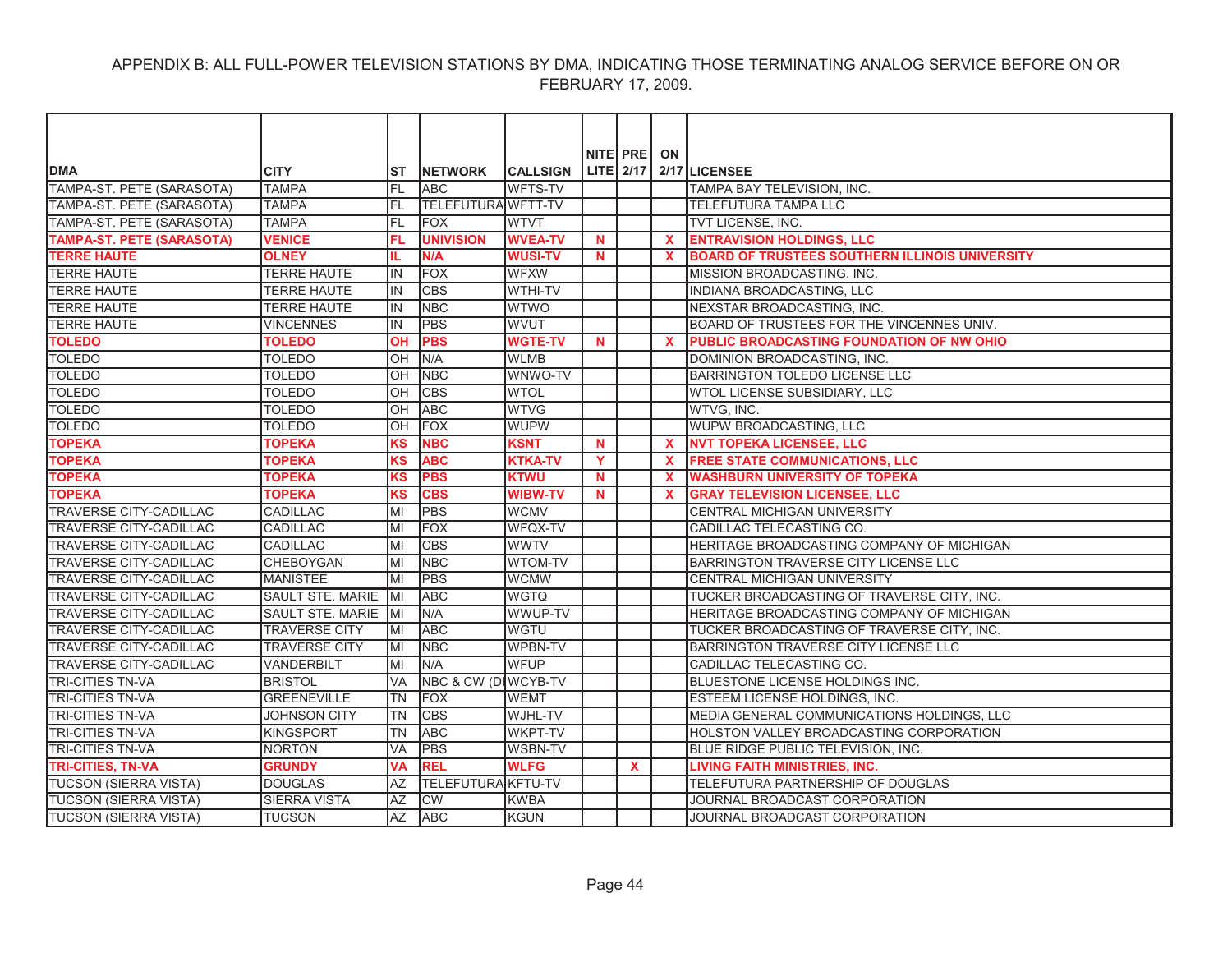APPENDIX B: ALL FULL-POWER TELEVISION STATIONS BY DMA, INDICATING THOSE TERMINATING ANALOG SERVICE BEFORE ON OR FEBRUARY 17, 2009.

| DMA | CITY | ST | NETWORK | CALLSIGN | NITE LITE | PRE 2/17 | ON 2/17 | LICENSEE |
|---|---|---|---|---|---|---|---|---|
| TAMPA-ST. PETE (SARASOTA) | TAMPA | FL | ABC | WFTS-TV | | | | TAMPA BAY TELEVISION, INC. |
| TAMPA-ST. PETE (SARASOTA) | TAMPA | FL | TELEFUTURA | WFTT-TV | | | | TELEFUTURA TAMPA LLC |
| TAMPA-ST. PETE (SARASOTA) | TAMPA | FL | FOX | WTVT | | | | TVT LICENSE, INC. |
| **TAMPA-ST. PETE (SARASOTA)** | **VENICE** | **FL** | **UNIVISION** | **WVEA-TV** | **N** | | **X** | **ENTRAVISION HOLDINGS, LLC** |
| **TERRE HAUTE** | **OLNEY** | **IL** | **N/A** | **WUSI-TV** | **N** | | **X** | **BOARD OF TRUSTEES SOUTHERN ILLINOIS UNIVERSITY** |
| TERRE HAUTE | TERRE HAUTE | IN | FOX | WFXW | | | | MISSION BROADCASTING, INC. |
| TERRE HAUTE | TERRE HAUTE | IN | CBS | WTHI-TV | | | | INDIANA BROADCASTING, LLC |
| TERRE HAUTE | TERRE HAUTE | IN | NBC | WTWO | | | | NEXSTAR BROADCASTING, INC. |
| TERRE HAUTE | VINCENNES | IN | PBS | WVUT | | | | BOARD OF TRUSTEES FOR THE VINCENNES UNIV. |
| **TOLEDO** | **TOLEDO** | **OH** | **PBS** | **WGTE-TV** | **N** | | **X** | **PUBLIC BROADCASTING FOUNDATION OF NW OHIO** |
| TOLEDO | TOLEDO | OH | N/A | WLMB | | | | DOMINION BROADCASTING, INC. |
| TOLEDO | TOLEDO | OH | NBC | WNWO-TV | | | | BARRINGTON TOLEDO LICENSE LLC |
| TOLEDO | TOLEDO | OH | CBS | WTOL | | | | WTOL LICENSE SUBSIDIARY, LLC |
| TOLEDO | TOLEDO | OH | ABC | WTVG | | | | WTVG, INC. |
| TOLEDO | TOLEDO | OH | FOX | WUPW | | | | WUPW BROADCASTING, LLC |
| **TOPEKA** | **TOPEKA** | **KS** | **NBC** | **KSNT** | **N** | | **X** | **NVT TOPEKA LICENSEE, LLC** |
| **TOPEKA** | **TOPEKA** | **KS** | **ABC** | **KTKA-TV** | **Y** | | **X** | **FREE STATE COMMUNICATIONS, LLC** |
| **TOPEKA** | **TOPEKA** | **KS** | **PBS** | **KTWU** | **N** | | **X** | **WASHBURN UNIVERSITY OF TOPEKA** |
| **TOPEKA** | **TOPEKA** | **KS** | **CBS** | **WIBW-TV** | **N** | | **X** | **GRAY TELEVISION LICENSEE, LLC** |
| TRAVERSE CITY-CADILLAC | CADILLAC | MI | PBS | WCMV | | | | CENTRAL MICHIGAN UNIVERSITY |
| TRAVERSE CITY-CADILLAC | CADILLAC | MI | FOX | WFQX-TV | | | | CADILLAC TELECASTING CO. |
| TRAVERSE CITY-CADILLAC | CADILLAC | MI | CBS | WWTV | | | | HERITAGE BROADCASTING COMPANY OF MICHIGAN |
| TRAVERSE CITY-CADILLAC | CHEBOYGAN | MI | NBC | WTOM-TV | | | | BARRINGTON TRAVERSE CITY LICENSE LLC |
| TRAVERSE CITY-CADILLAC | MANISTEE | MI | PBS | WCMW | | | | CENTRAL MICHIGAN UNIVERSITY |
| TRAVERSE CITY-CADILLAC | SAULT STE. MARIE | MI | ABC | WGTQ | | | | TUCKER BROADCASTING OF TRAVERSE CITY, INC. |
| TRAVERSE CITY-CADILLAC | SAULT STE. MARIE | MI | N/A | WWUP-TV | | | | HERITAGE BROADCASTING COMPANY OF MICHIGAN |
| TRAVERSE CITY-CADILLAC | TRAVERSE CITY | MI | ABC | WGTU | | | | TUCKER BROADCASTING OF TRAVERSE CITY, INC. |
| TRAVERSE CITY-CADILLAC | TRAVERSE CITY | MI | NBC | WPBN-TV | | | | BARRINGTON TRAVERSE CITY LICENSE LLC |
| TRAVERSE CITY-CADILLAC | VANDERBILT | MI | N/A | WFUP | | | | CADILLAC TELECASTING CO. |
| TRI-CITIES TN-VA | BRISTOL | VA | NBC & CW (DI | WCYB-TV | | | | BLUESTONE LICENSE HOLDINGS INC. |
| TRI-CITIES TN-VA | GREENEVILLE | TN | FOX | WEMT | | | | ESTEEM LICENSE HOLDINGS, INC. |
| TRI-CITIES TN-VA | JOHNSON CITY | TN | CBS | WJHL-TV | | | | MEDIA GENERAL COMMUNICATIONS HOLDINGS, LLC |
| TRI-CITIES TN-VA | KINGSPORT | TN | ABC | WKPT-TV | | | | HOLSTON VALLEY BROADCASTING CORPORATION |
| TRI-CITIES TN-VA | NORTON | VA | PBS | WSBN-TV | | | | BLUE RIDGE PUBLIC TELEVISION, INC. |
| **TRI-CITIES, TN-VA** | **GRUNDY** | **VA** | **REL** | **WLFG** | | **X** | | **LIVING FAITH MINISTRIES, INC.** |
| TUCSON (SIERRA VISTA) | DOUGLAS | AZ | TELEFUTURA | KFTU-TV | | | | TELEFUTURA PARTNERSHIP OF DOUGLAS |
| TUCSON (SIERRA VISTA) | SIERRA VISTA | AZ | CW | KWBA | | | | JOURNAL BROADCAST CORPORATION |
| TUCSON (SIERRA VISTA) | TUCSON | AZ | ABC | KGUN | | | | JOURNAL BROADCAST CORPORATION |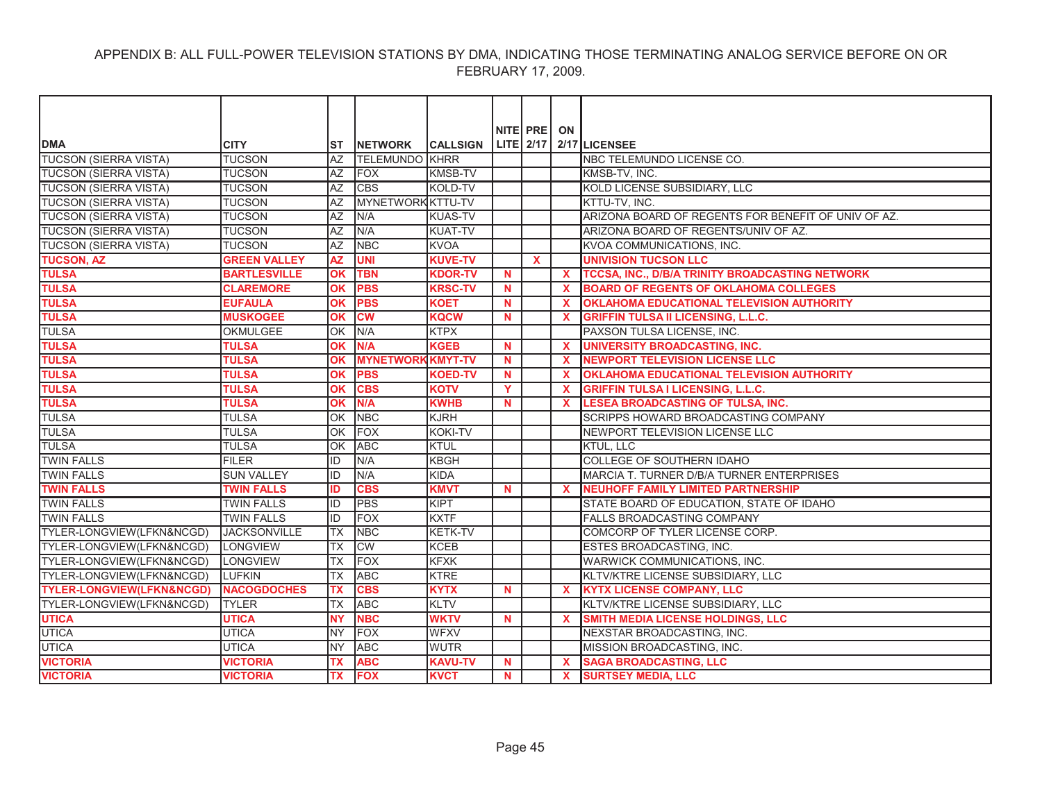# APPENDIX B: ALL FULL-POWER TELEVISION STATIONS BY DMA, INDICATING THOSE TERMINATING ANALOG SERVICE BEFORE ON OR FEBRUARY 17, 2009.

| DMA | CITY | ST | NETWORK | CALLSIGN | NITE LITE | PRE 2/17 | ON 2/17 | LICENSEE |
|---|---|---|---|---|---|---|---|---|
| TUCSON (SIERRA VISTA) | TUCSON | AZ | TELEMUNDO | KHRR | | | | NBC TELEMUNDO LICENSE CO. |
| TUCSON (SIERRA VISTA) | TUCSON | AZ | FOX | KMSB-TV | | | | KMSB-TV, INC. |
| TUCSON (SIERRA VISTA) | TUCSON | AZ | CBS | KOLD-TV | | | | KOLD LICENSE SUBSIDIARY, LLC |
| TUCSON (SIERRA VISTA) | TUCSON | AZ | MYNETWORK | KTTU-TV | | | | KTTU-TV, INC. |
| TUCSON (SIERRA VISTA) | TUCSON | AZ | N/A | KUAS-TV | | | | ARIZONA BOARD OF REGENTS FOR BENEFIT OF UNIV OF AZ. |
| TUCSON (SIERRA VISTA) | TUCSON | AZ | N/A | KUAT-TV | | | | ARIZONA BOARD OF REGENTS/UNIV OF AZ. |
| TUCSON (SIERRA VISTA) | TUCSON | AZ | NBC | KVOA | | | | KVOA COMMUNICATIONS, INC. |
| **TUCSON, AZ** | **GREEN VALLEY** | **AZ** | **UNI** | **KUVE-TV** | | **X** | | **UNIVISION TUCSON LLC** |
| **TULSA** | **BARTLESVILLE** | **OK** | **TBN** | **KDOR-TV** | **N** | | **X** | **TCCSA, INC., D/B/A TRINITY BROADCASTING NETWORK** |
| **TULSA** | **CLAREMORE** | **OK** | **PBS** | **KRSC-TV** | **N** | | **X** | **BOARD OF REGENTS OF OKLAHOMA COLLEGES** |
| **TULSA** | **EUFAULA** | **OK** | **PBS** | **KOET** | **N** | | **X** | **OKLAHOMA EDUCATIONAL TELEVISION AUTHORITY** |
| **TULSA** | **MUSKOGEE** | **OK** | **CW** | **KQCW** | **N** | | **X** | **GRIFFIN TULSA II LICENSING, L.L.C.** |
| TULSA | OKMULGEE | OK | N/A | KTPX | | | | PAXSON TULSA LICENSE, INC. |
| **TULSA** | **TULSA** | **OK** | **N/A** | **KGEB** | **N** | | **X** | **UNIVERSITY BROADCASTING, INC.** |
| **TULSA** | **TULSA** | **OK** | **MYNETWORK** | **KMYT-TV** | **N** | | **X** | **NEWPORT TELEVISION LICENSE LLC** |
| **TULSA** | **TULSA** | **OK** | **PBS** | **KOED-TV** | **N** | | **X** | **OKLAHOMA EDUCATIONAL TELEVISION AUTHORITY** |
| **TULSA** | **TULSA** | **OK** | **CBS** | **KOTV** | **Y** | | **X** | **GRIFFIN TULSA I LICENSING, L.L.C.** |
| **TULSA** | **TULSA** | **OK** | **N/A** | **KWHB** | **N** | | **X** | **LESEA BROADCASTING OF TULSA, INC.** |
| TULSA | TULSA | OK | NBC | KJRH | | | | SCRIPPS HOWARD BROADCASTING COMPANY |
| TULSA | TULSA | OK | FOX | KOKI-TV | | | | NEWPORT TELEVISION LICENSE LLC |
| TULSA | TULSA | OK | ABC | KTUL | | | | KTUL, LLC |
| TWIN FALLS | FILER | ID | N/A | KBGH | | | | COLLEGE OF SOUTHERN IDAHO |
| TWIN FALLS | SUN VALLEY | ID | N/A | KIDA | | | | MARCIA T. TURNER D/B/A TURNER ENTERPRISES |
| **TWIN FALLS** | **TWIN FALLS** | **ID** | **CBS** | **KMVT** | **N** | | **X** | **NEUHOFF FAMILY LIMITED PARTNERSHIP** |
| TWIN FALLS | TWIN FALLS | ID | PBS | KIPT | | | | STATE BOARD OF EDUCATION, STATE OF IDAHO |
| TWIN FALLS | TWIN FALLS | ID | FOX | KXTF | | | | FALLS BROADCASTING COMPANY |
| TYLER-LONGVIEW(LFKN&NCGD) | JACKSONVILLE | TX | NBC | KETK-TV | | | | COMCORP OF TYLER LICENSE CORP. |
| TYLER-LONGVIEW(LFKN&NCGD) | LONGVIEW | TX | CW | KCEB | | | | ESTES BROADCASTING, INC. |
| TYLER-LONGVIEW(LFKN&NCGD) | LONGVIEW | TX | FOX | KFXK | | | | WARWICK COMMUNICATIONS, INC. |
| TYLER-LONGVIEW(LFKN&NCGD) | LUFKIN | TX | ABC | KTRE | | | | KLTV/KTRE LICENSE SUBSIDIARY, LLC |
| **TYLER-LONGVIEW(LFKN&NCGD)** | **NACOGDOCHES** | **TX** | **CBS** | **KYTX** | **N** | | **X** | **KYTX LICENSE COMPANY, LLC** |
| TYLER-LONGVIEW(LFKN&NCGD) | TYLER | TX | ABC | KLTV | | | | KLTV/KTRE LICENSE SUBSIDIARY, LLC |
| **UTICA** | **UTICA** | **NY** | **NBC** | **WKTV** | **N** | | **X** | **SMITH MEDIA LICENSE HOLDINGS, LLC** |
| UTICA | UTICA | NY | FOX | WFXV | | | | NEXSTAR BROADCASTING, INC. |
| UTICA | UTICA | NY | ABC | WUTR | | | | MISSION BROADCASTING, INC. |
| **VICTORIA** | **VICTORIA** | **TX** | **ABC** | **KAVU-TV** | **N** | | **X** | **SAGA BROADCASTING, LLC** |
| **VICTORIA** | **VICTORIA** | **TX** | **FOX** | **KVCT** | **N** | | **X** | **SURTSEY MEDIA, LLC** |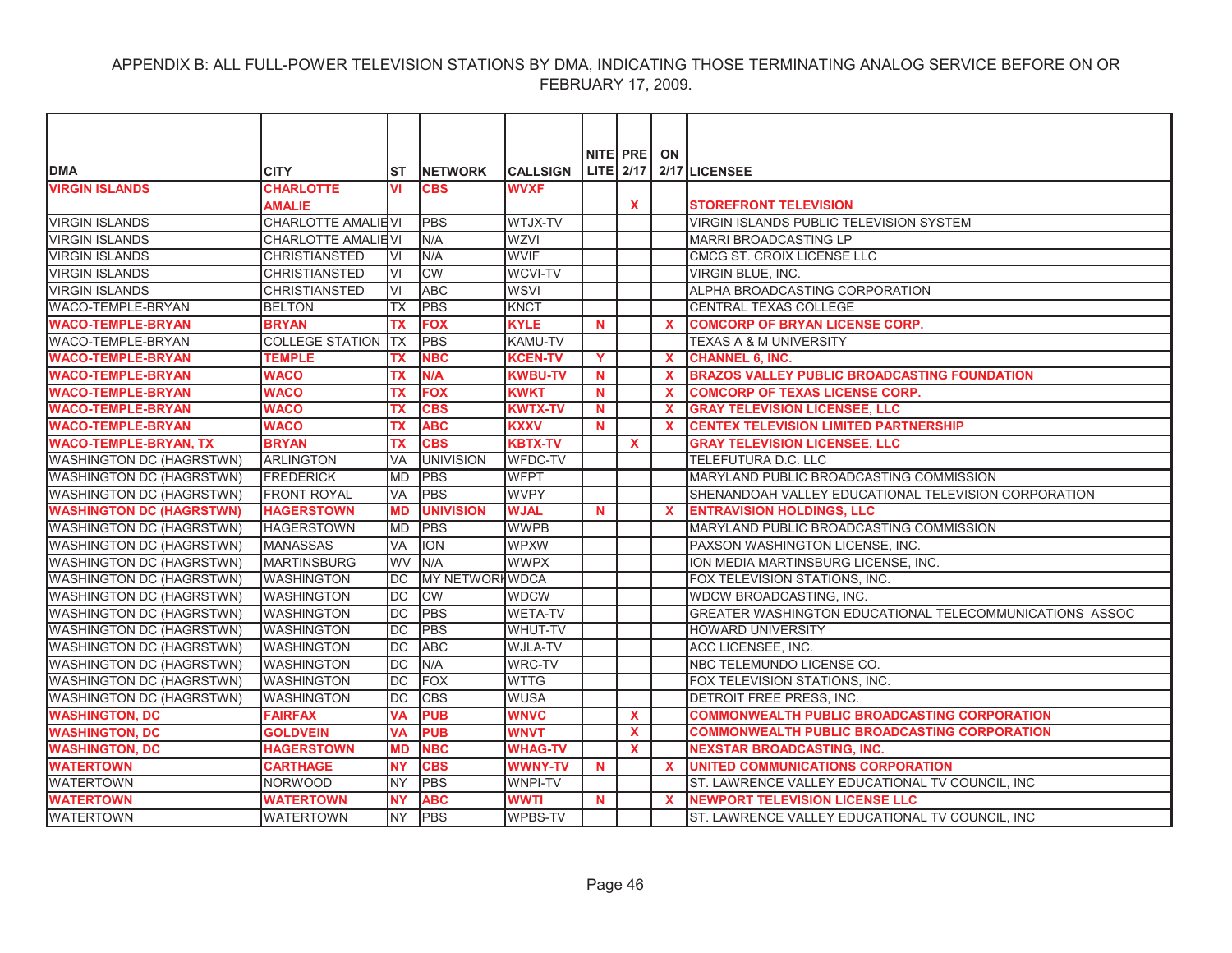APPENDIX B: ALL FULL-POWER TELEVISION STATIONS BY DMA, INDICATING THOSE TERMINATING ANALOG SERVICE BEFORE ON OR FEBRUARY 17, 2009.

| DMA | CITY | ST | NETWORK | CALLSIGN | NITE LITE | PRE 2/17 | ON 2/17 | LICENSEE |
|---|---|---|---|---|---|---|---|---|
| **VIRGIN ISLANDS** | **CHARLOTTE AMALIE** | **VI** | **CBS** | **WVXF** | | **X** | | **STOREFRONT TELEVISION** |
| VIRGIN ISLANDS | CHARLOTTE AMALIE | VI | PBS | WTJX-TV | | | | VIRGIN ISLANDS PUBLIC TELEVISION SYSTEM |
| VIRGIN ISLANDS | CHARLOTTE AMALIE | VI | N/A | WZVI | | | | MARRI BROADCASTING LP |
| VIRGIN ISLANDS | CHRISTIANSTED | VI | N/A | WVIF | | | | CMCG ST. CROIX LICENSE LLC |
| VIRGIN ISLANDS | CHRISTIANSTED | VI | CW | WCVI-TV | | | | VIRGIN BLUE, INC. |
| VIRGIN ISLANDS | CHRISTIANSTED | VI | ABC | WSVI | | | | ALPHA BROADCASTING CORPORATION |
| WACO-TEMPLE-BRYAN | BELTON | TX | PBS | KNCT | | | | CENTRAL TEXAS COLLEGE |
| **WACO-TEMPLE-BRYAN** | **BRYAN** | **TX** | **FOX** | **KYLE** | **N** | | **X** | **COMCORP OF BRYAN LICENSE CORP.** |
| WACO-TEMPLE-BRYAN | COLLEGE STATION | TX | PBS | KAMU-TV | | | | TEXAS A & M UNIVERSITY |
| **WACO-TEMPLE-BRYAN** | **TEMPLE** | **TX** | **NBC** | **KCEN-TV** | **Y** | | **X** | **CHANNEL 6, INC.** |
| **WACO-TEMPLE-BRYAN** | **WACO** | **TX** | **N/A** | **KWBU-TV** | **N** | | **X** | **BRAZOS VALLEY PUBLIC BROADCASTING FOUNDATION** |
| **WACO-TEMPLE-BRYAN** | **WACO** | **TX** | **FOX** | **KWKT** | **N** | | **X** | **COMCORP OF TEXAS LICENSE CORP.** |
| **WACO-TEMPLE-BRYAN** | **WACO** | **TX** | **CBS** | **KWTX-TV** | **N** | | **X** | **GRAY TELEVISION LICENSEE, LLC** |
| **WACO-TEMPLE-BRYAN** | **WACO** | **TX** | **ABC** | **KXXV** | **N** | | **X** | **CENTEX TELEVISION LIMITED PARTNERSHIP** |
| **WACO-TEMPLE-BRYAN, TX** | **BRYAN** | **TX** | **CBS** | **KBTX-TV** | | **X** | | **GRAY TELEVISION LICENSEE, LLC** |
| WASHINGTON DC (HAGRSTWN) | ARLINGTON | VA | UNIVISION | WFDC-TV | | | | TELEFUTURA D.C. LLC |
| WASHINGTON DC (HAGRSTWN) | FREDERICK | MD | PBS | WFPT | | | | MARYLAND PUBLIC BROADCASTING COMMISSION |
| WASHINGTON DC (HAGRSTWN) | FRONT ROYAL | VA | PBS | WVPY | | | | SHENANDOAH VALLEY EDUCATIONAL TELEVISION CORPORATION |
| **WASHINGTON DC (HAGRSTWN)** | **HAGERSTOWN** | **MD** | **UNIVISION** | **WJAL** | **N** | | **X** | **ENTRAVISION HOLDINGS, LLC** |
| WASHINGTON DC (HAGRSTWN) | HAGERSTOWN | MD | PBS | WWPB | | | | MARYLAND PUBLIC BROADCASTING COMMISSION |
| WASHINGTON DC (HAGRSTWN) | MANASSAS | VA | ION | WPXW | | | | PAXSON WASHINGTON LICENSE, INC. |
| WASHINGTON DC (HAGRSTWN) | MARTINSBURG | WV | N/A | WWPX | | | | ION MEDIA MARTINSBURG LICENSE, INC. |
| WASHINGTON DC (HAGRSTWN) | WASHINGTON | DC | MY NETWORK | WDCA | | | | FOX TELEVISION STATIONS, INC. |
| WASHINGTON DC (HAGRSTWN) | WASHINGTON | DC | CW | WDCW | | | | WDCW BROADCASTING, INC. |
| WASHINGTON DC (HAGRSTWN) | WASHINGTON | DC | PBS | WETA-TV | | | | GREATER WASHINGTON EDUCATIONAL TELECOMMUNICATIONS ASSOC |
| WASHINGTON DC (HAGRSTWN) | WASHINGTON | DC | PBS | WHUT-TV | | | | HOWARD UNIVERSITY |
| WASHINGTON DC (HAGRSTWN) | WASHINGTON | DC | ABC | WJLA-TV | | | | ACC LICENSEE, INC. |
| WASHINGTON DC (HAGRSTWN) | WASHINGTON | DC | N/A | WRC-TV | | | | NBC TELEMUNDO LICENSE CO. |
| WASHINGTON DC (HAGRSTWN) | WASHINGTON | DC | FOX | WTTG | | | | FOX TELEVISION STATIONS, INC. |
| WASHINGTON DC (HAGRSTWN) | WASHINGTON | DC | CBS | WUSA | | | | DETROIT FREE PRESS, INC. |
| **WASHINGTON, DC** | **FAIRFAX** | **VA** | **PUB** | **WNVC** | | **X** | | **COMMONWEALTH PUBLIC BROADCASTING CORPORATION** |
| **WASHINGTON, DC** | **GOLDVEIN** | **VA** | **PUB** | **WNVT** | | **X** | | **COMMONWEALTH PUBLIC BROADCASTING CORPORATION** |
| **WASHINGTON, DC** | **HAGERSTOWN** | **MD** | **NBC** | **WHAG-TV** | | **X** | | **NEXSTAR BROADCASTING, INC.** |
| **WATERTOWN** | **CARTHAGE** | **NY** | **CBS** | **WWNY-TV** | **N** | | **X** | **UNITED COMMUNICATIONS CORPORATION** |
| WATERTOWN | NORWOOD | NY | PBS | WNPI-TV | | | | ST. LAWRENCE VALLEY EDUCATIONAL TV COUNCIL, INC |
| **WATERTOWN** | **WATERTOWN** | **NY** | **ABC** | **WWTI** | **N** | | **X** | **NEWPORT TELEVISION LICENSE LLC** |
| WATERTOWN | WATERTOWN | NY | PBS | WPBS-TV | | | | ST. LAWRENCE VALLEY EDUCATIONAL TV COUNCIL, INC |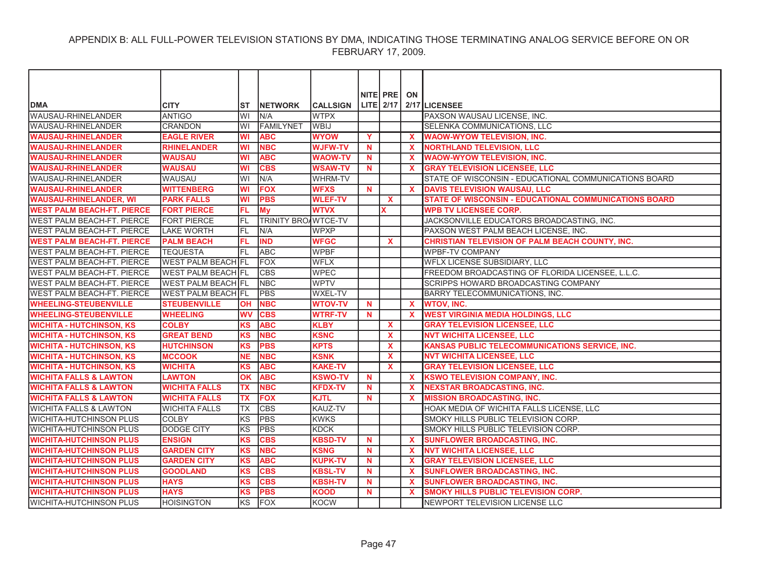APPENDIX B: ALL FULL-POWER TELEVISION STATIONS BY DMA, INDICATING THOSE TERMINATING ANALOG SERVICE BEFORE ON OR FEBRUARY 17, 2009.

| DMA | CITY | ST | NETWORK | CALLSIGN | NITE LITE | PRE 2/17 | ON 2/17 | LICENSEE |
|---|---|---|---|---|---|---|---|---|
| WAUSAU-RHINELANDER | ANTIGO | WI | N/A | WTPX | | | | PAXSON WAUSAU LICENSE, INC. |
| WAUSAU-RHINELANDER | CRANDON | WI | FAMILYNET | WBIJ | | | | SELENKA COMMUNICATIONS, LLC |
| **WAUSAU-RHINELANDER** | **EAGLE RIVER** | **WI** | **ABC** | **WYOW** | **Y** | | **X** | **WAOW-WYOW TELEVISION, INC.** |
| **WAUSAU-RHINELANDER** | **RHINELANDER** | **WI** | **NBC** | **WJFW-TV** | **N** | | **X** | **NORTHLAND TELEVISION, LLC** |
| **WAUSAU-RHINELANDER** | **WAUSAU** | **WI** | **ABC** | **WAOW-TV** | **N** | | **X** | **WAOW-WYOW TELEVISION, INC.** |
| **WAUSAU-RHINELANDER** | **WAUSAU** | **WI** | **CBS** | **WSAW-TV** | **N** | | **X** | **GRAY TELEVISION LICENSEE, LLC** |
| WAUSAU-RHINELANDER | WAUSAU | WI | N/A | WHRM-TV | | | | STATE OF WISCONSIN - EDUCATIONAL COMMUNICATIONS BOARD |
| **WAUSAU-RHINELANDER** | **WITTENBERG** | **WI** | **FOX** | **WFXS** | **N** | | **X** | **DAVIS TELEVISION WAUSAU, LLC** |
| **WAUSAU-RHINELANDER, WI** | **PARK FALLS** | **WI** | **PBS** | **WLEF-TV** | | **X** | | **STATE OF WISCONSIN - EDUCATIONAL COMMUNICATIONS BOARD** |
| **WEST PALM BEACH-FT. PIERCE** | **FORT PIERCE** | **FL** | **My** | **WTVX** | | **X** | | **WPB TV LICENSEE CORP.** |
| WEST PALM BEACH-FT. PIERCE | FORT PIERCE | FL | TRINITY BRO/ | WTCE-TV | | | | JACKSONVILLE EDUCATORS BROADCASTING, INC. |
| WEST PALM BEACH-FT. PIERCE | LAKE WORTH | FL | N/A | WPXP | | | | PAXSON WEST PALM BEACH LICENSE, INC. |
| **WEST PALM BEACH-FT. PIERCE** | **PALM BEACH** | **FL** | **IND** | **WFGC** | | **X** | | **CHRISTIAN TELEVISION OF PALM BEACH COUNTY, INC.** |
| WEST PALM BEACH-FT. PIERCE | TEQUESTA | FL | ABC | WPBF | | | | WPBF-TV COMPANY |
| WEST PALM BEACH-FT. PIERCE | WEST PALM BEACH | FL | FOX | WFLX | | | | WFLX LICENSE SUBSIDIARY, LLC |
| WEST PALM BEACH-FT. PIERCE | WEST PALM BEACH | FL | CBS | WPEC | | | | FREEDOM BROADCASTING OF FLORIDA LICENSEE, L.L.C. |
| WEST PALM BEACH-FT. PIERCE | WEST PALM BEACH | FL | NBC | WPTV | | | | SCRIPPS HOWARD BROADCASTING COMPANY |
| WEST PALM BEACH-FT. PIERCE | WEST PALM BEACH | FL | PBS | WXEL-TV | | | | BARRY TELECOMMUNICATIONS, INC. |
| **WHEELING-STEUBENVILLE** | **STEUBENVILLE** | **OH** | **NBC** | **WTOV-TV** | **N** | | **X** | **WTOV, INC.** |
| **WHEELING-STEUBENVILLE** | **WHEELING** | **WV** | **CBS** | **WTRF-TV** | **N** | | **X** | **WEST VIRGINIA MEDIA HOLDINGS, LLC** |
| **WICHITA - HUTCHINSON, KS** | **COLBY** | **KS** | **ABC** | **KLBY** | | **X** | | **GRAY TELEVISION LICENSEE, LLC** |
| **WICHITA - HUTCHINSON, KS** | **GREAT BEND** | **KS** | **NBC** | **KSNC** | | **X** | | **NVT WICHITA LICENSEE, LLC** |
| **WICHITA - HUTCHINSON, KS** | **HUTCHINSON** | **KS** | **PBS** | **KPTS** | | **X** | | **KANSAS PUBLIC TELECOMMUNICATIONS SERVICE, INC.** |
| **WICHITA - HUTCHINSON, KS** | **MCCOOK** | **NE** | **NBC** | **KSNK** | | **X** | | **NVT WICHITA LICENSEE, LLC** |
| **WICHITA - HUTCHINSON, KS** | **WICHITA** | **KS** | **ABC** | **KAKE-TV** | | **X** | | **GRAY TELEVISION LICENSEE, LLC** |
| **WICHITA FALLS & LAWTON** | **LAWTON** | **OK** | **ABC** | **KSWO-TV** | **N** | | **X** | **KSWO TELEVISION COMPANY, INC.** |
| **WICHITA FALLS & LAWTON** | **WICHITA FALLS** | **TX** | **NBC** | **KFDX-TV** | **N** | | **X** | **NEXSTAR BROADCASTING, INC.** |
| **WICHITA FALLS & LAWTON** | **WICHITA FALLS** | **TX** | **FOX** | **KJTL** | **N** | | **X** | **MISSION BROADCASTING, INC.** |
| WICHITA FALLS & LAWTON | WICHITA FALLS | TX | CBS | KAUZ-TV | | | | HOAK MEDIA OF WICHITA FALLS LICENSE, LLC |
| WICHITA-HUTCHINSON PLUS | COLBY | KS | PBS | KWKS | | | | SMOKY HILLS PUBLIC TELEVISION CORP. |
| WICHITA-HUTCHINSON PLUS | DODGE CITY | KS | PBS | KDCK | | | | SMOKY HILLS PUBLIC TELEVISION CORP. |
| **WICHITA-HUTCHINSON PLUS** | **ENSIGN** | **KS** | **CBS** | **KBSD-TV** | **N** | | **X** | **SUNFLOWER BROADCASTING, INC.** |
| **WICHITA-HUTCHINSON PLUS** | **GARDEN CITY** | **KS** | **NBC** | **KSNG** | **N** | | **X** | **NVT WICHITA LICENSEE, LLC** |
| **WICHITA-HUTCHINSON PLUS** | **GARDEN CITY** | **KS** | **ABC** | **KUPK-TV** | **N** | | **X** | **GRAY TELEVISION LICENSEE, LLC** |
| **WICHITA-HUTCHINSON PLUS** | **GOODLAND** | **KS** | **CBS** | **KBSL-TV** | **N** | | **X** | **SUNFLOWER BROADCASTING, INC.** |
| **WICHITA-HUTCHINSON PLUS** | **HAYS** | **KS** | **CBS** | **KBSH-TV** | **N** | | **X** | **SUNFLOWER BROADCASTING, INC.** |
| **WICHITA-HUTCHINSON PLUS** | **HAYS** | **KS** | **PBS** | **KOOD** | **N** | | **X** | **SMOKY HILLS PUBLIC TELEVISION CORP.** |
| WICHITA-HUTCHINSON PLUS | HOISINGTON | KS | FOX | KOCW | | | | NEWPORT TELEVISION LICENSE LLC |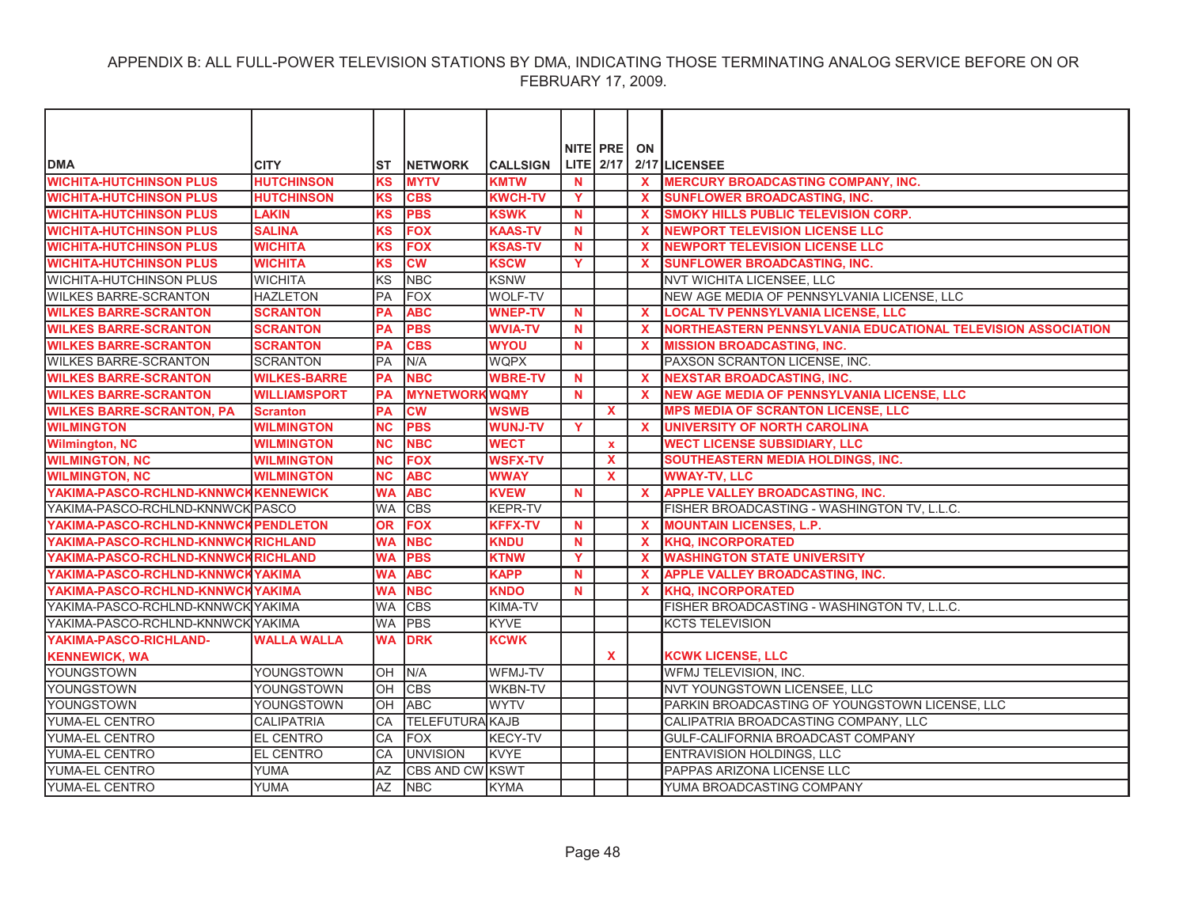APPENDIX B: ALL FULL-POWER TELEVISION STATIONS BY DMA, INDICATING THOSE TERMINATING ANALOG SERVICE BEFORE ON OR FEBRUARY 17, 2009.

| DMA | CITY | ST | NETWORK | CALLSIGN | NITE LITE | PRE 2/17 | ON 2/17 | LICENSEE |
|---|---|---|---|---|---|---|---|---|
| **WICHITA-HUTCHINSON PLUS** | **HUTCHINSON** | **KS** | **MYTV** | **KMTW** | **N** | | **X** | **MERCURY BROADCASTING COMPANY, INC.** |
| **WICHITA-HUTCHINSON PLUS** | **HUTCHINSON** | **KS** | **CBS** | **KWCH-TV** | **Y** | | **X** | **SUNFLOWER BROADCASTING, INC.** |
| **WICHITA-HUTCHINSON PLUS** | **LAKIN** | **KS** | **PBS** | **KSWK** | **N** | | **X** | **SMOKY HILLS PUBLIC TELEVISION CORP.** |
| **WICHITA-HUTCHINSON PLUS** | **SALINA** | **KS** | **FOX** | **KAAS-TV** | **N** | | **X** | **NEWPORT TELEVISION LICENSE LLC** |
| **WICHITA-HUTCHINSON PLUS** | **WICHITA** | **KS** | **FOX** | **KSAS-TV** | **N** | | **X** | **NEWPORT TELEVISION LICENSE LLC** |
| **WICHITA-HUTCHINSON PLUS** | **WICHITA** | **KS** | **CW** | **KSCW** | **Y** | | **X** | **SUNFLOWER BROADCASTING, INC.** |
| WICHITA-HUTCHINSON PLUS | WICHITA | KS | NBC | KSNW | | | | NVT WICHITA LICENSEE, LLC |
| WILKES BARRE-SCRANTON | HAZLETON | PA | FOX | WOLF-TV | | | | NEW AGE MEDIA OF PENNSYLVANIA LICENSE, LLC |
| **WILKES BARRE-SCRANTON** | **SCRANTON** | **PA** | **ABC** | **WNEP-TV** | **N** | | **X** | **LOCAL TV PENNSYLVANIA LICENSE, LLC** |
| **WILKES BARRE-SCRANTON** | **SCRANTON** | **PA** | **PBS** | **WVIA-TV** | **N** | | **X** | **NORTHEASTERN PENNSYLVANIA EDUCATIONAL TELEVISION ASSOCIATION** |
| **WILKES BARRE-SCRANTON** | **SCRANTON** | **PA** | **CBS** | **WYOU** | **N** | | **X** | **MISSION BROADCASTING, INC.** |
| WILKES BARRE-SCRANTON | SCRANTON | PA | N/A | WQPX | | | | PAXSON SCRANTON LICENSE, INC. |
| **WILKES BARRE-SCRANTON** | **WILKES-BARRE** | **PA** | **NBC** | **WBRE-TV** | **N** | | **X** | **NEXSTAR BROADCASTING, INC.** |
| **WILKES BARRE-SCRANTON** | **WILLIAMSPORT** | **PA** | **MYNETWORK** | **WQMY** | **N** | | **X** | **NEW AGE MEDIA OF PENNSYLVANIA LICENSE, LLC** |
| **WILKES BARRE-SCRANTON, PA** | **Scranton** | **PA** | **CW** | **WSWB** | | **X** | | **MPS MEDIA OF SCRANTON LICENSE, LLC** |
| **WILMINGTON** | **WILMINGTON** | **NC** | **PBS** | **WUNJ-TV** | **Y** | | **X** | **UNIVERSITY OF NORTH CAROLINA** |
| **Wilmington, NC** | **WILMINGTON** | **NC** | **NBC** | **WECT** | | **x** | | **WECT LICENSE SUBSIDIARY, LLC** |
| **WILMINGTON, NC** | **WILMINGTON** | **NC** | **FOX** | **WSFX-TV** | | **X** | | **SOUTHEASTERN MEDIA HOLDINGS, INC.** |
| **WILMINGTON, NC** | **WILMINGTON** | **NC** | **ABC** | **WWAY** | | **X** | | **WWAY-TV, LLC** |
| **YAKIMA-PASCO-RCHLND-KNNWCK** | **KENNEWICK** | **WA** | **ABC** | **KVEW** | **N** | | **X** | **APPLE VALLEY BROADCASTING, INC.** |
| YAKIMA-PASCO-RCHLND-KNNWCK | PASCO | WA | CBS | KEPR-TV | | | | FISHER BROADCASTING - WASHINGTON TV, L.L.C. |
| **YAKIMA-PASCO-RCHLND-KNNWCK** | **PENDLETON** | **OR** | **FOX** | **KFFX-TV** | **N** | | **X** | **MOUNTAIN LICENSES, L.P.** |
| **YAKIMA-PASCO-RCHLND-KNNWCK** | **RICHLAND** | **WA** | **NBC** | **KNDU** | **N** | | **X** | **KHQ, INCORPORATED** |
| **YAKIMA-PASCO-RCHLND-KNNWCK** | **RICHLAND** | **WA** | **PBS** | **KTNW** | **Y** | | **X** | **WASHINGTON STATE UNIVERSITY** |
| **YAKIMA-PASCO-RCHLND-KNNWCK** | **YAKIMA** | **WA** | **ABC** | **KAPP** | **N** | | **X** | **APPLE VALLEY BROADCASTING, INC.** |
| **YAKIMA-PASCO-RCHLND-KNNWCK** | **YAKIMA** | **WA** | **NBC** | **KNDO** | **N** | | **X** | **KHQ, INCORPORATED** |
| YAKIMA-PASCO-RCHLND-KNNWCK | YAKIMA | WA | CBS | KIMA-TV | | | | FISHER BROADCASTING - WASHINGTON TV, L.L.C. |
| YAKIMA-PASCO-RCHLND-KNNWCK | YAKIMA | WA | PBS | KYVE | | | | KCTS TELEVISION |
| **YAKIMA-PASCO-RICHLAND-KENNEWICK, WA** | **WALLA WALLA** | **WA** | **DRK** | **KCWK** | | **X** | | **KCWK LICENSE, LLC** |
| YOUNGSTOWN | YOUNGSTOWN | OH | N/A | WFMJ-TV | | | | WFMJ TELEVISION, INC. |
| YOUNGSTOWN | YOUNGSTOWN | OH | CBS | WKBN-TV | | | | NVT YOUNGSTOWN LICENSEE, LLC |
| YOUNGSTOWN | YOUNGSTOWN | OH | ABC | WYTV | | | | PARKIN BROADCASTING OF YOUNGSTOWN LICENSE, LLC |
| YUMA-EL CENTRO | CALIPATRIA | CA | TELEFUTURA | KAJB | | | | CALIPATRIA BROADCASTING COMPANY, LLC |
| YUMA-EL CENTRO | EL CENTRO | CA | FOX | KECY-TV | | | | GULF-CALIFORNIA BROADCAST COMPANY |
| YUMA-EL CENTRO | EL CENTRO | CA | UNVISION | KVYE | | | | ENTRAVISION HOLDINGS, LLC |
| YUMA-EL CENTRO | YUMA | AZ | CBS AND CW | KSWT | | | | PAPPAS ARIZONA LICENSE LLC |
| YUMA-EL CENTRO | YUMA | AZ | NBC | KYMA | | | | YUMA BROADCASTING COMPANY |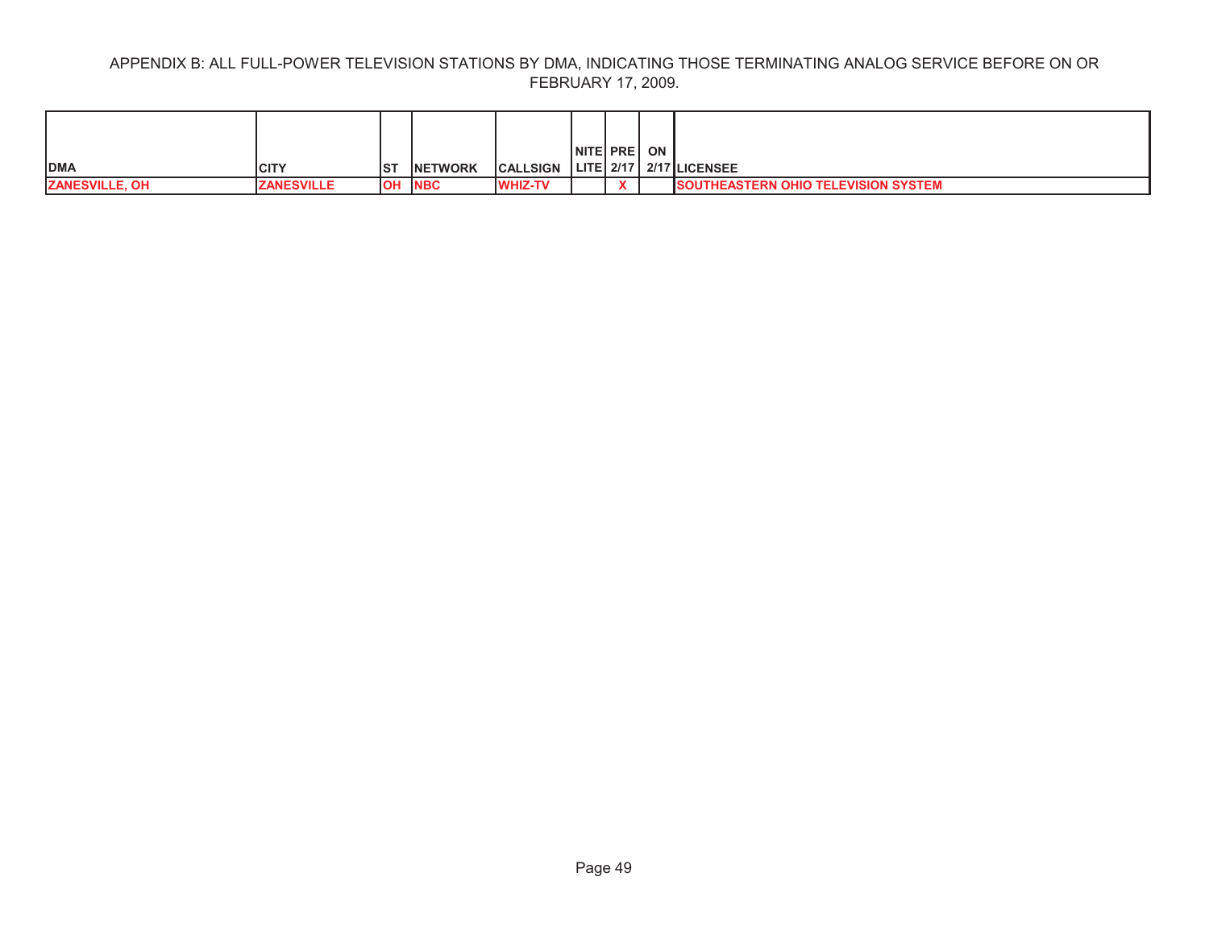APPENDIX B: ALL FULL-POWER TELEVISION STATIONS BY DMA, INDICATING THOSE TERMINATING ANALOG SERVICE BEFORE ON OR FEBRUARY 17, 2009.

| DMA | CITY | ST | NETWORK | CALLSIGN | NITE LITE | PRE 2/17 | ON 2/17 | LICENSEE |
|---|---|---|---|---|---|---|---|---|
| ZANESVILLE, OH | ZANESVILLE | OH | NBC | WHIZ-TV | | X | | SOUTHEASTERN OHIO TELEVISION SYSTEM |